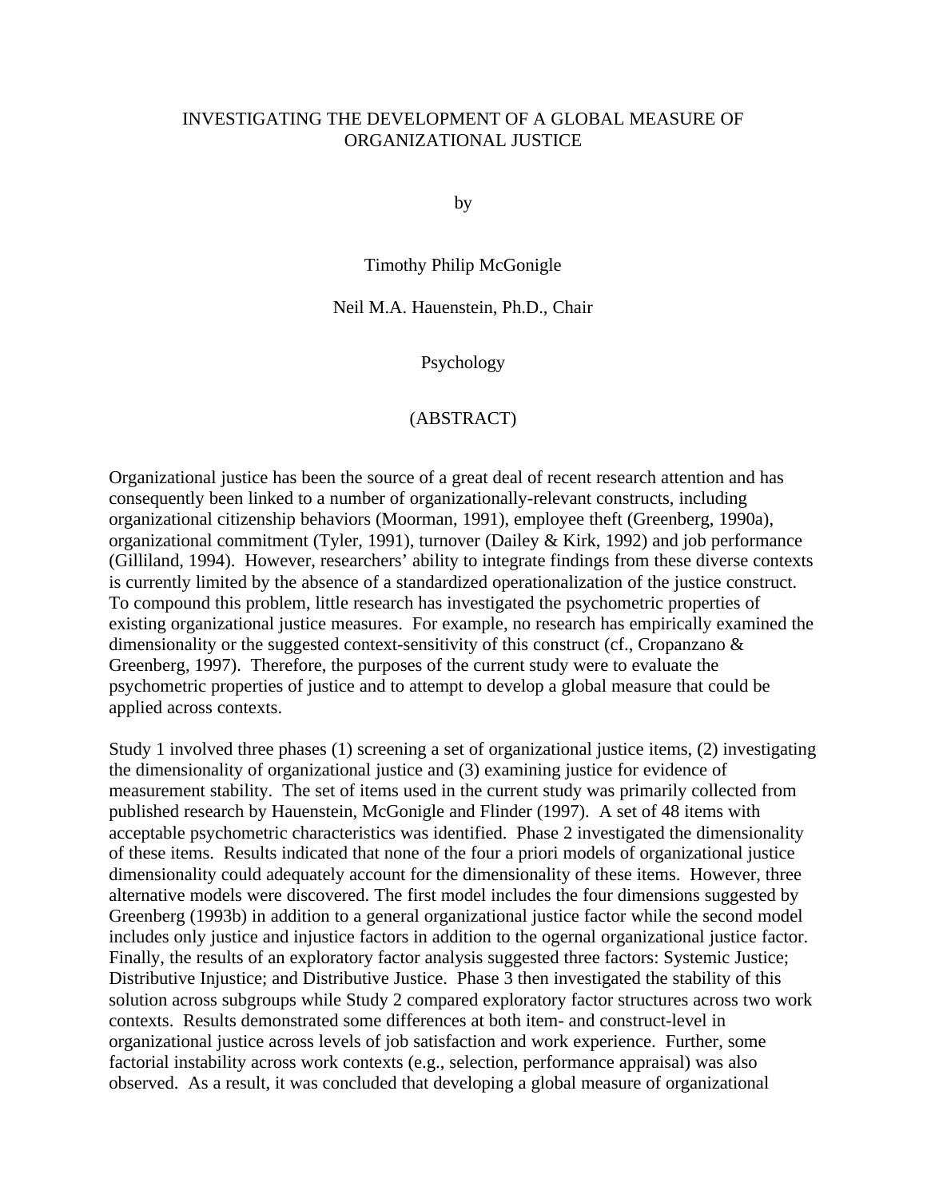# INVESTIGATING THE DEVELOPMENT OF A GLOBAL MEASURE OF ORGANIZATIONAL JUSTICE

by

Timothy Philip McGonigle

Neil M.A. Hauenstein, Ph.D., Chair

Psychology

(ABSTRACT)

Organizational justice has been the source of a great deal of recent research attention and has consequently been linked to a number of organizationally-relevant constructs, including organizational citizenship behaviors (Moorman, 1991), employee theft (Greenberg, 1990a), organizational commitment (Tyler, 1991), turnover (Dailey & Kirk, 1992) and job performance (Gilliland, 1994). However, researchers' ability to integrate findings from these diverse contexts is currently limited by the absence of a standardized operationalization of the justice construct. To compound this problem, little research has investigated the psychometric properties of existing organizational justice measures. For example, no research has empirically examined the dimensionality or the suggested context-sensitivity of this construct (cf., Cropanzano & Greenberg, 1997). Therefore, the purposes of the current study were to evaluate the psychometric properties of justice and to attempt to develop a global measure that could be applied across contexts.

Study 1 involved three phases (1) screening a set of organizational justice items, (2) investigating the dimensionality of organizational justice and (3) examining justice for evidence of measurement stability. The set of items used in the current study was primarily collected from published research by Hauenstein, McGonigle and Flinder (1997). A set of 48 items with acceptable psychometric characteristics was identified. Phase 2 investigated the dimensionality of these items. Results indicated that none of the four a priori models of organizational justice dimensionality could adequately account for the dimensionality of these items. However, three alternative models were discovered. The first model includes the four dimensions suggested by Greenberg (1993b) in addition to a general organizational justice factor while the second model includes only justice and injustice factors in addition to the ogernal organizational justice factor. Finally, the results of an exploratory factor analysis suggested three factors: Systemic Justice; Distributive Injustice; and Distributive Justice. Phase 3 then investigated the stability of this solution across subgroups while Study 2 compared exploratory factor structures across two work contexts. Results demonstrated some differences at both item- and construct-level in organizational justice across levels of job satisfaction and work experience. Further, some factorial instability across work contexts (e.g., selection, performance appraisal) was also observed. As a result, it was concluded that developing a global measure of organizational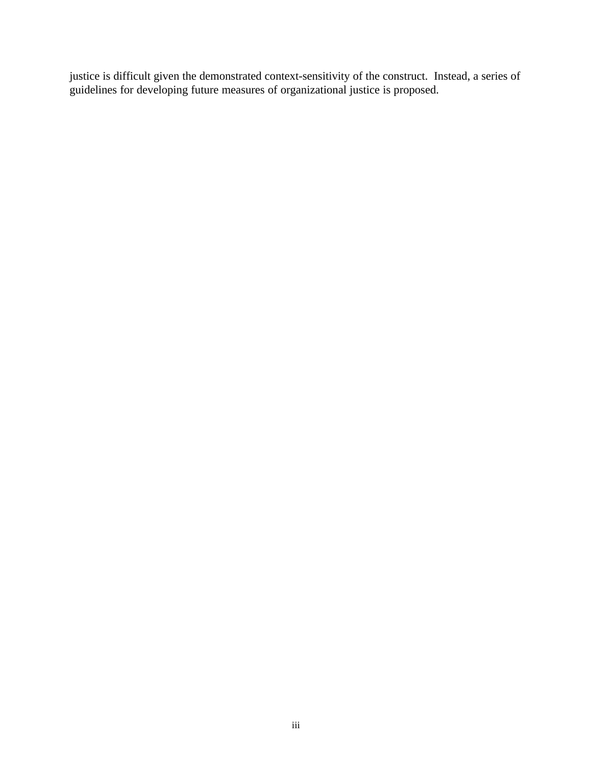justice is difficult given the demonstrated context-sensitivity of the construct. Instead, a series of guidelines for developing future measures of organizational justice is proposed.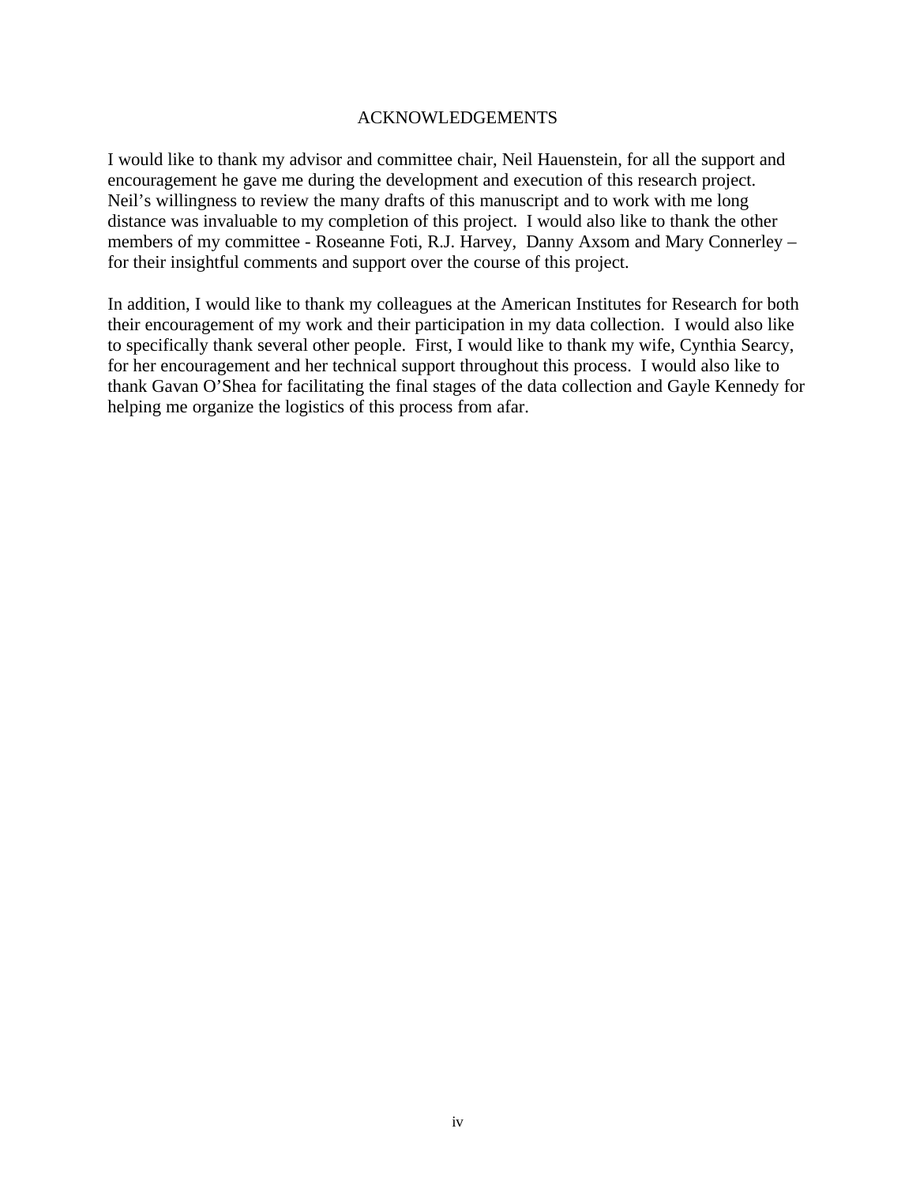# ACKNOWLEDGEMENTS

I would like to thank my advisor and committee chair, Neil Hauenstein, for all the support and encouragement he gave me during the development and execution of this research project. Neil's willingness to review the many drafts of this manuscript and to work with me long distance was invaluable to my completion of this project. I would also like to thank the other members of my committee - Roseanne Foti, R.J. Harvey, Danny Axsom and Mary Connerley – for their insightful comments and support over the course of this project.

In addition, I would like to thank my colleagues at the American Institutes for Research for both their encouragement of my work and their participation in my data collection. I would also like to specifically thank several other people. First, I would like to thank my wife, Cynthia Searcy, for her encouragement and her technical support throughout this process. I would also like to thank Gavan O'Shea for facilitating the final stages of the data collection and Gayle Kennedy for helping me organize the logistics of this process from afar.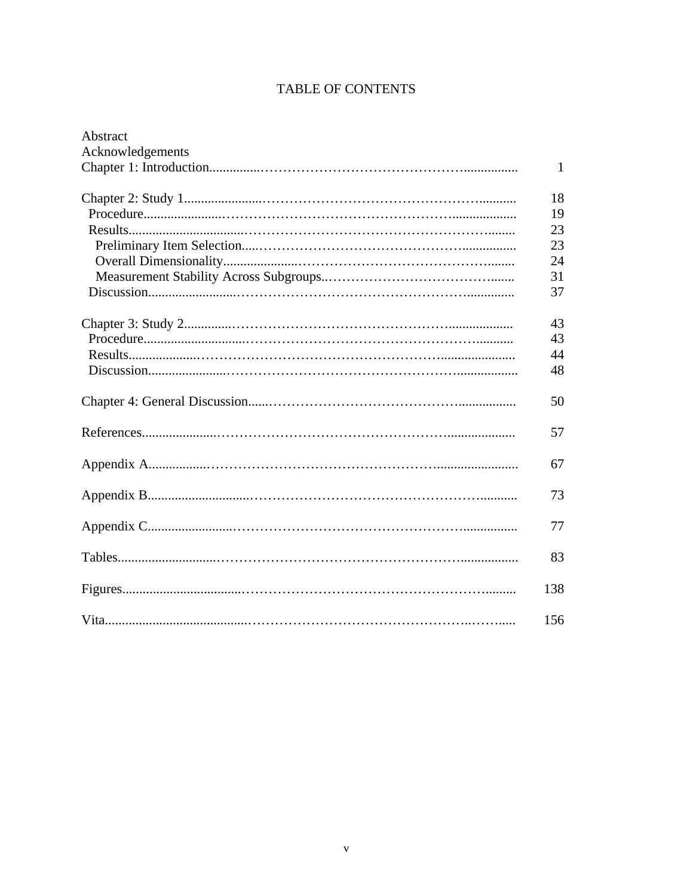# TABLE OF CONTENTS

| | |
|---|---|
| Abstract | |
| Acknowledgements | |
| Chapter 1: Introduction | 1 |
| Chapter 2: Study 1 | 18 |
| &nbsp;&nbsp;Procedure | 19 |
| &nbsp;&nbsp;Results | 23 |
| &nbsp;&nbsp;&nbsp;&nbsp;Preliminary Item Selection | 23 |
| &nbsp;&nbsp;&nbsp;&nbsp;Overall Dimensionality | 24 |
| &nbsp;&nbsp;&nbsp;&nbsp;Measurement Stability Across Subgroups | 31 |
| &nbsp;&nbsp;Discussion | 37 |
| Chapter 3: Study 2 | 43 |
| &nbsp;&nbsp;Procedure | 43 |
| &nbsp;&nbsp;Results | 44 |
| &nbsp;&nbsp;Discussion | 48 |
| Chapter 4: General Discussion | 50 |
| References | 57 |
| Appendix A | 67 |
| Appendix B | 73 |
| Appendix C | 77 |
| Tables | 83 |
| Figures | 138 |
| Vita | 156 |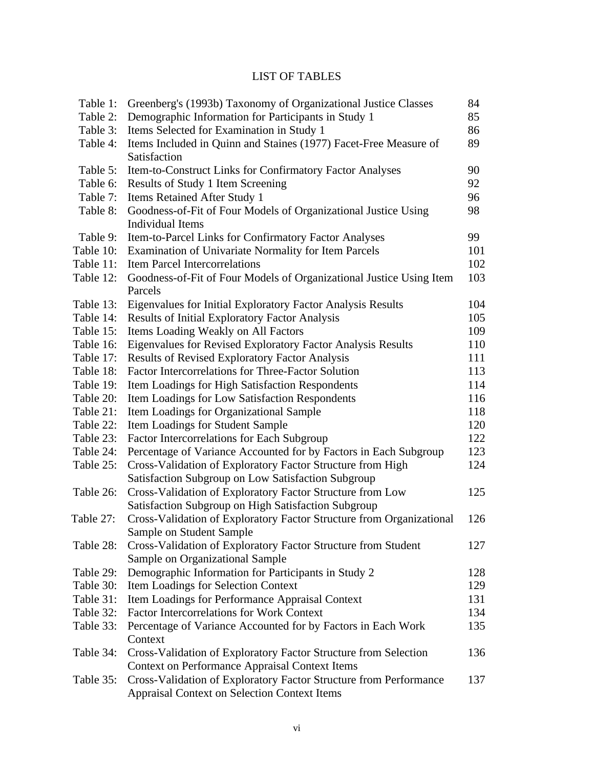# LIST OF TABLES

| | | |
|---|---|---|
| Table 1: | Greenberg's (1993b) Taxonomy of Organizational Justice Classes | 84 |
| Table 2: | Demographic Information for Participants in Study 1 | 85 |
| Table 3: | Items Selected for Examination in Study 1 | 86 |
| Table 4: | Items Included in Quinn and Staines (1977) Facet-Free Measure of Satisfaction | 89 |
| Table 5: | Item-to-Construct Links for Confirmatory Factor Analyses | 90 |
| Table 6: | Results of Study 1 Item Screening | 92 |
| Table 7: | Items Retained After Study 1 | 96 |
| Table 8: | Goodness-of-Fit of Four Models of Organizational Justice Using Individual Items | 98 |
| Table 9: | Item-to-Parcel Links for Confirmatory Factor Analyses | 99 |
| Table 10: | Examination of Univariate Normality for Item Parcels | 101 |
| Table 11: | Item Parcel Intercorrelations | 102 |
| Table 12: | Goodness-of-Fit of Four Models of Organizational Justice Using Item Parcels | 103 |
| Table 13: | Eigenvalues for Initial Exploratory Factor Analysis Results | 104 |
| Table 14: | Results of Initial Exploratory Factor Analysis | 105 |
| Table 15: | Items Loading Weakly on All Factors | 109 |
| Table 16: | Eigenvalues for Revised Exploratory Factor Analysis Results | 110 |
| Table 17: | Results of Revised Exploratory Factor Analysis | 111 |
| Table 18: | Factor Intercorrelations for Three-Factor Solution | 113 |
| Table 19: | Item Loadings for High Satisfaction Respondents | 114 |
| Table 20: | Item Loadings for Low Satisfaction Respondents | 116 |
| Table 21: | Item Loadings for Organizational Sample | 118 |
| Table 22: | Item Loadings for Student Sample | 120 |
| Table 23: | Factor Intercorrelations for Each Subgroup | 122 |
| Table 24: | Percentage of Variance Accounted for by Factors in Each Subgroup | 123 |
| Table 25: | Cross-Validation of Exploratory Factor Structure from High Satisfaction Subgroup on Low Satisfaction Subgroup | 124 |
| Table 26: | Cross-Validation of Exploratory Factor Structure from Low Satisfaction Subgroup on High Satisfaction Subgroup | 125 |
| Table 27: | Cross-Validation of Exploratory Factor Structure from Organizational Sample on Student Sample | 126 |
| Table 28: | Cross-Validation of Exploratory Factor Structure from Student Sample on Organizational Sample | 127 |
| Table 29: | Demographic Information for Participants in Study 2 | 128 |
| Table 30: | Item Loadings for Selection Context | 129 |
| Table 31: | Item Loadings for Performance Appraisal Context | 131 |
| Table 32: | Factor Intercorrelations for Work Context | 134 |
| Table 33: | Percentage of Variance Accounted for by Factors in Each Work Context | 135 |
| Table 34: | Cross-Validation of Exploratory Factor Structure from Selection Context on Performance Appraisal Context Items | 136 |
| Table 35: | Cross-Validation of Exploratory Factor Structure from Performance Appraisal Context on Selection Context Items | 137 |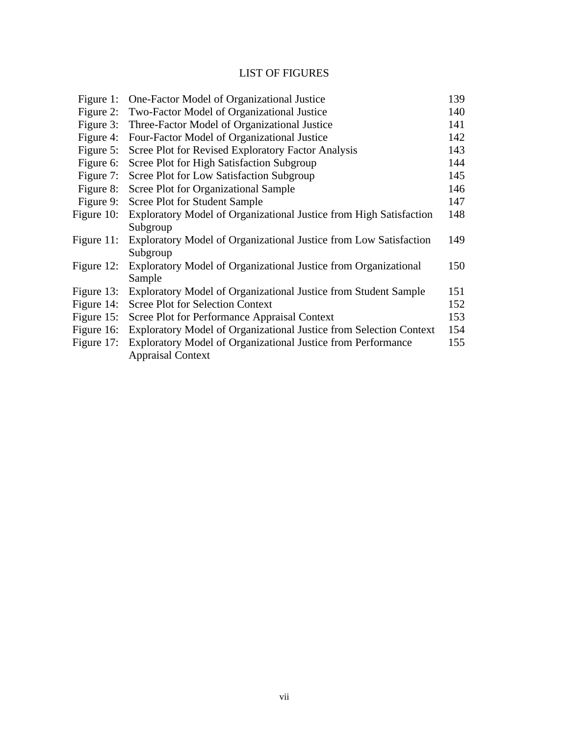# LIST OF FIGURES

| | | |
|---|---|---|
| Figure 1: | One-Factor Model of Organizational Justice | 139 |
| Figure 2: | Two-Factor Model of Organizational Justice | 140 |
| Figure 3: | Three-Factor Model of Organizational Justice | 141 |
| Figure 4: | Four-Factor Model of Organizational Justice | 142 |
| Figure 5: | Scree Plot for Revised Exploratory Factor Analysis | 143 |
| Figure 6: | Scree Plot for High Satisfaction Subgroup | 144 |
| Figure 7: | Scree Plot for Low Satisfaction Subgroup | 145 |
| Figure 8: | Scree Plot for Organizational Sample | 146 |
| Figure 9: | Scree Plot for Student Sample | 147 |
| Figure 10: | Exploratory Model of Organizational Justice from High Satisfaction Subgroup | 148 |
| Figure 11: | Exploratory Model of Organizational Justice from Low Satisfaction Subgroup | 149 |
| Figure 12: | Exploratory Model of Organizational Justice from Organizational Sample | 150 |
| Figure 13: | Exploratory Model of Organizational Justice from Student Sample | 151 |
| Figure 14: | Scree Plot for Selection Context | 152 |
| Figure 15: | Scree Plot for Performance Appraisal Context | 153 |
| Figure 16: | Exploratory Model of Organizational Justice from Selection Context | 154 |
| Figure 17: | Exploratory Model of Organizational Justice from Performance Appraisal Context | 155 |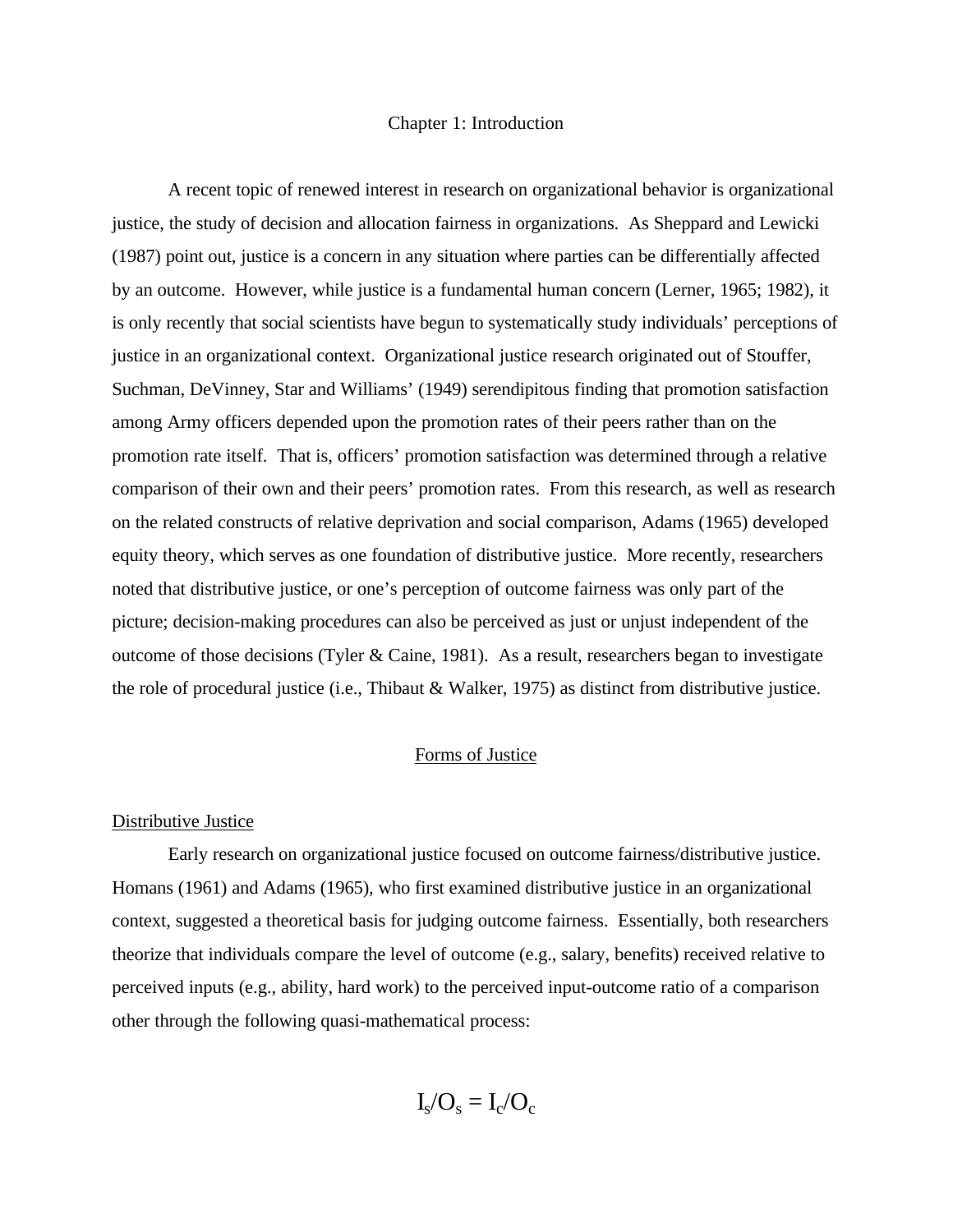# Chapter 1: Introduction

A recent topic of renewed interest in research on organizational behavior is organizational justice, the study of decision and allocation fairness in organizations. As Sheppard and Lewicki (1987) point out, justice is a concern in any situation where parties can be differentially affected by an outcome. However, while justice is a fundamental human concern (Lerner, 1965; 1982), it is only recently that social scientists have begun to systematically study individuals' perceptions of justice in an organizational context. Organizational justice research originated out of Stouffer, Suchman, DeVinney, Star and Williams' (1949) serendipitous finding that promotion satisfaction among Army officers depended upon the promotion rates of their peers rather than on the promotion rate itself. That is, officers' promotion satisfaction was determined through a relative comparison of their own and their peers' promotion rates. From this research, as well as research on the related constructs of relative deprivation and social comparison, Adams (1965) developed equity theory, which serves as one foundation of distributive justice. More recently, researchers noted that distributive justice, or one's perception of outcome fairness was only part of the picture; decision-making procedures can also be perceived as just or unjust independent of the outcome of those decisions (Tyler & Caine, 1981). As a result, researchers began to investigate the role of procedural justice (i.e., Thibaut & Walker, 1975) as distinct from distributive justice.

## Forms of Justice

### Distributive Justice

Early research on organizational justice focused on outcome fairness/distributive justice. Homans (1961) and Adams (1965), who first examined distributive justice in an organizational context, suggested a theoretical basis for judging outcome fairness. Essentially, both researchers theorize that individuals compare the level of outcome (e.g., salary, benefits) received relative to perceived inputs (e.g., ability, hard work) to the perceived input-outcome ratio of a comparison other through the following quasi-mathematical process:

$$I_s/O_s = I_c/O_c$$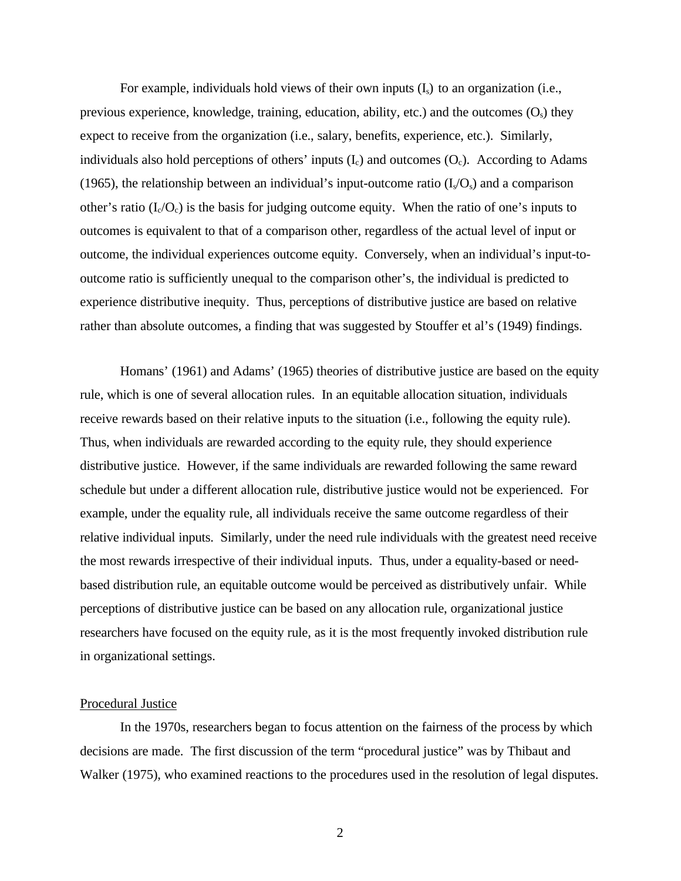For example, individuals hold views of their own inputs ($I_s$) to an organization (i.e., previous experience, knowledge, training, education, ability, etc.) and the outcomes ($O_s$) they expect to receive from the organization (i.e., salary, benefits, experience, etc.). Similarly, individuals also hold perceptions of others' inputs ($I_c$) and outcomes ($O_c$). According to Adams (1965), the relationship between an individual's input-outcome ratio ($I_s/O_s$) and a comparison other's ratio ($I_c/O_c$) is the basis for judging outcome equity. When the ratio of one's inputs to outcomes is equivalent to that of a comparison other, regardless of the actual level of input or outcome, the individual experiences outcome equity. Conversely, when an individual's input-to-outcome ratio is sufficiently unequal to the comparison other's, the individual is predicted to experience distributive inequity. Thus, perceptions of distributive justice are based on relative rather than absolute outcomes, a finding that was suggested by Stouffer et al's (1949) findings.

Homans' (1961) and Adams' (1965) theories of distributive justice are based on the equity rule, which is one of several allocation rules. In an equitable allocation situation, individuals receive rewards based on their relative inputs to the situation (i.e., following the equity rule). Thus, when individuals are rewarded according to the equity rule, they should experience distributive justice. However, if the same individuals are rewarded following the same reward schedule but under a different allocation rule, distributive justice would not be experienced. For example, under the equality rule, all individuals receive the same outcome regardless of their relative individual inputs. Similarly, under the need rule individuals with the greatest need receive the most rewards irrespective of their individual inputs. Thus, under a equality-based or need-based distribution rule, an equitable outcome would be perceived as distributively unfair. While perceptions of distributive justice can be based on any allocation rule, organizational justice researchers have focused on the equity rule, as it is the most frequently invoked distribution rule in organizational settings.

<u>Procedural Justice</u>

In the 1970s, researchers began to focus attention on the fairness of the process by which decisions are made. The first discussion of the term "procedural justice" was by Thibaut and Walker (1975), who examined reactions to the procedures used in the resolution of legal disputes.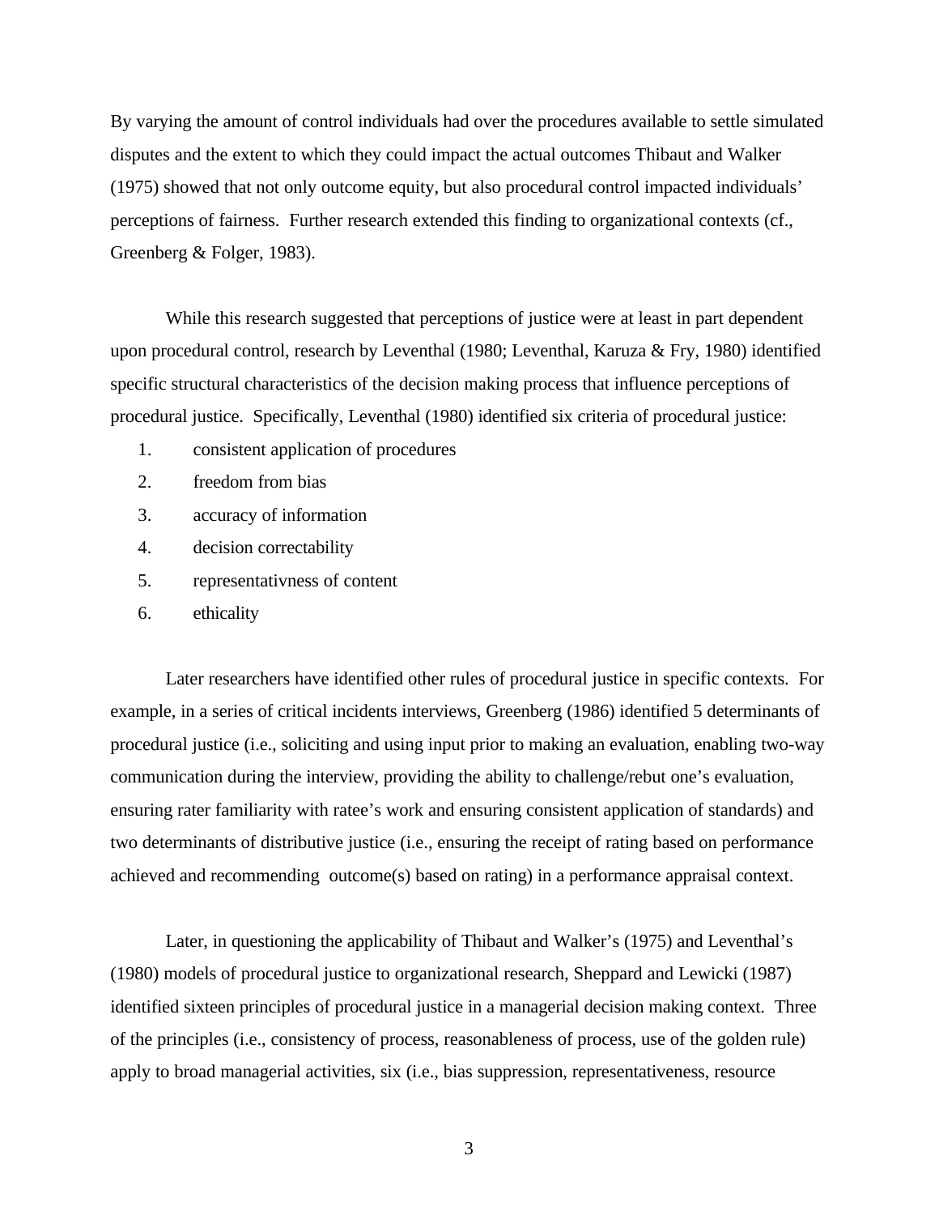By varying the amount of control individuals had over the procedures available to settle simulated disputes and the extent to which they could impact the actual outcomes Thibaut and Walker (1975) showed that not only outcome equity, but also procedural control impacted individuals' perceptions of fairness. Further research extended this finding to organizational contexts (cf., Greenberg & Folger, 1983).

While this research suggested that perceptions of justice were at least in part dependent upon procedural control, research by Leventhal (1980; Leventhal, Karuza & Fry, 1980) identified specific structural characteristics of the decision making process that influence perceptions of procedural justice. Specifically, Leventhal (1980) identified six criteria of procedural justice:

1. consistent application of procedures
2. freedom from bias
3. accuracy of information
4. decision correctability
5. representativness of content
6. ethicality

Later researchers have identified other rules of procedural justice in specific contexts. For example, in a series of critical incidents interviews, Greenberg (1986) identified 5 determinants of procedural justice (i.e., soliciting and using input prior to making an evaluation, enabling two-way communication during the interview, providing the ability to challenge/rebut one's evaluation, ensuring rater familiarity with ratee's work and ensuring consistent application of standards) and two determinants of distributive justice (i.e., ensuring the receipt of rating based on performance achieved and recommending outcome(s) based on rating) in a performance appraisal context.

Later, in questioning the applicability of Thibaut and Walker's (1975) and Leventhal's (1980) models of procedural justice to organizational research, Sheppard and Lewicki (1987) identified sixteen principles of procedural justice in a managerial decision making context. Three of the principles (i.e., consistency of process, reasonableness of process, use of the golden rule) apply to broad managerial activities, six (i.e., bias suppression, representativeness, resource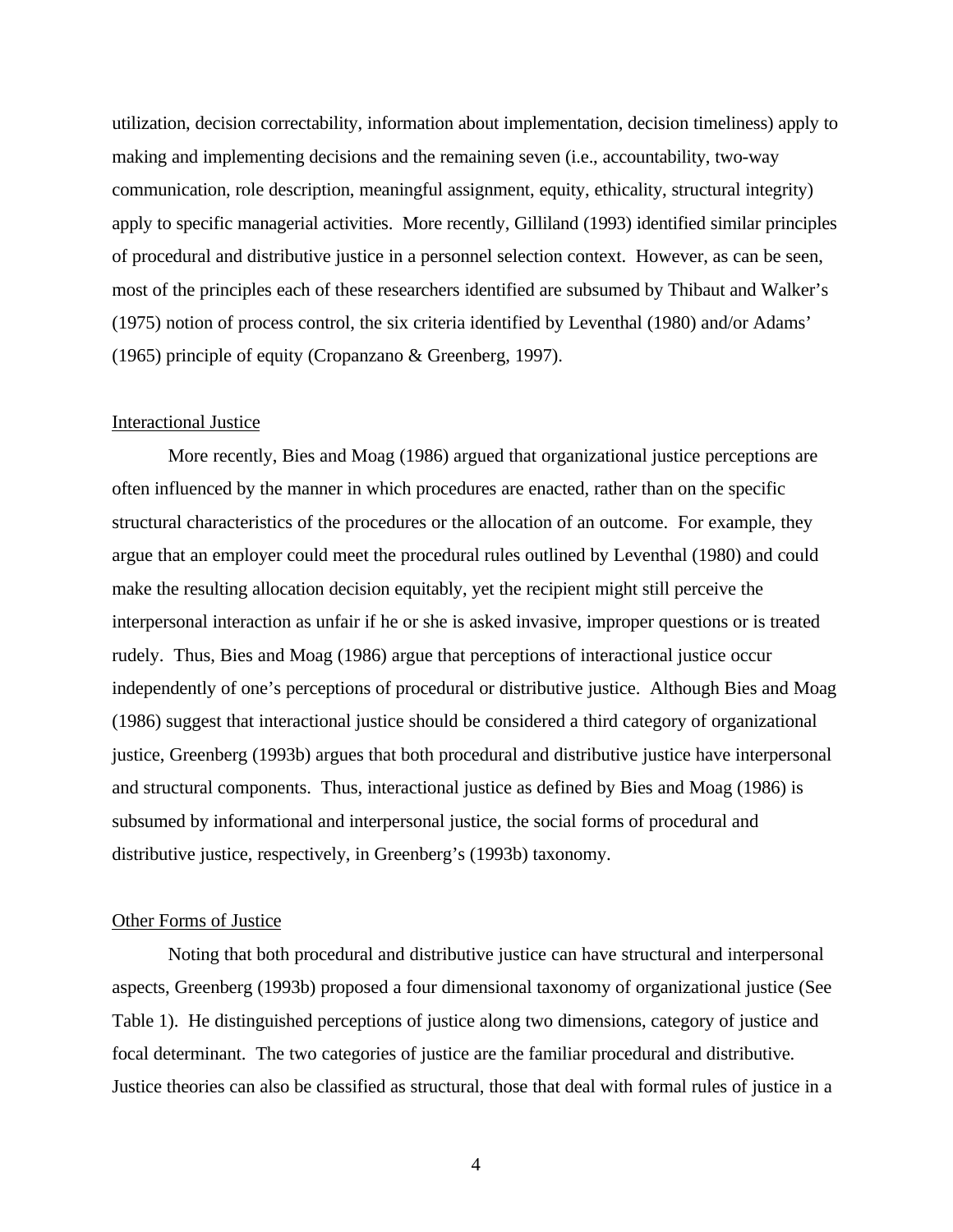utilization, decision correctability, information about implementation, decision timeliness) apply to making and implementing decisions and the remaining seven (i.e., accountability, two-way communication, role description, meaningful assignment, equity, ethicality, structural integrity) apply to specific managerial activities. More recently, Gilliland (1993) identified similar principles of procedural and distributive justice in a personnel selection context. However, as can be seen, most of the principles each of these researchers identified are subsumed by Thibaut and Walker's (1975) notion of process control, the six criteria identified by Leventhal (1980) and/or Adams' (1965) principle of equity (Cropanzano & Greenberg, 1997).

### Interactional Justice

More recently, Bies and Moag (1986) argued that organizational justice perceptions are often influenced by the manner in which procedures are enacted, rather than on the specific structural characteristics of the procedures or the allocation of an outcome. For example, they argue that an employer could meet the procedural rules outlined by Leventhal (1980) and could make the resulting allocation decision equitably, yet the recipient might still perceive the interpersonal interaction as unfair if he or she is asked invasive, improper questions or is treated rudely. Thus, Bies and Moag (1986) argue that perceptions of interactional justice occur independently of one's perceptions of procedural or distributive justice. Although Bies and Moag (1986) suggest that interactional justice should be considered a third category of organizational justice, Greenberg (1993b) argues that both procedural and distributive justice have interpersonal and structural components. Thus, interactional justice as defined by Bies and Moag (1986) is subsumed by informational and interpersonal justice, the social forms of procedural and distributive justice, respectively, in Greenberg's (1993b) taxonomy.

### Other Forms of Justice

Noting that both procedural and distributive justice can have structural and interpersonal aspects, Greenberg (1993b) proposed a four dimensional taxonomy of organizational justice (See Table 1). He distinguished perceptions of justice along two dimensions, category of justice and focal determinant. The two categories of justice are the familiar procedural and distributive. Justice theories can also be classified as structural, those that deal with formal rules of justice in a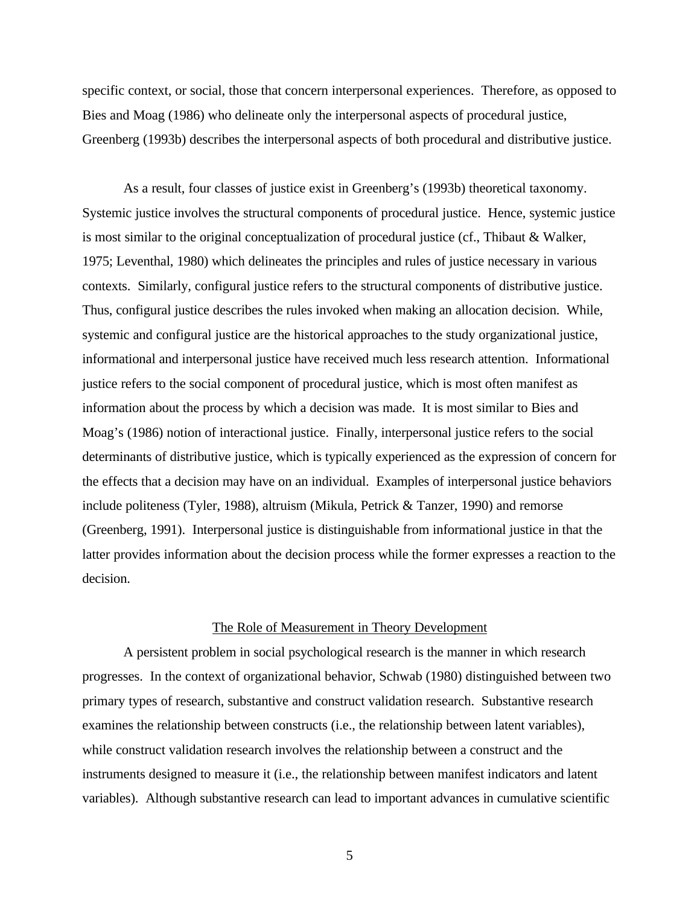specific context, or social, those that concern interpersonal experiences. Therefore, as opposed to Bies and Moag (1986) who delineate only the interpersonal aspects of procedural justice, Greenberg (1993b) describes the interpersonal aspects of both procedural and distributive justice.

As a result, four classes of justice exist in Greenberg's (1993b) theoretical taxonomy. Systemic justice involves the structural components of procedural justice. Hence, systemic justice is most similar to the original conceptualization of procedural justice (cf., Thibaut & Walker, 1975; Leventhal, 1980) which delineates the principles and rules of justice necessary in various contexts. Similarly, configural justice refers to the structural components of distributive justice. Thus, configural justice describes the rules invoked when making an allocation decision. While, systemic and configural justice are the historical approaches to the study organizational justice, informational and interpersonal justice have received much less research attention. Informational justice refers to the social component of procedural justice, which is most often manifest as information about the process by which a decision was made. It is most similar to Bies and Moag's (1986) notion of interactional justice. Finally, interpersonal justice refers to the social determinants of distributive justice, which is typically experienced as the expression of concern for the effects that a decision may have on an individual. Examples of interpersonal justice behaviors include politeness (Tyler, 1988), altruism (Mikula, Petrick & Tanzer, 1990) and remorse (Greenberg, 1991). Interpersonal justice is distinguishable from informational justice in that the latter provides information about the decision process while the former expresses a reaction to the decision.

## The Role of Measurement in Theory Development

A persistent problem in social psychological research is the manner in which research progresses. In the context of organizational behavior, Schwab (1980) distinguished between two primary types of research, substantive and construct validation research. Substantive research examines the relationship between constructs (i.e., the relationship between latent variables), while construct validation research involves the relationship between a construct and the instruments designed to measure it (i.e., the relationship between manifest indicators and latent variables). Although substantive research can lead to important advances in cumulative scientific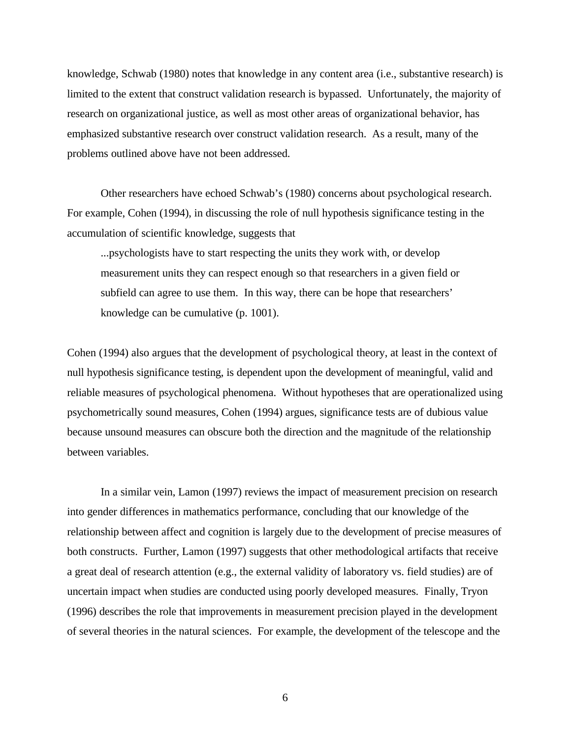knowledge, Schwab (1980) notes that knowledge in any content area (i.e., substantive research) is limited to the extent that construct validation research is bypassed. Unfortunately, the majority of research on organizational justice, as well as most other areas of organizational behavior, has emphasized substantive research over construct validation research. As a result, many of the problems outlined above have not been addressed.

Other researchers have echoed Schwab's (1980) concerns about psychological research. For example, Cohen (1994), in discussing the role of null hypothesis significance testing in the accumulation of scientific knowledge, suggests that

> ...psychologists have to start respecting the units they work with, or develop measurement units they can respect enough so that researchers in a given field or subfield can agree to use them. In this way, there can be hope that researchers' knowledge can be cumulative (p. 1001).

Cohen (1994) also argues that the development of psychological theory, at least in the context of null hypothesis significance testing, is dependent upon the development of meaningful, valid and reliable measures of psychological phenomena. Without hypotheses that are operationalized using psychometrically sound measures, Cohen (1994) argues, significance tests are of dubious value because unsound measures can obscure both the direction and the magnitude of the relationship between variables.

In a similar vein, Lamon (1997) reviews the impact of measurement precision on research into gender differences in mathematics performance, concluding that our knowledge of the relationship between affect and cognition is largely due to the development of precise measures of both constructs. Further, Lamon (1997) suggests that other methodological artifacts that receive a great deal of research attention (e.g., the external validity of laboratory vs. field studies) are of uncertain impact when studies are conducted using poorly developed measures. Finally, Tryon (1996) describes the role that improvements in measurement precision played in the development of several theories in the natural sciences. For example, the development of the telescope and the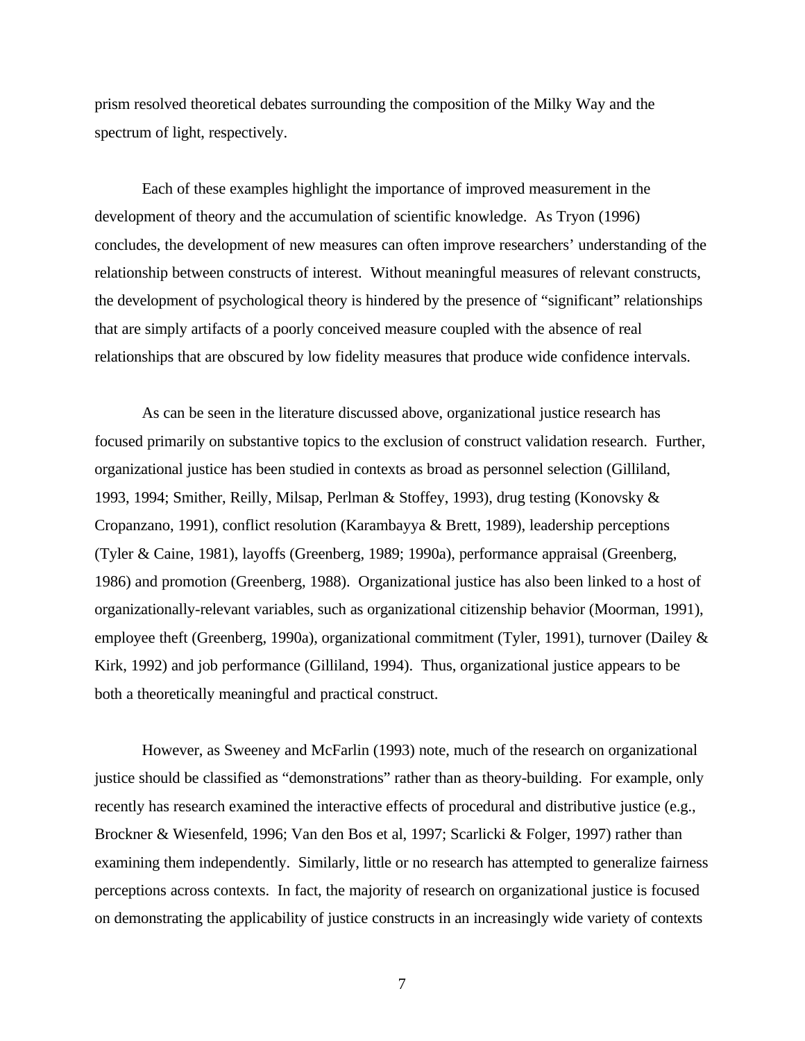prism resolved theoretical debates surrounding the composition of the Milky Way and the spectrum of light, respectively.

Each of these examples highlight the importance of improved measurement in the development of theory and the accumulation of scientific knowledge. As Tryon (1996) concludes, the development of new measures can often improve researchers' understanding of the relationship between constructs of interest. Without meaningful measures of relevant constructs, the development of psychological theory is hindered by the presence of "significant" relationships that are simply artifacts of a poorly conceived measure coupled with the absence of real relationships that are obscured by low fidelity measures that produce wide confidence intervals.

As can be seen in the literature discussed above, organizational justice research has focused primarily on substantive topics to the exclusion of construct validation research. Further, organizational justice has been studied in contexts as broad as personnel selection (Gilliland, 1993, 1994; Smither, Reilly, Milsap, Perlman & Stoffey, 1993), drug testing (Konovsky & Cropanzano, 1991), conflict resolution (Karambayya & Brett, 1989), leadership perceptions (Tyler & Caine, 1981), layoffs (Greenberg, 1989; 1990a), performance appraisal (Greenberg, 1986) and promotion (Greenberg, 1988). Organizational justice has also been linked to a host of organizationally-relevant variables, such as organizational citizenship behavior (Moorman, 1991), employee theft (Greenberg, 1990a), organizational commitment (Tyler, 1991), turnover (Dailey & Kirk, 1992) and job performance (Gilliland, 1994). Thus, organizational justice appears to be both a theoretically meaningful and practical construct.

However, as Sweeney and McFarlin (1993) note, much of the research on organizational justice should be classified as "demonstrations" rather than as theory-building. For example, only recently has research examined the interactive effects of procedural and distributive justice (e.g., Brockner & Wiesenfeld, 1996; Van den Bos et al, 1997; Scarlicki & Folger, 1997) rather than examining them independently. Similarly, little or no research has attempted to generalize fairness perceptions across contexts. In fact, the majority of research on organizational justice is focused on demonstrating the applicability of justice constructs in an increasingly wide variety of contexts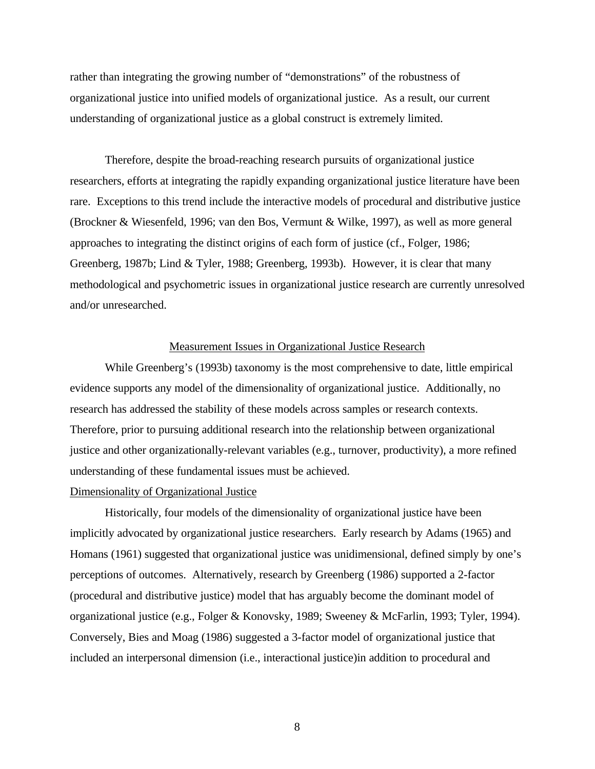rather than integrating the growing number of "demonstrations" of the robustness of organizational justice into unified models of organizational justice. As a result, our current understanding of organizational justice as a global construct is extremely limited.

Therefore, despite the broad-reaching research pursuits of organizational justice researchers, efforts at integrating the rapidly expanding organizational justice literature have been rare. Exceptions to this trend include the interactive models of procedural and distributive justice (Brockner & Wiesenfeld, 1996; van den Bos, Vermunt & Wilke, 1997), as well as more general approaches to integrating the distinct origins of each form of justice (cf., Folger, 1986; Greenberg, 1987b; Lind & Tyler, 1988; Greenberg, 1993b). However, it is clear that many methodological and psychometric issues in organizational justice research are currently unresolved and/or unresearched.

## Measurement Issues in Organizational Justice Research

While Greenberg's (1993b) taxonomy is the most comprehensive to date, little empirical evidence supports any model of the dimensionality of organizational justice. Additionally, no research has addressed the stability of these models across samples or research contexts. Therefore, prior to pursuing additional research into the relationship between organizational justice and other organizationally-relevant variables (e.g., turnover, productivity), a more refined understanding of these fundamental issues must be achieved.

### Dimensionality of Organizational Justice

Historically, four models of the dimensionality of organizational justice have been implicitly advocated by organizational justice researchers. Early research by Adams (1965) and Homans (1961) suggested that organizational justice was unidimensional, defined simply by one's perceptions of outcomes. Alternatively, research by Greenberg (1986) supported a 2-factor (procedural and distributive justice) model that has arguably become the dominant model of organizational justice (e.g., Folger & Konovsky, 1989; Sweeney & McFarlin, 1993; Tyler, 1994). Conversely, Bies and Moag (1986) suggested a 3-factor model of organizational justice that included an interpersonal dimension (i.e., interactional justice)in addition to procedural and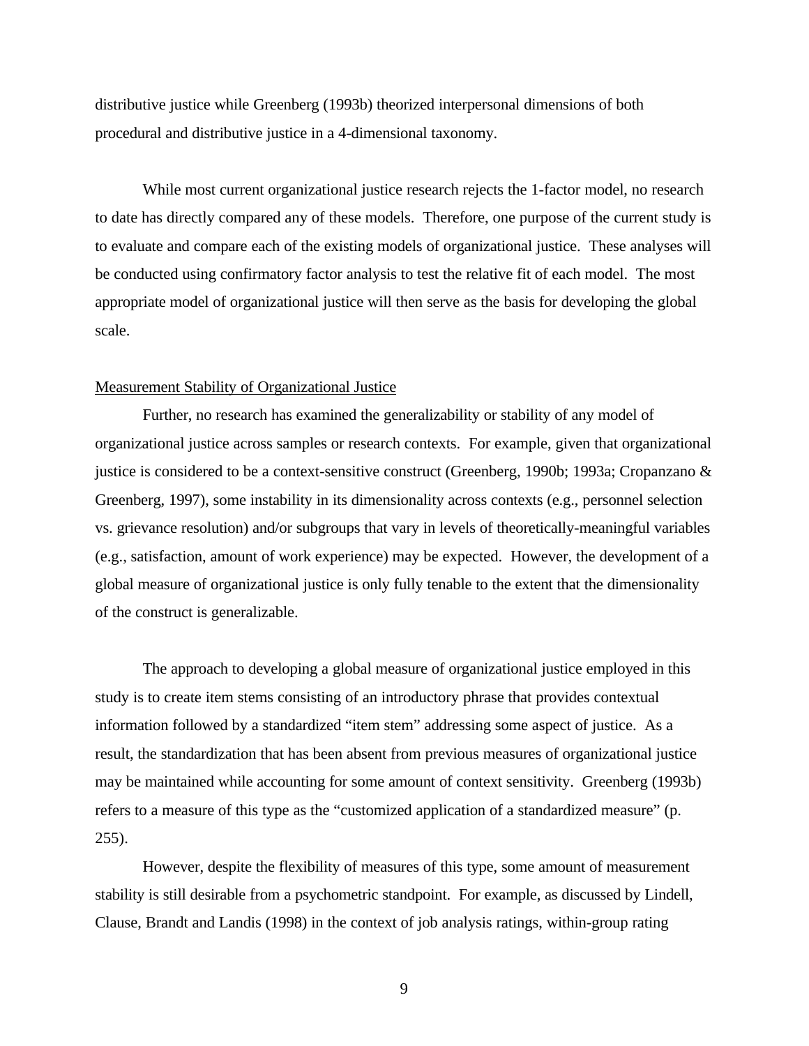distributive justice while Greenberg (1993b) theorized interpersonal dimensions of both procedural and distributive justice in a 4-dimensional taxonomy.

While most current organizational justice research rejects the 1-factor model, no research to date has directly compared any of these models. Therefore, one purpose of the current study is to evaluate and compare each of the existing models of organizational justice. These analyses will be conducted using confirmatory factor analysis to test the relative fit of each model. The most appropriate model of organizational justice will then serve as the basis for developing the global scale.

<u>Measurement Stability of Organizational Justice</u>

Further, no research has examined the generalizability or stability of any model of organizational justice across samples or research contexts. For example, given that organizational justice is considered to be a context-sensitive construct (Greenberg, 1990b; 1993a; Cropanzano & Greenberg, 1997), some instability in its dimensionality across contexts (e.g., personnel selection vs. grievance resolution) and/or subgroups that vary in levels of theoretically-meaningful variables (e.g., satisfaction, amount of work experience) may be expected. However, the development of a global measure of organizational justice is only fully tenable to the extent that the dimensionality of the construct is generalizable.

The approach to developing a global measure of organizational justice employed in this study is to create item stems consisting of an introductory phrase that provides contextual information followed by a standardized "item stem" addressing some aspect of justice. As a result, the standardization that has been absent from previous measures of organizational justice may be maintained while accounting for some amount of context sensitivity. Greenberg (1993b) refers to a measure of this type as the "customized application of a standardized measure" (p. 255).

However, despite the flexibility of measures of this type, some amount of measurement stability is still desirable from a psychometric standpoint. For example, as discussed by Lindell, Clause, Brandt and Landis (1998) in the context of job analysis ratings, within-group rating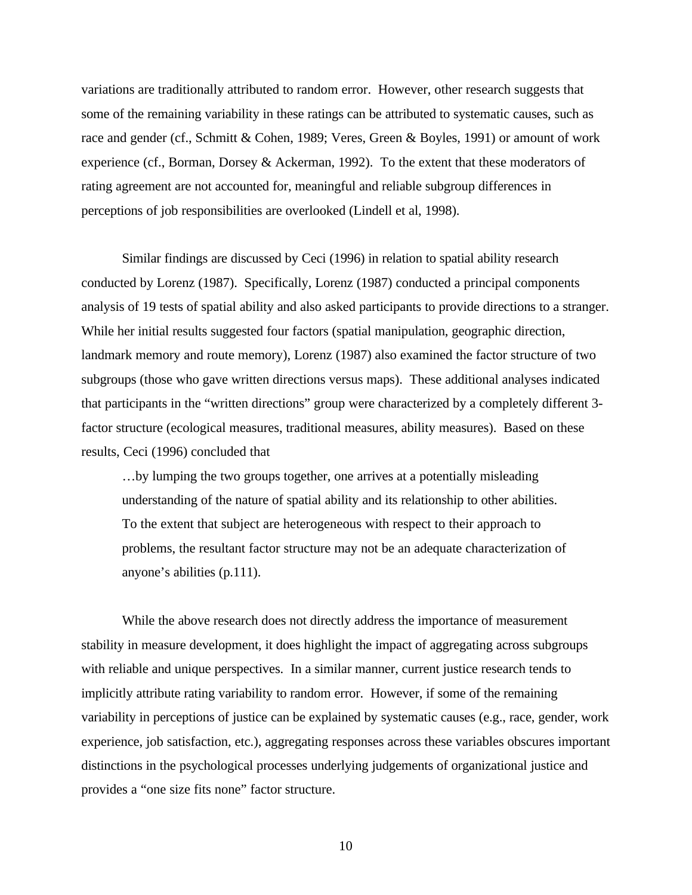variations are traditionally attributed to random error. However, other research suggests that some of the remaining variability in these ratings can be attributed to systematic causes, such as race and gender (cf., Schmitt & Cohen, 1989; Veres, Green & Boyles, 1991) or amount of work experience (cf., Borman, Dorsey & Ackerman, 1992). To the extent that these moderators of rating agreement are not accounted for, meaningful and reliable subgroup differences in perceptions of job responsibilities are overlooked (Lindell et al, 1998).

Similar findings are discussed by Ceci (1996) in relation to spatial ability research conducted by Lorenz (1987). Specifically, Lorenz (1987) conducted a principal components analysis of 19 tests of spatial ability and also asked participants to provide directions to a stranger. While her initial results suggested four factors (spatial manipulation, geographic direction, landmark memory and route memory), Lorenz (1987) also examined the factor structure of two subgroups (those who gave written directions versus maps). These additional analyses indicated that participants in the "written directions" group were characterized by a completely different 3-factor structure (ecological measures, traditional measures, ability measures). Based on these results, Ceci (1996) concluded that

> …by lumping the two groups together, one arrives at a potentially misleading understanding of the nature of spatial ability and its relationship to other abilities. To the extent that subject are heterogeneous with respect to their approach to problems, the resultant factor structure may not be an adequate characterization of anyone's abilities (p.111).

While the above research does not directly address the importance of measurement stability in measure development, it does highlight the impact of aggregating across subgroups with reliable and unique perspectives. In a similar manner, current justice research tends to implicitly attribute rating variability to random error. However, if some of the remaining variability in perceptions of justice can be explained by systematic causes (e.g., race, gender, work experience, job satisfaction, etc.), aggregating responses across these variables obscures important distinctions in the psychological processes underlying judgements of organizational justice and provides a "one size fits none" factor structure.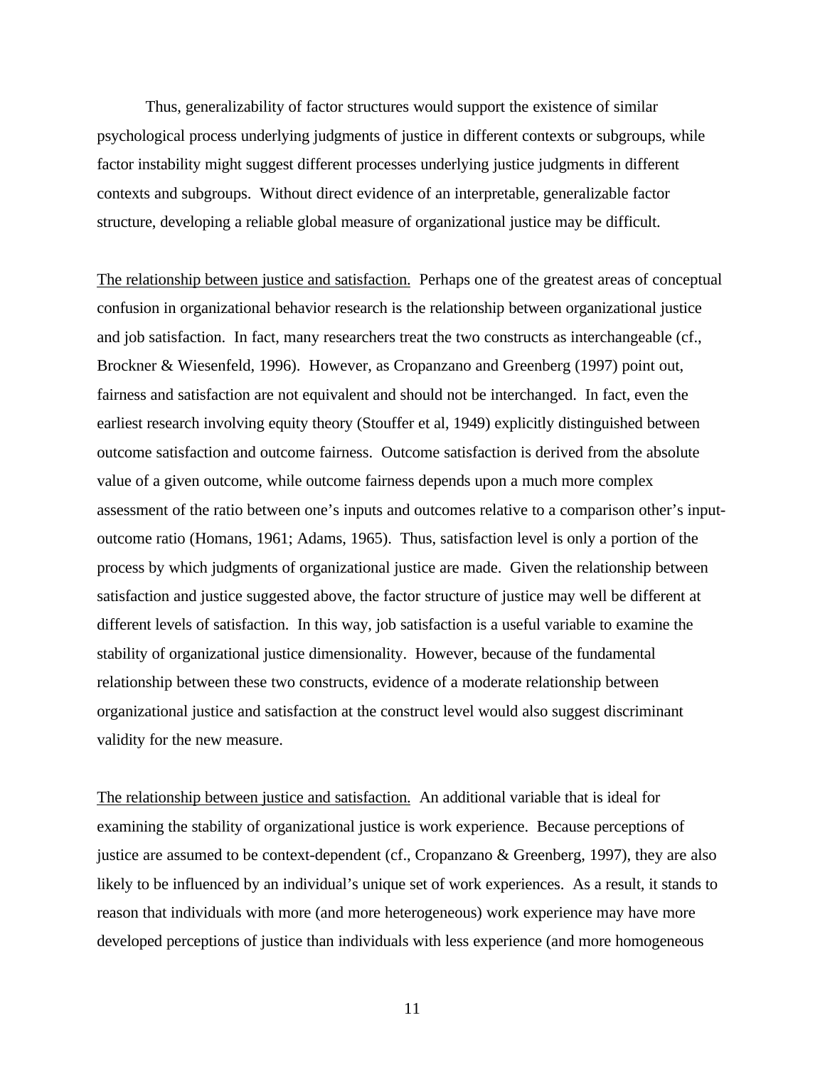Thus, generalizability of factor structures would support the existence of similar psychological process underlying judgments of justice in different contexts or subgroups, while factor instability might suggest different processes underlying justice judgments in different contexts and subgroups. Without direct evidence of an interpretable, generalizable factor structure, developing a reliable global measure of organizational justice may be difficult.

<u>The relationship between justice and satisfaction.</u> Perhaps one of the greatest areas of conceptual confusion in organizational behavior research is the relationship between organizational justice and job satisfaction. In fact, many researchers treat the two constructs as interchangeable (cf., Brockner & Wiesenfeld, 1996). However, as Cropanzano and Greenberg (1997) point out, fairness and satisfaction are not equivalent and should not be interchanged. In fact, even the earliest research involving equity theory (Stouffer et al, 1949) explicitly distinguished between outcome satisfaction and outcome fairness. Outcome satisfaction is derived from the absolute value of a given outcome, while outcome fairness depends upon a much more complex assessment of the ratio between one's inputs and outcomes relative to a comparison other's input-outcome ratio (Homans, 1961; Adams, 1965). Thus, satisfaction level is only a portion of the process by which judgments of organizational justice are made. Given the relationship between satisfaction and justice suggested above, the factor structure of justice may well be different at different levels of satisfaction. In this way, job satisfaction is a useful variable to examine the stability of organizational justice dimensionality. However, because of the fundamental relationship between these two constructs, evidence of a moderate relationship between organizational justice and satisfaction at the construct level would also suggest discriminant validity for the new measure.

<u>The relationship between justice and satisfaction.</u> An additional variable that is ideal for examining the stability of organizational justice is work experience. Because perceptions of justice are assumed to be context-dependent (cf., Cropanzano & Greenberg, 1997), they are also likely to be influenced by an individual's unique set of work experiences. As a result, it stands to reason that individuals with more (and more heterogeneous) work experience may have more developed perceptions of justice than individuals with less experience (and more homogeneous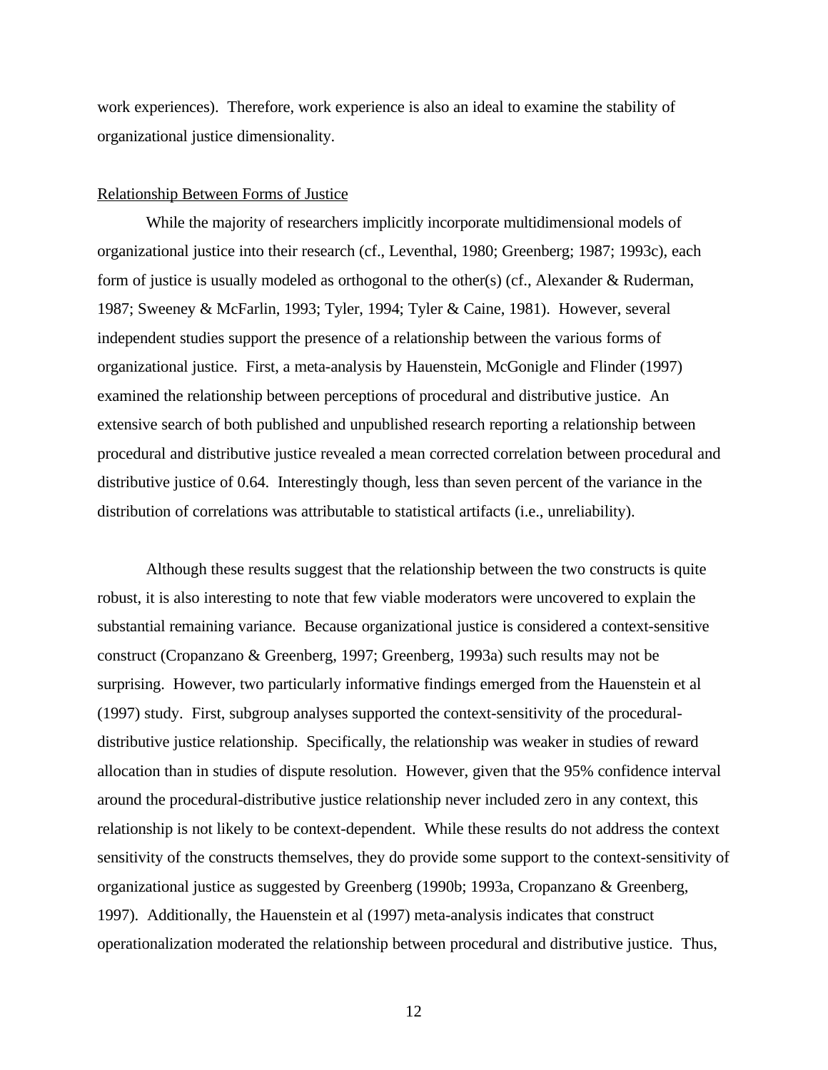work experiences). Therefore, work experience is also an ideal to examine the stability of organizational justice dimensionality.

Relationship Between Forms of Justice

While the majority of researchers implicitly incorporate multidimensional models of organizational justice into their research (cf., Leventhal, 1980; Greenberg; 1987; 1993c), each form of justice is usually modeled as orthogonal to the other(s) (cf., Alexander & Ruderman, 1987; Sweeney & McFarlin, 1993; Tyler, 1994; Tyler & Caine, 1981). However, several independent studies support the presence of a relationship between the various forms of organizational justice. First, a meta-analysis by Hauenstein, McGonigle and Flinder (1997) examined the relationship between perceptions of procedural and distributive justice. An extensive search of both published and unpublished research reporting a relationship between procedural and distributive justice revealed a mean corrected correlation between procedural and distributive justice of 0.64. Interestingly though, less than seven percent of the variance in the distribution of correlations was attributable to statistical artifacts (i.e., unreliability).

Although these results suggest that the relationship between the two constructs is quite robust, it is also interesting to note that few viable moderators were uncovered to explain the substantial remaining variance. Because organizational justice is considered a context-sensitive construct (Cropanzano & Greenberg, 1997; Greenberg, 1993a) such results may not be surprising. However, two particularly informative findings emerged from the Hauenstein et al (1997) study. First, subgroup analyses supported the context-sensitivity of the procedural-distributive justice relationship. Specifically, the relationship was weaker in studies of reward allocation than in studies of dispute resolution. However, given that the 95% confidence interval around the procedural-distributive justice relationship never included zero in any context, this relationship is not likely to be context-dependent. While these results do not address the context sensitivity of the constructs themselves, they do provide some support to the context-sensitivity of organizational justice as suggested by Greenberg (1990b; 1993a, Cropanzano & Greenberg, 1997). Additionally, the Hauenstein et al (1997) meta-analysis indicates that construct operationalization moderated the relationship between procedural and distributive justice. Thus,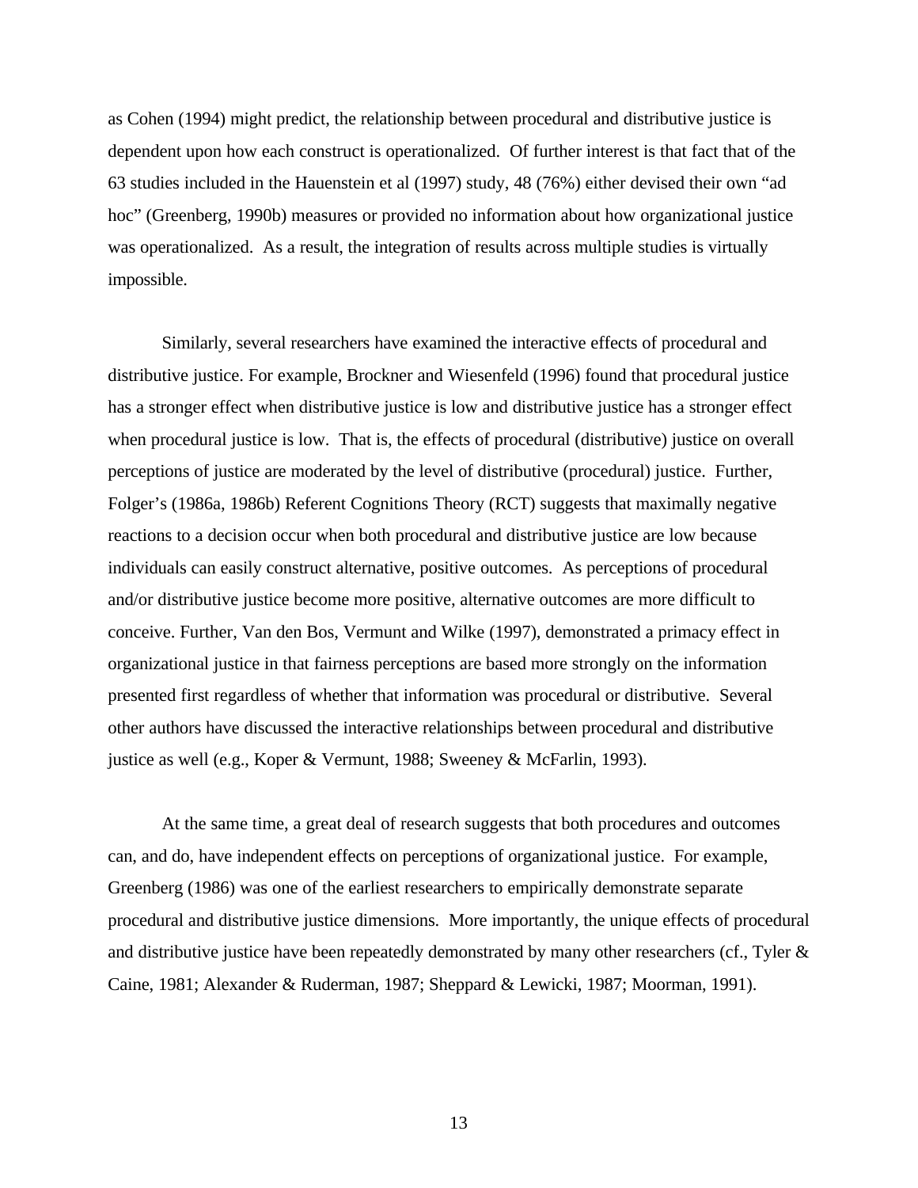as Cohen (1994) might predict, the relationship between procedural and distributive justice is dependent upon how each construct is operationalized. Of further interest is that fact that of the 63 studies included in the Hauenstein et al (1997) study, 48 (76%) either devised their own "ad hoc" (Greenberg, 1990b) measures or provided no information about how organizational justice was operationalized. As a result, the integration of results across multiple studies is virtually impossible.

Similarly, several researchers have examined the interactive effects of procedural and distributive justice. For example, Brockner and Wiesenfeld (1996) found that procedural justice has a stronger effect when distributive justice is low and distributive justice has a stronger effect when procedural justice is low. That is, the effects of procedural (distributive) justice on overall perceptions of justice are moderated by the level of distributive (procedural) justice. Further, Folger's (1986a, 1986b) Referent Cognitions Theory (RCT) suggests that maximally negative reactions to a decision occur when both procedural and distributive justice are low because individuals can easily construct alternative, positive outcomes. As perceptions of procedural and/or distributive justice become more positive, alternative outcomes are more difficult to conceive. Further, Van den Bos, Vermunt and Wilke (1997), demonstrated a primacy effect in organizational justice in that fairness perceptions are based more strongly on the information presented first regardless of whether that information was procedural or distributive. Several other authors have discussed the interactive relationships between procedural and distributive justice as well (e.g., Koper & Vermunt, 1988; Sweeney & McFarlin, 1993).

At the same time, a great deal of research suggests that both procedures and outcomes can, and do, have independent effects on perceptions of organizational justice. For example, Greenberg (1986) was one of the earliest researchers to empirically demonstrate separate procedural and distributive justice dimensions. More importantly, the unique effects of procedural and distributive justice have been repeatedly demonstrated by many other researchers (cf., Tyler & Caine, 1981; Alexander & Ruderman, 1987; Sheppard & Lewicki, 1987; Moorman, 1991).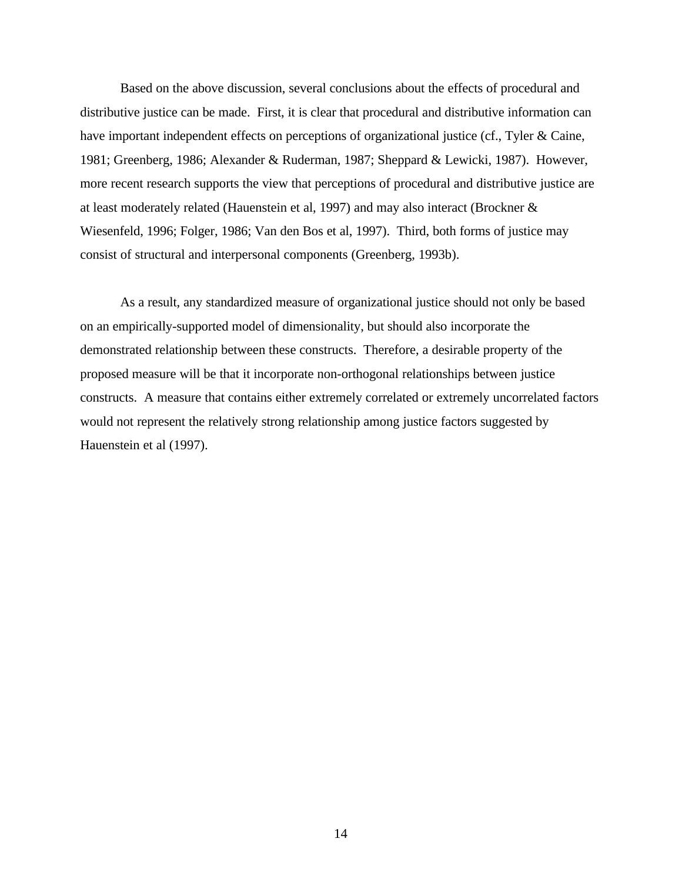Based on the above discussion, several conclusions about the effects of procedural and distributive justice can be made. First, it is clear that procedural and distributive information can have important independent effects on perceptions of organizational justice (cf., Tyler & Caine, 1981; Greenberg, 1986; Alexander & Ruderman, 1987; Sheppard & Lewicki, 1987). However, more recent research supports the view that perceptions of procedural and distributive justice are at least moderately related (Hauenstein et al, 1997) and may also interact (Brockner & Wiesenfeld, 1996; Folger, 1986; Van den Bos et al, 1997). Third, both forms of justice may consist of structural and interpersonal components (Greenberg, 1993b).

As a result, any standardized measure of organizational justice should not only be based on an empirically-supported model of dimensionality, but should also incorporate the demonstrated relationship between these constructs. Therefore, a desirable property of the proposed measure will be that it incorporate non-orthogonal relationships between justice constructs. A measure that contains either extremely correlated or extremely uncorrelated factors would not represent the relatively strong relationship among justice factors suggested by Hauenstein et al (1997).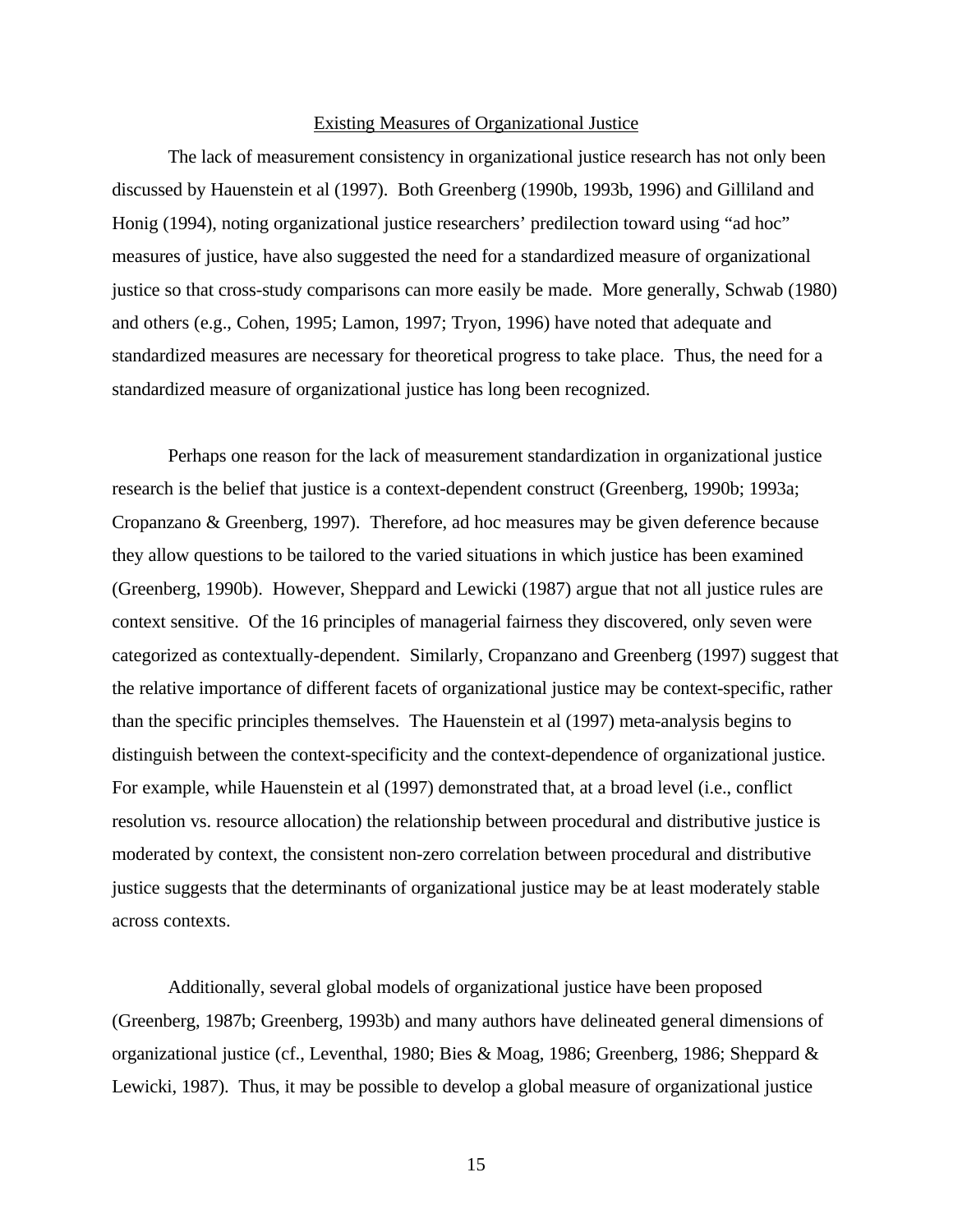## Existing Measures of Organizational Justice

The lack of measurement consistency in organizational justice research has not only been discussed by Hauenstein et al (1997). Both Greenberg (1990b, 1993b, 1996) and Gilliland and Honig (1994), noting organizational justice researchers' predilection toward using "ad hoc" measures of justice, have also suggested the need for a standardized measure of organizational justice so that cross-study comparisons can more easily be made. More generally, Schwab (1980) and others (e.g., Cohen, 1995; Lamon, 1997; Tryon, 1996) have noted that adequate and standardized measures are necessary for theoretical progress to take place. Thus, the need for a standardized measure of organizational justice has long been recognized.

Perhaps one reason for the lack of measurement standardization in organizational justice research is the belief that justice is a context-dependent construct (Greenberg, 1990b; 1993a; Cropanzano & Greenberg, 1997). Therefore, ad hoc measures may be given deference because they allow questions to be tailored to the varied situations in which justice has been examined (Greenberg, 1990b). However, Sheppard and Lewicki (1987) argue that not all justice rules are context sensitive. Of the 16 principles of managerial fairness they discovered, only seven were categorized as contextually-dependent. Similarly, Cropanzano and Greenberg (1997) suggest that the relative importance of different facets of organizational justice may be context-specific, rather than the specific principles themselves. The Hauenstein et al (1997) meta-analysis begins to distinguish between the context-specificity and the context-dependence of organizational justice. For example, while Hauenstein et al (1997) demonstrated that, at a broad level (i.e., conflict resolution vs. resource allocation) the relationship between procedural and distributive justice is moderated by context, the consistent non-zero correlation between procedural and distributive justice suggests that the determinants of organizational justice may be at least moderately stable across contexts.

Additionally, several global models of organizational justice have been proposed (Greenberg, 1987b; Greenberg, 1993b) and many authors have delineated general dimensions of organizational justice (cf., Leventhal, 1980; Bies & Moag, 1986; Greenberg, 1986; Sheppard & Lewicki, 1987). Thus, it may be possible to develop a global measure of organizational justice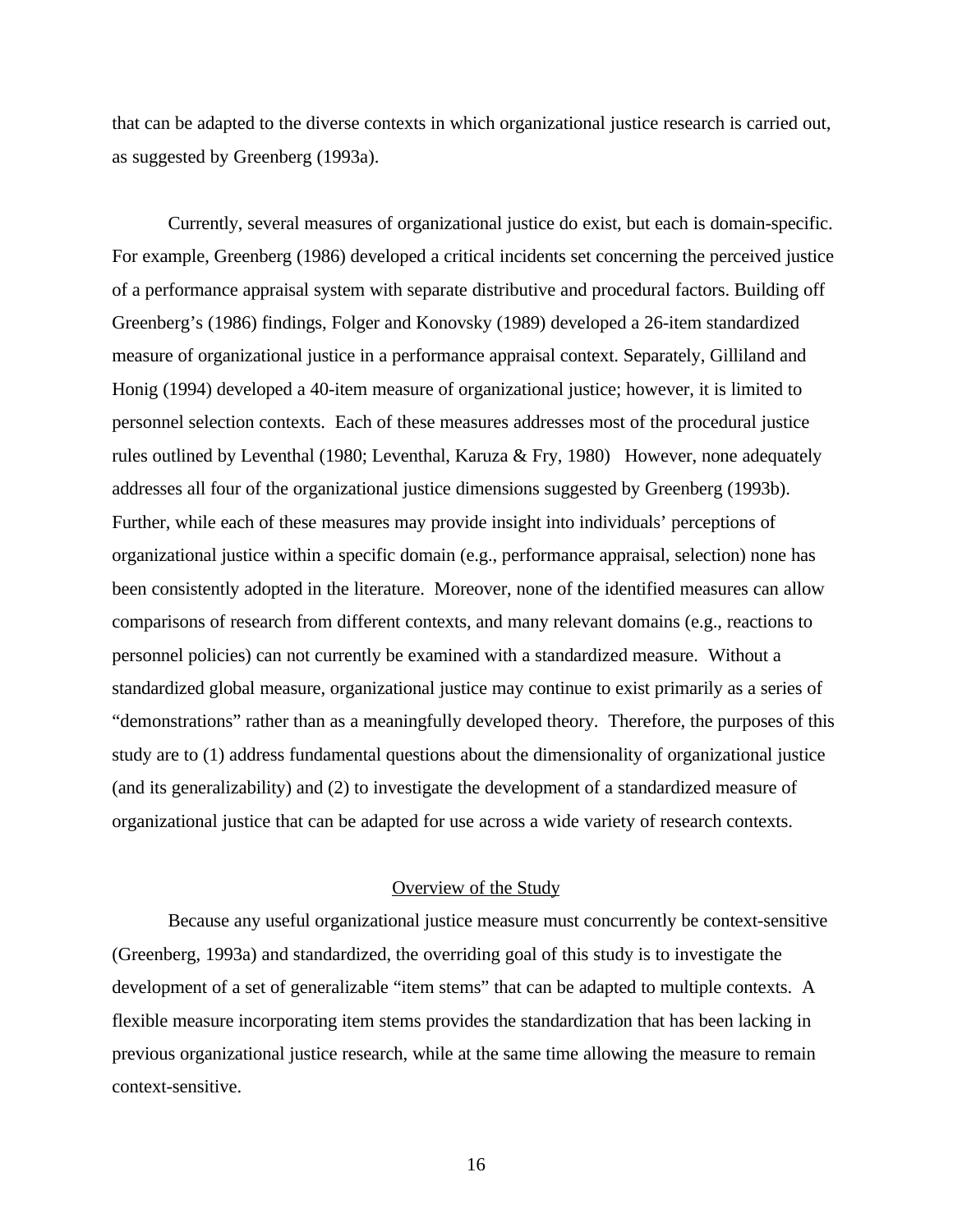that can be adapted to the diverse contexts in which organizational justice research is carried out, as suggested by Greenberg (1993a).

Currently, several measures of organizational justice do exist, but each is domain-specific. For example, Greenberg (1986) developed a critical incidents set concerning the perceived justice of a performance appraisal system with separate distributive and procedural factors. Building off Greenberg's (1986) findings, Folger and Konovsky (1989) developed a 26-item standardized measure of organizational justice in a performance appraisal context. Separately, Gilliland and Honig (1994) developed a 40-item measure of organizational justice; however, it is limited to personnel selection contexts. Each of these measures addresses most of the procedural justice rules outlined by Leventhal (1980; Leventhal, Karuza & Fry, 1980) However, none adequately addresses all four of the organizational justice dimensions suggested by Greenberg (1993b). Further, while each of these measures may provide insight into individuals' perceptions of organizational justice within a specific domain (e.g., performance appraisal, selection) none has been consistently adopted in the literature. Moreover, none of the identified measures can allow comparisons of research from different contexts, and many relevant domains (e.g., reactions to personnel policies) can not currently be examined with a standardized measure. Without a standardized global measure, organizational justice may continue to exist primarily as a series of "demonstrations" rather than as a meaningfully developed theory. Therefore, the purposes of this study are to (1) address fundamental questions about the dimensionality of organizational justice (and its generalizability) and (2) to investigate the development of a standardized measure of organizational justice that can be adapted for use across a wide variety of research contexts.

## Overview of the Study

Because any useful organizational justice measure must concurrently be context-sensitive (Greenberg, 1993a) and standardized, the overriding goal of this study is to investigate the development of a set of generalizable "item stems" that can be adapted to multiple contexts. A flexible measure incorporating item stems provides the standardization that has been lacking in previous organizational justice research, while at the same time allowing the measure to remain context-sensitive.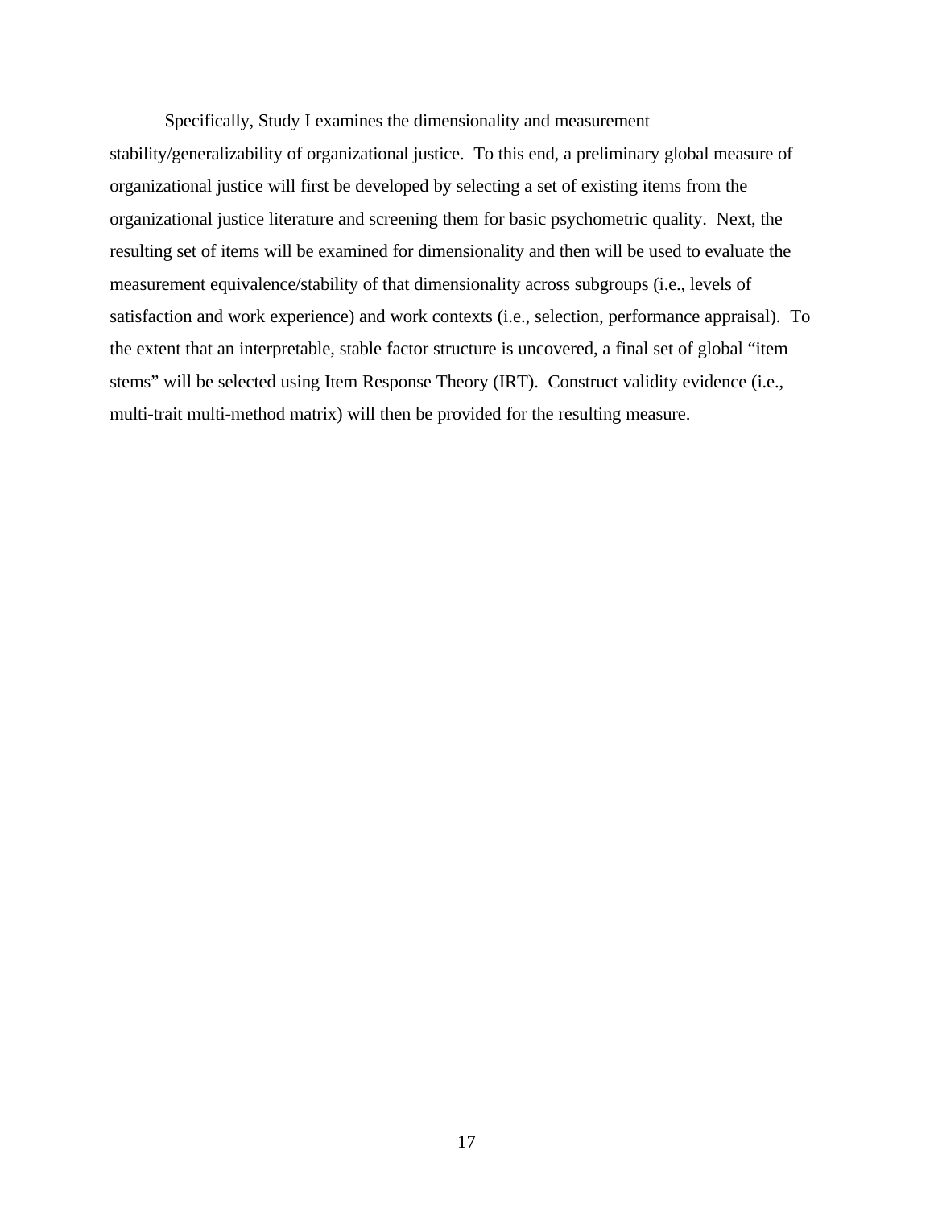Specifically, Study I examines the dimensionality and measurement stability/generalizability of organizational justice. To this end, a preliminary global measure of organizational justice will first be developed by selecting a set of existing items from the organizational justice literature and screening them for basic psychometric quality. Next, the resulting set of items will be examined for dimensionality and then will be used to evaluate the measurement equivalence/stability of that dimensionality across subgroups (i.e., levels of satisfaction and work experience) and work contexts (i.e., selection, performance appraisal). To the extent that an interpretable, stable factor structure is uncovered, a final set of global "item stems" will be selected using Item Response Theory (IRT). Construct validity evidence (i.e., multi-trait multi-method matrix) will then be provided for the resulting measure.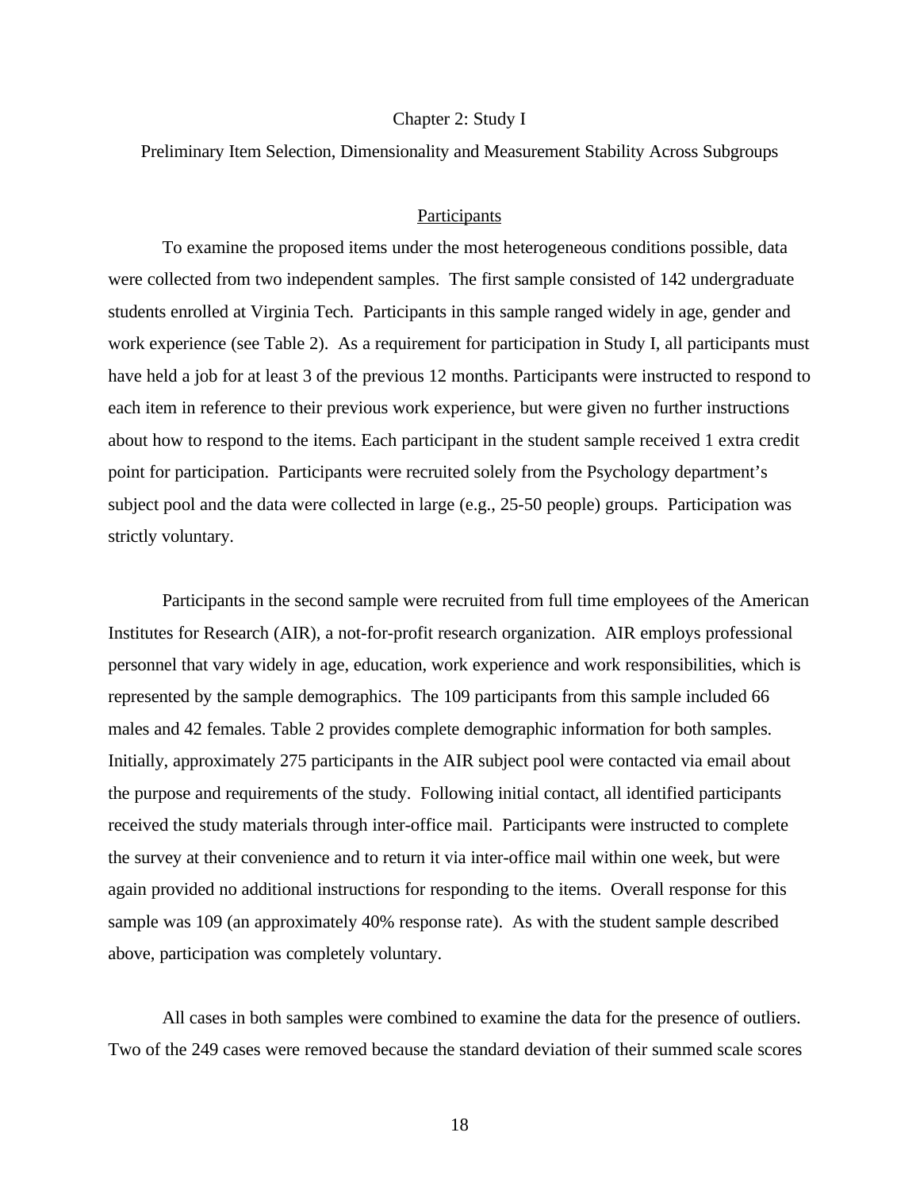# Chapter 2: Study I

## Preliminary Item Selection, Dimensionality and Measurement Stability Across Subgroups

### Participants

To examine the proposed items under the most heterogeneous conditions possible, data were collected from two independent samples. The first sample consisted of 142 undergraduate students enrolled at Virginia Tech. Participants in this sample ranged widely in age, gender and work experience (see Table 2). As a requirement for participation in Study I, all participants must have held a job for at least 3 of the previous 12 months. Participants were instructed to respond to each item in reference to their previous work experience, but were given no further instructions about how to respond to the items. Each participant in the student sample received 1 extra credit point for participation. Participants were recruited solely from the Psychology department's subject pool and the data were collected in large (e.g., 25-50 people) groups. Participation was strictly voluntary.

Participants in the second sample were recruited from full time employees of the American Institutes for Research (AIR), a not-for-profit research organization. AIR employs professional personnel that vary widely in age, education, work experience and work responsibilities, which is represented by the sample demographics. The 109 participants from this sample included 66 males and 42 females. Table 2 provides complete demographic information for both samples. Initially, approximately 275 participants in the AIR subject pool were contacted via email about the purpose and requirements of the study. Following initial contact, all identified participants received the study materials through inter-office mail. Participants were instructed to complete the survey at their convenience and to return it via inter-office mail within one week, but were again provided no additional instructions for responding to the items. Overall response for this sample was 109 (an approximately 40% response rate). As with the student sample described above, participation was completely voluntary.

All cases in both samples were combined to examine the data for the presence of outliers. Two of the 249 cases were removed because the standard deviation of their summed scale scores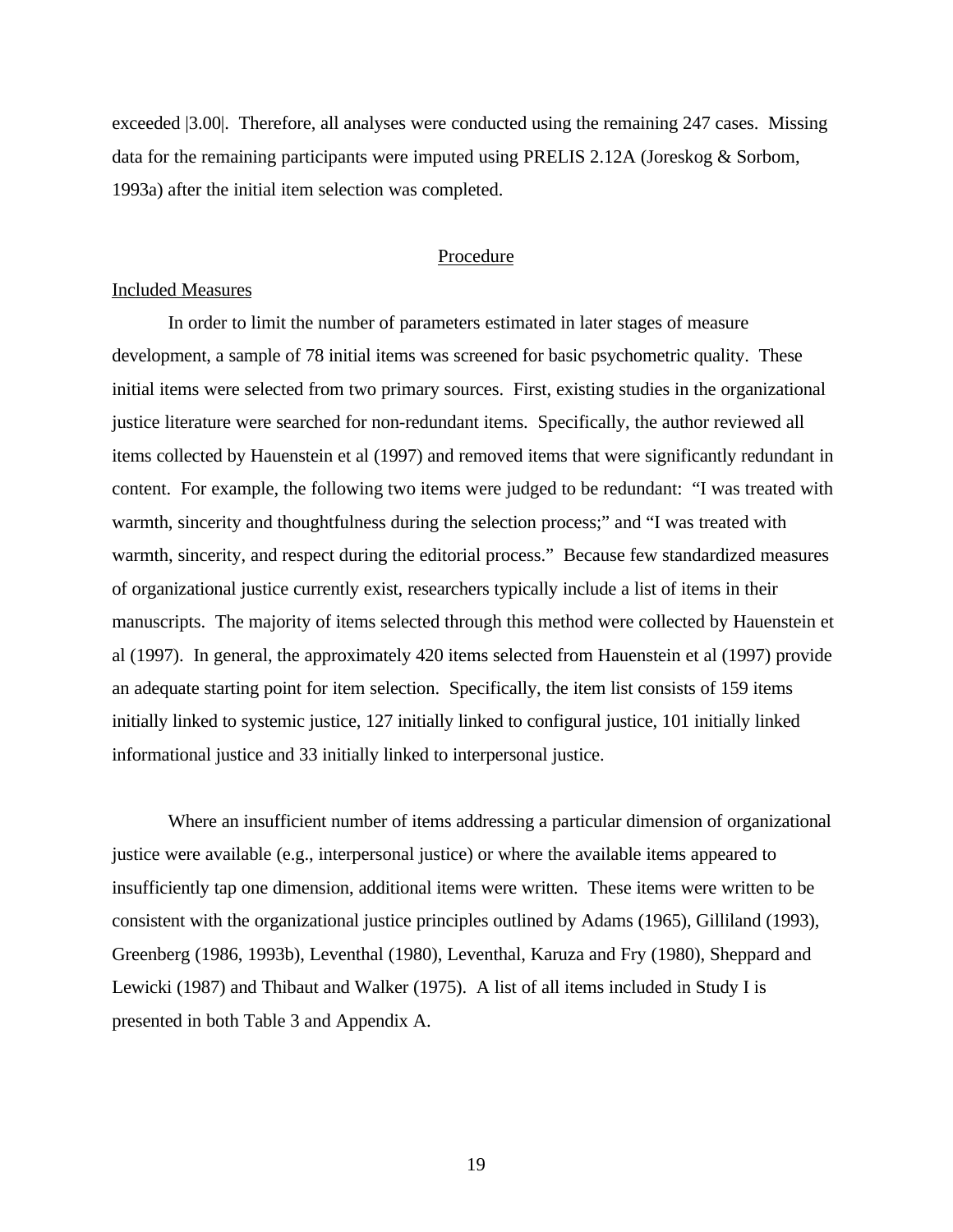exceeded |3.00|. Therefore, all analyses were conducted using the remaining 247 cases. Missing data for the remaining participants were imputed using PRELIS 2.12A (Joreskog & Sorbom, 1993a) after the initial item selection was completed.

## Procedure

### Included Measures

In order to limit the number of parameters estimated in later stages of measure development, a sample of 78 initial items was screened for basic psychometric quality. These initial items were selected from two primary sources. First, existing studies in the organizational justice literature were searched for non-redundant items. Specifically, the author reviewed all items collected by Hauenstein et al (1997) and removed items that were significantly redundant in content. For example, the following two items were judged to be redundant: "I was treated with warmth, sincerity and thoughtfulness during the selection process;" and "I was treated with warmth, sincerity, and respect during the editorial process." Because few standardized measures of organizational justice currently exist, researchers typically include a list of items in their manuscripts. The majority of items selected through this method were collected by Hauenstein et al (1997). In general, the approximately 420 items selected from Hauenstein et al (1997) provide an adequate starting point for item selection. Specifically, the item list consists of 159 items initially linked to systemic justice, 127 initially linked to configural justice, 101 initially linked informational justice and 33 initially linked to interpersonal justice.

Where an insufficient number of items addressing a particular dimension of organizational justice were available (e.g., interpersonal justice) or where the available items appeared to insufficiently tap one dimension, additional items were written. These items were written to be consistent with the organizational justice principles outlined by Adams (1965), Gilliland (1993), Greenberg (1986, 1993b), Leventhal (1980), Leventhal, Karuza and Fry (1980), Sheppard and Lewicki (1987) and Thibaut and Walker (1975). A list of all items included in Study I is presented in both Table 3 and Appendix A.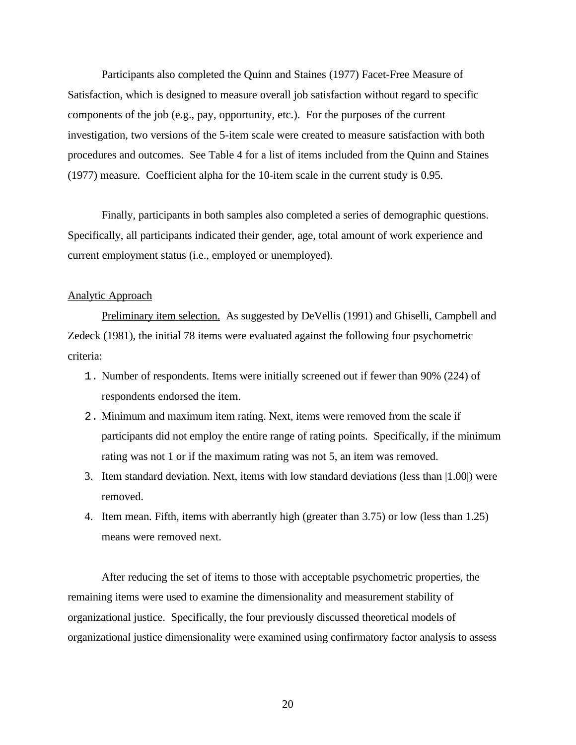Participants also completed the Quinn and Staines (1977) Facet-Free Measure of Satisfaction, which is designed to measure overall job satisfaction without regard to specific components of the job (e.g., pay, opportunity, etc.). For the purposes of the current investigation, two versions of the 5-item scale were created to measure satisfaction with both procedures and outcomes. See Table 4 for a list of items included from the Quinn and Staines (1977) measure. Coefficient alpha for the 10-item scale in the current study is 0.95.

Finally, participants in both samples also completed a series of demographic questions. Specifically, all participants indicated their gender, age, total amount of work experience and current employment status (i.e., employed or unemployed).

<u>Analytic Approach</u>

<u>Preliminary item selection.</u> As suggested by DeVellis (1991) and Ghiselli, Campbell and Zedeck (1981), the initial 78 items were evaluated against the following four psychometric criteria:

1. Number of respondents. Items were initially screened out if fewer than 90% (224) of respondents endorsed the item.
2. Minimum and maximum item rating. Next, items were removed from the scale if participants did not employ the entire range of rating points. Specifically, if the minimum rating was not 1 or if the maximum rating was not 5, an item was removed.
3. Item standard deviation. Next, items with low standard deviations (less than |1.00|) were removed.
4. Item mean. Fifth, items with aberrantly high (greater than 3.75) or low (less than 1.25) means were removed next.

After reducing the set of items to those with acceptable psychometric properties, the remaining items were used to examine the dimensionality and measurement stability of organizational justice. Specifically, the four previously discussed theoretical models of organizational justice dimensionality were examined using confirmatory factor analysis to assess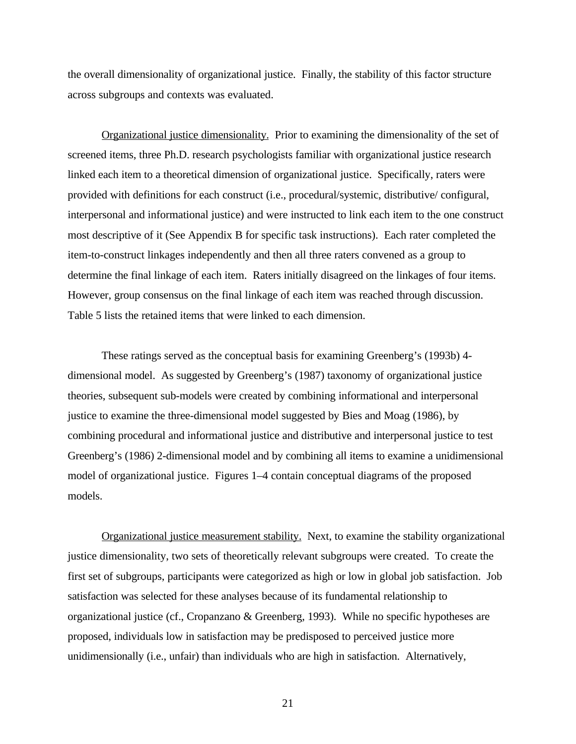the overall dimensionality of organizational justice. Finally, the stability of this factor structure across subgroups and contexts was evaluated.

<u>Organizational justice dimensionality.</u> Prior to examining the dimensionality of the set of screened items, three Ph.D. research psychologists familiar with organizational justice research linked each item to a theoretical dimension of organizational justice. Specifically, raters were provided with definitions for each construct (i.e., procedural/systemic, distributive/ configural, interpersonal and informational justice) and were instructed to link each item to the one construct most descriptive of it (See Appendix B for specific task instructions). Each rater completed the item-to-construct linkages independently and then all three raters convened as a group to determine the final linkage of each item. Raters initially disagreed on the linkages of four items. However, group consensus on the final linkage of each item was reached through discussion. Table 5 lists the retained items that were linked to each dimension.

These ratings served as the conceptual basis for examining Greenberg's (1993b) 4-dimensional model. As suggested by Greenberg's (1987) taxonomy of organizational justice theories, subsequent sub-models were created by combining informational and interpersonal justice to examine the three-dimensional model suggested by Bies and Moag (1986), by combining procedural and informational justice and distributive and interpersonal justice to test Greenberg's (1986) 2-dimensional model and by combining all items to examine a unidimensional model of organizational justice. Figures 1–4 contain conceptual diagrams of the proposed models.

<u>Organizational justice measurement stability.</u> Next, to examine the stability organizational justice dimensionality, two sets of theoretically relevant subgroups were created. To create the first set of subgroups, participants were categorized as high or low in global job satisfaction. Job satisfaction was selected for these analyses because of its fundamental relationship to organizational justice (cf., Cropanzano & Greenberg, 1993). While no specific hypotheses are proposed, individuals low in satisfaction may be predisposed to perceived justice more unidimensionally (i.e., unfair) than individuals who are high in satisfaction. Alternatively,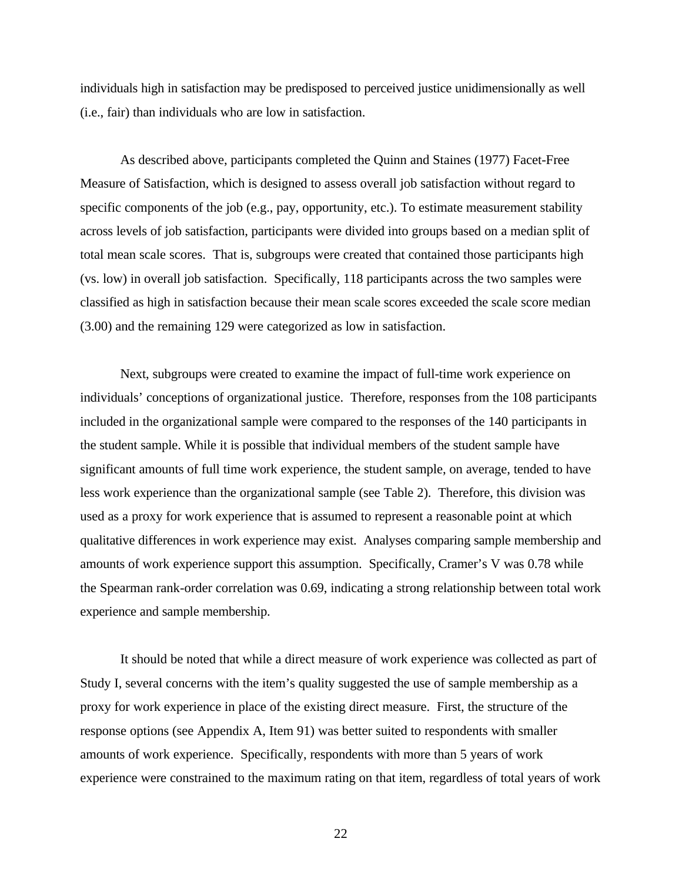individuals high in satisfaction may be predisposed to perceived justice unidimensionally as well (i.e., fair) than individuals who are low in satisfaction.

As described above, participants completed the Quinn and Staines (1977) Facet-Free Measure of Satisfaction, which is designed to assess overall job satisfaction without regard to specific components of the job (e.g., pay, opportunity, etc.). To estimate measurement stability across levels of job satisfaction, participants were divided into groups based on a median split of total mean scale scores. That is, subgroups were created that contained those participants high (vs. low) in overall job satisfaction. Specifically, 118 participants across the two samples were classified as high in satisfaction because their mean scale scores exceeded the scale score median (3.00) and the remaining 129 were categorized as low in satisfaction.

Next, subgroups were created to examine the impact of full-time work experience on individuals' conceptions of organizational justice. Therefore, responses from the 108 participants included in the organizational sample were compared to the responses of the 140 participants in the student sample. While it is possible that individual members of the student sample have significant amounts of full time work experience, the student sample, on average, tended to have less work experience than the organizational sample (see Table 2). Therefore, this division was used as a proxy for work experience that is assumed to represent a reasonable point at which qualitative differences in work experience may exist. Analyses comparing sample membership and amounts of work experience support this assumption. Specifically, Cramer's V was 0.78 while the Spearman rank-order correlation was 0.69, indicating a strong relationship between total work experience and sample membership.

It should be noted that while a direct measure of work experience was collected as part of Study I, several concerns with the item's quality suggested the use of sample membership as a proxy for work experience in place of the existing direct measure. First, the structure of the response options (see Appendix A, Item 91) was better suited to respondents with smaller amounts of work experience. Specifically, respondents with more than 5 years of work experience were constrained to the maximum rating on that item, regardless of total years of work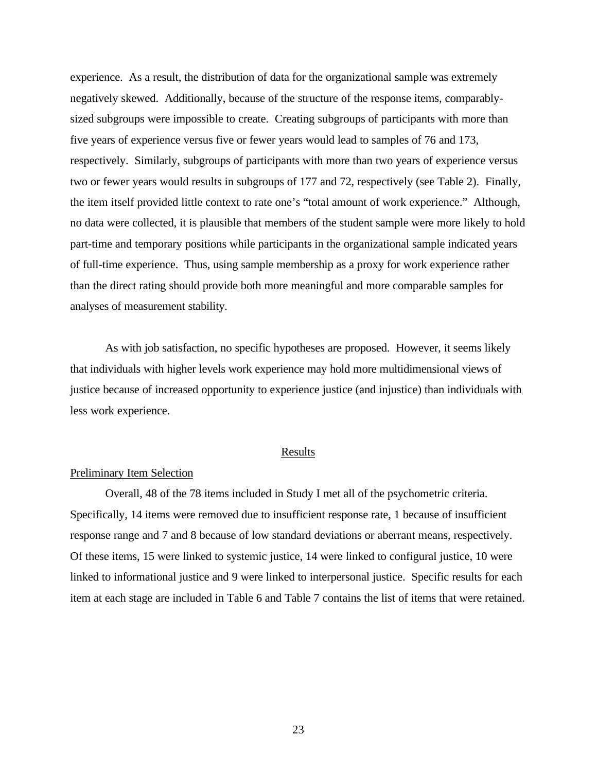experience. As a result, the distribution of data for the organizational sample was extremely negatively skewed. Additionally, because of the structure of the response items, comparably-sized subgroups were impossible to create. Creating subgroups of participants with more than five years of experience versus five or fewer years would lead to samples of 76 and 173, respectively. Similarly, subgroups of participants with more than two years of experience versus two or fewer years would results in subgroups of 177 and 72, respectively (see Table 2). Finally, the item itself provided little context to rate one's "total amount of work experience." Although, no data were collected, it is plausible that members of the student sample were more likely to hold part-time and temporary positions while participants in the organizational sample indicated years of full-time experience. Thus, using sample membership as a proxy for work experience rather than the direct rating should provide both more meaningful and more comparable samples for analyses of measurement stability.

As with job satisfaction, no specific hypotheses are proposed. However, it seems likely that individuals with higher levels work experience may hold more multidimensional views of justice because of increased opportunity to experience justice (and injustice) than individuals with less work experience.

## Results

### Preliminary Item Selection

Overall, 48 of the 78 items included in Study I met all of the psychometric criteria. Specifically, 14 items were removed due to insufficient response rate, 1 because of insufficient response range and 7 and 8 because of low standard deviations or aberrant means, respectively. Of these items, 15 were linked to systemic justice, 14 were linked to configural justice, 10 were linked to informational justice and 9 were linked to interpersonal justice. Specific results for each item at each stage are included in Table 6 and Table 7 contains the list of items that were retained.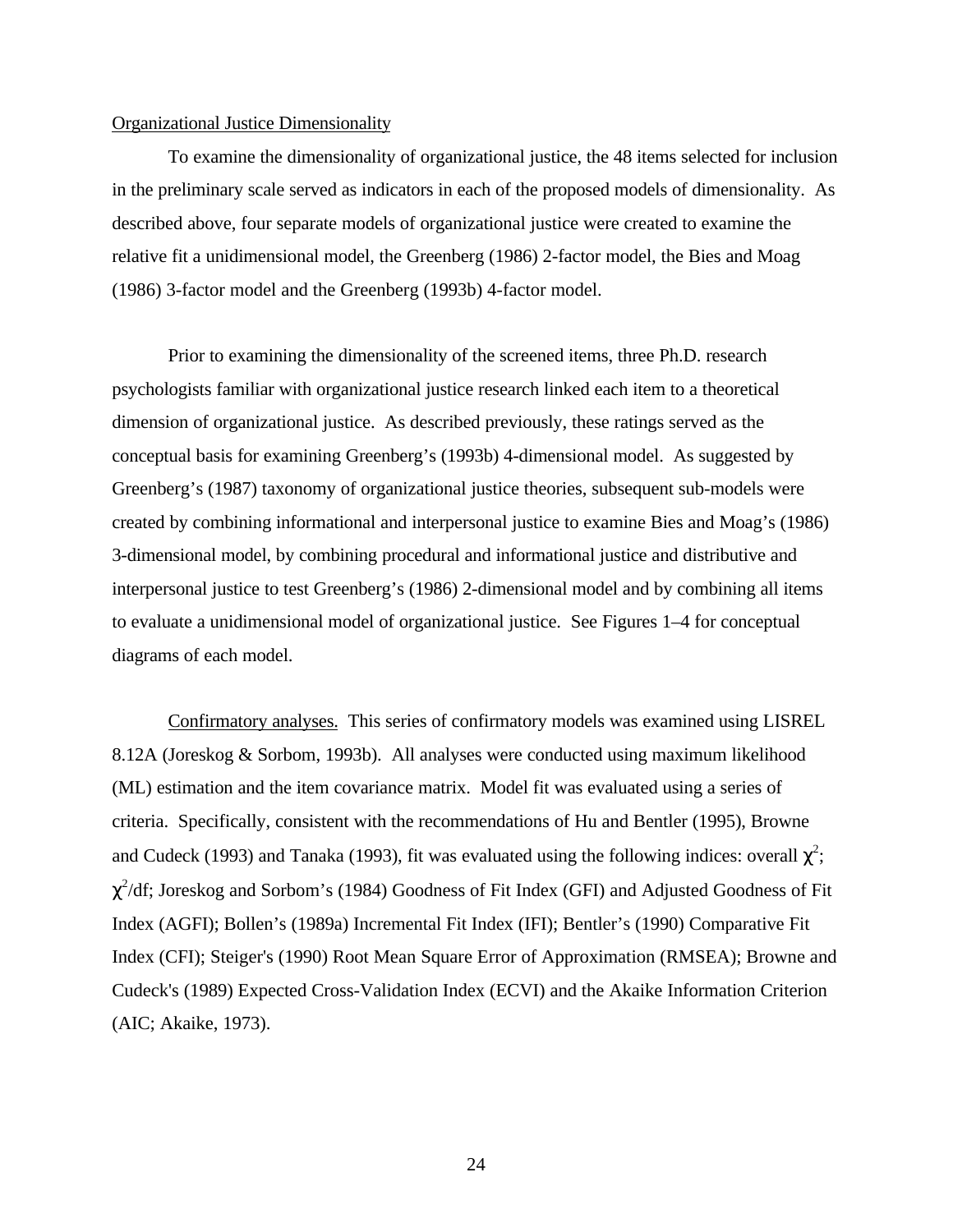Organizational Justice Dimensionality

To examine the dimensionality of organizational justice, the 48 items selected for inclusion in the preliminary scale served as indicators in each of the proposed models of dimensionality. As described above, four separate models of organizational justice were created to examine the relative fit a unidimensional model, the Greenberg (1986) 2-factor model, the Bies and Moag (1986) 3-factor model and the Greenberg (1993b) 4-factor model.

Prior to examining the dimensionality of the screened items, three Ph.D. research psychologists familiar with organizational justice research linked each item to a theoretical dimension of organizational justice. As described previously, these ratings served as the conceptual basis for examining Greenberg's (1993b) 4-dimensional model. As suggested by Greenberg's (1987) taxonomy of organizational justice theories, subsequent sub-models were created by combining informational and interpersonal justice to examine Bies and Moag's (1986) 3-dimensional model, by combining procedural and informational justice and distributive and interpersonal justice to test Greenberg's (1986) 2-dimensional model and by combining all items to evaluate a unidimensional model of organizational justice. See Figures 1–4 for conceptual diagrams of each model.

Confirmatory analyses. This series of confirmatory models was examined using LISREL 8.12A (Joreskog & Sorbom, 1993b). All analyses were conducted using maximum likelihood (ML) estimation and the item covariance matrix. Model fit was evaluated using a series of criteria. Specifically, consistent with the recommendations of Hu and Bentler (1995), Browne and Cudeck (1993) and Tanaka (1993), fit was evaluated using the following indices: overall $\chi^2$; $\chi^2$/df; Joreskog and Sorbom's (1984) Goodness of Fit Index (GFI) and Adjusted Goodness of Fit Index (AGFI); Bollen's (1989a) Incremental Fit Index (IFI); Bentler's (1990) Comparative Fit Index (CFI); Steiger's (1990) Root Mean Square Error of Approximation (RMSEA); Browne and Cudeck's (1989) Expected Cross-Validation Index (ECVI) and the Akaike Information Criterion (AIC; Akaike, 1973).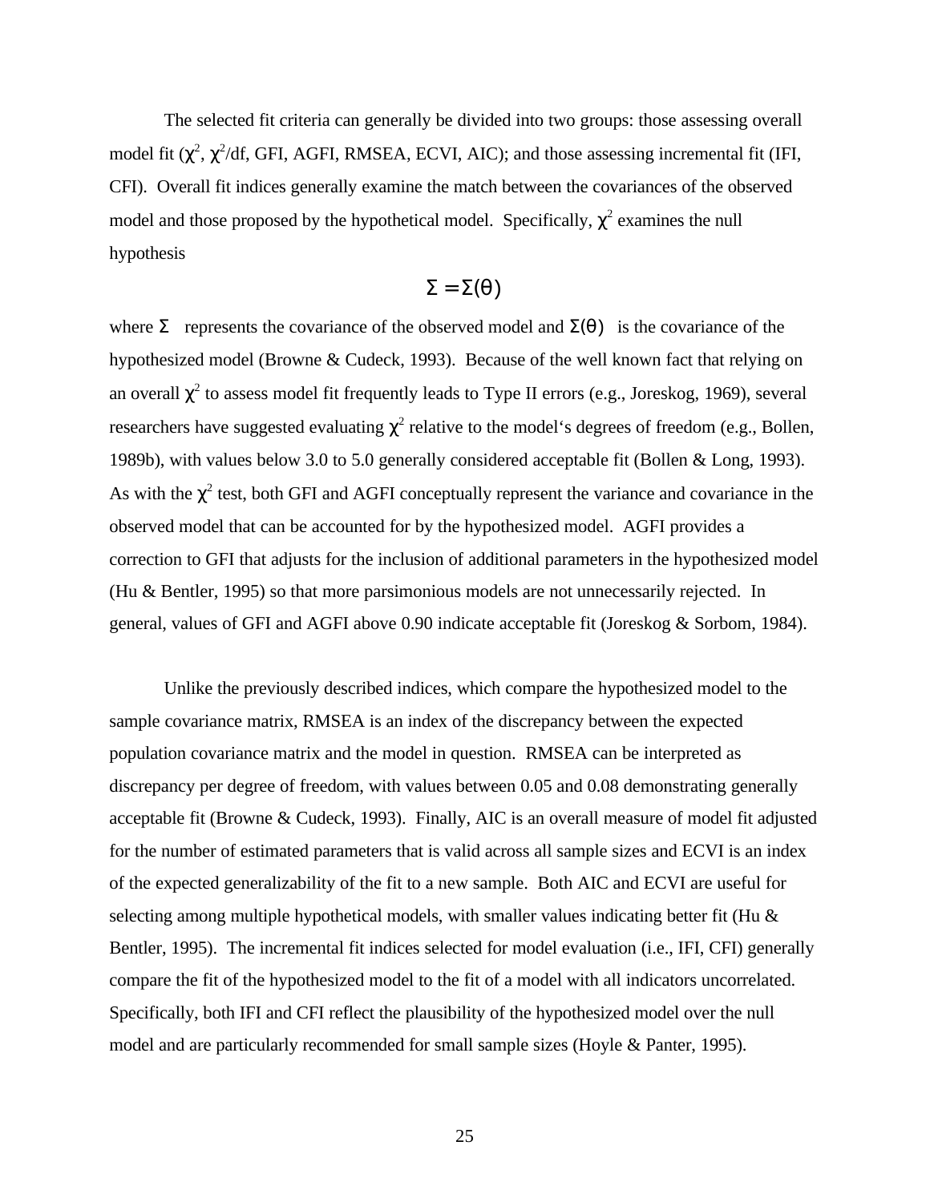The selected fit criteria can generally be divided into two groups: those assessing overall model fit ($\chi^2$, $\chi^2$/df, GFI, AGFI, RMSEA, ECVI, AIC); and those assessing incremental fit (IFI, CFI). Overall fit indices generally examine the match between the covariances of the observed model and those proposed by the hypothetical model. Specifically, $\chi^2$ examines the null hypothesis

$$\Sigma = \Sigma(\theta)$$

where $\Sigma$ represents the covariance of the observed model and $\Sigma(\theta)$ is the covariance of the hypothesized model (Browne & Cudeck, 1993). Because of the well known fact that relying on an overall $\chi^2$ to assess model fit frequently leads to Type II errors (e.g., Joreskog, 1969), several researchers have suggested evaluating $\chi^2$ relative to the model's degrees of freedom (e.g., Bollen, 1989b), with values below 3.0 to 5.0 generally considered acceptable fit (Bollen & Long, 1993). As with the $\chi^2$ test, both GFI and AGFI conceptually represent the variance and covariance in the observed model that can be accounted for by the hypothesized model. AGFI provides a correction to GFI that adjusts for the inclusion of additional parameters in the hypothesized model (Hu & Bentler, 1995) so that more parsimonious models are not unnecessarily rejected. In general, values of GFI and AGFI above 0.90 indicate acceptable fit (Joreskog & Sorbom, 1984).

Unlike the previously described indices, which compare the hypothesized model to the sample covariance matrix, RMSEA is an index of the discrepancy between the expected population covariance matrix and the model in question. RMSEA can be interpreted as discrepancy per degree of freedom, with values between 0.05 and 0.08 demonstrating generally acceptable fit (Browne & Cudeck, 1993). Finally, AIC is an overall measure of model fit adjusted for the number of estimated parameters that is valid across all sample sizes and ECVI is an index of the expected generalizability of the fit to a new sample. Both AIC and ECVI are useful for selecting among multiple hypothetical models, with smaller values indicating better fit (Hu & Bentler, 1995). The incremental fit indices selected for model evaluation (i.e., IFI, CFI) generally compare the fit of the hypothesized model to the fit of a model with all indicators uncorrelated. Specifically, both IFI and CFI reflect the plausibility of the hypothesized model over the null model and are particularly recommended for small sample sizes (Hoyle & Panter, 1995).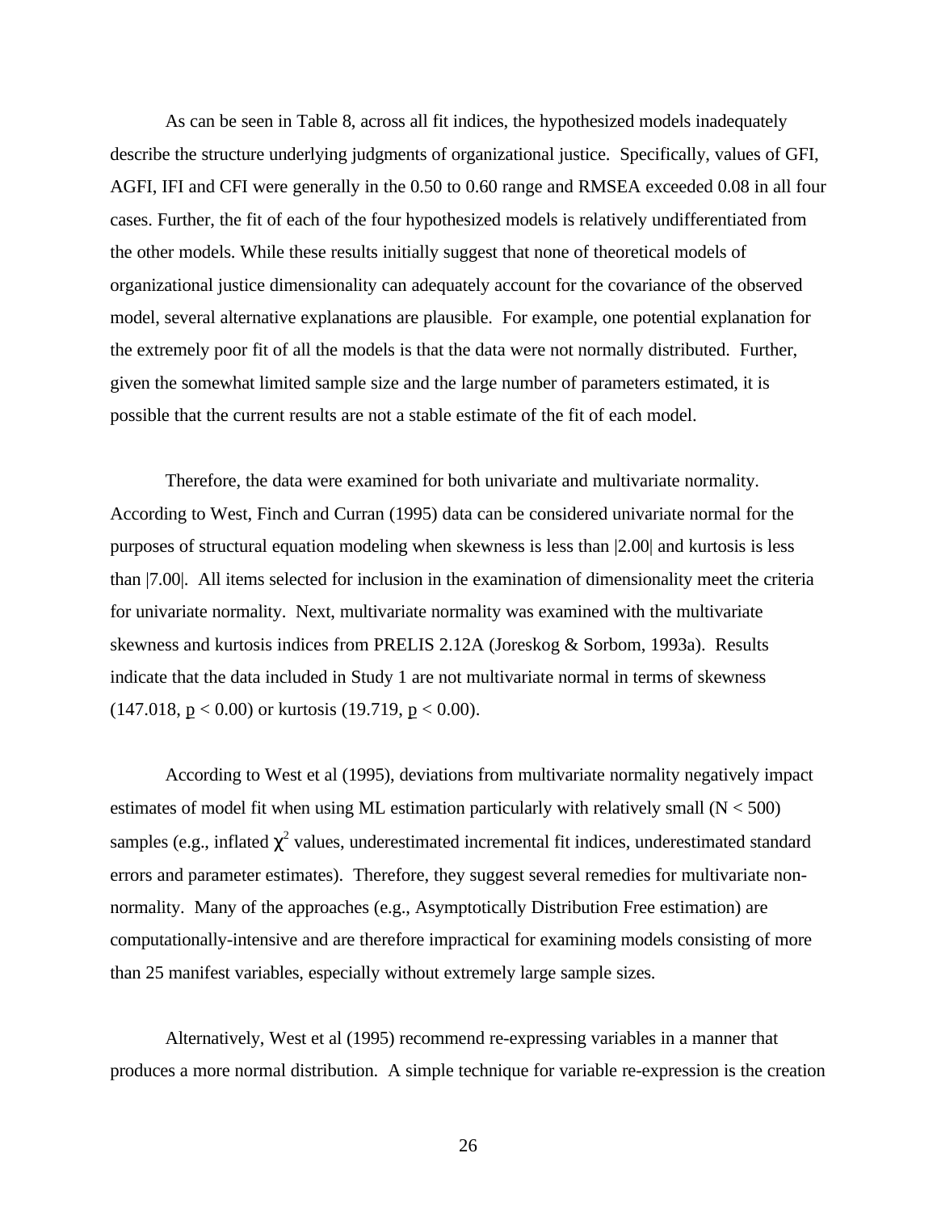As can be seen in Table 8, across all fit indices, the hypothesized models inadequately describe the structure underlying judgments of organizational justice. Specifically, values of GFI, AGFI, IFI and CFI were generally in the 0.50 to 0.60 range and RMSEA exceeded 0.08 in all four cases. Further, the fit of each of the four hypothesized models is relatively undifferentiated from the other models. While these results initially suggest that none of theoretical models of organizational justice dimensionality can adequately account for the covariance of the observed model, several alternative explanations are plausible. For example, one potential explanation for the extremely poor fit of all the models is that the data were not normally distributed. Further, given the somewhat limited sample size and the large number of parameters estimated, it is possible that the current results are not a stable estimate of the fit of each model.

Therefore, the data were examined for both univariate and multivariate normality. According to West, Finch and Curran (1995) data can be considered univariate normal for the purposes of structural equation modeling when skewness is less than |2.00| and kurtosis is less than |7.00|. All items selected for inclusion in the examination of dimensionality meet the criteria for univariate normality. Next, multivariate normality was examined with the multivariate skewness and kurtosis indices from PRELIS 2.12A (Joreskog & Sorbom, 1993a). Results indicate that the data included in Study 1 are not multivariate normal in terms of skewness (147.018, $p < 0.00$) or kurtosis (19.719, $p < 0.00$).

According to West et al (1995), deviations from multivariate normality negatively impact estimates of model fit when using ML estimation particularly with relatively small ($N < 500$) samples (e.g., inflated $\chi^2$ values, underestimated incremental fit indices, underestimated standard errors and parameter estimates). Therefore, they suggest several remedies for multivariate non-normality. Many of the approaches (e.g., Asymptotically Distribution Free estimation) are computationally-intensive and are therefore impractical for examining models consisting of more than 25 manifest variables, especially without extremely large sample sizes.

Alternatively, West et al (1995) recommend re-expressing variables in a manner that produces a more normal distribution. A simple technique for variable re-expression is the creation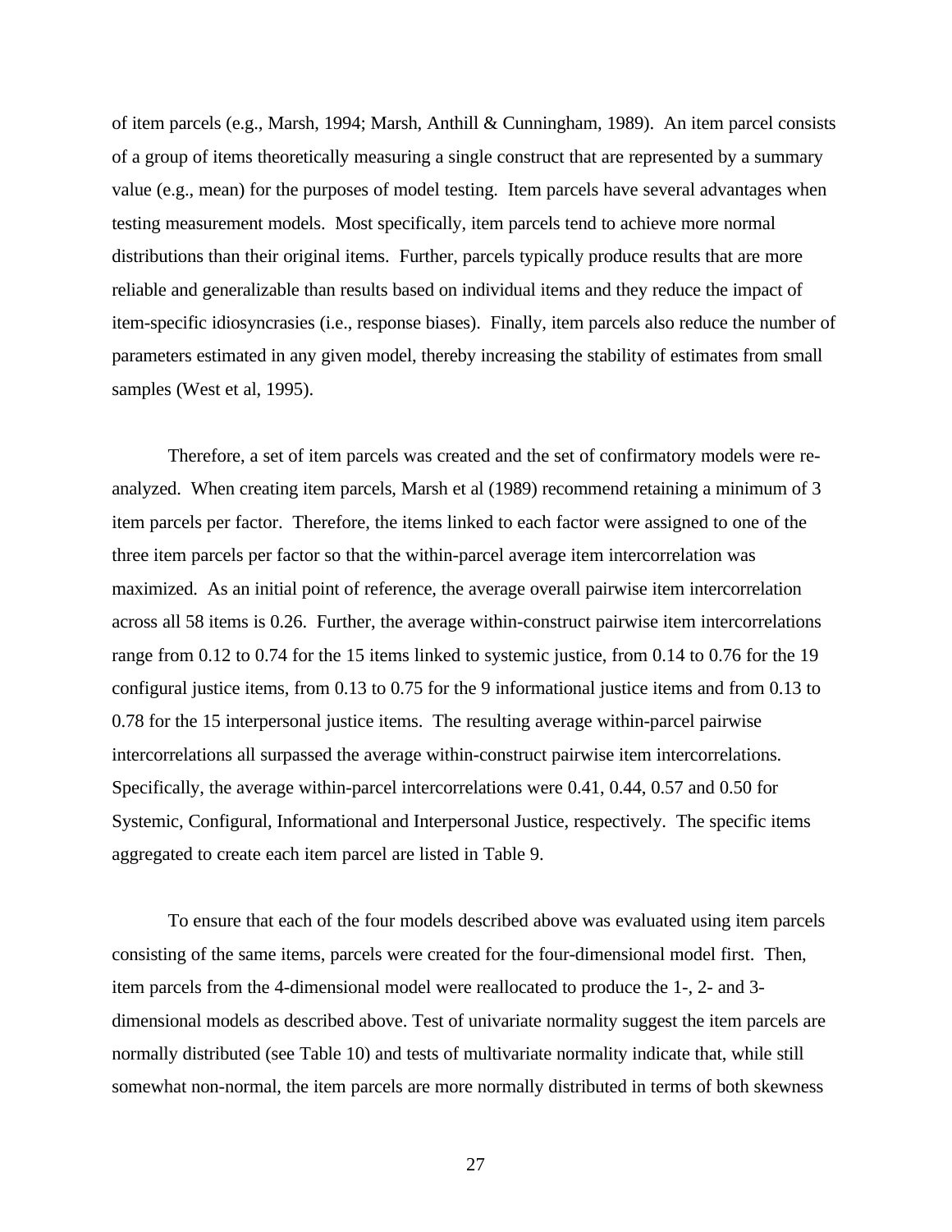of item parcels (e.g., Marsh, 1994; Marsh, Anthill & Cunningham, 1989). An item parcel consists of a group of items theoretically measuring a single construct that are represented by a summary value (e.g., mean) for the purposes of model testing. Item parcels have several advantages when testing measurement models. Most specifically, item parcels tend to achieve more normal distributions than their original items. Further, parcels typically produce results that are more reliable and generalizable than results based on individual items and they reduce the impact of item-specific idiosyncrasies (i.e., response biases). Finally, item parcels also reduce the number of parameters estimated in any given model, thereby increasing the stability of estimates from small samples (West et al, 1995).

Therefore, a set of item parcels was created and the set of confirmatory models were re-analyzed. When creating item parcels, Marsh et al (1989) recommend retaining a minimum of 3 item parcels per factor. Therefore, the items linked to each factor were assigned to one of the three item parcels per factor so that the within-parcel average item intercorrelation was maximized. As an initial point of reference, the average overall pairwise item intercorrelation across all 58 items is 0.26. Further, the average within-construct pairwise item intercorrelations range from 0.12 to 0.74 for the 15 items linked to systemic justice, from 0.14 to 0.76 for the 19 configural justice items, from 0.13 to 0.75 for the 9 informational justice items and from 0.13 to 0.78 for the 15 interpersonal justice items. The resulting average within-parcel pairwise intercorrelations all surpassed the average within-construct pairwise item intercorrelations. Specifically, the average within-parcel intercorrelations were 0.41, 0.44, 0.57 and 0.50 for Systemic, Configural, Informational and Interpersonal Justice, respectively. The specific items aggregated to create each item parcel are listed in Table 9.

To ensure that each of the four models described above was evaluated using item parcels consisting of the same items, parcels were created for the four-dimensional model first. Then, item parcels from the 4-dimensional model were reallocated to produce the 1-, 2- and 3-dimensional models as described above. Test of univariate normality suggest the item parcels are normally distributed (see Table 10) and tests of multivariate normality indicate that, while still somewhat non-normal, the item parcels are more normally distributed in terms of both skewness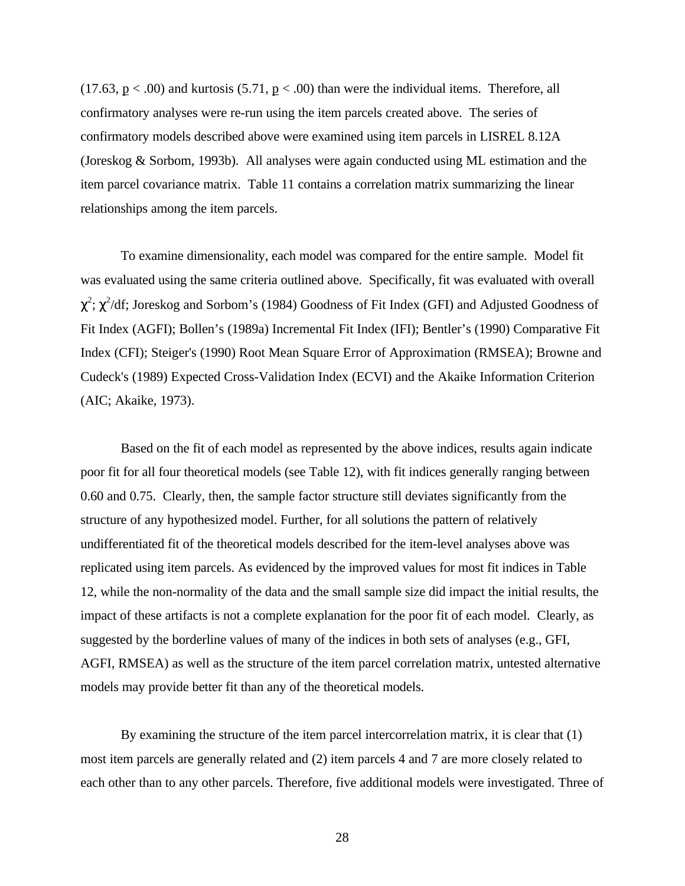(17.63, $p < .00$) and kurtosis (5.71, $p < .00$) than were the individual items. Therefore, all confirmatory analyses were re-run using the item parcels created above. The series of confirmatory models described above were examined using item parcels in LISREL 8.12A (Joreskog & Sorbom, 1993b). All analyses were again conducted using ML estimation and the item parcel covariance matrix. Table 11 contains a correlation matrix summarizing the linear relationships among the item parcels.

To examine dimensionality, each model was compared for the entire sample. Model fit was evaluated using the same criteria outlined above. Specifically, fit was evaluated with overall $\chi^2$; $\chi^2$/df; Joreskog and Sorbom's (1984) Goodness of Fit Index (GFI) and Adjusted Goodness of Fit Index (AGFI); Bollen's (1989a) Incremental Fit Index (IFI); Bentler's (1990) Comparative Fit Index (CFI); Steiger's (1990) Root Mean Square Error of Approximation (RMSEA); Browne and Cudeck's (1989) Expected Cross-Validation Index (ECVI) and the Akaike Information Criterion (AIC; Akaike, 1973).

Based on the fit of each model as represented by the above indices, results again indicate poor fit for all four theoretical models (see Table 12), with fit indices generally ranging between 0.60 and 0.75. Clearly, then, the sample factor structure still deviates significantly from the structure of any hypothesized model. Further, for all solutions the pattern of relatively undifferentiated fit of the theoretical models described for the item-level analyses above was replicated using item parcels. As evidenced by the improved values for most fit indices in Table 12, while the non-normality of the data and the small sample size did impact the initial results, the impact of these artifacts is not a complete explanation for the poor fit of each model. Clearly, as suggested by the borderline values of many of the indices in both sets of analyses (e.g., GFI, AGFI, RMSEA) as well as the structure of the item parcel correlation matrix, untested alternative models may provide better fit than any of the theoretical models.

By examining the structure of the item parcel intercorrelation matrix, it is clear that (1) most item parcels are generally related and (2) item parcels 4 and 7 are more closely related to each other than to any other parcels. Therefore, five additional models were investigated. Three of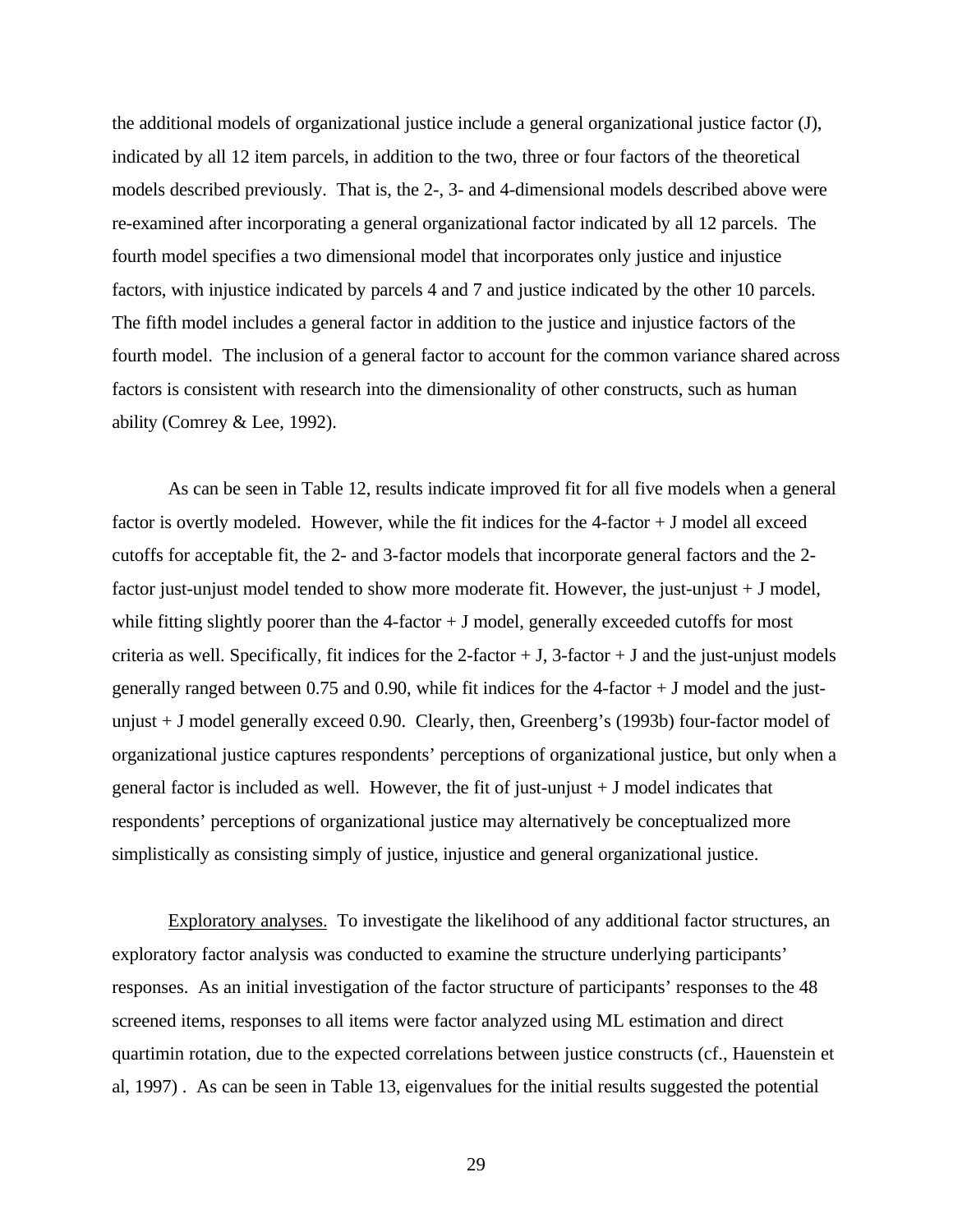the additional models of organizational justice include a general organizational justice factor (J), indicated by all 12 item parcels, in addition to the two, three or four factors of the theoretical models described previously. That is, the 2-, 3- and 4-dimensional models described above were re-examined after incorporating a general organizational factor indicated by all 12 parcels. The fourth model specifies a two dimensional model that incorporates only justice and injustice factors, with injustice indicated by parcels 4 and 7 and justice indicated by the other 10 parcels. The fifth model includes a general factor in addition to the justice and injustice factors of the fourth model. The inclusion of a general factor to account for the common variance shared across factors is consistent with research into the dimensionality of other constructs, such as human ability (Comrey & Lee, 1992).

As can be seen in Table 12, results indicate improved fit for all five models when a general factor is overtly modeled. However, while the fit indices for the 4-factor + J model all exceed cutoffs for acceptable fit, the 2- and 3-factor models that incorporate general factors and the 2-factor just-unjust model tended to show more moderate fit. However, the just-unjust + J model, while fitting slightly poorer than the 4-factor + J model, generally exceeded cutoffs for most criteria as well. Specifically, fit indices for the 2-factor + J, 3-factor + J and the just-unjust models generally ranged between 0.75 and 0.90, while fit indices for the 4-factor + J model and the just-unjust + J model generally exceed 0.90. Clearly, then, Greenberg's (1993b) four-factor model of organizational justice captures respondents' perceptions of organizational justice, but only when a general factor is included as well. However, the fit of just-unjust + J model indicates that respondents' perceptions of organizational justice may alternatively be conceptualized more simplistically as consisting simply of justice, injustice and general organizational justice.

Exploratory analyses. To investigate the likelihood of any additional factor structures, an exploratory factor analysis was conducted to examine the structure underlying participants' responses. As an initial investigation of the factor structure of participants' responses to the 48 screened items, responses to all items were factor analyzed using ML estimation and direct quartimin rotation, due to the expected correlations between justice constructs (cf., Hauenstein et al, 1997) . As can be seen in Table 13, eigenvalues for the initial results suggested the potential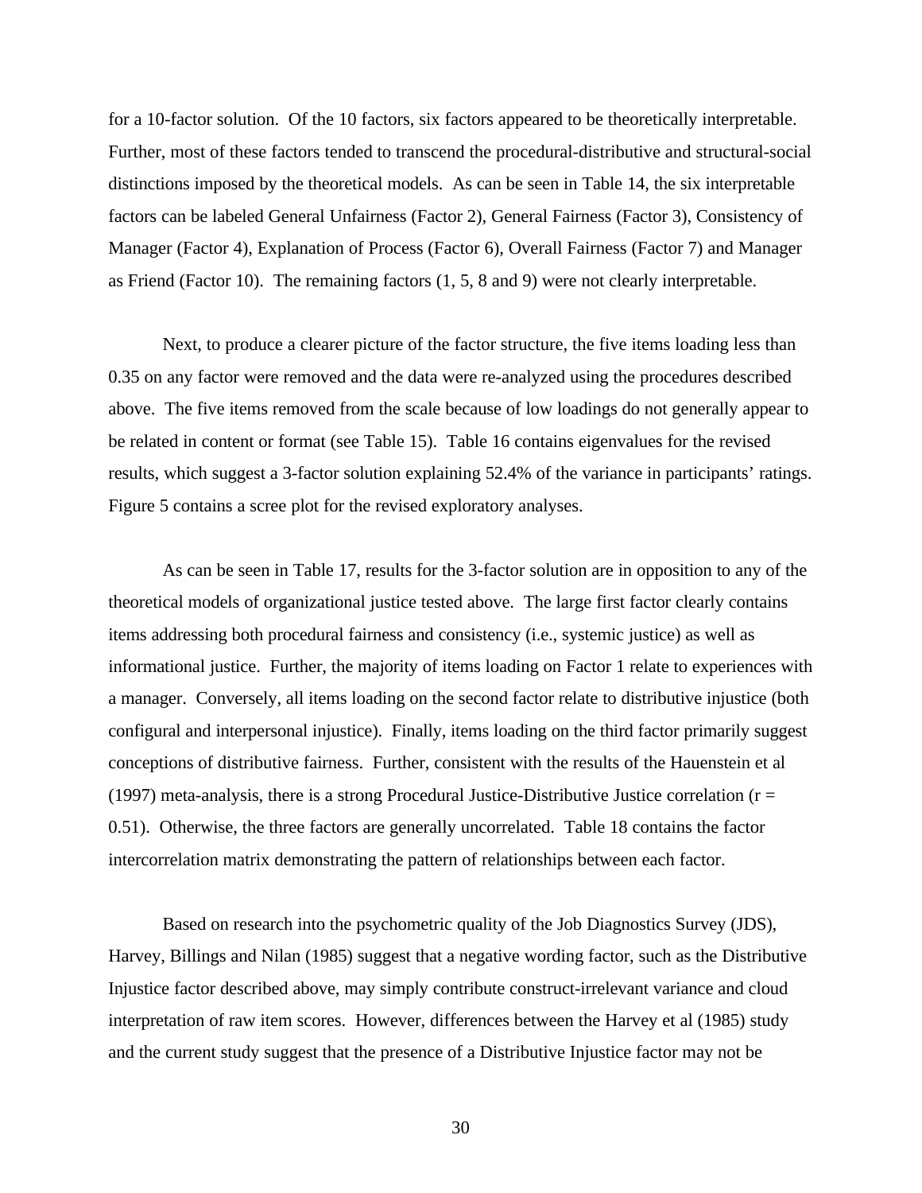for a 10-factor solution. Of the 10 factors, six factors appeared to be theoretically interpretable. Further, most of these factors tended to transcend the procedural-distributive and structural-social distinctions imposed by the theoretical models. As can be seen in Table 14, the six interpretable factors can be labeled General Unfairness (Factor 2), General Fairness (Factor 3), Consistency of Manager (Factor 4), Explanation of Process (Factor 6), Overall Fairness (Factor 7) and Manager as Friend (Factor 10). The remaining factors (1, 5, 8 and 9) were not clearly interpretable.

Next, to produce a clearer picture of the factor structure, the five items loading less than 0.35 on any factor were removed and the data were re-analyzed using the procedures described above. The five items removed from the scale because of low loadings do not generally appear to be related in content or format (see Table 15). Table 16 contains eigenvalues for the revised results, which suggest a 3-factor solution explaining 52.4% of the variance in participants' ratings. Figure 5 contains a scree plot for the revised exploratory analyses.

As can be seen in Table 17, results for the 3-factor solution are in opposition to any of the theoretical models of organizational justice tested above. The large first factor clearly contains items addressing both procedural fairness and consistency (i.e., systemic justice) as well as informational justice. Further, the majority of items loading on Factor 1 relate to experiences with a manager. Conversely, all items loading on the second factor relate to distributive injustice (both configural and interpersonal injustice). Finally, items loading on the third factor primarily suggest conceptions of distributive fairness. Further, consistent with the results of the Hauenstein et al (1997) meta-analysis, there is a strong Procedural Justice-Distributive Justice correlation ($r = 0.51$). Otherwise, the three factors are generally uncorrelated. Table 18 contains the factor intercorrelation matrix demonstrating the pattern of relationships between each factor.

Based on research into the psychometric quality of the Job Diagnostics Survey (JDS), Harvey, Billings and Nilan (1985) suggest that a negative wording factor, such as the Distributive Injustice factor described above, may simply contribute construct-irrelevant variance and cloud interpretation of raw item scores. However, differences between the Harvey et al (1985) study and the current study suggest that the presence of a Distributive Injustice factor may not be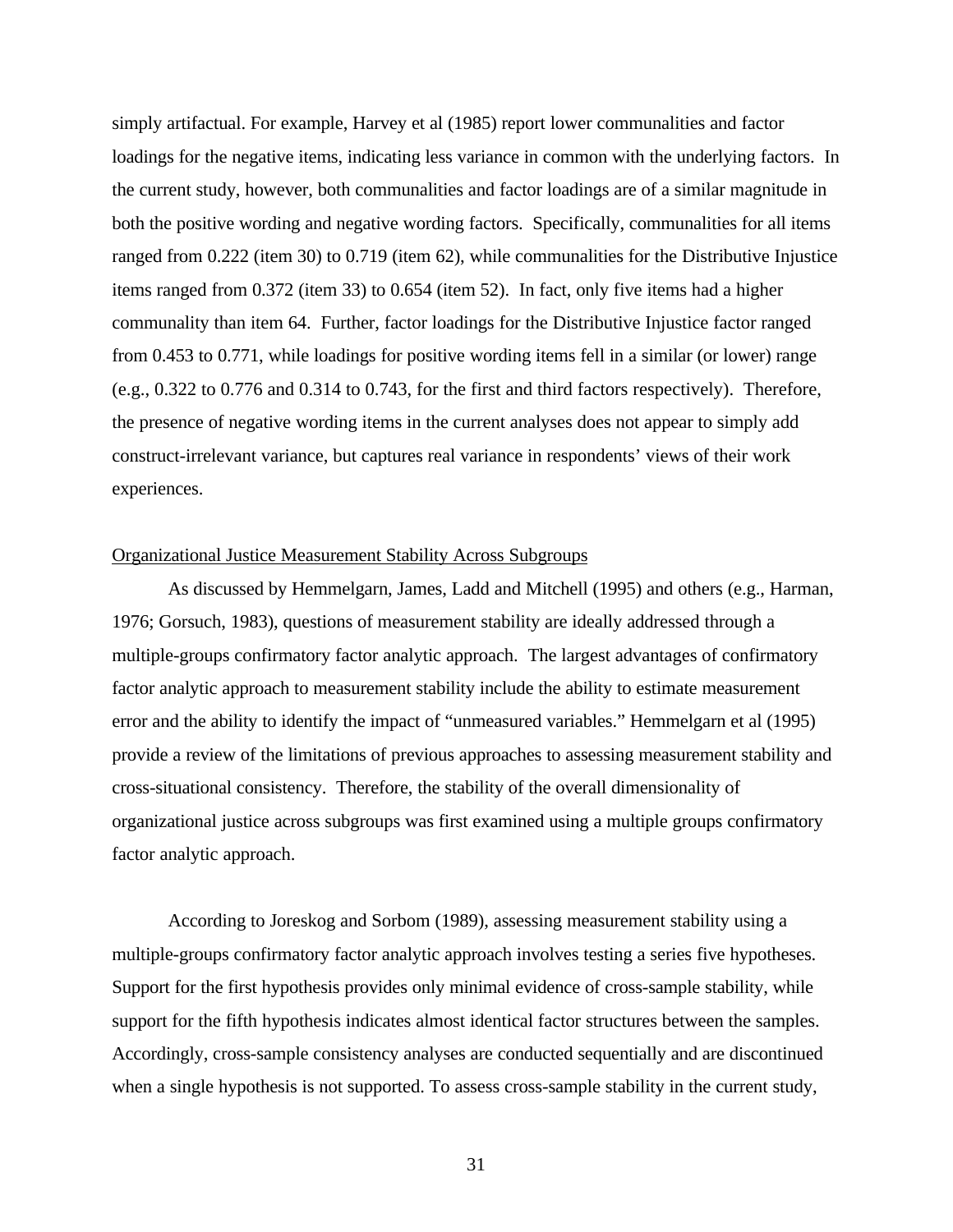simply artifactual. For example, Harvey et al (1985) report lower communalities and factor loadings for the negative items, indicating less variance in common with the underlying factors. In the current study, however, both communalities and factor loadings are of a similar magnitude in both the positive wording and negative wording factors. Specifically, communalities for all items ranged from 0.222 (item 30) to 0.719 (item 62), while communalities for the Distributive Injustice items ranged from 0.372 (item 33) to 0.654 (item 52). In fact, only five items had a higher communality than item 64. Further, factor loadings for the Distributive Injustice factor ranged from 0.453 to 0.771, while loadings for positive wording items fell in a similar (or lower) range (e.g., 0.322 to 0.776 and 0.314 to 0.743, for the first and third factors respectively). Therefore, the presence of negative wording items in the current analyses does not appear to simply add construct-irrelevant variance, but captures real variance in respondents' views of their work experiences.

Organizational Justice Measurement Stability Across Subgroups

As discussed by Hemmelgarn, James, Ladd and Mitchell (1995) and others (e.g., Harman, 1976; Gorsuch, 1983), questions of measurement stability are ideally addressed through a multiple-groups confirmatory factor analytic approach. The largest advantages of confirmatory factor analytic approach to measurement stability include the ability to estimate measurement error and the ability to identify the impact of "unmeasured variables." Hemmelgarn et al (1995) provide a review of the limitations of previous approaches to assessing measurement stability and cross-situational consistency. Therefore, the stability of the overall dimensionality of organizational justice across subgroups was first examined using a multiple groups confirmatory factor analytic approach.

According to Joreskog and Sorbom (1989), assessing measurement stability using a multiple-groups confirmatory factor analytic approach involves testing a series five hypotheses. Support for the first hypothesis provides only minimal evidence of cross-sample stability, while support for the fifth hypothesis indicates almost identical factor structures between the samples. Accordingly, cross-sample consistency analyses are conducted sequentially and are discontinued when a single hypothesis is not supported. To assess cross-sample stability in the current study,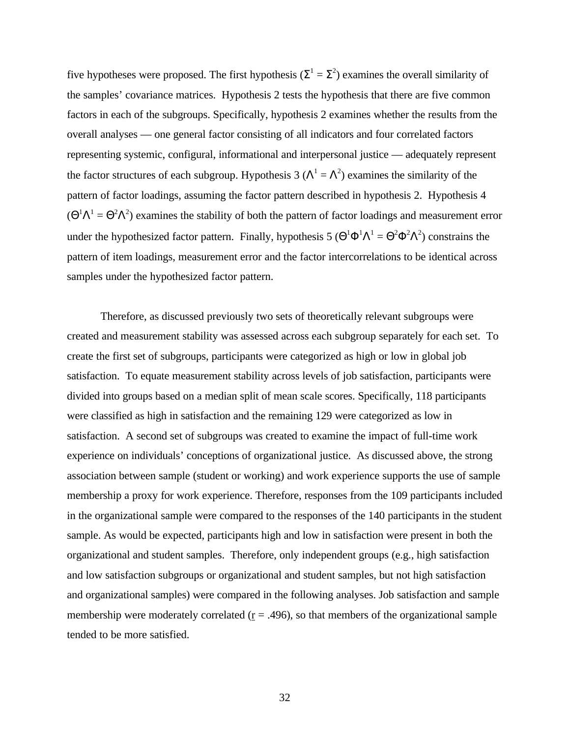five hypotheses were proposed. The first hypothesis ($\Sigma^1 = \Sigma^2$) examines the overall similarity of the samples' covariance matrices. Hypothesis 2 tests the hypothesis that there are five common factors in each of the subgroups. Specifically, hypothesis 2 examines whether the results from the overall analyses — one general factor consisting of all indicators and four correlated factors representing systemic, configural, informational and interpersonal justice — adequately represent the factor structures of each subgroup. Hypothesis 3 ($\Lambda^1 = \Lambda^2$) examines the similarity of the pattern of factor loadings, assuming the factor pattern described in hypothesis 2. Hypothesis 4 ($\Theta^1\Lambda^1 = \Theta^2\Lambda^2$) examines the stability of both the pattern of factor loadings and measurement error under the hypothesized factor pattern. Finally, hypothesis 5 ($\Theta^1\Phi^1\Lambda^1 = \Theta^2\Phi^2\Lambda^2$) constrains the pattern of item loadings, measurement error and the factor intercorrelations to be identical across samples under the hypothesized factor pattern.

Therefore, as discussed previously two sets of theoretically relevant subgroups were created and measurement stability was assessed across each subgroup separately for each set. To create the first set of subgroups, participants were categorized as high or low in global job satisfaction. To equate measurement stability across levels of job satisfaction, participants were divided into groups based on a median split of mean scale scores. Specifically, 118 participants were classified as high in satisfaction and the remaining 129 were categorized as low in satisfaction. A second set of subgroups was created to examine the impact of full-time work experience on individuals' conceptions of organizational justice. As discussed above, the strong association between sample (student or working) and work experience supports the use of sample membership a proxy for work experience. Therefore, responses from the 109 participants included in the organizational sample were compared to the responses of the 140 participants in the student sample. As would be expected, participants high and low in satisfaction were present in both the organizational and student samples. Therefore, only independent groups (e.g., high satisfaction and low satisfaction subgroups or organizational and student samples, but not high satisfaction and organizational samples) were compared in the following analyses. Job satisfaction and sample membership were moderately correlated ($r = .496$), so that members of the organizational sample tended to be more satisfied.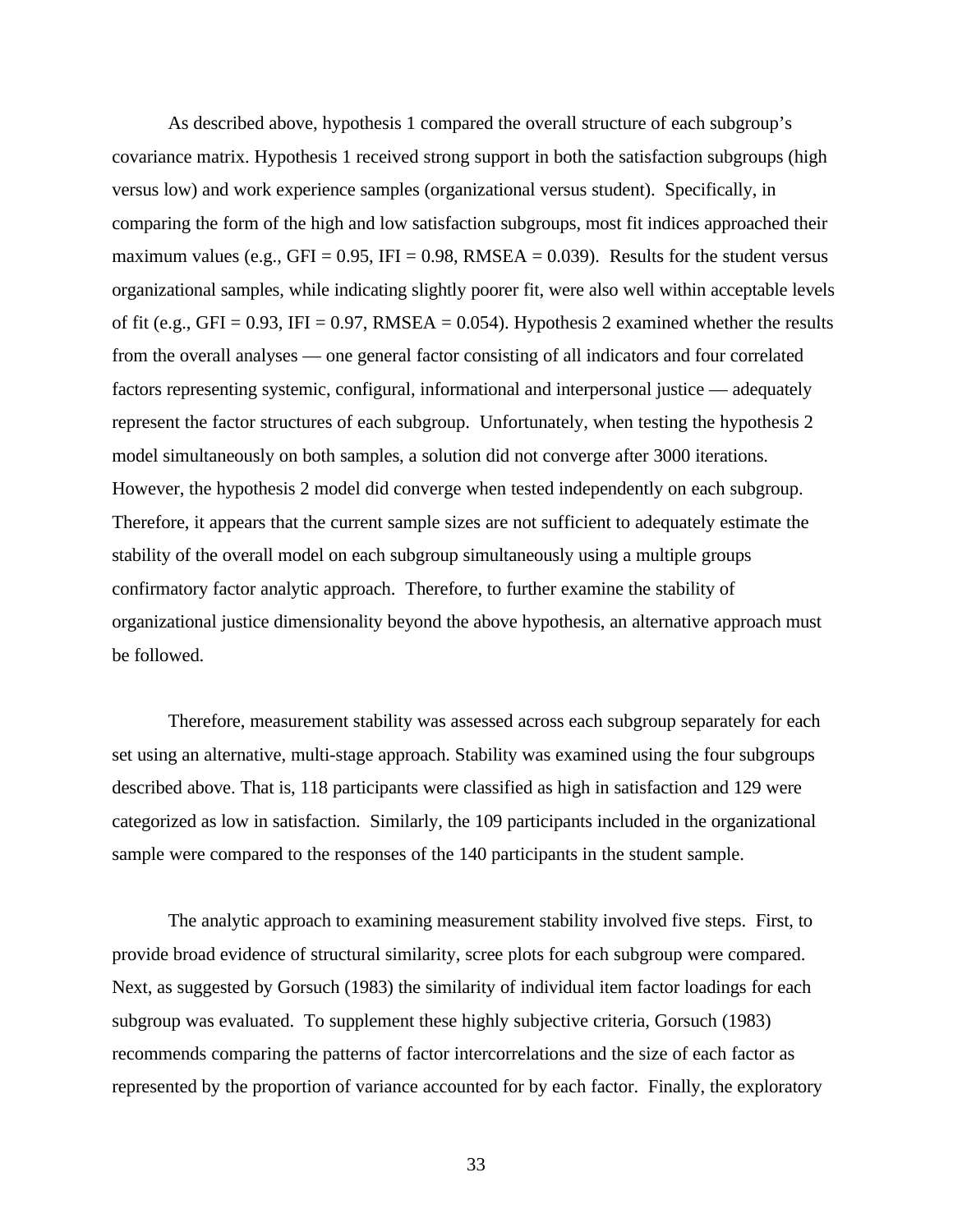As described above, hypothesis 1 compared the overall structure of each subgroup's covariance matrix. Hypothesis 1 received strong support in both the satisfaction subgroups (high versus low) and work experience samples (organizational versus student). Specifically, in comparing the form of the high and low satisfaction subgroups, most fit indices approached their maximum values (e.g., GFI = 0.95, IFI = 0.98, RMSEA = 0.039). Results for the student versus organizational samples, while indicating slightly poorer fit, were also well within acceptable levels of fit (e.g., GFI = 0.93, IFI = 0.97, RMSEA = 0.054). Hypothesis 2 examined whether the results from the overall analyses — one general factor consisting of all indicators and four correlated factors representing systemic, configural, informational and interpersonal justice — adequately represent the factor structures of each subgroup. Unfortunately, when testing the hypothesis 2 model simultaneously on both samples, a solution did not converge after 3000 iterations. However, the hypothesis 2 model did converge when tested independently on each subgroup. Therefore, it appears that the current sample sizes are not sufficient to adequately estimate the stability of the overall model on each subgroup simultaneously using a multiple groups confirmatory factor analytic approach. Therefore, to further examine the stability of organizational justice dimensionality beyond the above hypothesis, an alternative approach must be followed.

Therefore, measurement stability was assessed across each subgroup separately for each set using an alternative, multi-stage approach. Stability was examined using the four subgroups described above. That is, 118 participants were classified as high in satisfaction and 129 were categorized as low in satisfaction. Similarly, the 109 participants included in the organizational sample were compared to the responses of the 140 participants in the student sample.

The analytic approach to examining measurement stability involved five steps. First, to provide broad evidence of structural similarity, scree plots for each subgroup were compared. Next, as suggested by Gorsuch (1983) the similarity of individual item factor loadings for each subgroup was evaluated. To supplement these highly subjective criteria, Gorsuch (1983) recommends comparing the patterns of factor intercorrelations and the size of each factor as represented by the proportion of variance accounted for by each factor. Finally, the exploratory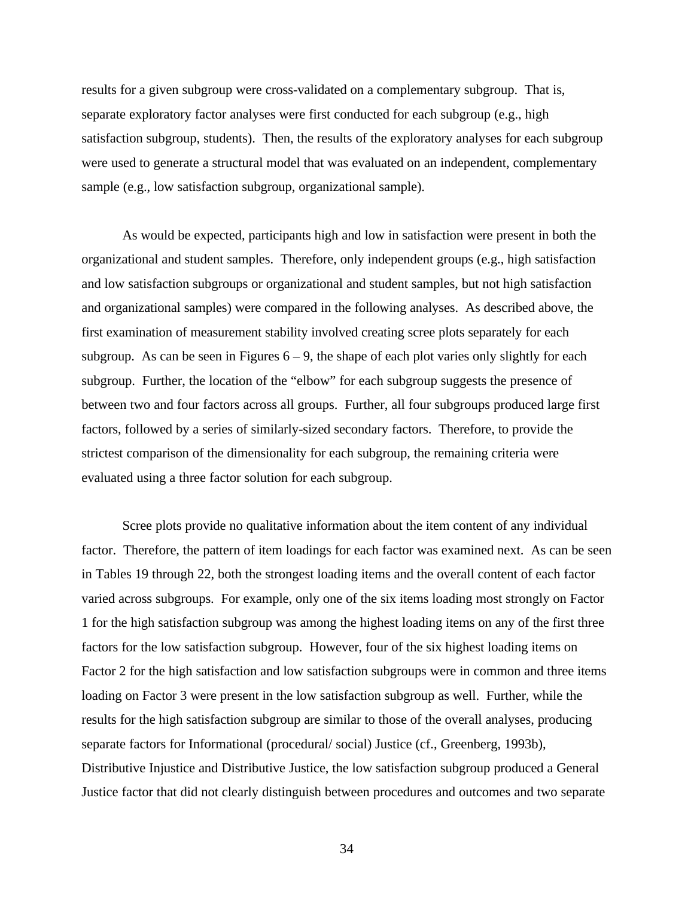results for a given subgroup were cross-validated on a complementary subgroup. That is, separate exploratory factor analyses were first conducted for each subgroup (e.g., high satisfaction subgroup, students). Then, the results of the exploratory analyses for each subgroup were used to generate a structural model that was evaluated on an independent, complementary sample (e.g., low satisfaction subgroup, organizational sample).

As would be expected, participants high and low in satisfaction were present in both the organizational and student samples. Therefore, only independent groups (e.g., high satisfaction and low satisfaction subgroups or organizational and student samples, but not high satisfaction and organizational samples) were compared in the following analyses. As described above, the first examination of measurement stability involved creating scree plots separately for each subgroup. As can be seen in Figures 6 – 9, the shape of each plot varies only slightly for each subgroup. Further, the location of the "elbow" for each subgroup suggests the presence of between two and four factors across all groups. Further, all four subgroups produced large first factors, followed by a series of similarly-sized secondary factors. Therefore, to provide the strictest comparison of the dimensionality for each subgroup, the remaining criteria were evaluated using a three factor solution for each subgroup.

Scree plots provide no qualitative information about the item content of any individual factor. Therefore, the pattern of item loadings for each factor was examined next. As can be seen in Tables 19 through 22, both the strongest loading items and the overall content of each factor varied across subgroups. For example, only one of the six items loading most strongly on Factor 1 for the high satisfaction subgroup was among the highest loading items on any of the first three factors for the low satisfaction subgroup. However, four of the six highest loading items on Factor 2 for the high satisfaction and low satisfaction subgroups were in common and three items loading on Factor 3 were present in the low satisfaction subgroup as well. Further, while the results for the high satisfaction subgroup are similar to those of the overall analyses, producing separate factors for Informational (procedural/ social) Justice (cf., Greenberg, 1993b), Distributive Injustice and Distributive Justice, the low satisfaction subgroup produced a General Justice factor that did not clearly distinguish between procedures and outcomes and two separate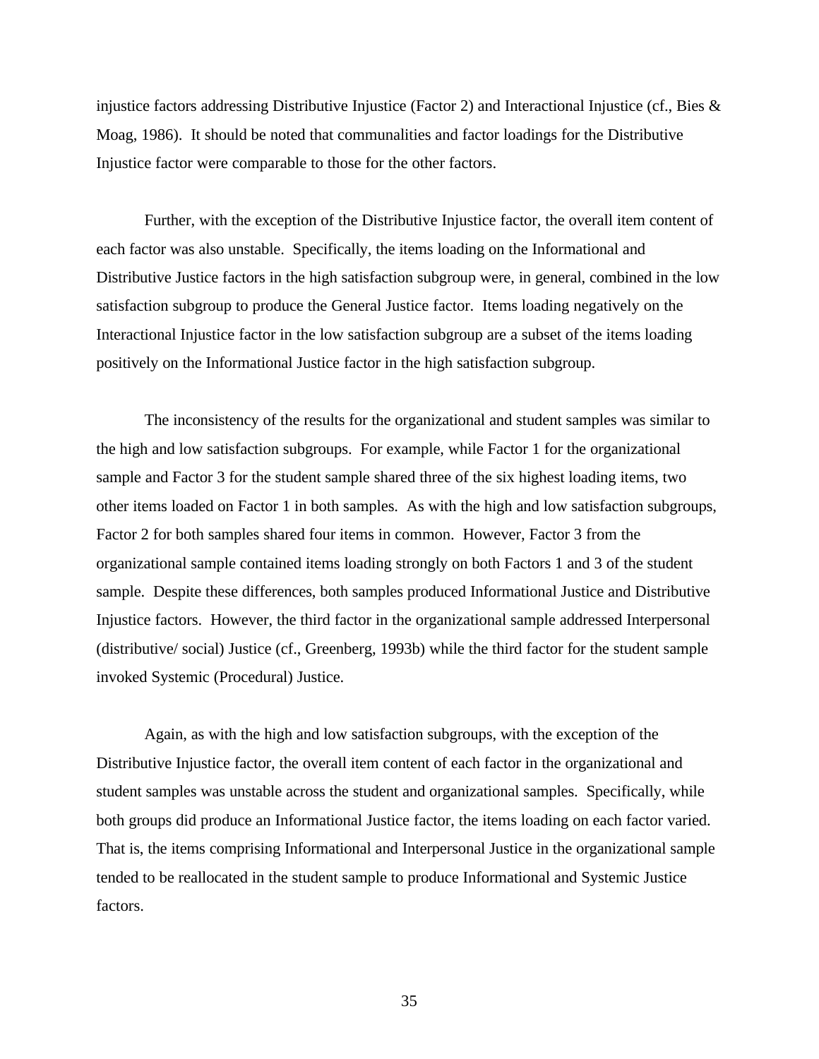injustice factors addressing Distributive Injustice (Factor 2) and Interactional Injustice (cf., Bies & Moag, 1986). It should be noted that communalities and factor loadings for the Distributive Injustice factor were comparable to those for the other factors.

Further, with the exception of the Distributive Injustice factor, the overall item content of each factor was also unstable. Specifically, the items loading on the Informational and Distributive Justice factors in the high satisfaction subgroup were, in general, combined in the low satisfaction subgroup to produce the General Justice factor. Items loading negatively on the Interactional Injustice factor in the low satisfaction subgroup are a subset of the items loading positively on the Informational Justice factor in the high satisfaction subgroup.

The inconsistency of the results for the organizational and student samples was similar to the high and low satisfaction subgroups. For example, while Factor 1 for the organizational sample and Factor 3 for the student sample shared three of the six highest loading items, two other items loaded on Factor 1 in both samples. As with the high and low satisfaction subgroups, Factor 2 for both samples shared four items in common. However, Factor 3 from the organizational sample contained items loading strongly on both Factors 1 and 3 of the student sample. Despite these differences, both samples produced Informational Justice and Distributive Injustice factors. However, the third factor in the organizational sample addressed Interpersonal (distributive/ social) Justice (cf., Greenberg, 1993b) while the third factor for the student sample invoked Systemic (Procedural) Justice.

Again, as with the high and low satisfaction subgroups, with the exception of the Distributive Injustice factor, the overall item content of each factor in the organizational and student samples was unstable across the student and organizational samples. Specifically, while both groups did produce an Informational Justice factor, the items loading on each factor varied. That is, the items comprising Informational and Interpersonal Justice in the organizational sample tended to be reallocated in the student sample to produce Informational and Systemic Justice factors.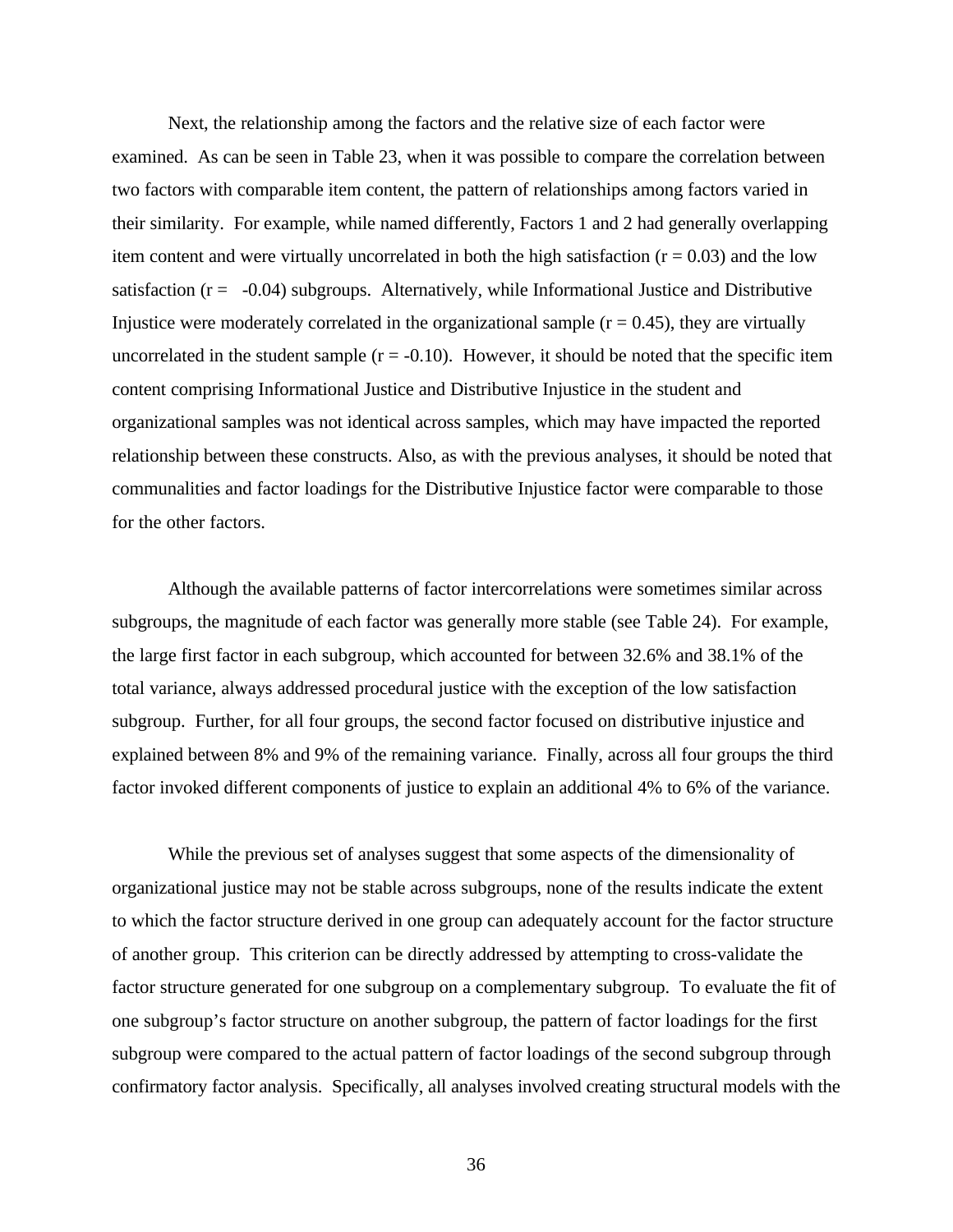Next, the relationship among the factors and the relative size of each factor were examined. As can be seen in Table 23, when it was possible to compare the correlation between two factors with comparable item content, the pattern of relationships among factors varied in their similarity. For example, while named differently, Factors 1 and 2 had generally overlapping item content and were virtually uncorrelated in both the high satisfaction ($r = 0.03$) and the low satisfaction ($r = -0.04$) subgroups. Alternatively, while Informational Justice and Distributive Injustice were moderately correlated in the organizational sample ($r = 0.45$), they are virtually uncorrelated in the student sample ($r = -0.10$). However, it should be noted that the specific item content comprising Informational Justice and Distributive Injustice in the student and organizational samples was not identical across samples, which may have impacted the reported relationship between these constructs. Also, as with the previous analyses, it should be noted that communalities and factor loadings for the Distributive Injustice factor were comparable to those for the other factors.

Although the available patterns of factor intercorrelations were sometimes similar across subgroups, the magnitude of each factor was generally more stable (see Table 24). For example, the large first factor in each subgroup, which accounted for between 32.6% and 38.1% of the total variance, always addressed procedural justice with the exception of the low satisfaction subgroup. Further, for all four groups, the second factor focused on distributive injustice and explained between 8% and 9% of the remaining variance. Finally, across all four groups the third factor invoked different components of justice to explain an additional 4% to 6% of the variance.

While the previous set of analyses suggest that some aspects of the dimensionality of organizational justice may not be stable across subgroups, none of the results indicate the extent to which the factor structure derived in one group can adequately account for the factor structure of another group. This criterion can be directly addressed by attempting to cross-validate the factor structure generated for one subgroup on a complementary subgroup. To evaluate the fit of one subgroup's factor structure on another subgroup, the pattern of factor loadings for the first subgroup were compared to the actual pattern of factor loadings of the second subgroup through confirmatory factor analysis. Specifically, all analyses involved creating structural models with the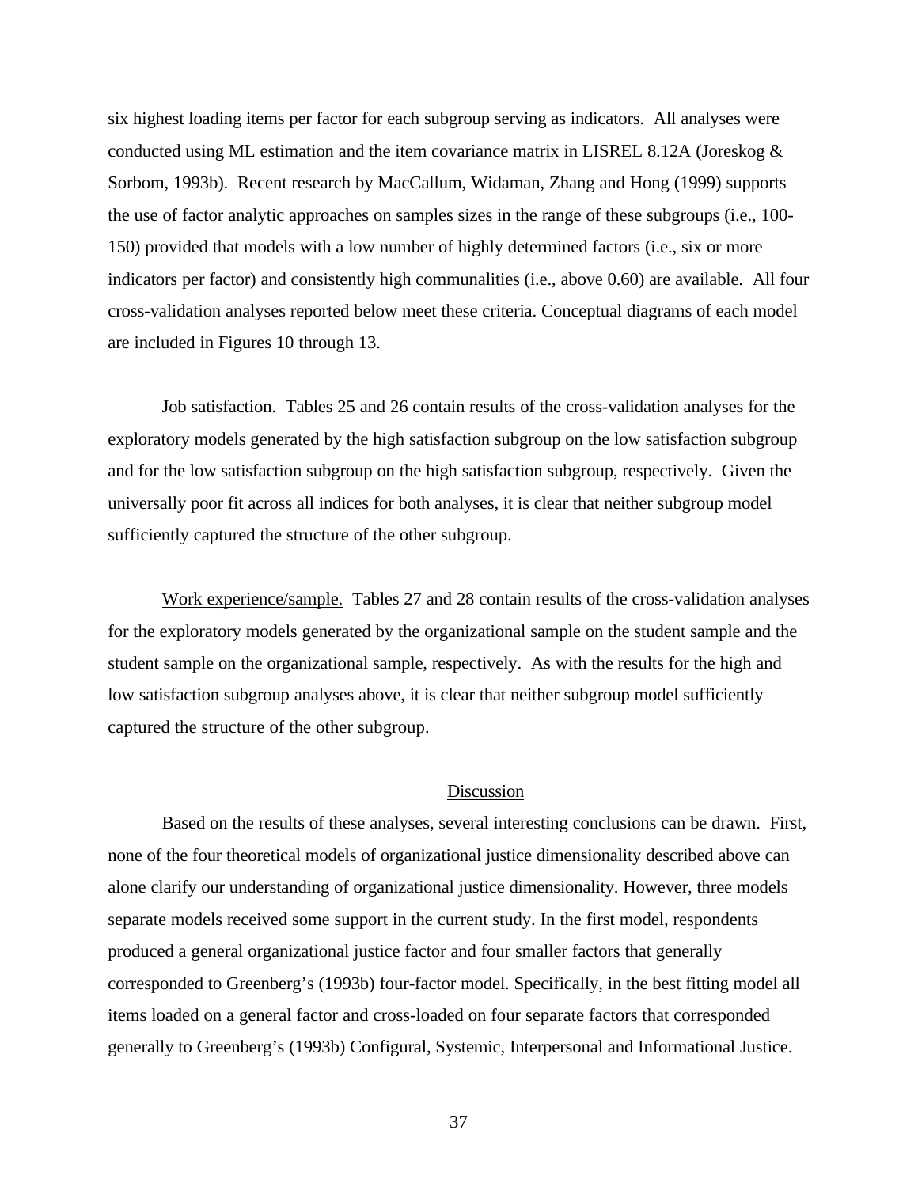six highest loading items per factor for each subgroup serving as indicators. All analyses were conducted using ML estimation and the item covariance matrix in LISREL 8.12A (Joreskog & Sorbom, 1993b). Recent research by MacCallum, Widaman, Zhang and Hong (1999) supports the use of factor analytic approaches on samples sizes in the range of these subgroups (i.e., 100-150) provided that models with a low number of highly determined factors (i.e., six or more indicators per factor) and consistently high communalities (i.e., above 0.60) are available. All four cross-validation analyses reported below meet these criteria. Conceptual diagrams of each model are included in Figures 10 through 13.

Job satisfaction. Tables 25 and 26 contain results of the cross-validation analyses for the exploratory models generated by the high satisfaction subgroup on the low satisfaction subgroup and for the low satisfaction subgroup on the high satisfaction subgroup, respectively. Given the universally poor fit across all indices for both analyses, it is clear that neither subgroup model sufficiently captured the structure of the other subgroup.

Work experience/sample. Tables 27 and 28 contain results of the cross-validation analyses for the exploratory models generated by the organizational sample on the student sample and the student sample on the organizational sample, respectively. As with the results for the high and low satisfaction subgroup analyses above, it is clear that neither subgroup model sufficiently captured the structure of the other subgroup.

## Discussion

Based on the results of these analyses, several interesting conclusions can be drawn. First, none of the four theoretical models of organizational justice dimensionality described above can alone clarify our understanding of organizational justice dimensionality. However, three models separate models received some support in the current study. In the first model, respondents produced a general organizational justice factor and four smaller factors that generally corresponded to Greenberg's (1993b) four-factor model. Specifically, in the best fitting model all items loaded on a general factor and cross-loaded on four separate factors that corresponded generally to Greenberg's (1993b) Configural, Systemic, Interpersonal and Informational Justice.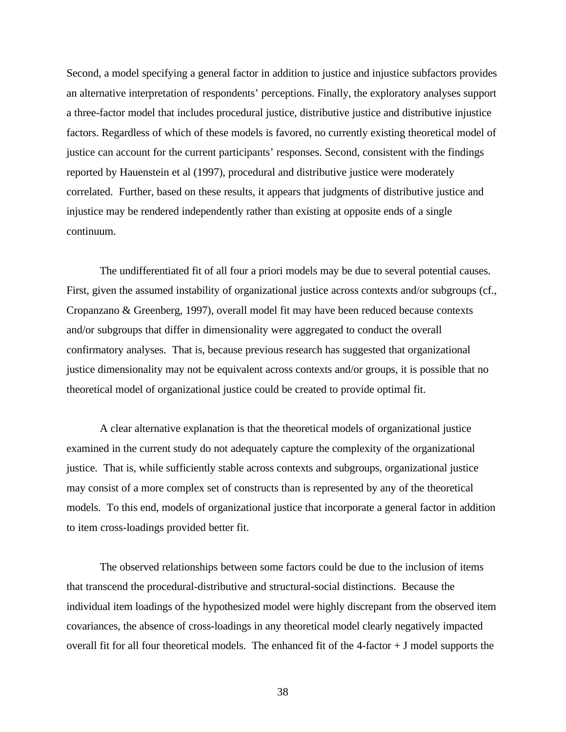Second, a model specifying a general factor in addition to justice and injustice subfactors provides an alternative interpretation of respondents' perceptions. Finally, the exploratory analyses support a three-factor model that includes procedural justice, distributive justice and distributive injustice factors. Regardless of which of these models is favored, no currently existing theoretical model of justice can account for the current participants' responses. Second, consistent with the findings reported by Hauenstein et al (1997), procedural and distributive justice were moderately correlated. Further, based on these results, it appears that judgments of distributive justice and injustice may be rendered independently rather than existing at opposite ends of a single continuum.

The undifferentiated fit of all four a priori models may be due to several potential causes. First, given the assumed instability of organizational justice across contexts and/or subgroups (cf., Cropanzano & Greenberg, 1997), overall model fit may have been reduced because contexts and/or subgroups that differ in dimensionality were aggregated to conduct the overall confirmatory analyses. That is, because previous research has suggested that organizational justice dimensionality may not be equivalent across contexts and/or groups, it is possible that no theoretical model of organizational justice could be created to provide optimal fit.

A clear alternative explanation is that the theoretical models of organizational justice examined in the current study do not adequately capture the complexity of the organizational justice. That is, while sufficiently stable across contexts and subgroups, organizational justice may consist of a more complex set of constructs than is represented by any of the theoretical models. To this end, models of organizational justice that incorporate a general factor in addition to item cross-loadings provided better fit.

The observed relationships between some factors could be due to the inclusion of items that transcend the procedural-distributive and structural-social distinctions. Because the individual item loadings of the hypothesized model were highly discrepant from the observed item covariances, the absence of cross-loadings in any theoretical model clearly negatively impacted overall fit for all four theoretical models. The enhanced fit of the 4-factor + J model supports the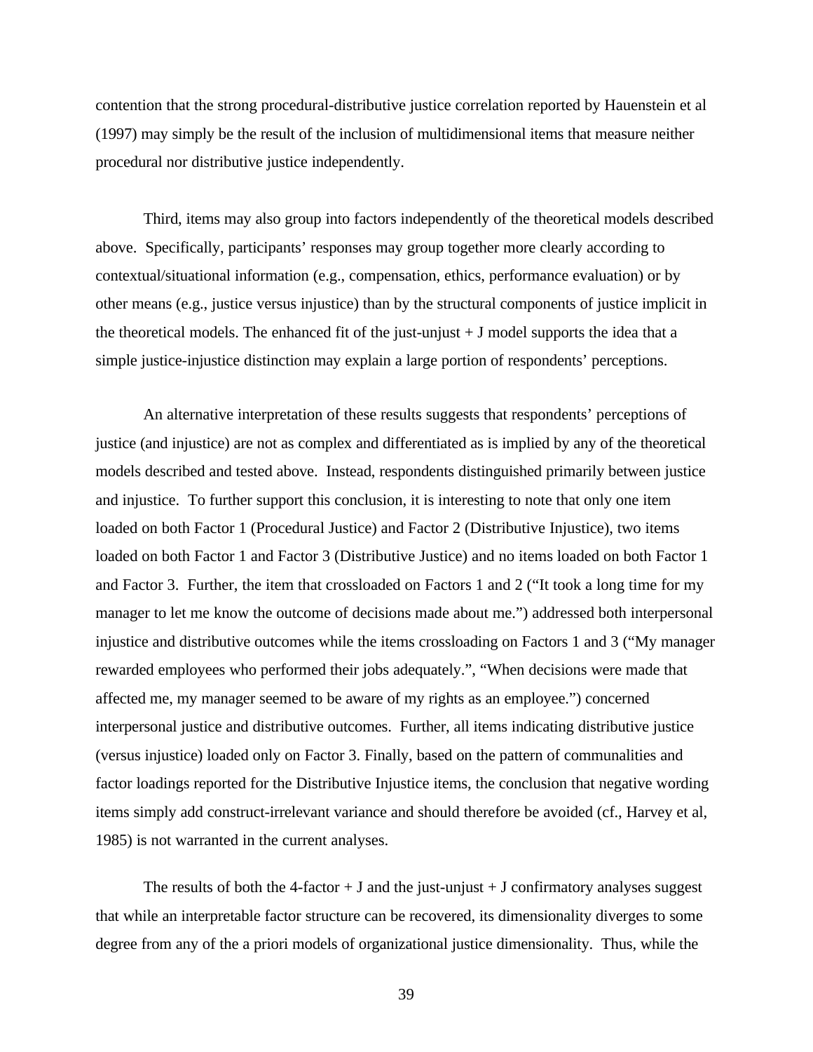contention that the strong procedural-distributive justice correlation reported by Hauenstein et al (1997) may simply be the result of the inclusion of multidimensional items that measure neither procedural nor distributive justice independently.

Third, items may also group into factors independently of the theoretical models described above. Specifically, participants' responses may group together more clearly according to contextual/situational information (e.g., compensation, ethics, performance evaluation) or by other means (e.g., justice versus injustice) than by the structural components of justice implicit in the theoretical models. The enhanced fit of the just-unjust + J model supports the idea that a simple justice-injustice distinction may explain a large portion of respondents' perceptions.

An alternative interpretation of these results suggests that respondents' perceptions of justice (and injustice) are not as complex and differentiated as is implied by any of the theoretical models described and tested above. Instead, respondents distinguished primarily between justice and injustice. To further support this conclusion, it is interesting to note that only one item loaded on both Factor 1 (Procedural Justice) and Factor 2 (Distributive Injustice), two items loaded on both Factor 1 and Factor 3 (Distributive Justice) and no items loaded on both Factor 1 and Factor 3. Further, the item that crossloaded on Factors 1 and 2 ("It took a long time for my manager to let me know the outcome of decisions made about me.") addressed both interpersonal injustice and distributive outcomes while the items crossloading on Factors 1 and 3 ("My manager rewarded employees who performed their jobs adequately.", "When decisions were made that affected me, my manager seemed to be aware of my rights as an employee.") concerned interpersonal justice and distributive outcomes. Further, all items indicating distributive justice (versus injustice) loaded only on Factor 3. Finally, based on the pattern of communalities and factor loadings reported for the Distributive Injustice items, the conclusion that negative wording items simply add construct-irrelevant variance and should therefore be avoided (cf., Harvey et al, 1985) is not warranted in the current analyses.

The results of both the 4-factor + J and the just-unjust + J confirmatory analyses suggest that while an interpretable factor structure can be recovered, its dimensionality diverges to some degree from any of the a priori models of organizational justice dimensionality. Thus, while the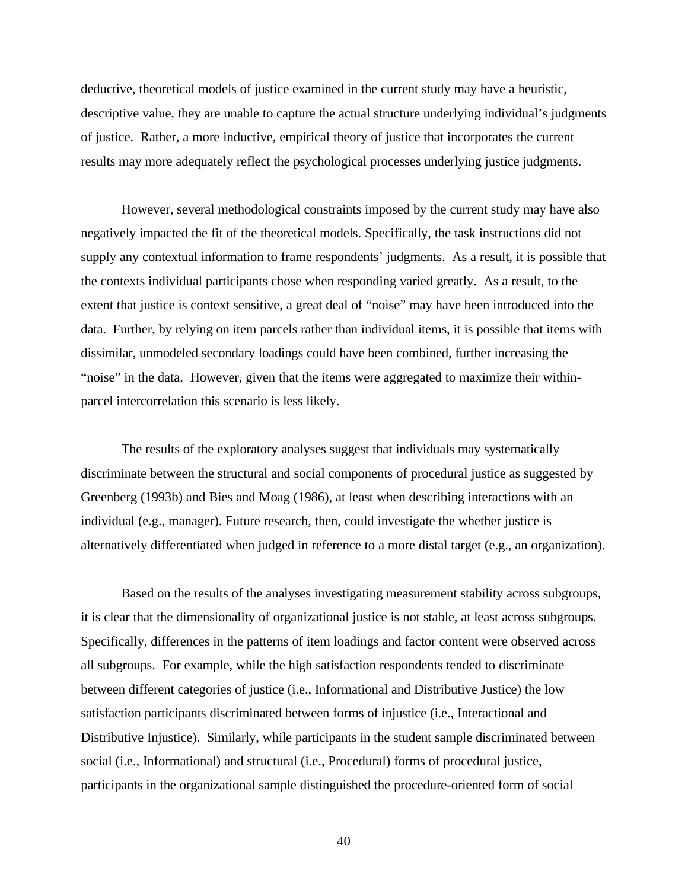deductive, theoretical models of justice examined in the current study may have a heuristic, descriptive value, they are unable to capture the actual structure underlying individual's judgments of justice. Rather, a more inductive, empirical theory of justice that incorporates the current results may more adequately reflect the psychological processes underlying justice judgments.

However, several methodological constraints imposed by the current study may have also negatively impacted the fit of the theoretical models. Specifically, the task instructions did not supply any contextual information to frame respondents' judgments. As a result, it is possible that the contexts individual participants chose when responding varied greatly. As a result, to the extent that justice is context sensitive, a great deal of "noise" may have been introduced into the data. Further, by relying on item parcels rather than individual items, it is possible that items with dissimilar, unmodeled secondary loadings could have been combined, further increasing the "noise" in the data. However, given that the items were aggregated to maximize their within-parcel intercorrelation this scenario is less likely.

The results of the exploratory analyses suggest that individuals may systematically discriminate between the structural and social components of procedural justice as suggested by Greenberg (1993b) and Bies and Moag (1986), at least when describing interactions with an individual (e.g., manager). Future research, then, could investigate the whether justice is alternatively differentiated when judged in reference to a more distal target (e.g., an organization).

Based on the results of the analyses investigating measurement stability across subgroups, it is clear that the dimensionality of organizational justice is not stable, at least across subgroups. Specifically, differences in the patterns of item loadings and factor content were observed across all subgroups. For example, while the high satisfaction respondents tended to discriminate between different categories of justice (i.e., Informational and Distributive Justice) the low satisfaction participants discriminated between forms of injustice (i.e., Interactional and Distributive Injustice). Similarly, while participants in the student sample discriminated between social (i.e., Informational) and structural (i.e., Procedural) forms of procedural justice, participants in the organizational sample distinguished the procedure-oriented form of social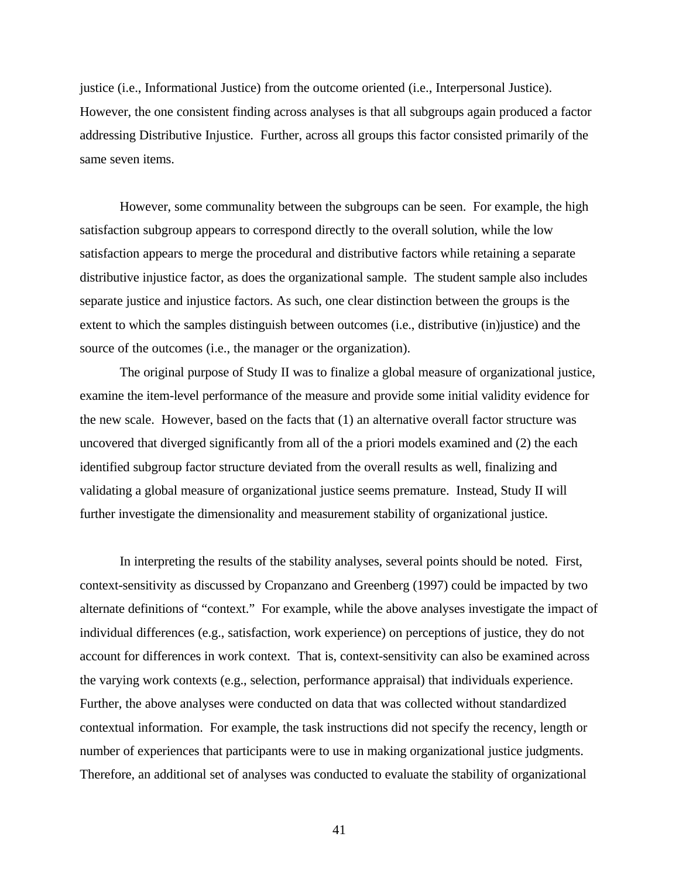justice (i.e., Informational Justice) from the outcome oriented (i.e., Interpersonal Justice). However, the one consistent finding across analyses is that all subgroups again produced a factor addressing Distributive Injustice. Further, across all groups this factor consisted primarily of the same seven items.

However, some communality between the subgroups can be seen. For example, the high satisfaction subgroup appears to correspond directly to the overall solution, while the low satisfaction appears to merge the procedural and distributive factors while retaining a separate distributive injustice factor, as does the organizational sample. The student sample also includes separate justice and injustice factors. As such, one clear distinction between the groups is the extent to which the samples distinguish between outcomes (i.e., distributive (in)justice) and the source of the outcomes (i.e., the manager or the organization).

The original purpose of Study II was to finalize a global measure of organizational justice, examine the item-level performance of the measure and provide some initial validity evidence for the new scale. However, based on the facts that (1) an alternative overall factor structure was uncovered that diverged significantly from all of the a priori models examined and (2) the each identified subgroup factor structure deviated from the overall results as well, finalizing and validating a global measure of organizational justice seems premature. Instead, Study II will further investigate the dimensionality and measurement stability of organizational justice.

In interpreting the results of the stability analyses, several points should be noted. First, context-sensitivity as discussed by Cropanzano and Greenberg (1997) could be impacted by two alternate definitions of "context." For example, while the above analyses investigate the impact of individual differences (e.g., satisfaction, work experience) on perceptions of justice, they do not account for differences in work context. That is, context-sensitivity can also be examined across the varying work contexts (e.g., selection, performance appraisal) that individuals experience. Further, the above analyses were conducted on data that was collected without standardized contextual information. For example, the task instructions did not specify the recency, length or number of experiences that participants were to use in making organizational justice judgments. Therefore, an additional set of analyses was conducted to evaluate the stability of organizational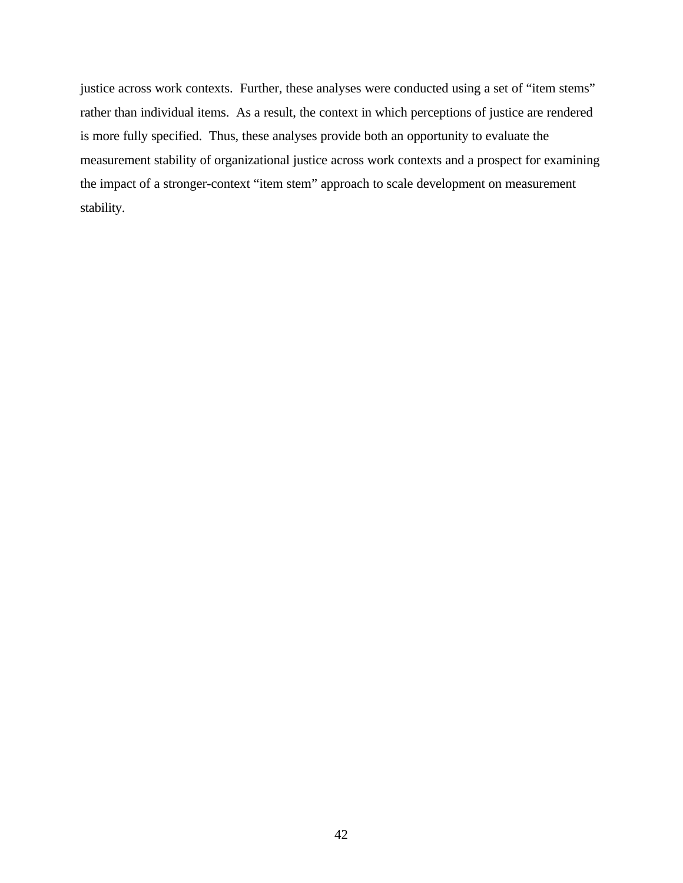justice across work contexts. Further, these analyses were conducted using a set of "item stems" rather than individual items. As a result, the context in which perceptions of justice are rendered is more fully specified. Thus, these analyses provide both an opportunity to evaluate the measurement stability of organizational justice across work contexts and a prospect for examining the impact of a stronger-context "item stem" approach to scale development on measurement stability.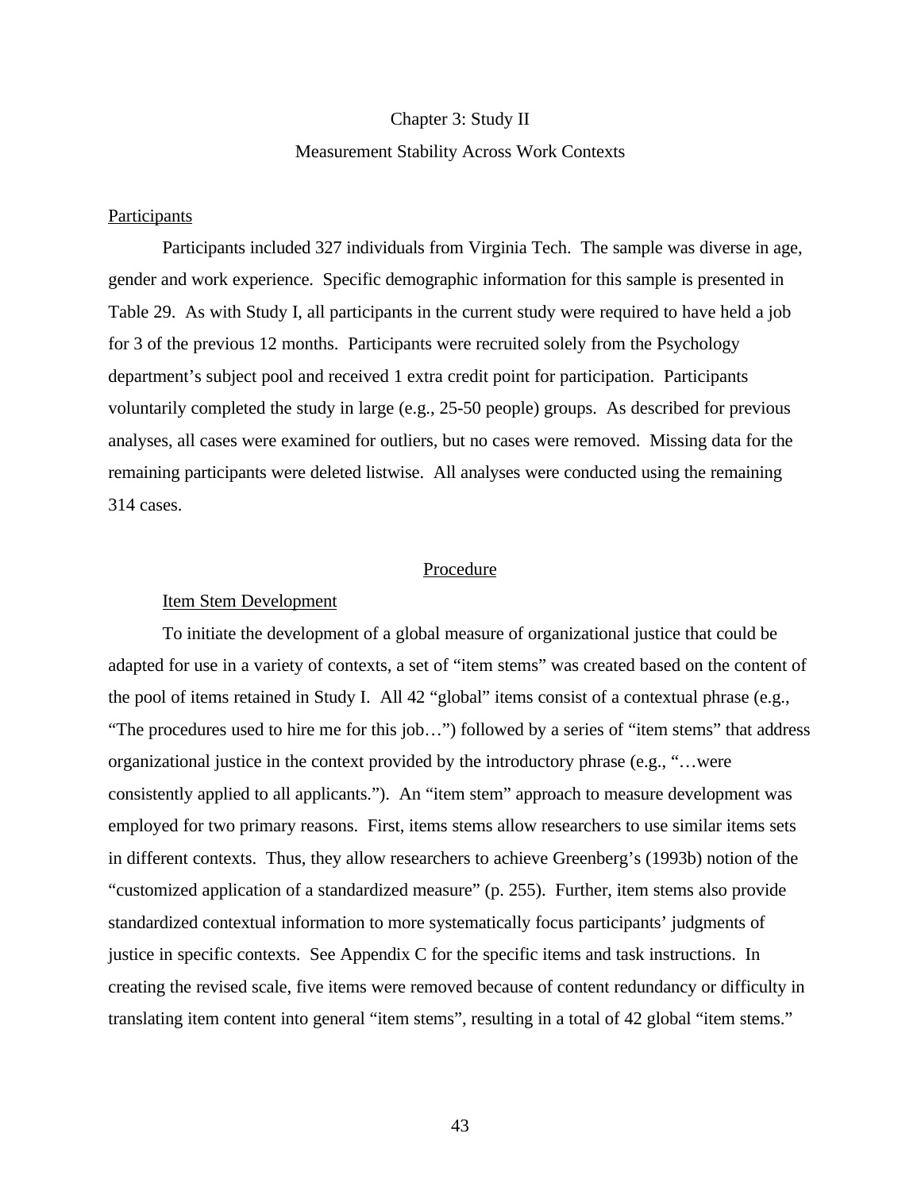# Chapter 3: Study II

## Measurement Stability Across Work Contexts

### Participants

Participants included 327 individuals from Virginia Tech. The sample was diverse in age, gender and work experience. Specific demographic information for this sample is presented in Table 29. As with Study I, all participants in the current study were required to have held a job for 3 of the previous 12 months. Participants were recruited solely from the Psychology department's subject pool and received 1 extra credit point for participation. Participants voluntarily completed the study in large (e.g., 25-50 people) groups. As described for previous analyses, all cases were examined for outliers, but no cases were removed. Missing data for the remaining participants were deleted listwise. All analyses were conducted using the remaining 314 cases.

### Procedure

#### Item Stem Development

To initiate the development of a global measure of organizational justice that could be adapted for use in a variety of contexts, a set of "item stems" was created based on the content of the pool of items retained in Study I. All 42 "global" items consist of a contextual phrase (e.g., "The procedures used to hire me for this job…") followed by a series of "item stems" that address organizational justice in the context provided by the introductory phrase (e.g., "…were consistently applied to all applicants."). An "item stem" approach to measure development was employed for two primary reasons. First, items stems allow researchers to use similar items sets in different contexts. Thus, they allow researchers to achieve Greenberg's (1993b) notion of the "customized application of a standardized measure" (p. 255). Further, item stems also provide standardized contextual information to more systematically focus participants' judgments of justice in specific contexts. See Appendix C for the specific items and task instructions. In creating the revised scale, five items were removed because of content redundancy or difficulty in translating item content into general "item stems", resulting in a total of 42 global "item stems."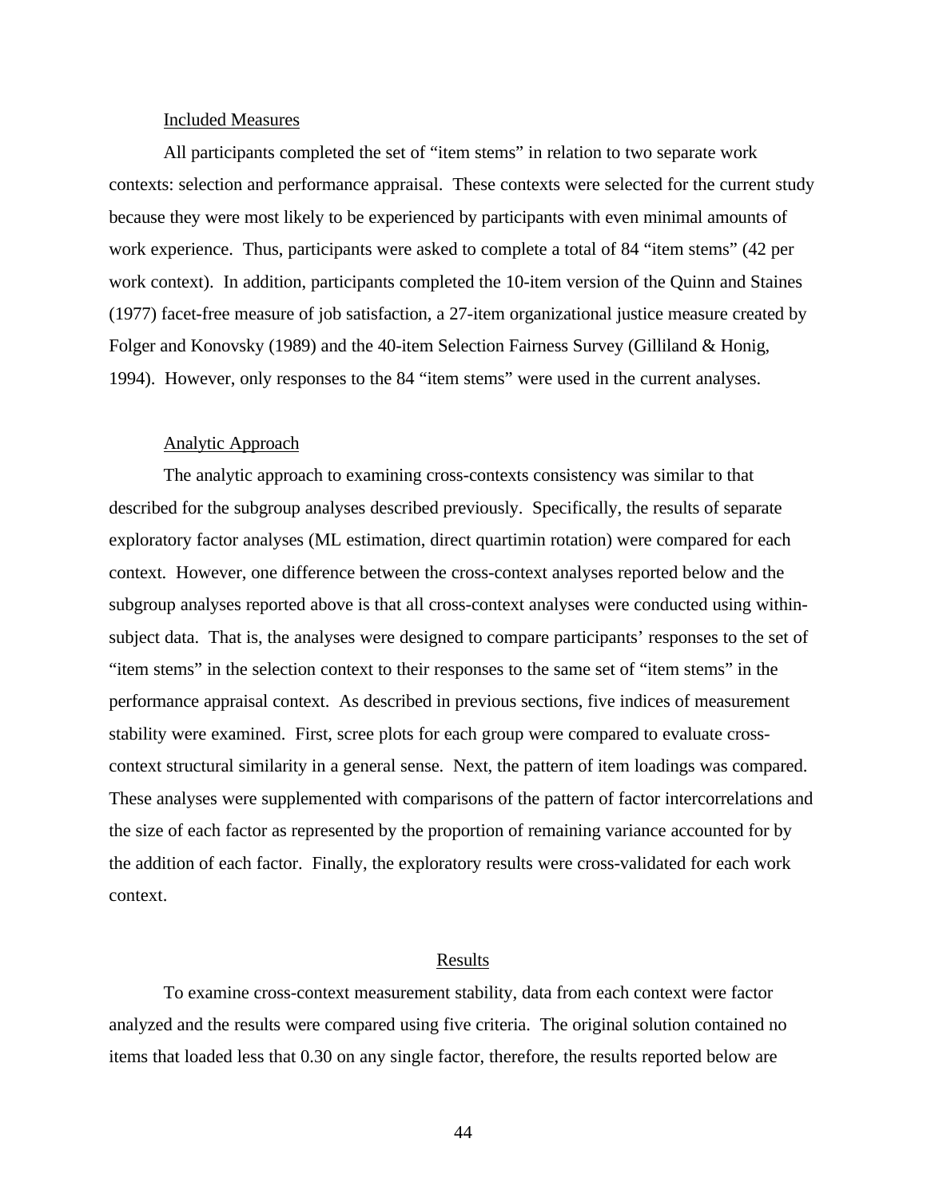Included Measures

All participants completed the set of “item stems” in relation to two separate work contexts: selection and performance appraisal. These contexts were selected for the current study because they were most likely to be experienced by participants with even minimal amounts of work experience. Thus, participants were asked to complete a total of 84 “item stems” (42 per work context). In addition, participants completed the 10-item version of the Quinn and Staines (1977) facet-free measure of job satisfaction, a 27-item organizational justice measure created by Folger and Konovsky (1989) and the 40-item Selection Fairness Survey (Gilliland & Honig, 1994). However, only responses to the 84 “item stems” were used in the current analyses.

Analytic Approach

The analytic approach to examining cross-contexts consistency was similar to that described for the subgroup analyses described previously. Specifically, the results of separate exploratory factor analyses (ML estimation, direct quartimin rotation) were compared for each context. However, one difference between the cross-context analyses reported below and the subgroup analyses reported above is that all cross-context analyses were conducted using within-subject data. That is, the analyses were designed to compare participants’ responses to the set of “item stems” in the selection context to their responses to the same set of “item stems” in the performance appraisal context. As described in previous sections, five indices of measurement stability were examined. First, scree plots for each group were compared to evaluate cross-context structural similarity in a general sense. Next, the pattern of item loadings was compared. These analyses were supplemented with comparisons of the pattern of factor intercorrelations and the size of each factor as represented by the proportion of remaining variance accounted for by the addition of each factor. Finally, the exploratory results were cross-validated for each work context.

## Results

To examine cross-context measurement stability, data from each context were factor analyzed and the results were compared using five criteria. The original solution contained no items that loaded less that 0.30 on any single factor, therefore, the results reported below are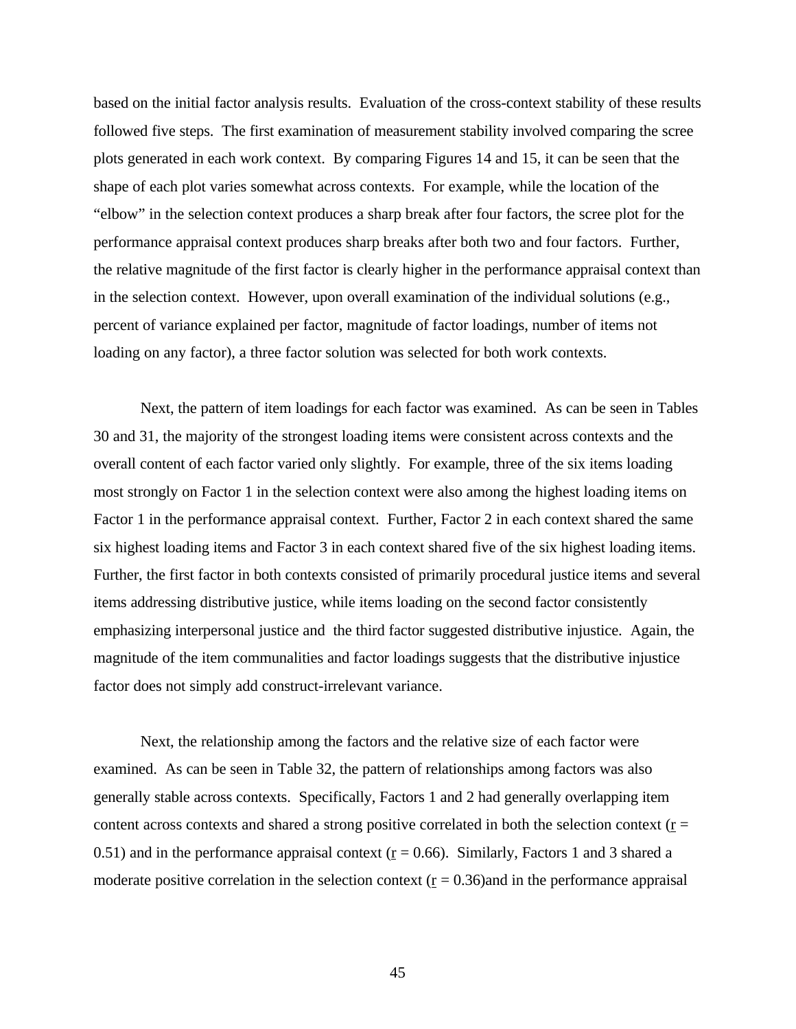based on the initial factor analysis results. Evaluation of the cross-context stability of these results followed five steps. The first examination of measurement stability involved comparing the scree plots generated in each work context. By comparing Figures 14 and 15, it can be seen that the shape of each plot varies somewhat across contexts. For example, while the location of the "elbow" in the selection context produces a sharp break after four factors, the scree plot for the performance appraisal context produces sharp breaks after both two and four factors. Further, the relative magnitude of the first factor is clearly higher in the performance appraisal context than in the selection context. However, upon overall examination of the individual solutions (e.g., percent of variance explained per factor, magnitude of factor loadings, number of items not loading on any factor), a three factor solution was selected for both work contexts.

Next, the pattern of item loadings for each factor was examined. As can be seen in Tables 30 and 31, the majority of the strongest loading items were consistent across contexts and the overall content of each factor varied only slightly. For example, three of the six items loading most strongly on Factor 1 in the selection context were also among the highest loading items on Factor 1 in the performance appraisal context. Further, Factor 2 in each context shared the same six highest loading items and Factor 3 in each context shared five of the six highest loading items. Further, the first factor in both contexts consisted of primarily procedural justice items and several items addressing distributive justice, while items loading on the second factor consistently emphasizing interpersonal justice and the third factor suggested distributive injustice. Again, the magnitude of the item communalities and factor loadings suggests that the distributive injustice factor does not simply add construct-irrelevant variance.

Next, the relationship among the factors and the relative size of each factor were examined. As can be seen in Table 32, the pattern of relationships among factors was also generally stable across contexts. Specifically, Factors 1 and 2 had generally overlapping item content across contexts and shared a strong positive correlated in both the selection context ($r$ = 0.51) and in the performance appraisal context ($r$ = 0.66). Similarly, Factors 1 and 3 shared a moderate positive correlation in the selection context ($r$ = 0.36)and in the performance appraisal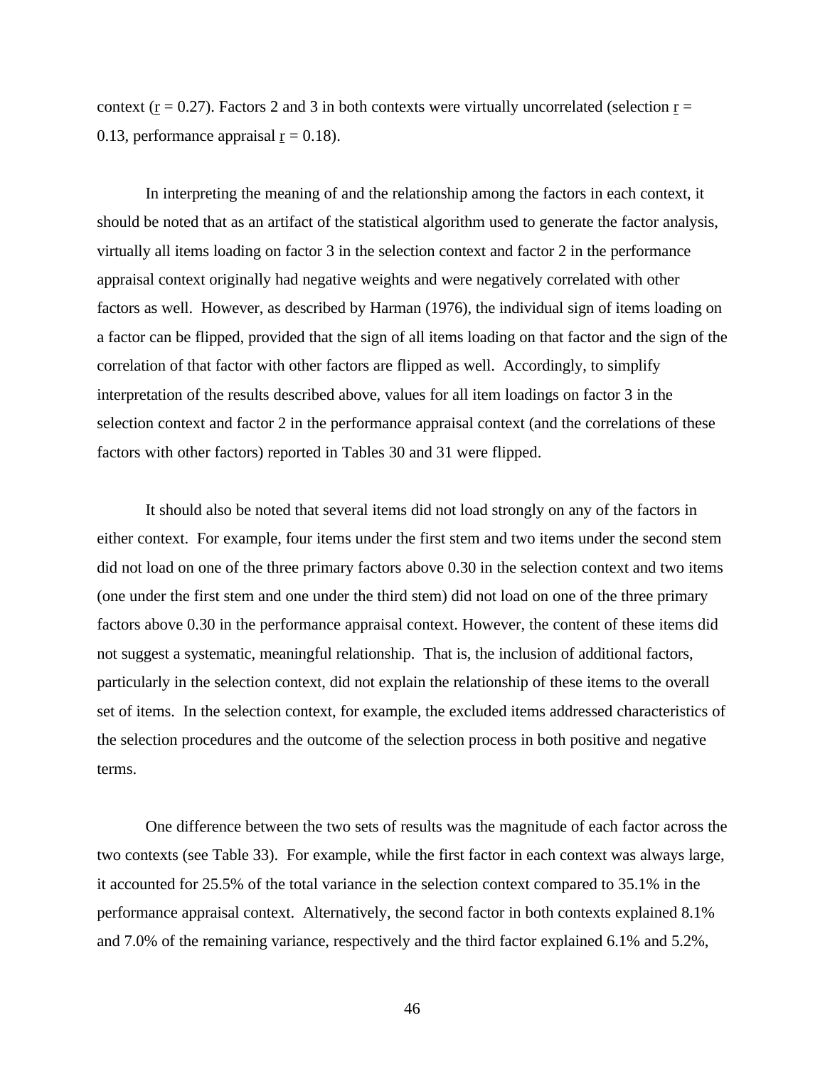context ($\underline{r}$ = 0.27). Factors 2 and 3 in both contexts were virtually uncorrelated (selection $\underline{r}$ = 0.13, performance appraisal $\underline{r}$ = 0.18).

In interpreting the meaning of and the relationship among the factors in each context, it should be noted that as an artifact of the statistical algorithm used to generate the factor analysis, virtually all items loading on factor 3 in the selection context and factor 2 in the performance appraisal context originally had negative weights and were negatively correlated with other factors as well. However, as described by Harman (1976), the individual sign of items loading on a factor can be flipped, provided that the sign of all items loading on that factor and the sign of the correlation of that factor with other factors are flipped as well. Accordingly, to simplify interpretation of the results described above, values for all item loadings on factor 3 in the selection context and factor 2 in the performance appraisal context (and the correlations of these factors with other factors) reported in Tables 30 and 31 were flipped.

It should also be noted that several items did not load strongly on any of the factors in either context. For example, four items under the first stem and two items under the second stem did not load on one of the three primary factors above 0.30 in the selection context and two items (one under the first stem and one under the third stem) did not load on one of the three primary factors above 0.30 in the performance appraisal context. However, the content of these items did not suggest a systematic, meaningful relationship. That is, the inclusion of additional factors, particularly in the selection context, did not explain the relationship of these items to the overall set of items. In the selection context, for example, the excluded items addressed characteristics of the selection procedures and the outcome of the selection process in both positive and negative terms.

One difference between the two sets of results was the magnitude of each factor across the two contexts (see Table 33). For example, while the first factor in each context was always large, it accounted for 25.5% of the total variance in the selection context compared to 35.1% in the performance appraisal context. Alternatively, the second factor in both contexts explained 8.1% and 7.0% of the remaining variance, respectively and the third factor explained 6.1% and 5.2%,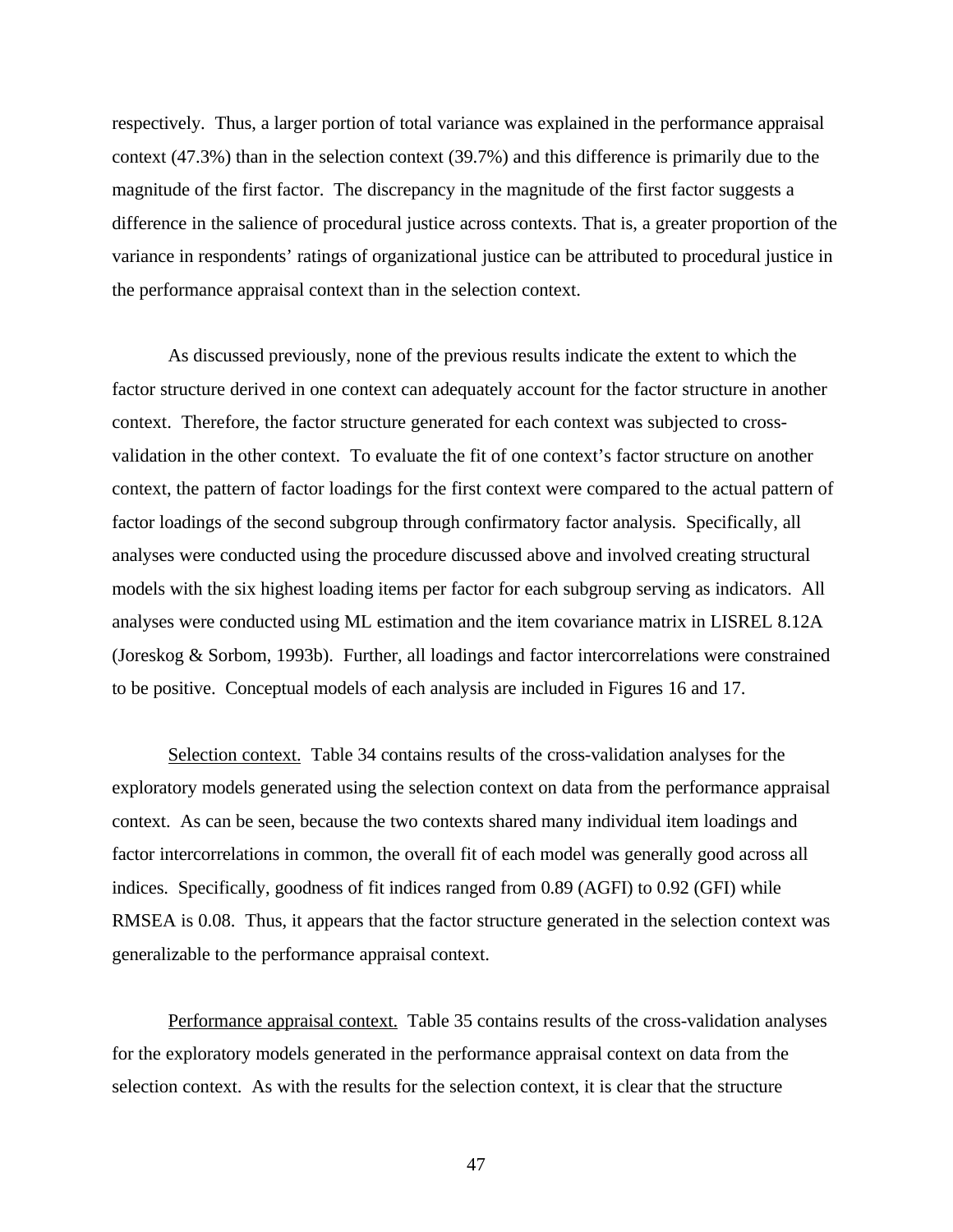respectively. Thus, a larger portion of total variance was explained in the performance appraisal context (47.3%) than in the selection context (39.7%) and this difference is primarily due to the magnitude of the first factor. The discrepancy in the magnitude of the first factor suggests a difference in the salience of procedural justice across contexts. That is, a greater proportion of the variance in respondents' ratings of organizational justice can be attributed to procedural justice in the performance appraisal context than in the selection context.

As discussed previously, none of the previous results indicate the extent to which the factor structure derived in one context can adequately account for the factor structure in another context. Therefore, the factor structure generated for each context was subjected to cross-validation in the other context. To evaluate the fit of one context's factor structure on another context, the pattern of factor loadings for the first context were compared to the actual pattern of factor loadings of the second subgroup through confirmatory factor analysis. Specifically, all analyses were conducted using the procedure discussed above and involved creating structural models with the six highest loading items per factor for each subgroup serving as indicators. All analyses were conducted using ML estimation and the item covariance matrix in LISREL 8.12A (Joreskog & Sorbom, 1993b). Further, all loadings and factor intercorrelations were constrained to be positive. Conceptual models of each analysis are included in Figures 16 and 17.

Selection context. Table 34 contains results of the cross-validation analyses for the exploratory models generated using the selection context on data from the performance appraisal context. As can be seen, because the two contexts shared many individual item loadings and factor intercorrelations in common, the overall fit of each model was generally good across all indices. Specifically, goodness of fit indices ranged from 0.89 (AGFI) to 0.92 (GFI) while RMSEA is 0.08. Thus, it appears that the factor structure generated in the selection context was generalizable to the performance appraisal context.

Performance appraisal context. Table 35 contains results of the cross-validation analyses for the exploratory models generated in the performance appraisal context on data from the selection context. As with the results for the selection context, it is clear that the structure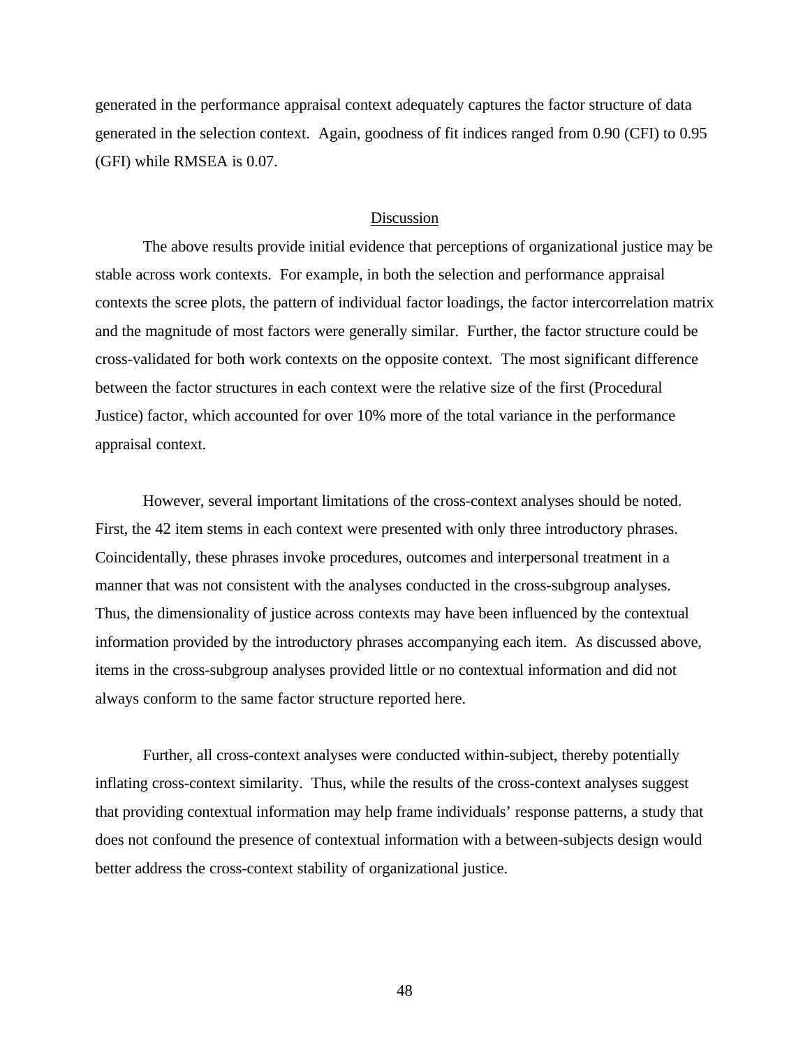generated in the performance appraisal context adequately captures the factor structure of data generated in the selection context. Again, goodness of fit indices ranged from 0.90 (CFI) to 0.95 (GFI) while RMSEA is 0.07.

## Discussion

The above results provide initial evidence that perceptions of organizational justice may be stable across work contexts. For example, in both the selection and performance appraisal contexts the scree plots, the pattern of individual factor loadings, the factor intercorrelation matrix and the magnitude of most factors were generally similar. Further, the factor structure could be cross-validated for both work contexts on the opposite context. The most significant difference between the factor structures in each context were the relative size of the first (Procedural Justice) factor, which accounted for over 10% more of the total variance in the performance appraisal context.

However, several important limitations of the cross-context analyses should be noted. First, the 42 item stems in each context were presented with only three introductory phrases. Coincidentally, these phrases invoke procedures, outcomes and interpersonal treatment in a manner that was not consistent with the analyses conducted in the cross-subgroup analyses. Thus, the dimensionality of justice across contexts may have been influenced by the contextual information provided by the introductory phrases accompanying each item. As discussed above, items in the cross-subgroup analyses provided little or no contextual information and did not always conform to the same factor structure reported here.

Further, all cross-context analyses were conducted within-subject, thereby potentially inflating cross-context similarity. Thus, while the results of the cross-context analyses suggest that providing contextual information may help frame individuals' response patterns, a study that does not confound the presence of contextual information with a between-subjects design would better address the cross-context stability of organizational justice.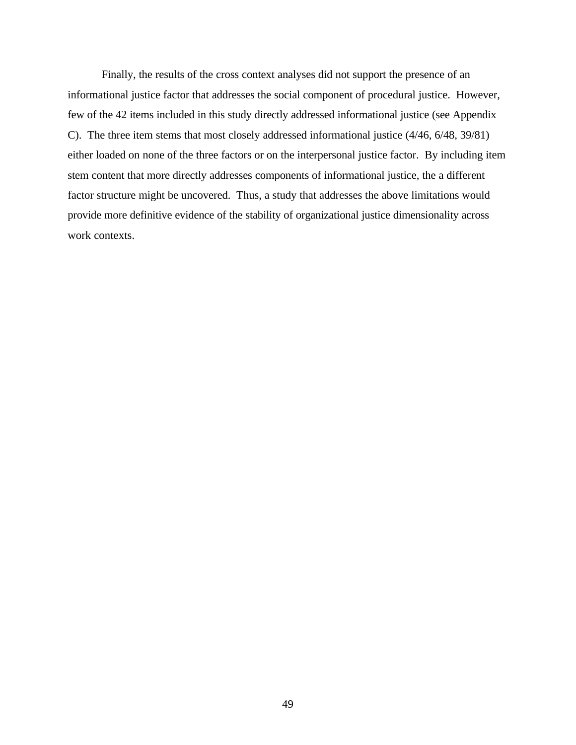Finally, the results of the cross context analyses did not support the presence of an informational justice factor that addresses the social component of procedural justice. However, few of the 42 items included in this study directly addressed informational justice (see Appendix C). The three item stems that most closely addressed informational justice (4/46, 6/48, 39/81) either loaded on none of the three factors or on the interpersonal justice factor. By including item stem content that more directly addresses components of informational justice, the a different factor structure might be uncovered. Thus, a study that addresses the above limitations would provide more definitive evidence of the stability of organizational justice dimensionality across work contexts.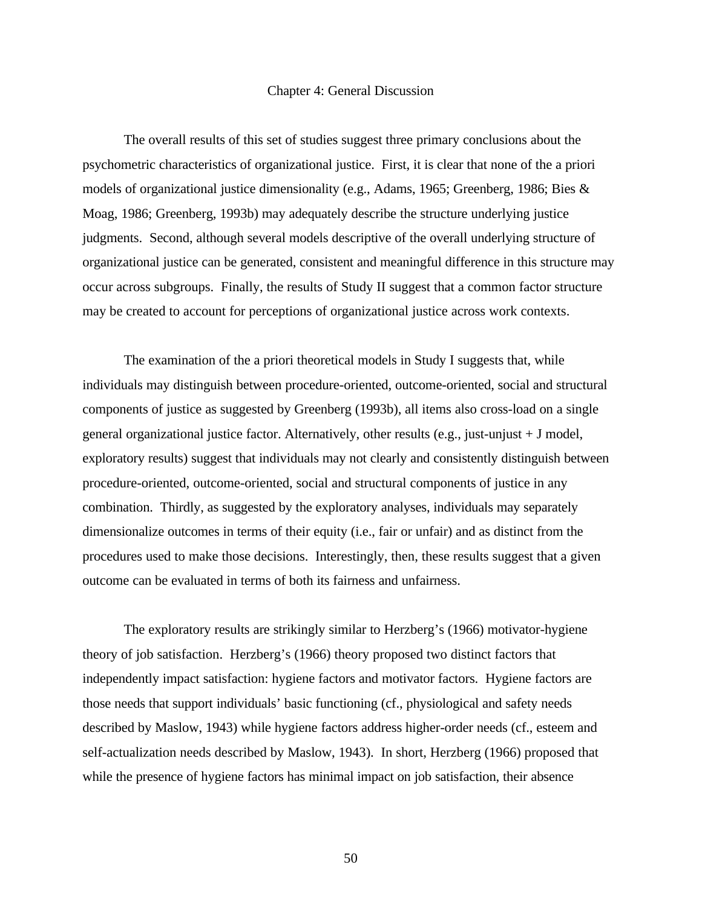# Chapter 4: General Discussion

The overall results of this set of studies suggest three primary conclusions about the psychometric characteristics of organizational justice. First, it is clear that none of the a priori models of organizational justice dimensionality (e.g., Adams, 1965; Greenberg, 1986; Bies & Moag, 1986; Greenberg, 1993b) may adequately describe the structure underlying justice judgments. Second, although several models descriptive of the overall underlying structure of organizational justice can be generated, consistent and meaningful difference in this structure may occur across subgroups. Finally, the results of Study II suggest that a common factor structure may be created to account for perceptions of organizational justice across work contexts.

The examination of the a priori theoretical models in Study I suggests that, while individuals may distinguish between procedure-oriented, outcome-oriented, social and structural components of justice as suggested by Greenberg (1993b), all items also cross-load on a single general organizational justice factor. Alternatively, other results (e.g., just-unjust + J model, exploratory results) suggest that individuals may not clearly and consistently distinguish between procedure-oriented, outcome-oriented, social and structural components of justice in any combination. Thirdly, as suggested by the exploratory analyses, individuals may separately dimensionalize outcomes in terms of their equity (i.e., fair or unfair) and as distinct from the procedures used to make those decisions. Interestingly, then, these results suggest that a given outcome can be evaluated in terms of both its fairness and unfairness.

The exploratory results are strikingly similar to Herzberg's (1966) motivator-hygiene theory of job satisfaction. Herzberg's (1966) theory proposed two distinct factors that independently impact satisfaction: hygiene factors and motivator factors. Hygiene factors are those needs that support individuals' basic functioning (cf., physiological and safety needs described by Maslow, 1943) while hygiene factors address higher-order needs (cf., esteem and self-actualization needs described by Maslow, 1943). In short, Herzberg (1966) proposed that while the presence of hygiene factors has minimal impact on job satisfaction, their absence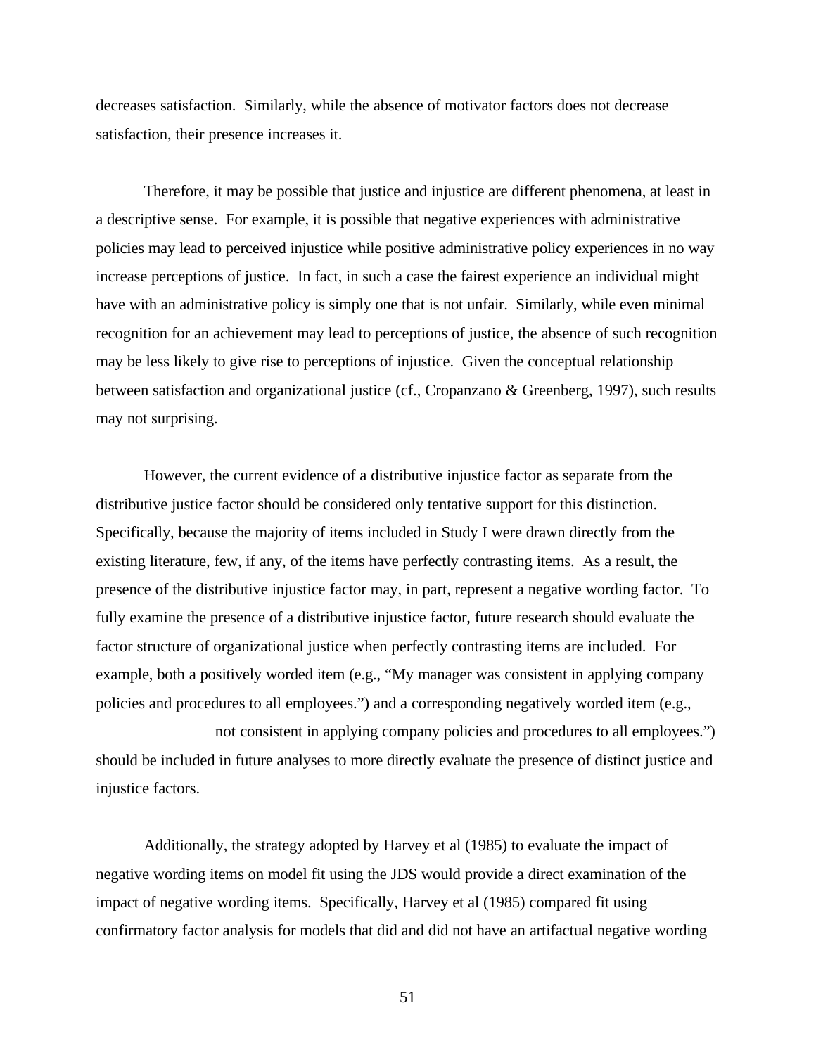decreases satisfaction. Similarly, while the absence of motivator factors does not decrease satisfaction, their presence increases it.

Therefore, it may be possible that justice and injustice are different phenomena, at least in a descriptive sense. For example, it is possible that negative experiences with administrative policies may lead to perceived injustice while positive administrative policy experiences in no way increase perceptions of justice. In fact, in such a case the fairest experience an individual might have with an administrative policy is simply one that is not unfair. Similarly, while even minimal recognition for an achievement may lead to perceptions of justice, the absence of such recognition may be less likely to give rise to perceptions of injustice. Given the conceptual relationship between satisfaction and organizational justice (cf., Cropanzano & Greenberg, 1997), such results may not surprising.

However, the current evidence of a distributive injustice factor as separate from the distributive justice factor should be considered only tentative support for this distinction. Specifically, because the majority of items included in Study I were drawn directly from the existing literature, few, if any, of the items have perfectly contrasting items. As a result, the presence of the distributive injustice factor may, in part, represent a negative wording factor. To fully examine the presence of a distributive injustice factor, future research should evaluate the factor structure of organizational justice when perfectly contrasting items are included. For example, both a positively worded item (e.g., "My manager was consistent in applying company policies and procedures to all employees.") and a corresponding negatively worded item (e.g., <u>not</u> consistent in applying company policies and procedures to all employees.") should be included in future analyses to more directly evaluate the presence of distinct justice and injustice factors.

Additionally, the strategy adopted by Harvey et al (1985) to evaluate the impact of negative wording items on model fit using the JDS would provide a direct examination of the impact of negative wording items. Specifically, Harvey et al (1985) compared fit using confirmatory factor analysis for models that did and did not have an artifactual negative wording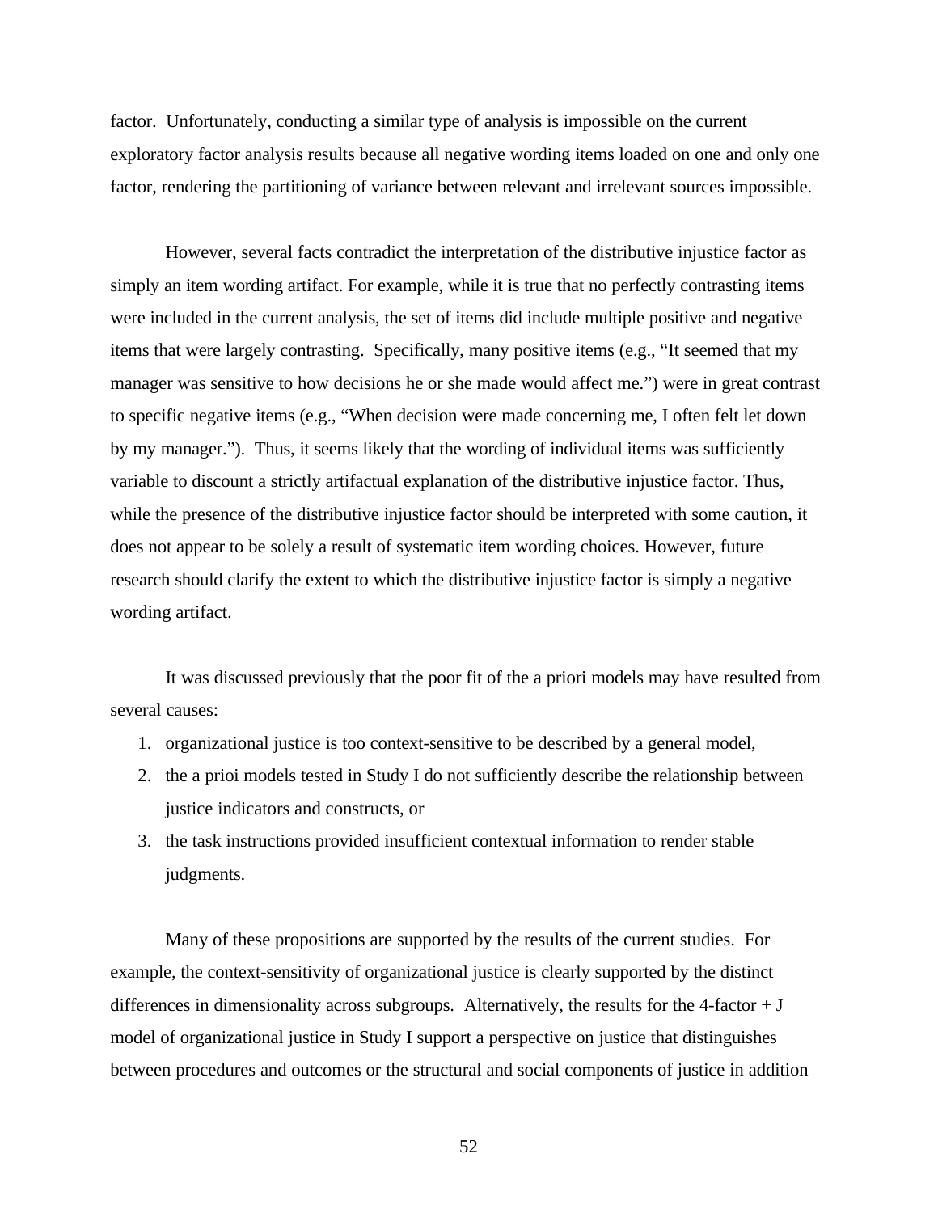factor. Unfortunately, conducting a similar type of analysis is impossible on the current exploratory factor analysis results because all negative wording items loaded on one and only one factor, rendering the partitioning of variance between relevant and irrelevant sources impossible.

However, several facts contradict the interpretation of the distributive injustice factor as simply an item wording artifact. For example, while it is true that no perfectly contrasting items were included in the current analysis, the set of items did include multiple positive and negative items that were largely contrasting. Specifically, many positive items (e.g., "It seemed that my manager was sensitive to how decisions he or she made would affect me.") were in great contrast to specific negative items (e.g., "When decision were made concerning me, I often felt let down by my manager."). Thus, it seems likely that the wording of individual items was sufficiently variable to discount a strictly artifactual explanation of the distributive injustice factor. Thus, while the presence of the distributive injustice factor should be interpreted with some caution, it does not appear to be solely a result of systematic item wording choices. However, future research should clarify the extent to which the distributive injustice factor is simply a negative wording artifact.

It was discussed previously that the poor fit of the a priori models may have resulted from several causes:

1. organizational justice is too context-sensitive to be described by a general model,
2. the a prioi models tested in Study I do not sufficiently describe the relationship between justice indicators and constructs, or
3. the task instructions provided insufficient contextual information to render stable judgments.

Many of these propositions are supported by the results of the current studies. For example, the context-sensitivity of organizational justice is clearly supported by the distinct differences in dimensionality across subgroups. Alternatively, the results for the 4-factor + J model of organizational justice in Study I support a perspective on justice that distinguishes between procedures and outcomes or the structural and social components of justice in addition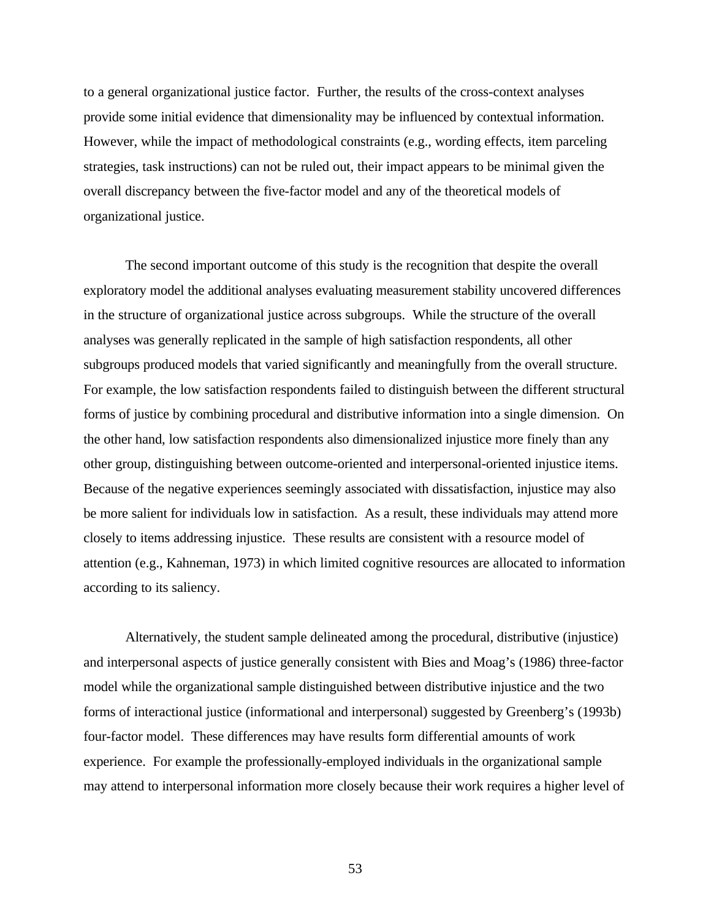to a general organizational justice factor. Further, the results of the cross-context analyses provide some initial evidence that dimensionality may be influenced by contextual information. However, while the impact of methodological constraints (e.g., wording effects, item parceling strategies, task instructions) can not be ruled out, their impact appears to be minimal given the overall discrepancy between the five-factor model and any of the theoretical models of organizational justice.

The second important outcome of this study is the recognition that despite the overall exploratory model the additional analyses evaluating measurement stability uncovered differences in the structure of organizational justice across subgroups. While the structure of the overall analyses was generally replicated in the sample of high satisfaction respondents, all other subgroups produced models that varied significantly and meaningfully from the overall structure. For example, the low satisfaction respondents failed to distinguish between the different structural forms of justice by combining procedural and distributive information into a single dimension. On the other hand, low satisfaction respondents also dimensionalized injustice more finely than any other group, distinguishing between outcome-oriented and interpersonal-oriented injustice items. Because of the negative experiences seemingly associated with dissatisfaction, injustice may also be more salient for individuals low in satisfaction. As a result, these individuals may attend more closely to items addressing injustice. These results are consistent with a resource model of attention (e.g., Kahneman, 1973) in which limited cognitive resources are allocated to information according to its saliency.

Alternatively, the student sample delineated among the procedural, distributive (injustice) and interpersonal aspects of justice generally consistent with Bies and Moag's (1986) three-factor model while the organizational sample distinguished between distributive injustice and the two forms of interactional justice (informational and interpersonal) suggested by Greenberg's (1993b) four-factor model. These differences may have results form differential amounts of work experience. For example the professionally-employed individuals in the organizational sample may attend to interpersonal information more closely because their work requires a higher level of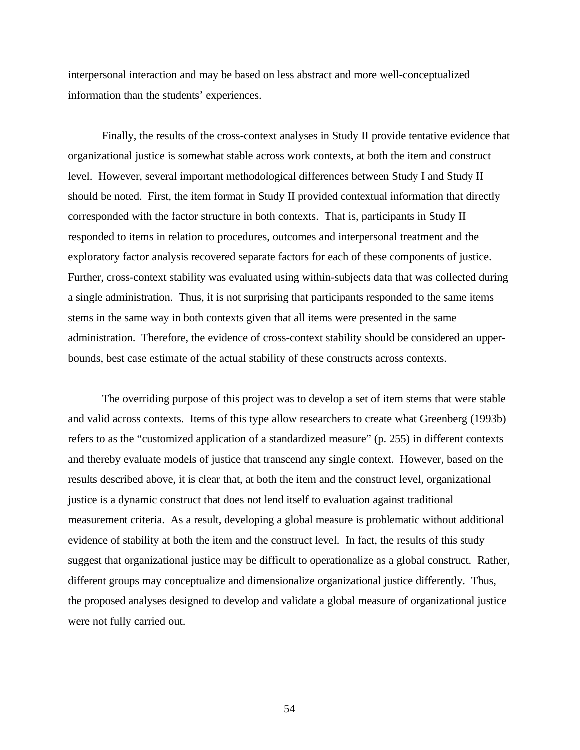interpersonal interaction and may be based on less abstract and more well-conceptualized information than the students' experiences.

Finally, the results of the cross-context analyses in Study II provide tentative evidence that organizational justice is somewhat stable across work contexts, at both the item and construct level. However, several important methodological differences between Study I and Study II should be noted. First, the item format in Study II provided contextual information that directly corresponded with the factor structure in both contexts. That is, participants in Study II responded to items in relation to procedures, outcomes and interpersonal treatment and the exploratory factor analysis recovered separate factors for each of these components of justice. Further, cross-context stability was evaluated using within-subjects data that was collected during a single administration. Thus, it is not surprising that participants responded to the same items stems in the same way in both contexts given that all items were presented in the same administration. Therefore, the evidence of cross-context stability should be considered an upper-bounds, best case estimate of the actual stability of these constructs across contexts.

The overriding purpose of this project was to develop a set of item stems that were stable and valid across contexts. Items of this type allow researchers to create what Greenberg (1993b) refers to as the "customized application of a standardized measure" (p. 255) in different contexts and thereby evaluate models of justice that transcend any single context. However, based on the results described above, it is clear that, at both the item and the construct level, organizational justice is a dynamic construct that does not lend itself to evaluation against traditional measurement criteria. As a result, developing a global measure is problematic without additional evidence of stability at both the item and the construct level. In fact, the results of this study suggest that organizational justice may be difficult to operationalize as a global construct. Rather, different groups may conceptualize and dimensionalize organizational justice differently. Thus, the proposed analyses designed to develop and validate a global measure of organizational justice were not fully carried out.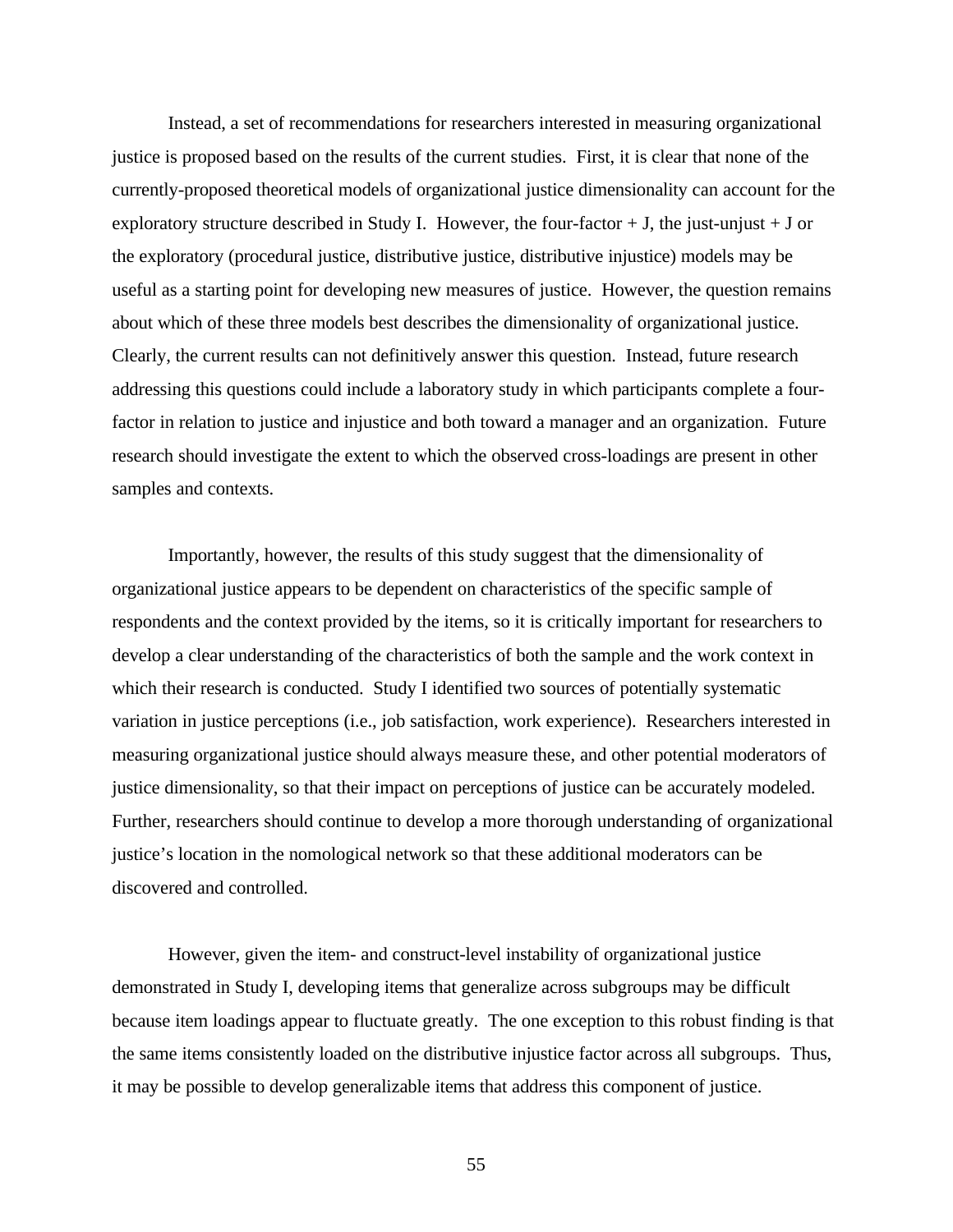Instead, a set of recommendations for researchers interested in measuring organizational justice is proposed based on the results of the current studies. First, it is clear that none of the currently-proposed theoretical models of organizational justice dimensionality can account for the exploratory structure described in Study I. However, the four-factor + J, the just-unjust + J or the exploratory (procedural justice, distributive justice, distributive injustice) models may be useful as a starting point for developing new measures of justice. However, the question remains about which of these three models best describes the dimensionality of organizational justice. Clearly, the current results can not definitively answer this question. Instead, future research addressing this questions could include a laboratory study in which participants complete a four-factor in relation to justice and injustice and both toward a manager and an organization. Future research should investigate the extent to which the observed cross-loadings are present in other samples and contexts.

Importantly, however, the results of this study suggest that the dimensionality of organizational justice appears to be dependent on characteristics of the specific sample of respondents and the context provided by the items, so it is critically important for researchers to develop a clear understanding of the characteristics of both the sample and the work context in which their research is conducted. Study I identified two sources of potentially systematic variation in justice perceptions (i.e., job satisfaction, work experience). Researchers interested in measuring organizational justice should always measure these, and other potential moderators of justice dimensionality, so that their impact on perceptions of justice can be accurately modeled. Further, researchers should continue to develop a more thorough understanding of organizational justice's location in the nomological network so that these additional moderators can be discovered and controlled.

However, given the item- and construct-level instability of organizational justice demonstrated in Study I, developing items that generalize across subgroups may be difficult because item loadings appear to fluctuate greatly. The one exception to this robust finding is that the same items consistently loaded on the distributive injustice factor across all subgroups. Thus, it may be possible to develop generalizable items that address this component of justice.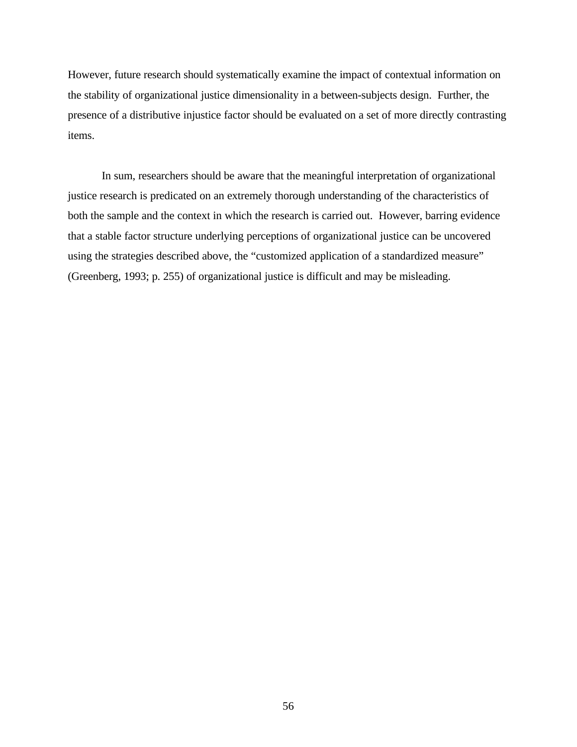However, future research should systematically examine the impact of contextual information on the stability of organizational justice dimensionality in a between-subjects design. Further, the presence of a distributive injustice factor should be evaluated on a set of more directly contrasting items.

In sum, researchers should be aware that the meaningful interpretation of organizational justice research is predicated on an extremely thorough understanding of the characteristics of both the sample and the context in which the research is carried out. However, barring evidence that a stable factor structure underlying perceptions of organizational justice can be uncovered using the strategies described above, the "customized application of a standardized measure" (Greenberg, 1993; p. 255) of organizational justice is difficult and may be misleading.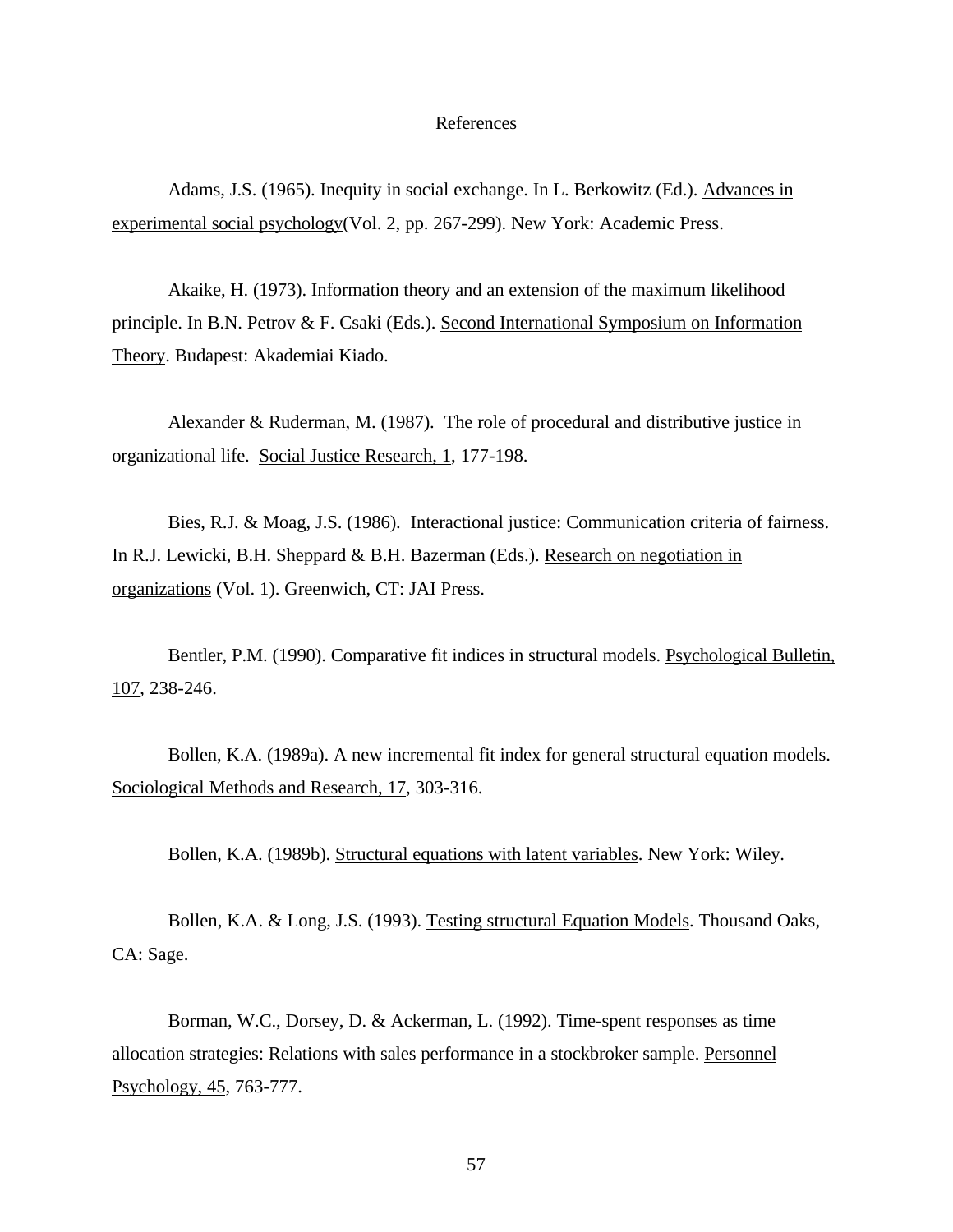# References

Adams, J.S. (1965). Inequity in social exchange. In L. Berkowitz (Ed.). Advances in experimental social psychology(Vol. 2, pp. 267-299). New York: Academic Press.

Akaike, H. (1973). Information theory and an extension of the maximum likelihood principle. In B.N. Petrov & F. Csaki (Eds.). Second International Symposium on Information Theory. Budapest: Akademiai Kiado.

Alexander & Ruderman, M. (1987). The role of procedural and distributive justice in organizational life. Social Justice Research, 1, 177-198.

Bies, R.J. & Moag, J.S. (1986). Interactional justice: Communication criteria of fairness. In R.J. Lewicki, B.H. Sheppard & B.H. Bazerman (Eds.). Research on negotiation in organizations (Vol. 1). Greenwich, CT: JAI Press.

Bentler, P.M. (1990). Comparative fit indices in structural models. Psychological Bulletin, 107, 238-246.

Bollen, K.A. (1989a). A new incremental fit index for general structural equation models. Sociological Methods and Research, 17, 303-316.

Bollen, K.A. (1989b). Structural equations with latent variables. New York: Wiley.

Bollen, K.A. & Long, J.S. (1993). Testing structural Equation Models. Thousand Oaks, CA: Sage.

Borman, W.C., Dorsey, D. & Ackerman, L. (1992). Time-spent responses as time allocation strategies: Relations with sales performance in a stockbroker sample. Personnel Psychology, 45, 763-777.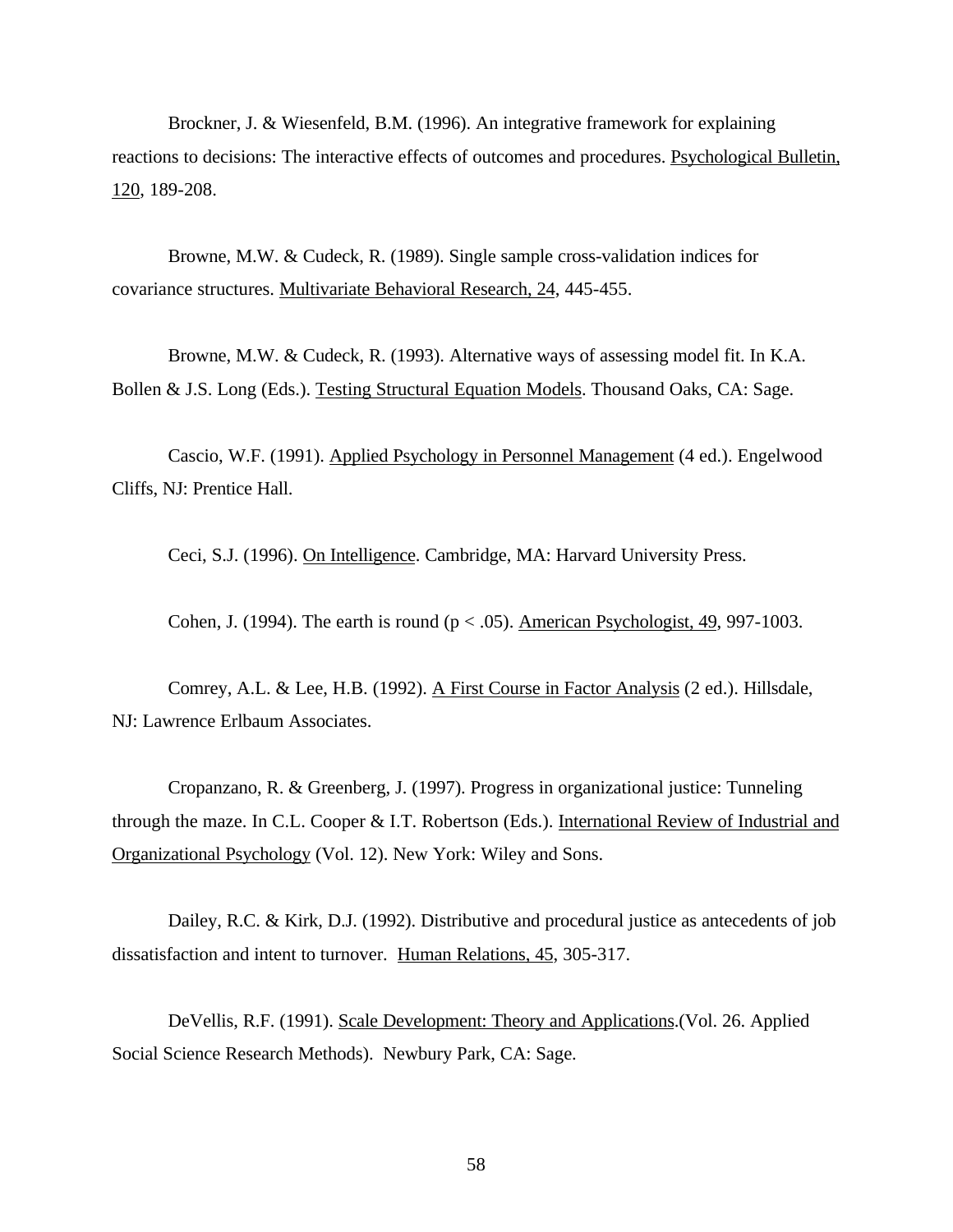Brockner, J. & Wiesenfeld, B.M. (1996). An integrative framework for explaining reactions to decisions: The interactive effects of outcomes and procedures. Psychological Bulletin, 120, 189-208.

Browne, M.W. & Cudeck, R. (1989). Single sample cross-validation indices for covariance structures. Multivariate Behavioral Research, 24, 445-455.

Browne, M.W. & Cudeck, R. (1993). Alternative ways of assessing model fit. In K.A. Bollen & J.S. Long (Eds.). Testing Structural Equation Models. Thousand Oaks, CA: Sage.

Cascio, W.F. (1991). Applied Psychology in Personnel Management (4 ed.). Engelwood Cliffs, NJ: Prentice Hall.

Ceci, S.J. (1996). On Intelligence. Cambridge, MA: Harvard University Press.

Cohen, J. (1994). The earth is round ($p < .05$). American Psychologist, 49, 997-1003.

Comrey, A.L. & Lee, H.B. (1992). A First Course in Factor Analysis (2 ed.). Hillsdale, NJ: Lawrence Erlbaum Associates.

Cropanzano, R. & Greenberg, J. (1997). Progress in organizational justice: Tunneling through the maze. In C.L. Cooper & I.T. Robertson (Eds.). International Review of Industrial and Organizational Psychology (Vol. 12). New York: Wiley and Sons.

Dailey, R.C. & Kirk, D.J. (1992). Distributive and procedural justice as antecedents of job dissatisfaction and intent to turnover. Human Relations, 45, 305-317.

DeVellis, R.F. (1991). Scale Development: Theory and Applications.(Vol. 26. Applied Social Science Research Methods). Newbury Park, CA: Sage.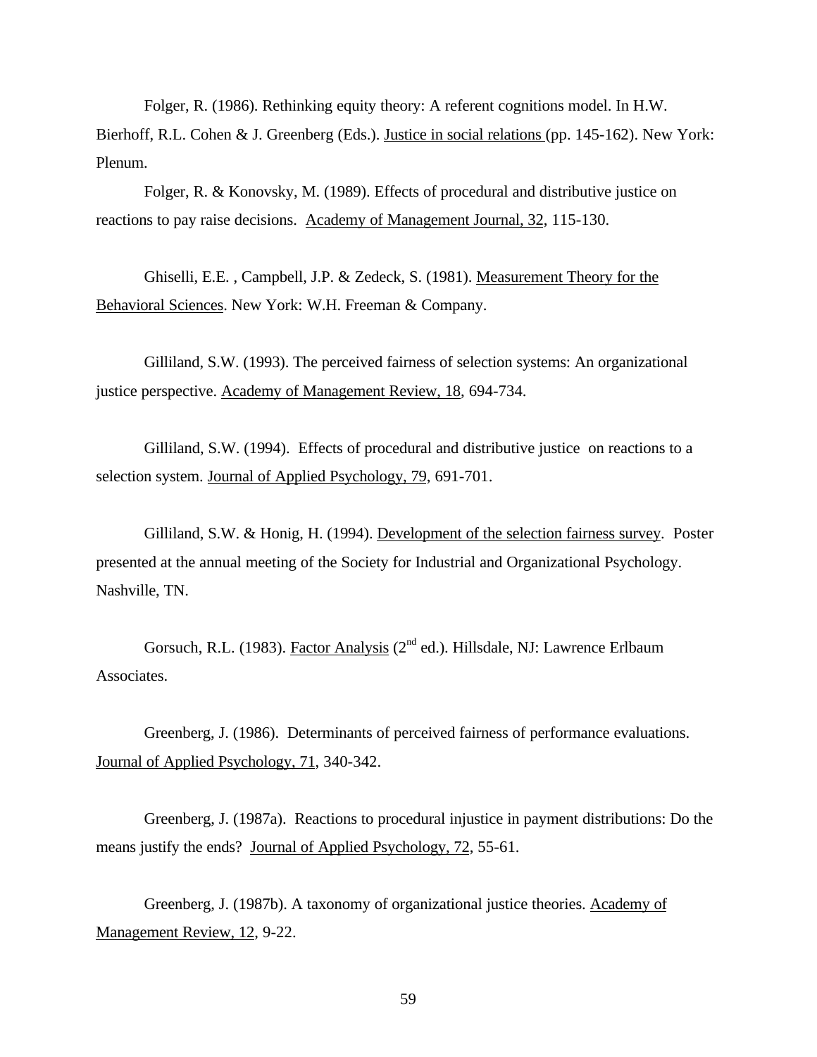Folger, R. (1986). Rethinking equity theory: A referent cognitions model. In H.W. Bierhoff, R.L. Cohen & J. Greenberg (Eds.). Justice in social relations (pp. 145-162). New York: Plenum.

Folger, R. & Konovsky, M. (1989). Effects of procedural and distributive justice on reactions to pay raise decisions. Academy of Management Journal, 32, 115-130.

Ghiselli, E.E. , Campbell, J.P. & Zedeck, S. (1981). Measurement Theory for the Behavioral Sciences. New York: W.H. Freeman & Company.

Gilliland, S.W. (1993). The perceived fairness of selection systems: An organizational justice perspective. Academy of Management Review, 18, 694-734.

Gilliland, S.W. (1994). Effects of procedural and distributive justice on reactions to a selection system. Journal of Applied Psychology, 79, 691-701.

Gilliland, S.W. & Honig, H. (1994). Development of the selection fairness survey. Poster presented at the annual meeting of the Society for Industrial and Organizational Psychology. Nashville, TN.

Gorsuch, R.L. (1983). Factor Analysis (2nd ed.). Hillsdale, NJ: Lawrence Erlbaum Associates.

Greenberg, J. (1986). Determinants of perceived fairness of performance evaluations. Journal of Applied Psychology, 71, 340-342.

Greenberg, J. (1987a). Reactions to procedural injustice in payment distributions: Do the means justify the ends? Journal of Applied Psychology, 72, 55-61.

Greenberg, J. (1987b). A taxonomy of organizational justice theories. Academy of Management Review, 12, 9-22.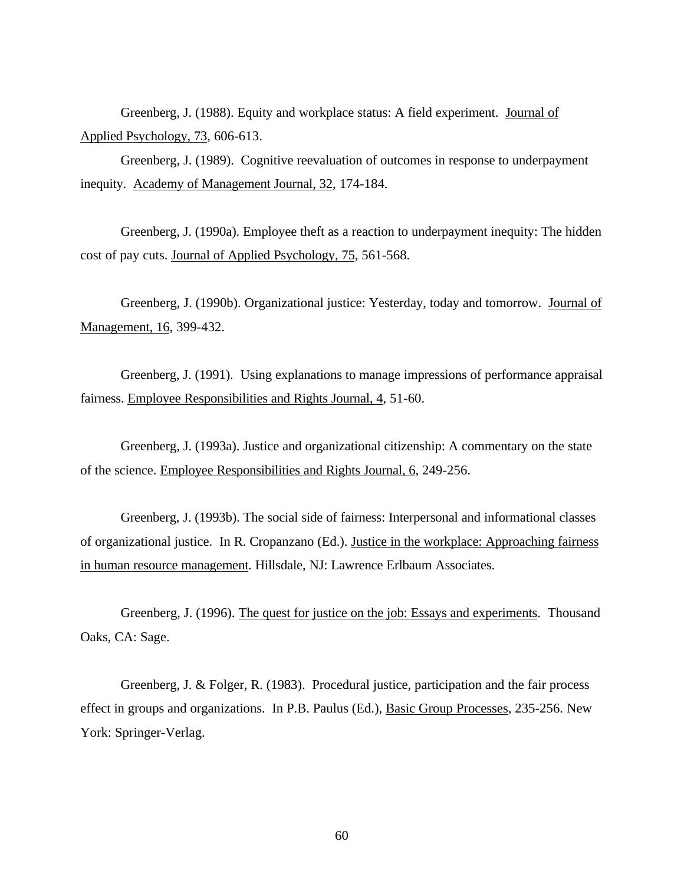Greenberg, J. (1988). Equity and workplace status: A field experiment. Journal of Applied Psychology, 73, 606-613.

Greenberg, J. (1989). Cognitive reevaluation of outcomes in response to underpayment inequity. Academy of Management Journal, 32, 174-184.

Greenberg, J. (1990a). Employee theft as a reaction to underpayment inequity: The hidden cost of pay cuts. Journal of Applied Psychology, 75, 561-568.

Greenberg, J. (1990b). Organizational justice: Yesterday, today and tomorrow. Journal of Management, 16, 399-432.

Greenberg, J. (1991). Using explanations to manage impressions of performance appraisal fairness. Employee Responsibilities and Rights Journal, 4, 51-60.

Greenberg, J. (1993a). Justice and organizational citizenship: A commentary on the state of the science. Employee Responsibilities and Rights Journal, 6, 249-256.

Greenberg, J. (1993b). The social side of fairness: Interpersonal and informational classes of organizational justice. In R. Cropanzano (Ed.). Justice in the workplace: Approaching fairness in human resource management. Hillsdale, NJ: Lawrence Erlbaum Associates.

Greenberg, J. (1996). The quest for justice on the job: Essays and experiments. Thousand Oaks, CA: Sage.

Greenberg, J. & Folger, R. (1983). Procedural justice, participation and the fair process effect in groups and organizations. In P.B. Paulus (Ed.), Basic Group Processes, 235-256. New York: Springer-Verlag.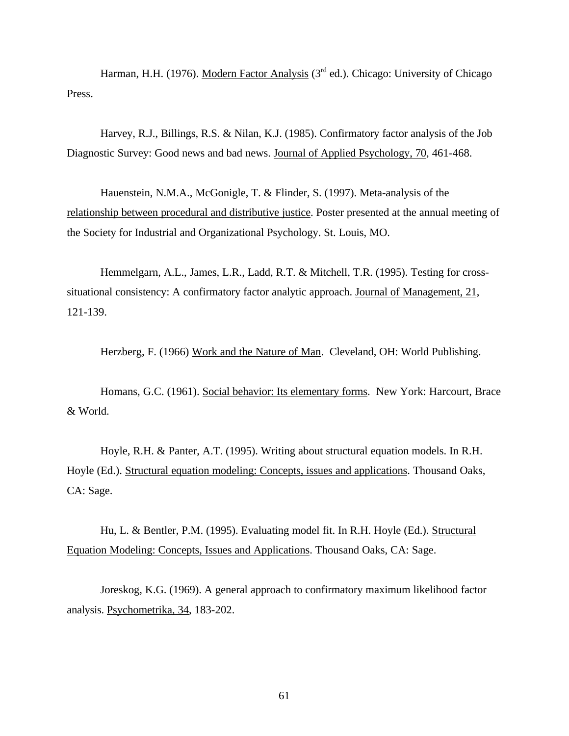Harman, H.H. (1976). Modern Factor Analysis (3rd ed.). Chicago: University of Chicago Press.

Harvey, R.J., Billings, R.S. & Nilan, K.J. (1985). Confirmatory factor analysis of the Job Diagnostic Survey: Good news and bad news. Journal of Applied Psychology, 70, 461-468.

Hauenstein, N.M.A., McGonigle, T. & Flinder, S. (1997). Meta-analysis of the relationship between procedural and distributive justice. Poster presented at the annual meeting of the Society for Industrial and Organizational Psychology. St. Louis, MO.

Hemmelgarn, A.L., James, L.R., Ladd, R.T. & Mitchell, T.R. (1995). Testing for cross-situational consistency: A confirmatory factor analytic approach. Journal of Management, 21, 121-139.

Herzberg, F. (1966) Work and the Nature of Man. Cleveland, OH: World Publishing.

Homans, G.C. (1961). Social behavior: Its elementary forms. New York: Harcourt, Brace & World.

Hoyle, R.H. & Panter, A.T. (1995). Writing about structural equation models. In R.H. Hoyle (Ed.). Structural equation modeling: Concepts, issues and applications. Thousand Oaks, CA: Sage.

Hu, L. & Bentler, P.M. (1995). Evaluating model fit. In R.H. Hoyle (Ed.). Structural Equation Modeling: Concepts, Issues and Applications. Thousand Oaks, CA: Sage.

Joreskog, K.G. (1969). A general approach to confirmatory maximum likelihood factor analysis. Psychometrika, 34, 183-202.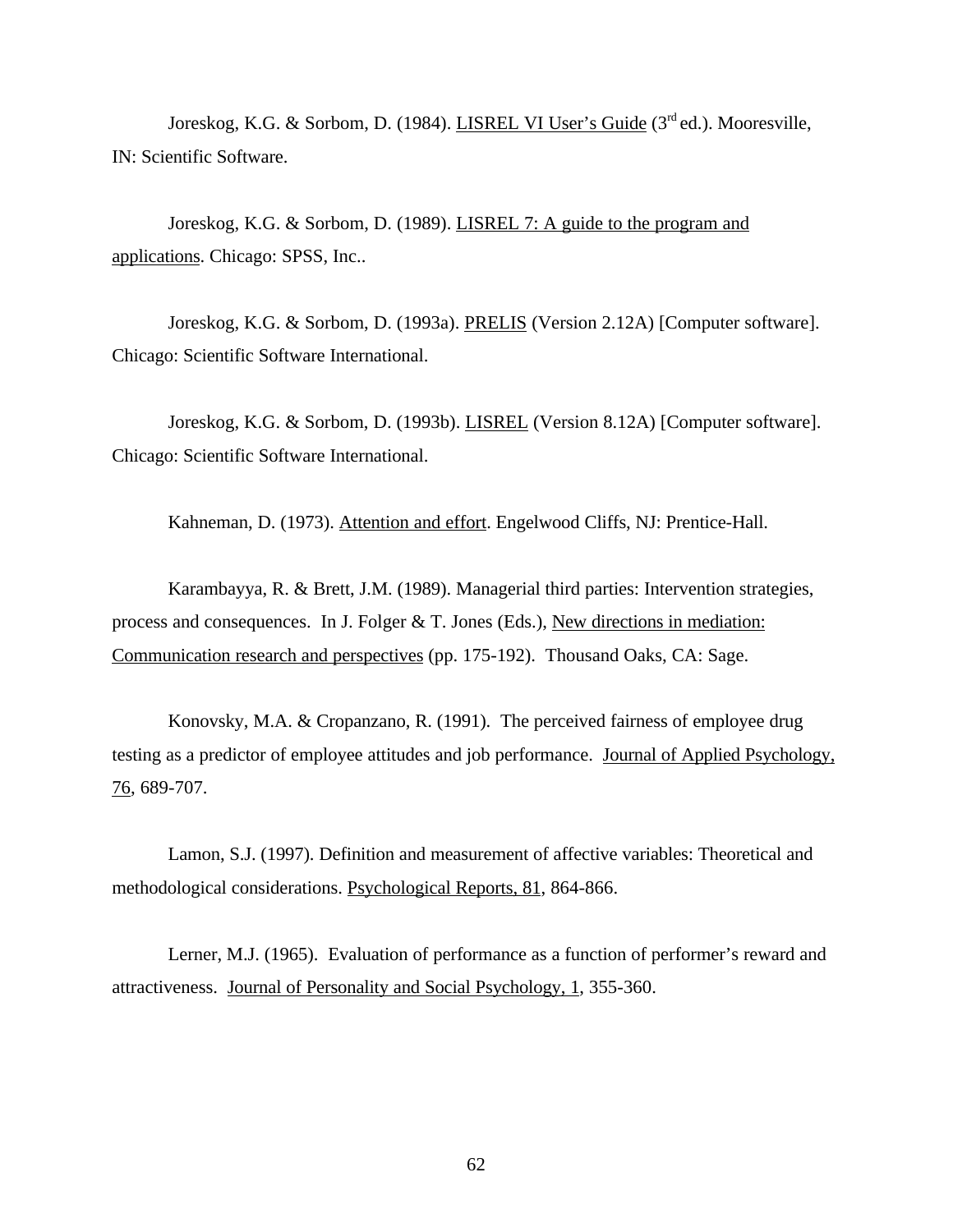Joreskog, K.G. & Sorbom, D. (1984). LISREL VI User's Guide (3rd ed.). Mooresville, IN: Scientific Software.

Joreskog, K.G. & Sorbom, D. (1989). LISREL 7: A guide to the program and applications. Chicago: SPSS, Inc..

Joreskog, K.G. & Sorbom, D. (1993a). PRELIS (Version 2.12A) [Computer software]. Chicago: Scientific Software International.

Joreskog, K.G. & Sorbom, D. (1993b). LISREL (Version 8.12A) [Computer software]. Chicago: Scientific Software International.

Kahneman, D. (1973). Attention and effort. Engelwood Cliffs, NJ: Prentice-Hall.

Karambayya, R. & Brett, J.M. (1989). Managerial third parties: Intervention strategies, process and consequences. In J. Folger & T. Jones (Eds.), New directions in mediation: Communication research and perspectives (pp. 175-192). Thousand Oaks, CA: Sage.

Konovsky, M.A. & Cropanzano, R. (1991). The perceived fairness of employee drug testing as a predictor of employee attitudes and job performance. Journal of Applied Psychology, 76, 689-707.

Lamon, S.J. (1997). Definition and measurement of affective variables: Theoretical and methodological considerations. Psychological Reports, 81, 864-866.

Lerner, M.J. (1965). Evaluation of performance as a function of performer's reward and attractiveness. Journal of Personality and Social Psychology, 1, 355-360.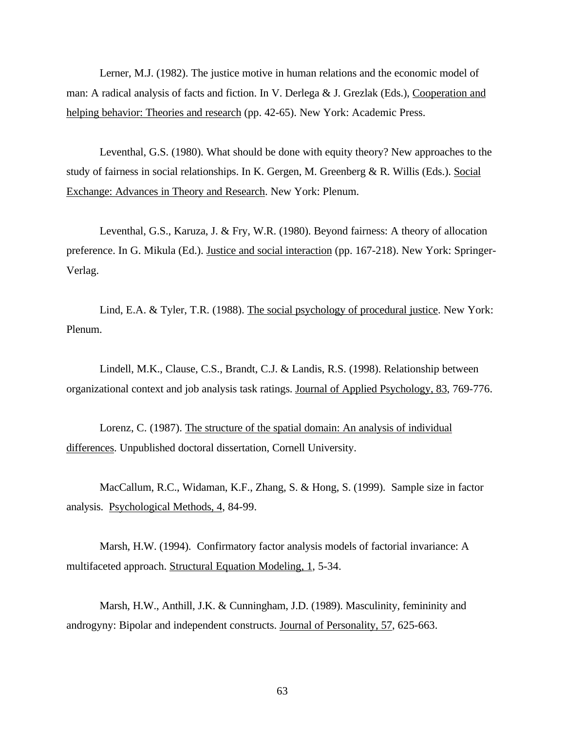Lerner, M.J. (1982). The justice motive in human relations and the economic model of man: A radical analysis of facts and fiction. In V. Derlega & J. Grezlak (Eds.), Cooperation and helping behavior: Theories and research (pp. 42-65). New York: Academic Press.

Leventhal, G.S. (1980). What should be done with equity theory? New approaches to the study of fairness in social relationships. In K. Gergen, M. Greenberg & R. Willis (Eds.). Social Exchange: Advances in Theory and Research. New York: Plenum.

Leventhal, G.S., Karuza, J. & Fry, W.R. (1980). Beyond fairness: A theory of allocation preference. In G. Mikula (Ed.). Justice and social interaction (pp. 167-218). New York: Springer-Verlag.

Lind, E.A. & Tyler, T.R. (1988). The social psychology of procedural justice. New York: Plenum.

Lindell, M.K., Clause, C.S., Brandt, C.J. & Landis, R.S. (1998). Relationship between organizational context and job analysis task ratings. Journal of Applied Psychology, 83, 769-776.

Lorenz, C. (1987). The structure of the spatial domain: An analysis of individual differences. Unpublished doctoral dissertation, Cornell University.

MacCallum, R.C., Widaman, K.F., Zhang, S. & Hong, S. (1999). Sample size in factor analysis. Psychological Methods, 4, 84-99.

Marsh, H.W. (1994). Confirmatory factor analysis models of factorial invariance: A multifaceted approach. Structural Equation Modeling, 1, 5-34.

Marsh, H.W., Anthill, J.K. & Cunningham, J.D. (1989). Masculinity, femininity and androgyny: Bipolar and independent constructs. Journal of Personality, 57, 625-663.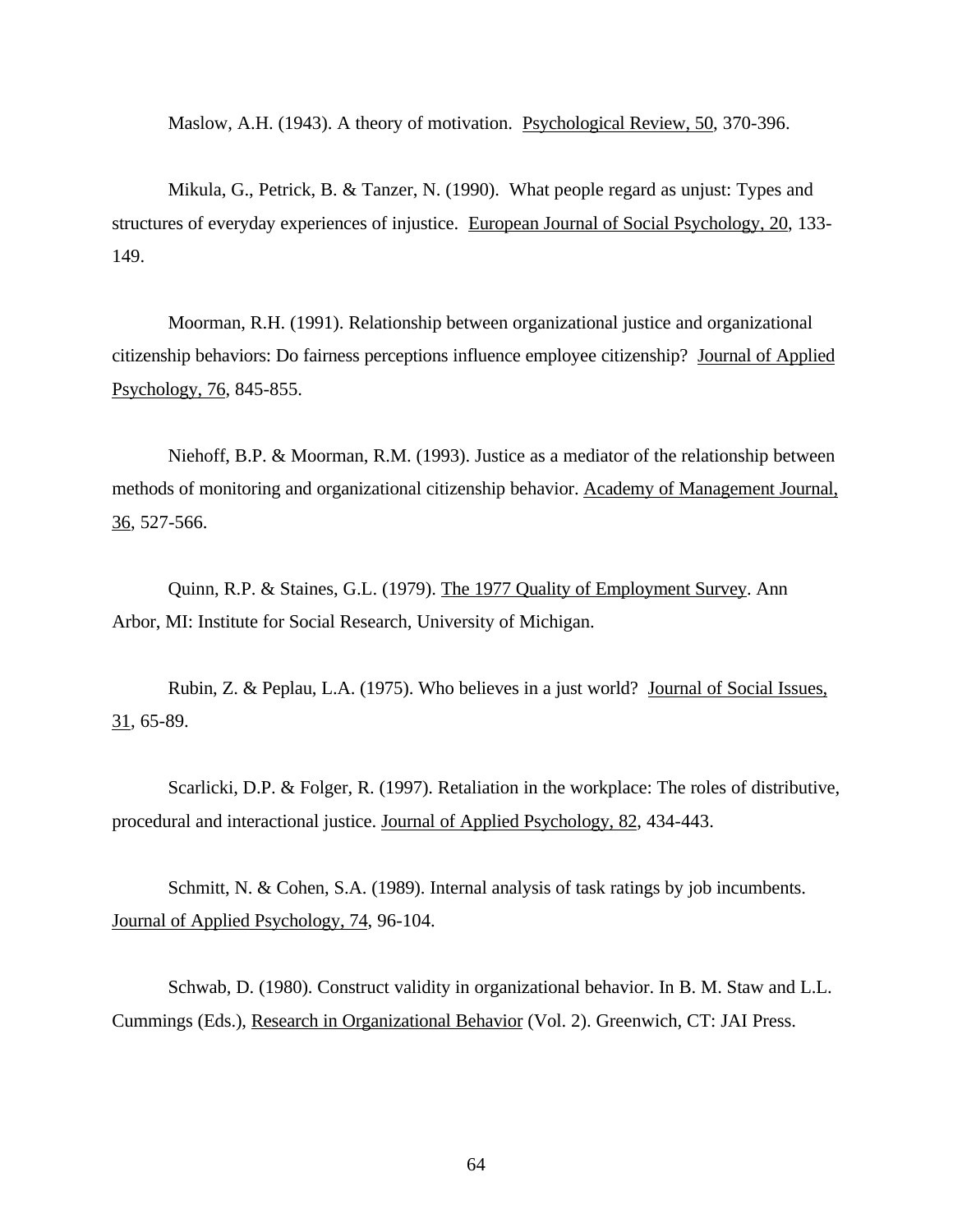Maslow, A.H. (1943). A theory of motivation. Psychological Review, 50, 370-396.

Mikula, G., Petrick, B. & Tanzer, N. (1990). What people regard as unjust: Types and structures of everyday experiences of injustice. European Journal of Social Psychology, 20, 133-149.

Moorman, R.H. (1991). Relationship between organizational justice and organizational citizenship behaviors: Do fairness perceptions influence employee citizenship? Journal of Applied Psychology, 76, 845-855.

Niehoff, B.P. & Moorman, R.M. (1993). Justice as a mediator of the relationship between methods of monitoring and organizational citizenship behavior. Academy of Management Journal, 36, 527-566.

Quinn, R.P. & Staines, G.L. (1979). The 1977 Quality of Employment Survey. Ann Arbor, MI: Institute for Social Research, University of Michigan.

Rubin, Z. & Peplau, L.A. (1975). Who believes in a just world? Journal of Social Issues, 31, 65-89.

Scarlicki, D.P. & Folger, R. (1997). Retaliation in the workplace: The roles of distributive, procedural and interactional justice. Journal of Applied Psychology, 82, 434-443.

Schmitt, N. & Cohen, S.A. (1989). Internal analysis of task ratings by job incumbents. Journal of Applied Psychology, 74, 96-104.

Schwab, D. (1980). Construct validity in organizational behavior. In B. M. Staw and L.L. Cummings (Eds.), Research in Organizational Behavior (Vol. 2). Greenwich, CT: JAI Press.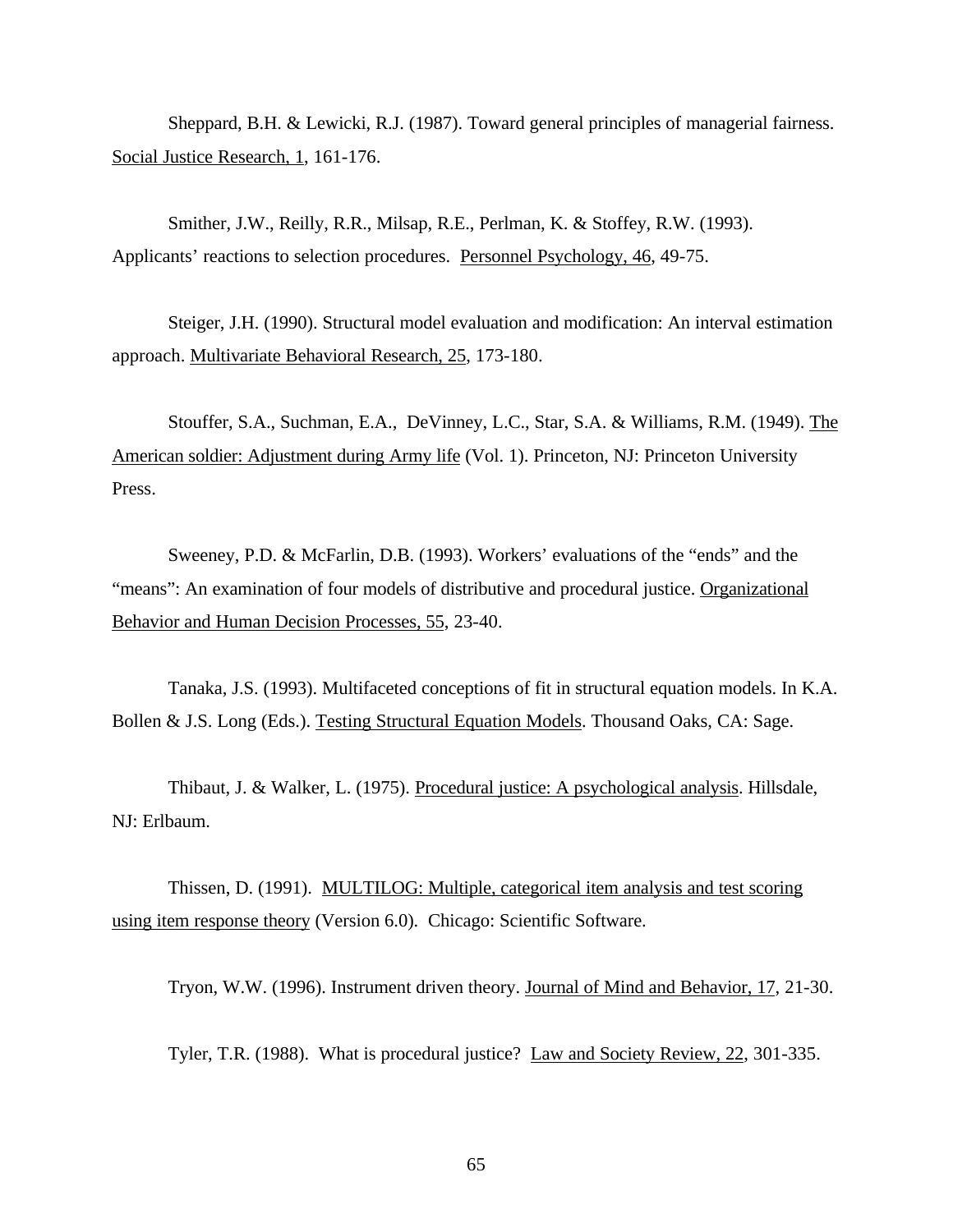Sheppard, B.H. & Lewicki, R.J. (1987). Toward general principles of managerial fairness. Social Justice Research, 1, 161-176.

Smither, J.W., Reilly, R.R., Milsap, R.E., Perlman, K. & Stoffey, R.W. (1993). Applicants' reactions to selection procedures. Personnel Psychology, 46, 49-75.

Steiger, J.H. (1990). Structural model evaluation and modification: An interval estimation approach. Multivariate Behavioral Research, 25, 173-180.

Stouffer, S.A., Suchman, E.A., DeVinney, L.C., Star, S.A. & Williams, R.M. (1949). The American soldier: Adjustment during Army life (Vol. 1). Princeton, NJ: Princeton University Press.

Sweeney, P.D. & McFarlin, D.B. (1993). Workers' evaluations of the "ends" and the "means": An examination of four models of distributive and procedural justice. Organizational Behavior and Human Decision Processes, 55, 23-40.

Tanaka, J.S. (1993). Multifaceted conceptions of fit in structural equation models. In K.A. Bollen & J.S. Long (Eds.). Testing Structural Equation Models. Thousand Oaks, CA: Sage.

Thibaut, J. & Walker, L. (1975). Procedural justice: A psychological analysis. Hillsdale, NJ: Erlbaum.

Thissen, D. (1991). MULTILOG: Multiple, categorical item analysis and test scoring using item response theory (Version 6.0). Chicago: Scientific Software.

Tryon, W.W. (1996). Instrument driven theory. Journal of Mind and Behavior, 17, 21-30.

Tyler, T.R. (1988). What is procedural justice? Law and Society Review, 22, 301-335.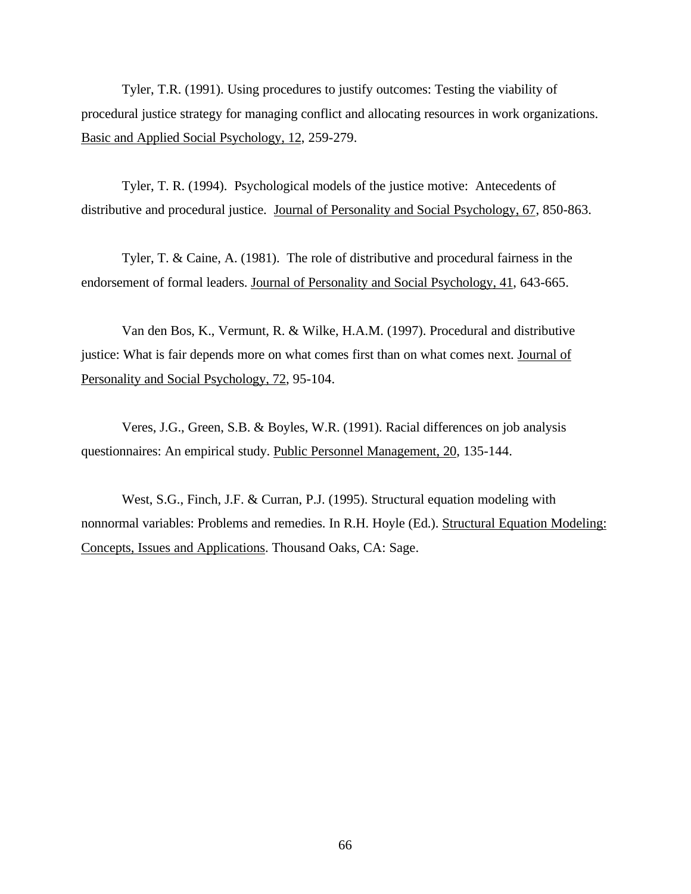Tyler, T.R. (1991). Using procedures to justify outcomes: Testing the viability of procedural justice strategy for managing conflict and allocating resources in work organizations. Basic and Applied Social Psychology, 12, 259-279.

Tyler, T. R. (1994). Psychological models of the justice motive: Antecedents of distributive and procedural justice. Journal of Personality and Social Psychology, 67, 850-863.

Tyler, T. & Caine, A. (1981). The role of distributive and procedural fairness in the endorsement of formal leaders. Journal of Personality and Social Psychology, 41, 643-665.

Van den Bos, K., Vermunt, R. & Wilke, H.A.M. (1997). Procedural and distributive justice: What is fair depends more on what comes first than on what comes next. Journal of Personality and Social Psychology, 72, 95-104.

Veres, J.G., Green, S.B. & Boyles, W.R. (1991). Racial differences on job analysis questionnaires: An empirical study. Public Personnel Management, 20, 135-144.

West, S.G., Finch, J.F. & Curran, P.J. (1995). Structural equation modeling with nonnormal variables: Problems and remedies. In R.H. Hoyle (Ed.). Structural Equation Modeling: Concepts, Issues and Applications. Thousand Oaks, CA: Sage.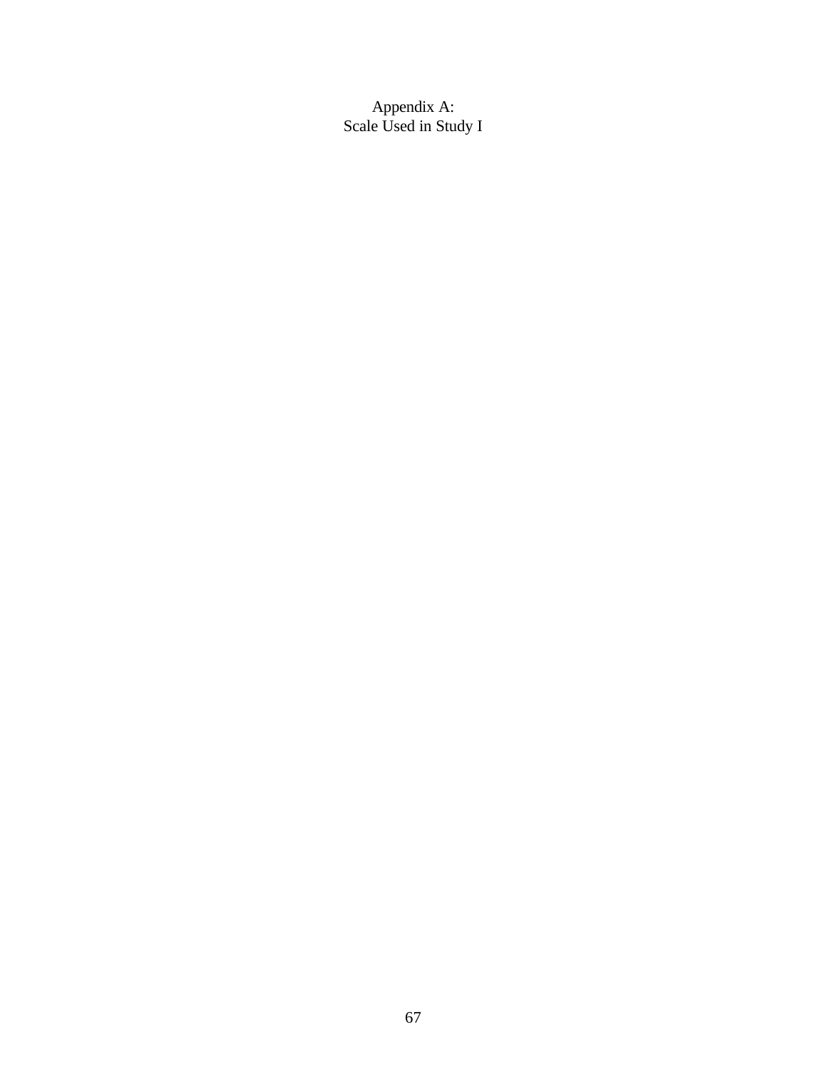# Appendix A:
# Scale Used in Study I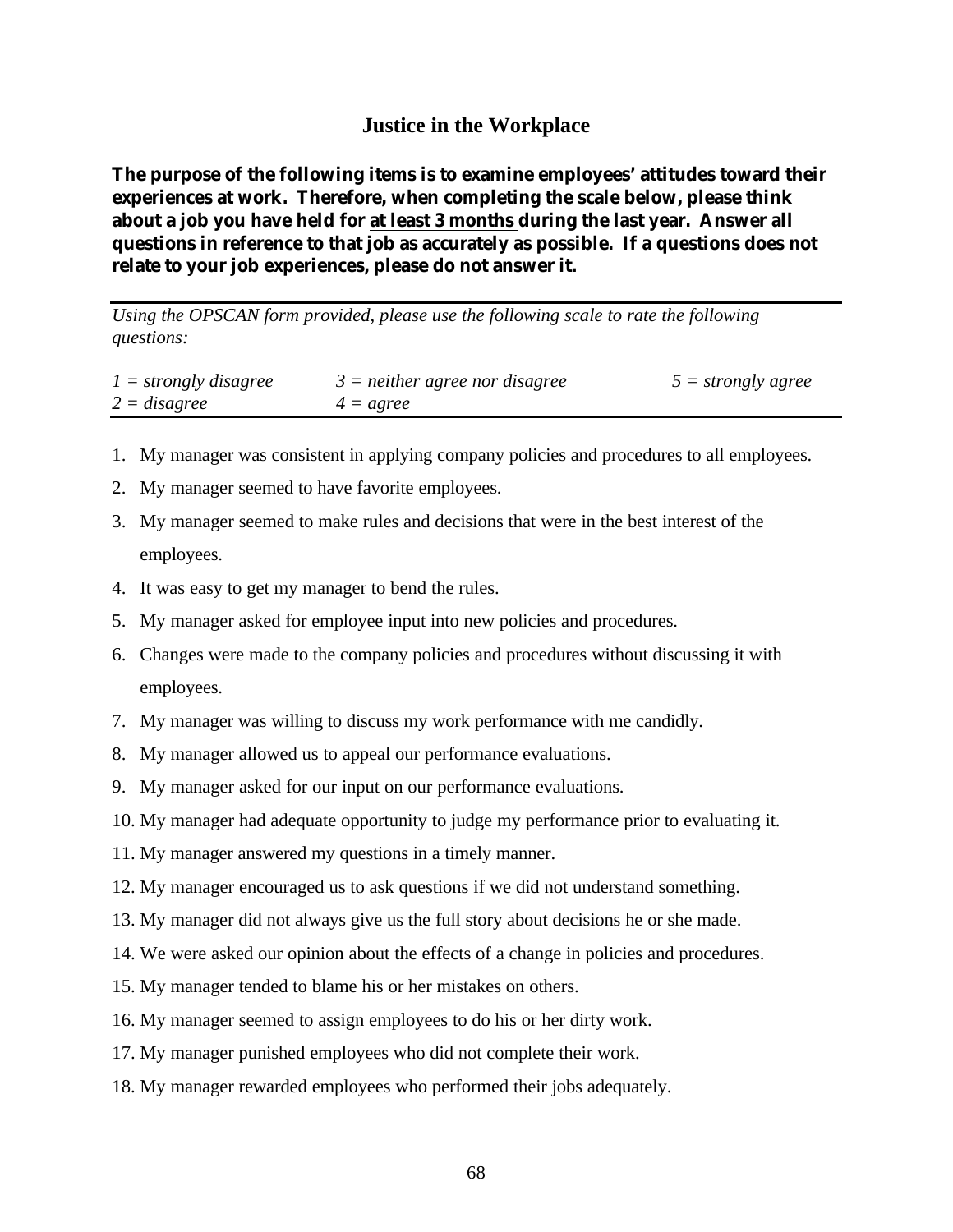## Justice in the Workplace

**The purpose of the following items is to examine employees' attitudes toward their experiences at work. Therefore, when completing the scale below, please think about a job you have held for <u>at least 3 months</u> during the last year. Answer all questions in reference to that job as accurately as possible. If a questions does not relate to your job experiences, please do not answer it.**

---

*Using the OPSCAN form provided, please use the following scale to rate the following questions:*

| | | |
|---|---|---|
| *1 = strongly disagree* | *3 = neither agree nor disagree* | *5 = strongly agree* |
| *2 = disagree* | *4 = agree* | |

---

1. My manager was consistent in applying company policies and procedures to all employees.
2. My manager seemed to have favorite employees.
3. My manager seemed to make rules and decisions that were in the best interest of the employees.
4. It was easy to get my manager to bend the rules.
5. My manager asked for employee input into new policies and procedures.
6. Changes were made to the company policies and procedures without discussing it with employees.
7. My manager was willing to discuss my work performance with me candidly.
8. My manager allowed us to appeal our performance evaluations.
9. My manager asked for our input on our performance evaluations.
10. My manager had adequate opportunity to judge my performance prior to evaluating it.
11. My manager answered my questions in a timely manner.
12. My manager encouraged us to ask questions if we did not understand something.
13. My manager did not always give us the full story about decisions he or she made.
14. We were asked our opinion about the effects of a change in policies and procedures.
15. My manager tended to blame his or her mistakes on others.
16. My manager seemed to assign employees to do his or her dirty work.
17. My manager punished employees who did not complete their work.
18. My manager rewarded employees who performed their jobs adequately.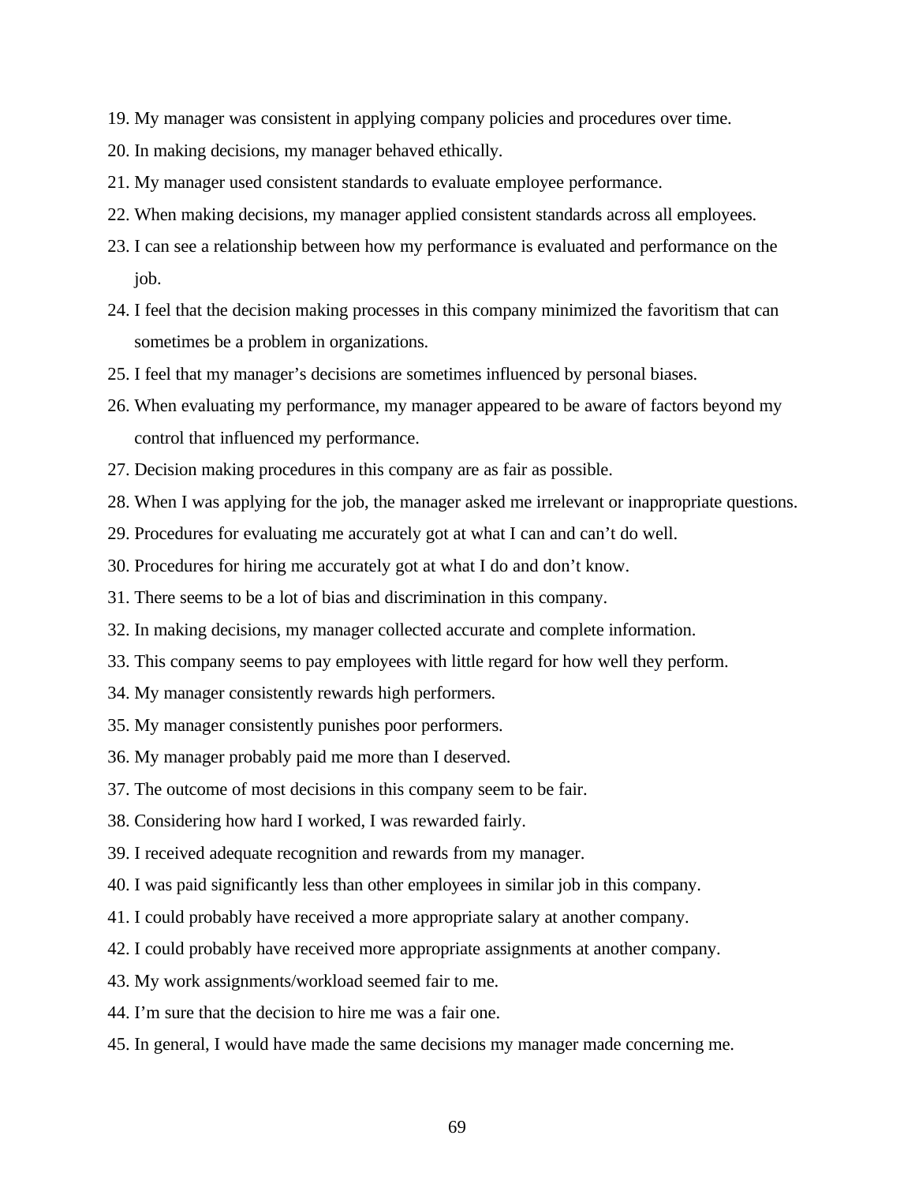19. My manager was consistent in applying company policies and procedures over time.
20. In making decisions, my manager behaved ethically.
21. My manager used consistent standards to evaluate employee performance.
22. When making decisions, my manager applied consistent standards across all employees.
23. I can see a relationship between how my performance is evaluated and performance on the job.
24. I feel that the decision making processes in this company minimized the favoritism that can sometimes be a problem in organizations.
25. I feel that my manager's decisions are sometimes influenced by personal biases.
26. When evaluating my performance, my manager appeared to be aware of factors beyond my control that influenced my performance.
27. Decision making procedures in this company are as fair as possible.
28. When I was applying for the job, the manager asked me irrelevant or inappropriate questions.
29. Procedures for evaluating me accurately got at what I can and can't do well.
30. Procedures for hiring me accurately got at what I do and don't know.
31. There seems to be a lot of bias and discrimination in this company.
32. In making decisions, my manager collected accurate and complete information.
33. This company seems to pay employees with little regard for how well they perform.
34. My manager consistently rewards high performers.
35. My manager consistently punishes poor performers.
36. My manager probably paid me more than I deserved.
37. The outcome of most decisions in this company seem to be fair.
38. Considering how hard I worked, I was rewarded fairly.
39. I received adequate recognition and rewards from my manager.
40. I was paid significantly less than other employees in similar job in this company.
41. I could probably have received a more appropriate salary at another company.
42. I could probably have received more appropriate assignments at another company.
43. My work assignments/workload seemed fair to me.
44. I'm sure that the decision to hire me was a fair one.
45. In general, I would have made the same decisions my manager made concerning me.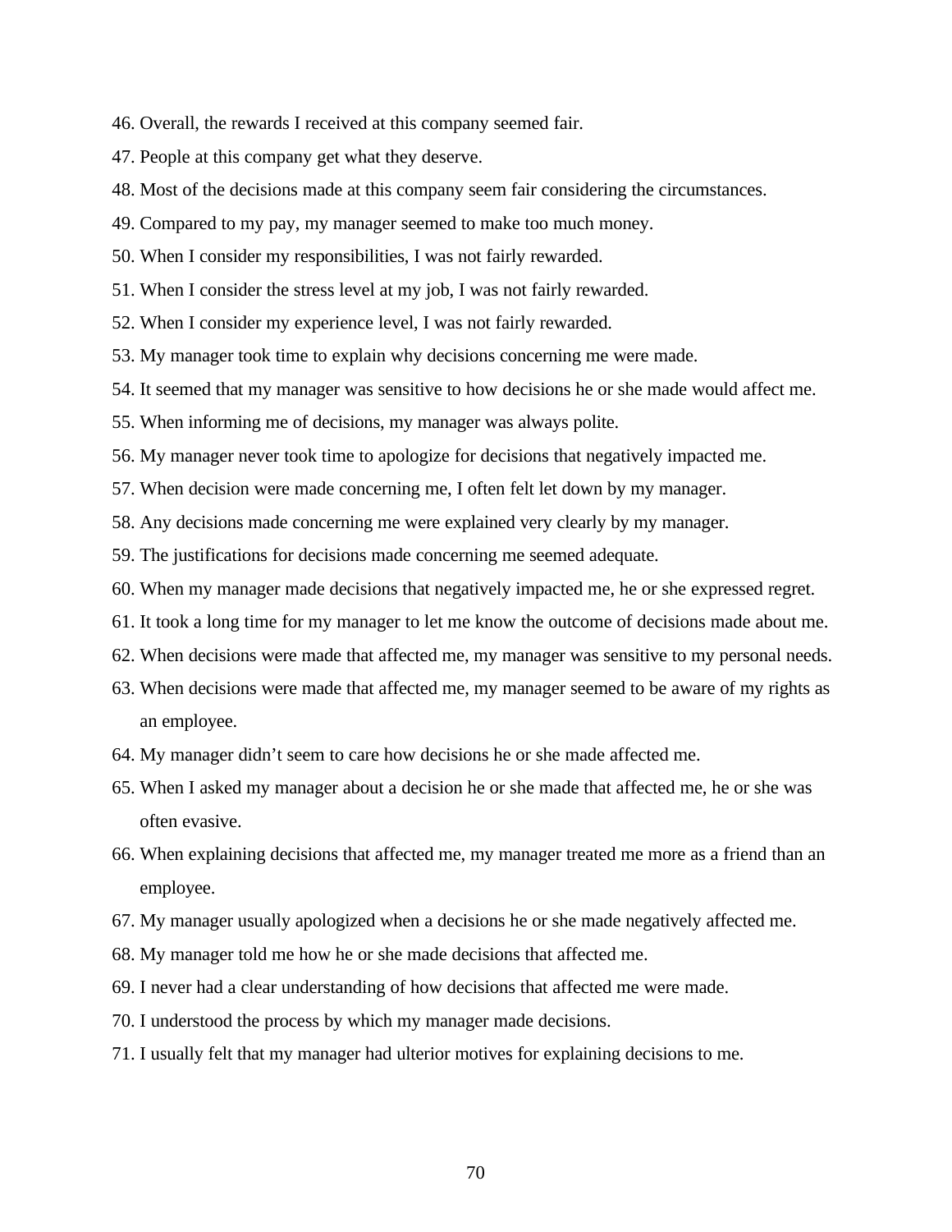46. Overall, the rewards I received at this company seemed fair.
47. People at this company get what they deserve.
48. Most of the decisions made at this company seem fair considering the circumstances.
49. Compared to my pay, my manager seemed to make too much money.
50. When I consider my responsibilities, I was not fairly rewarded.
51. When I consider the stress level at my job, I was not fairly rewarded.
52. When I consider my experience level, I was not fairly rewarded.
53. My manager took time to explain why decisions concerning me were made.
54. It seemed that my manager was sensitive to how decisions he or she made would affect me.
55. When informing me of decisions, my manager was always polite.
56. My manager never took time to apologize for decisions that negatively impacted me.
57. When decision were made concerning me, I often felt let down by my manager.
58. Any decisions made concerning me were explained very clearly by my manager.
59. The justifications for decisions made concerning me seemed adequate.
60. When my manager made decisions that negatively impacted me, he or she expressed regret.
61. It took a long time for my manager to let me know the outcome of decisions made about me.
62. When decisions were made that affected me, my manager was sensitive to my personal needs.
63. When decisions were made that affected me, my manager seemed to be aware of my rights as an employee.
64. My manager didn't seem to care how decisions he or she made affected me.
65. When I asked my manager about a decision he or she made that affected me, he or she was often evasive.
66. When explaining decisions that affected me, my manager treated me more as a friend than an employee.
67. My manager usually apologized when a decisions he or she made negatively affected me.
68. My manager told me how he or she made decisions that affected me.
69. I never had a clear understanding of how decisions that affected me were made.
70. I understood the process by which my manager made decisions.
71. I usually felt that my manager had ulterior motives for explaining decisions to me.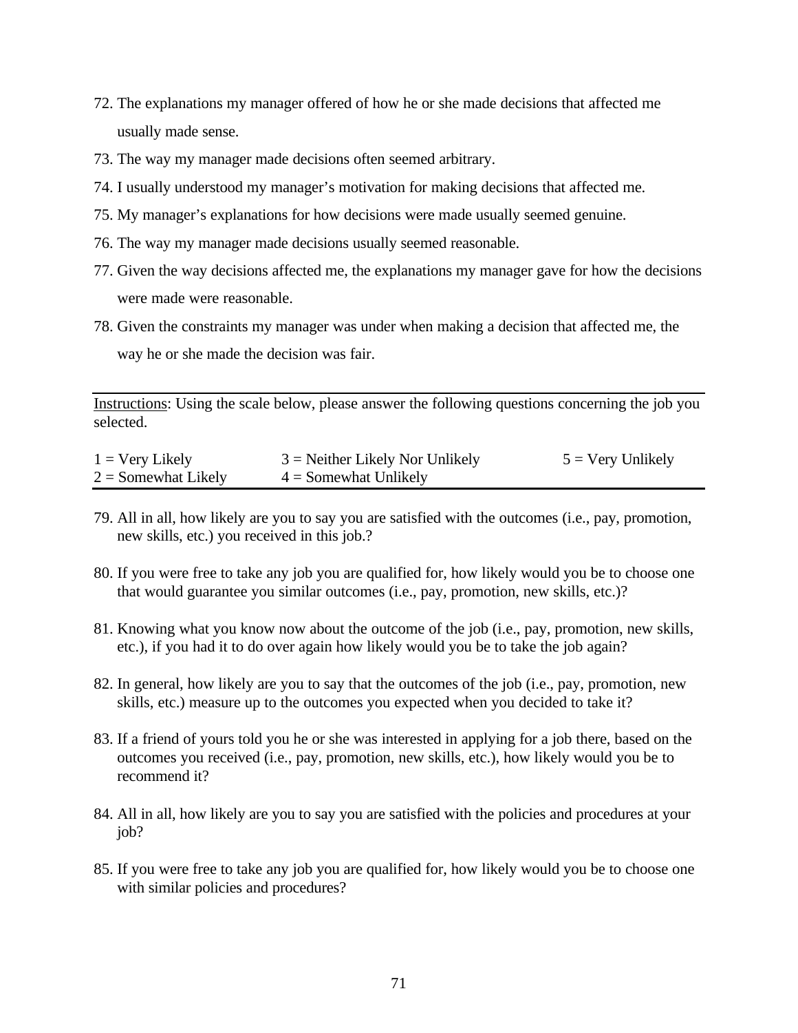72. The explanations my manager offered of how he or she made decisions that affected me usually made sense.
73. The way my manager made decisions often seemed arbitrary.
74. I usually understood my manager's motivation for making decisions that affected me.
75. My manager's explanations for how decisions were made usually seemed genuine.
76. The way my manager made decisions usually seemed reasonable.
77. Given the way decisions affected me, the explanations my manager gave for how the decisions were made were reasonable.
78. Given the constraints my manager was under when making a decision that affected me, the way he or she made the decision was fair.

---

<u>Instructions</u>: Using the scale below, please answer the following questions concerning the job you selected.

| | | |
|---|---|---|
| 1 = Very Likely | 3 = Neither Likely Nor Unlikely | 5 = Very Unlikely |
| 2 = Somewhat Likely | 4 = Somewhat Unlikely | |

---

79. All in all, how likely are you to say you are satisfied with the outcomes (i.e., pay, promotion, new skills, etc.) you received in this job.?

80. If you were free to take any job you are qualified for, how likely would you be to choose one that would guarantee you similar outcomes (i.e., pay, promotion, new skills, etc.)?

81. Knowing what you know now about the outcome of the job (i.e., pay, promotion, new skills, etc.), if you had it to do over again how likely would you be to take the job again?

82. In general, how likely are you to say that the outcomes of the job (i.e., pay, promotion, new skills, etc.) measure up to the outcomes you expected when you decided to take it?

83. If a friend of yours told you he or she was interested in applying for a job there, based on the outcomes you received (i.e., pay, promotion, new skills, etc.), how likely would you be to recommend it?

84. All in all, how likely are you to say you are satisfied with the policies and procedures at your job?

85. If you were free to take any job you are qualified for, how likely would you be to choose one with similar policies and procedures?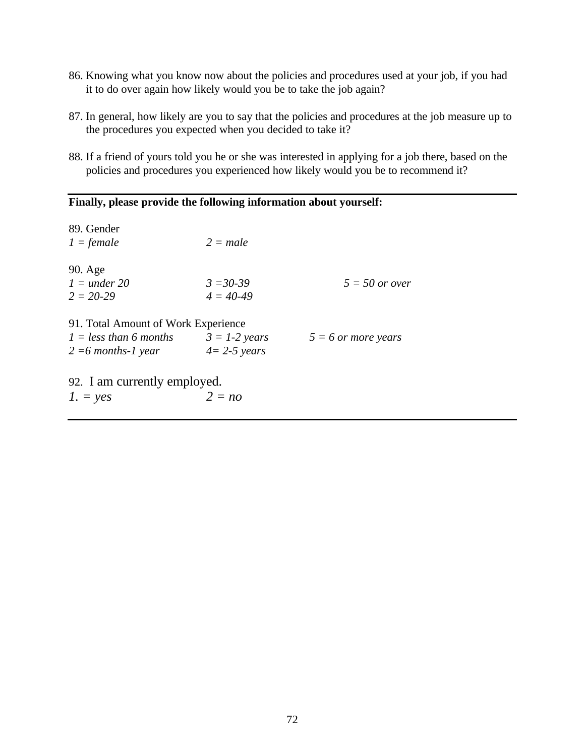86. Knowing what you know now about the policies and procedures used at your job, if you had it to do over again how likely would you be to take the job again?

87. In general, how likely are you to say that the policies and procedures at the job measure up to the procedures you expected when you decided to take it?

88. If a friend of yours told you he or she was interested in applying for a job there, based on the policies and procedures you experienced how likely would you be to recommend it?

---

**Finally, please provide the following information about yourself:**

89. Gender
*1 = female* *2 = male*

90. Age
*1 = under 20* *3 =30-39* *5 = 50 or over*
*2 = 20-29* *4 = 40-49*

91. Total Amount of Work Experience
*1 = less than 6 months* *3 = 1-2 years* *5 = 6 or more years*
*2 =6 months-1 year* *4= 2-5 years*

92. I am currently employed.
*1. = yes* *2 = no*

---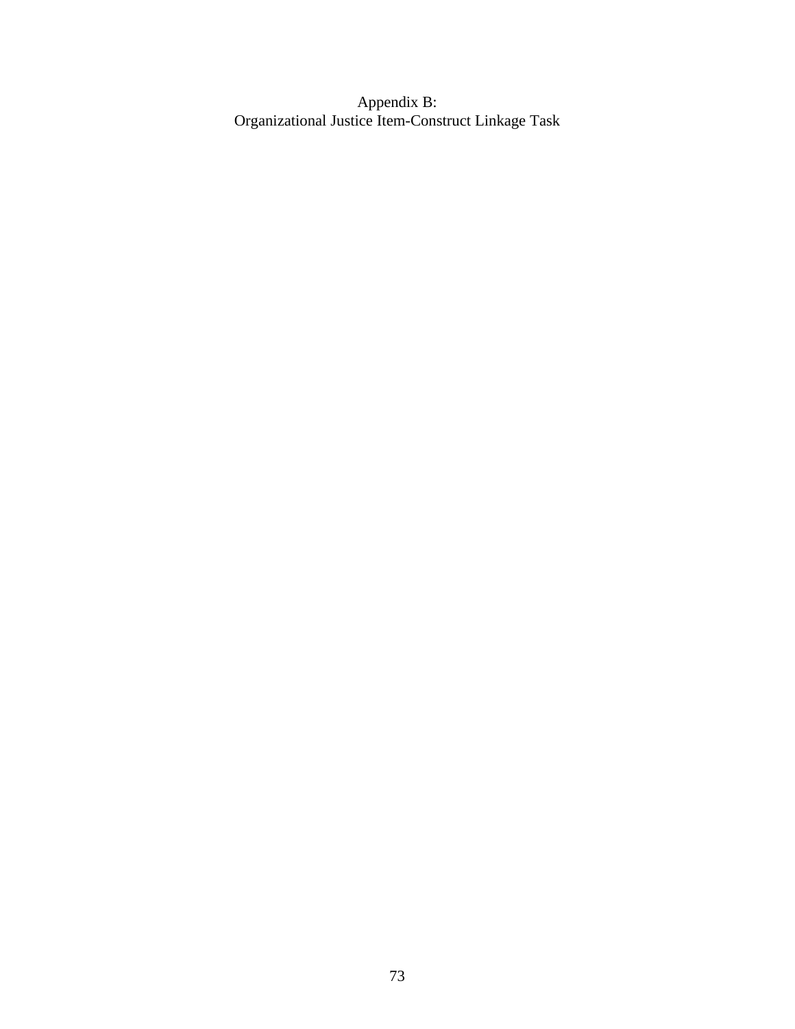# Appendix B:
# Organizational Justice Item-Construct Linkage Task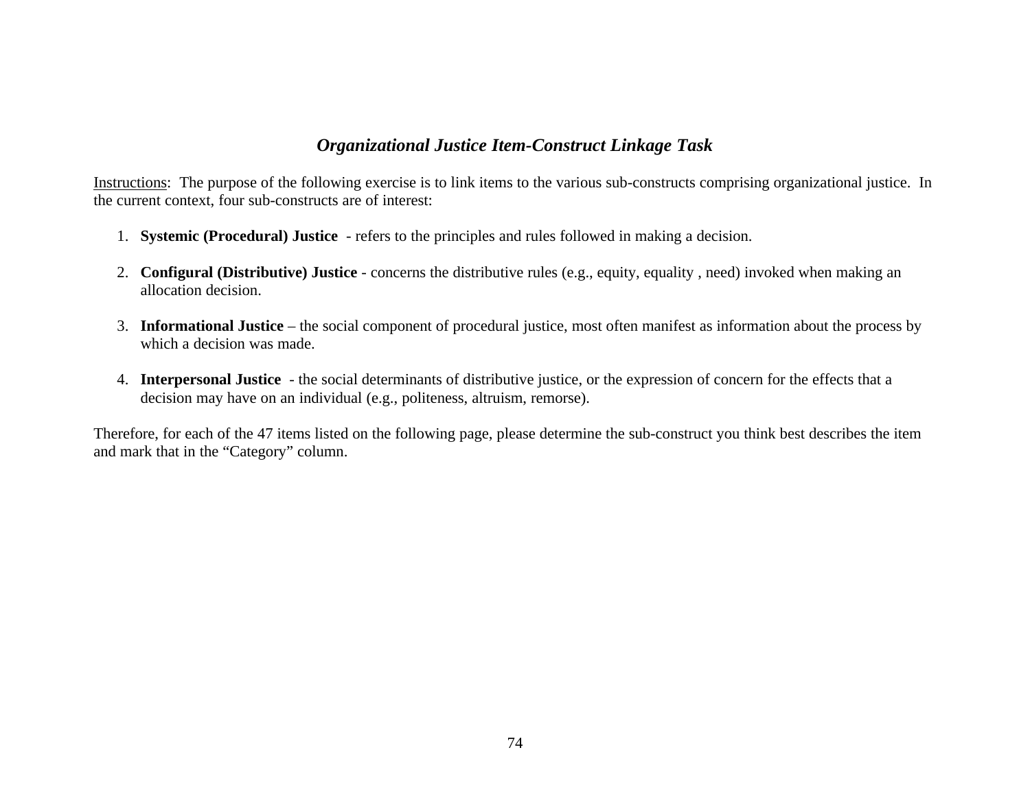## ***Organizational Justice Item-Construct Linkage Task***

Instructions: The purpose of the following exercise is to link items to the various sub-constructs comprising organizational justice. In the current context, four sub-constructs are of interest:

1. **Systemic (Procedural) Justice** - refers to the principles and rules followed in making a decision.

2. **Configural (Distributive) Justice** - concerns the distributive rules (e.g., equity, equality , need) invoked when making an allocation decision.

3. **Informational Justice** – the social component of procedural justice, most often manifest as information about the process by which a decision was made.

4. **Interpersonal Justice** - the social determinants of distributive justice, or the expression of concern for the effects that a decision may have on an individual (e.g., politeness, altruism, remorse).

Therefore, for each of the 47 items listed on the following page, please determine the sub-construct you think best describes the item and mark that in the "Category" column.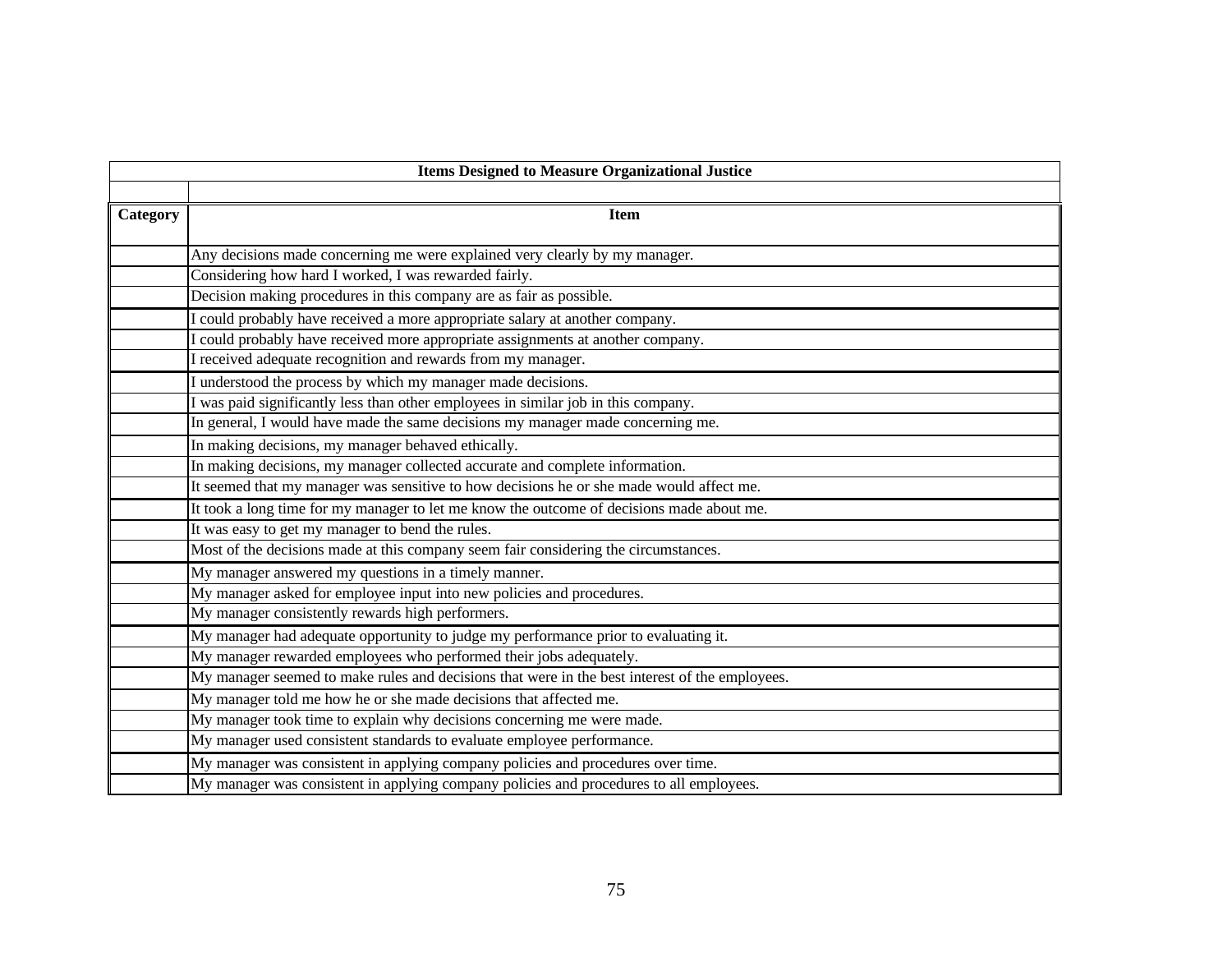| Items Designed to Measure Organizational Justice | |
|---|---|
| | |
| **Category** | **Item** |
| | Any decisions made concerning me were explained very clearly by my manager. |
| | Considering how hard I worked, I was rewarded fairly. |
| | Decision making procedures in this company are as fair as possible. |
| | I could probably have received a more appropriate salary at another company. |
| | I could probably have received more appropriate assignments at another company. |
| | I received adequate recognition and rewards from my manager. |
| | I understood the process by which my manager made decisions. |
| | I was paid significantly less than other employees in similar job in this company. |
| | In general, I would have made the same decisions my manager made concerning me. |
| | In making decisions, my manager behaved ethically. |
| | In making decisions, my manager collected accurate and complete information. |
| | It seemed that my manager was sensitive to how decisions he or she made would affect me. |
| | It took a long time for my manager to let me know the outcome of decisions made about me. |
| | It was easy to get my manager to bend the rules. |
| | Most of the decisions made at this company seem fair considering the circumstances. |
| | My manager answered my questions in a timely manner. |
| | My manager asked for employee input into new policies and procedures. |
| | My manager consistently rewards high performers. |
| | My manager had adequate opportunity to judge my performance prior to evaluating it. |
| | My manager rewarded employees who performed their jobs adequately. |
| | My manager seemed to make rules and decisions that were in the best interest of the employees. |
| | My manager told me how he or she made decisions that affected me. |
| | My manager took time to explain why decisions concerning me were made. |
| | My manager used consistent standards to evaluate employee performance. |
| | My manager was consistent in applying company policies and procedures over time. |
| | My manager was consistent in applying company policies and procedures to all employees. |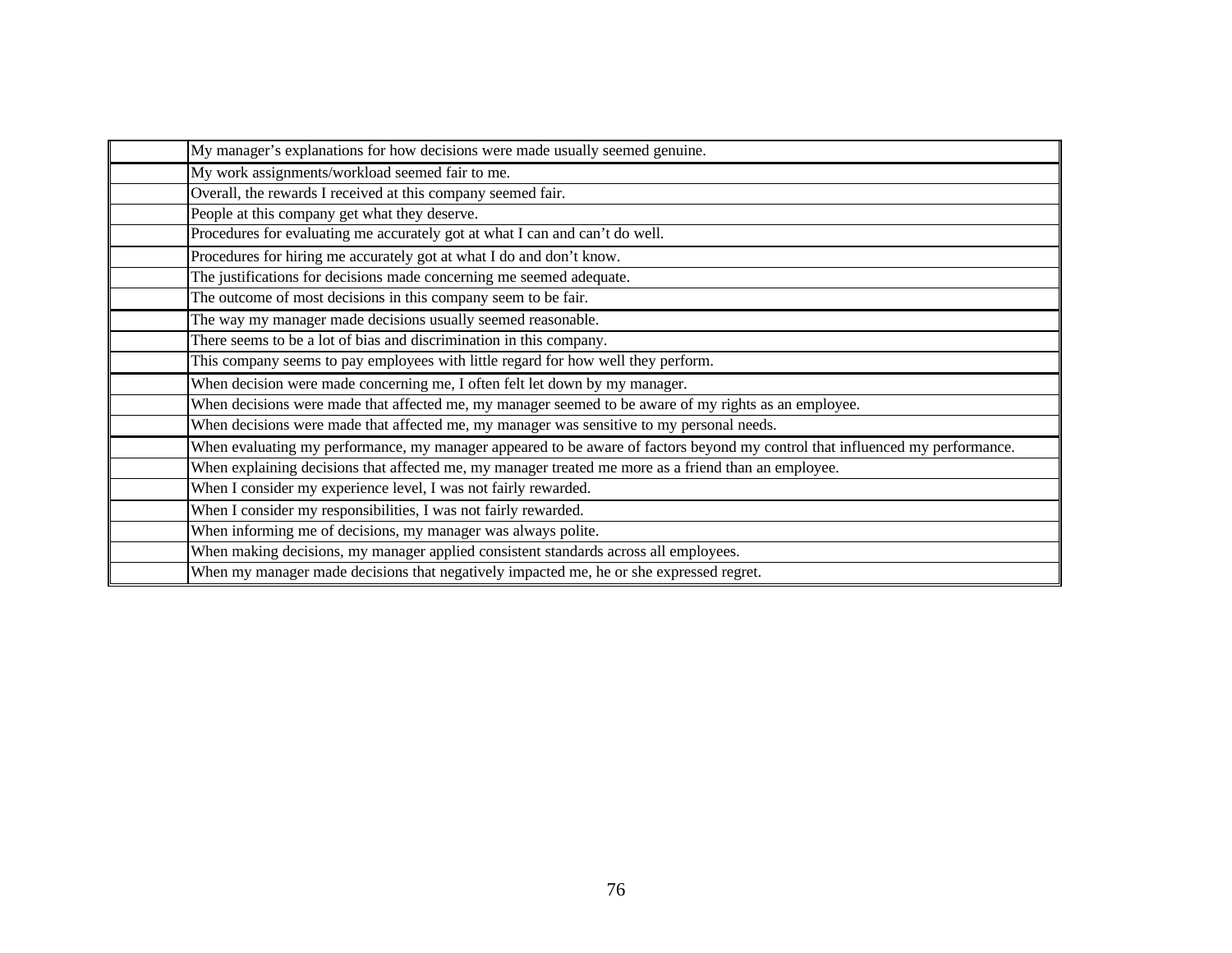| | |
|---|---|
| | My manager's explanations for how decisions were made usually seemed genuine. |
| | My work assignments/workload seemed fair to me. |
| | Overall, the rewards I received at this company seemed fair. |
| | People at this company get what they deserve. |
| | Procedures for evaluating me accurately got at what I can and can't do well. |
| | Procedures for hiring me accurately got at what I do and don't know. |
| | The justifications for decisions made concerning me seemed adequate. |
| | The outcome of most decisions in this company seem to be fair. |
| | The way my manager made decisions usually seemed reasonable. |
| | There seems to be a lot of bias and discrimination in this company. |
| | This company seems to pay employees with little regard for how well they perform. |
| | When decision were made concerning me, I often felt let down by my manager. |
| | When decisions were made that affected me, my manager seemed to be aware of my rights as an employee. |
| | When decisions were made that affected me, my manager was sensitive to my personal needs. |
| | When evaluating my performance, my manager appeared to be aware of factors beyond my control that influenced my performance. |
| | When explaining decisions that affected me, my manager treated me more as a friend than an employee. |
| | When I consider my experience level, I was not fairly rewarded. |
| | When I consider my responsibilities, I was not fairly rewarded. |
| | When informing me of decisions, my manager was always polite. |
| | When making decisions, my manager applied consistent standards across all employees. |
| | When my manager made decisions that negatively impacted me, he or she expressed regret. |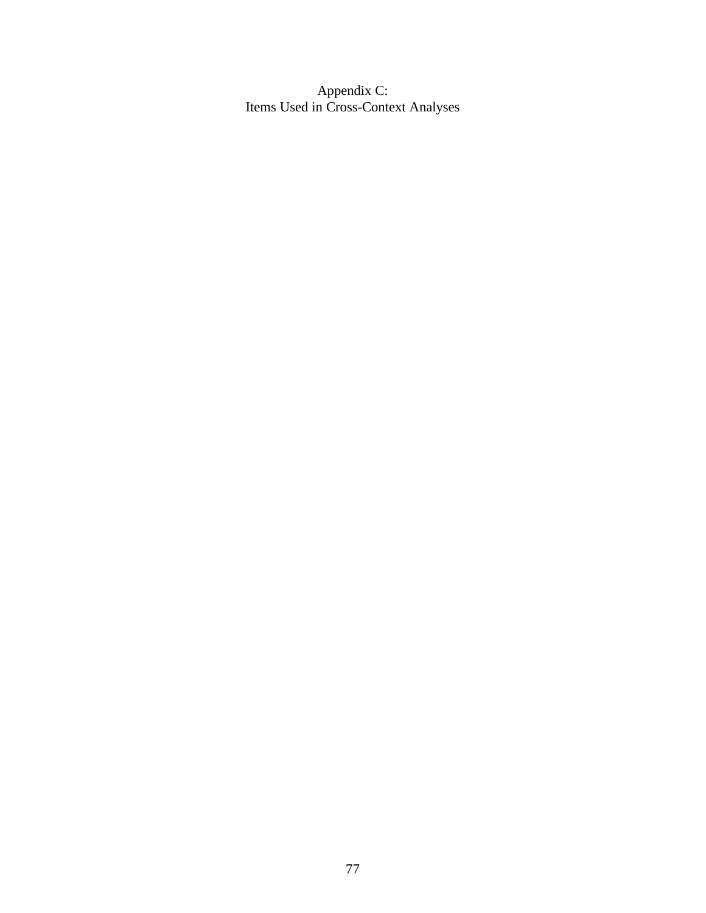# Appendix C:
# Items Used in Cross-Context Analyses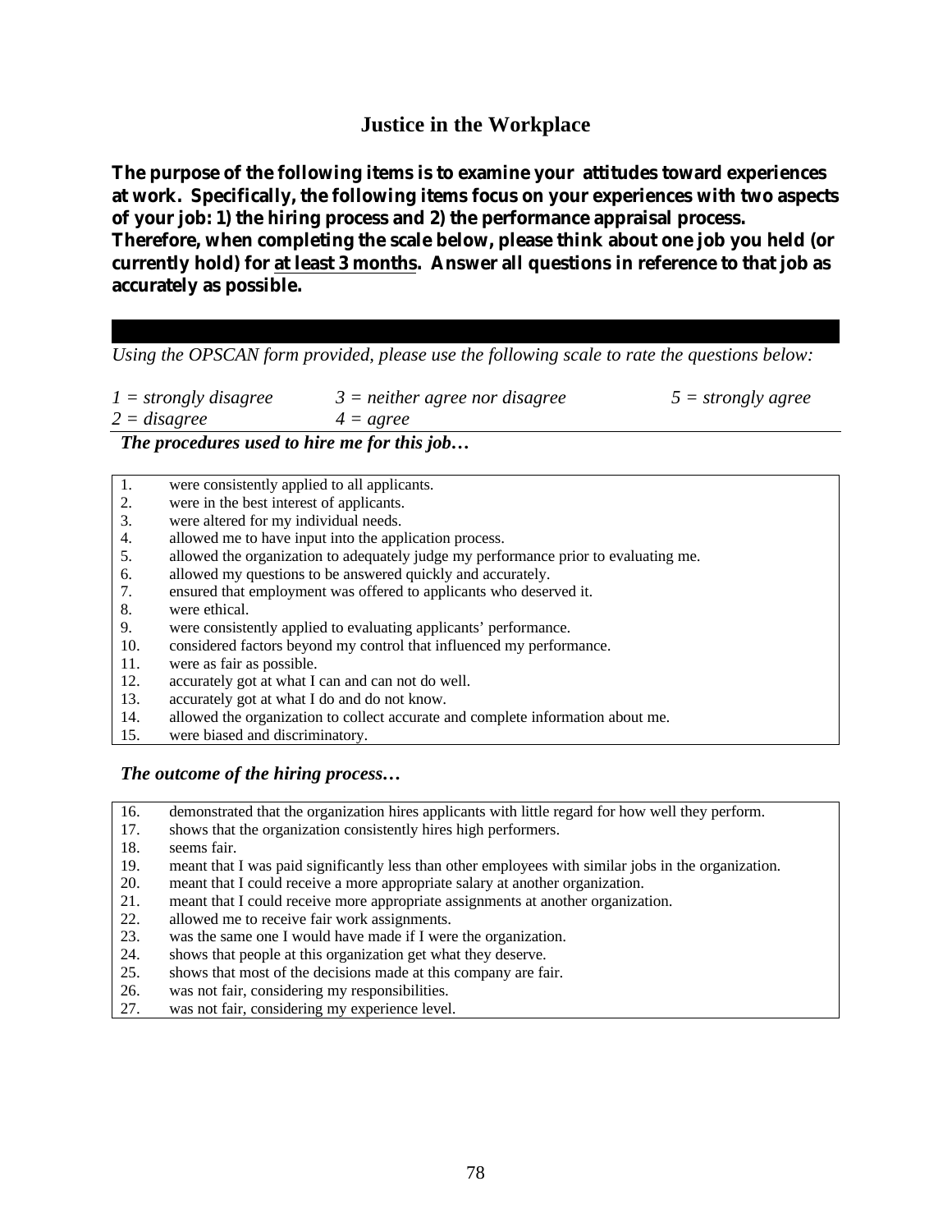## Justice in the Workplace

**The purpose of the following items is to examine your attitudes toward experiences at work. Specifically, the following items focus on your experiences with two aspects of your job: 1) the hiring process and 2) the performance appraisal process. Therefore, when completing the scale below, please think about one job you held (or currently hold) for <u>at least 3 months</u>. Answer all questions in reference to that job as accurately as possible.**

*Using the OPSCAN form provided, please use the following scale to rate the questions below:*

*1 = strongly disagree* *3 = neither agree nor disagree* *5 = strongly agree*
*2 = disagree* *4 = agree*

***The procedures used to hire me for this job…***

1. were consistently applied to all applicants.
2. were in the best interest of applicants.
3. were altered for my individual needs.
4. allowed me to have input into the application process.
5. allowed the organization to adequately judge my performance prior to evaluating me.
6. allowed my questions to be answered quickly and accurately.
7. ensured that employment was offered to applicants who deserved it.
8. were ethical.
9. were consistently applied to evaluating applicants' performance.
10. considered factors beyond my control that influenced my performance.
11. were as fair as possible.
12. accurately got at what I can and can not do well.
13. accurately got at what I do and do not know.
14. allowed the organization to collect accurate and complete information about me.
15. were biased and discriminatory.

***The outcome of the hiring process…***

16. demonstrated that the organization hires applicants with little regard for how well they perform.
17. shows that the organization consistently hires high performers.
18. seems fair.
19. meant that I was paid significantly less than other employees with similar jobs in the organization.
20. meant that I could receive a more appropriate salary at another organization.
21. meant that I could receive more appropriate assignments at another organization.
22. allowed me to receive fair work assignments.
23. was the same one I would have made if I were the organization.
24. shows that people at this organization get what they deserve.
25. shows that most of the decisions made at this company are fair.
26. was not fair, considering my responsibilities.
27. was not fair, considering my experience level.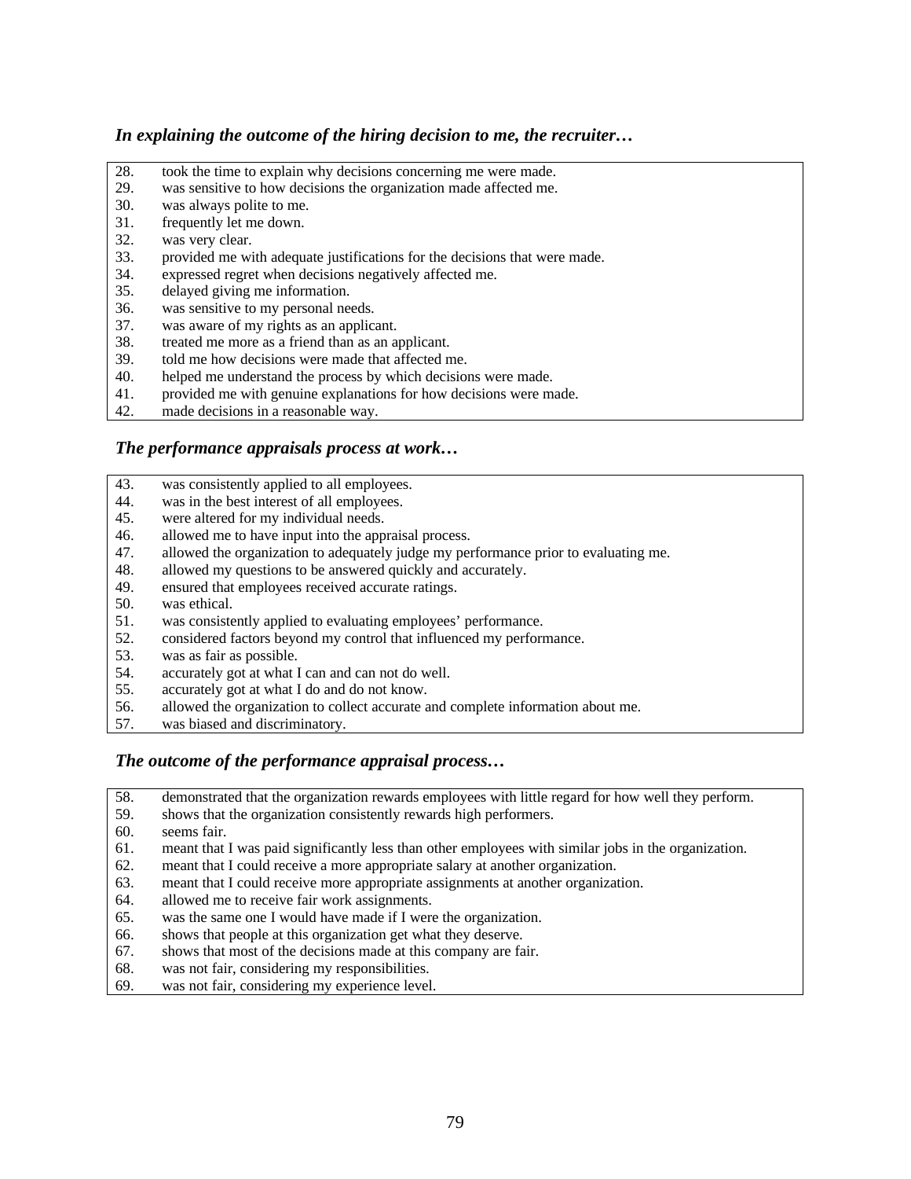***In explaining the outcome of the hiring decision to me, the recruiter…***

28. took the time to explain why decisions concerning me were made.
29. was sensitive to how decisions the organization made affected me.
30. was always polite to me.
31. frequently let me down.
32. was very clear.
33. provided me with adequate justifications for the decisions that were made.
34. expressed regret when decisions negatively affected me.
35. delayed giving me information.
36. was sensitive to my personal needs.
37. was aware of my rights as an applicant.
38. treated me more as a friend than as an applicant.
39. told me how decisions were made that affected me.
40. helped me understand the process by which decisions were made.
41. provided me with genuine explanations for how decisions were made.
42. made decisions in a reasonable way.

***The performance appraisals process at work…***

43. was consistently applied to all employees.
44. was in the best interest of all employees.
45. were altered for my individual needs.
46. allowed me to have input into the appraisal process.
47. allowed the organization to adequately judge my performance prior to evaluating me.
48. allowed my questions to be answered quickly and accurately.
49. ensured that employees received accurate ratings.
50. was ethical.
51. was consistently applied to evaluating employees' performance.
52. considered factors beyond my control that influenced my performance.
53. was as fair as possible.
54. accurately got at what I can and can not do well.
55. accurately got at what I do and do not know.
56. allowed the organization to collect accurate and complete information about me.
57. was biased and discriminatory.

***The outcome of the performance appraisal process…***

58. demonstrated that the organization rewards employees with little regard for how well they perform.
59. shows that the organization consistently rewards high performers.
60. seems fair.
61. meant that I was paid significantly less than other employees with similar jobs in the organization.
62. meant that I could receive a more appropriate salary at another organization.
63. meant that I could receive more appropriate assignments at another organization.
64. allowed me to receive fair work assignments.
65. was the same one I would have made if I were the organization.
66. shows that people at this organization get what they deserve.
67. shows that most of the decisions made at this company are fair.
68. was not fair, considering my responsibilities.
69. was not fair, considering my experience level.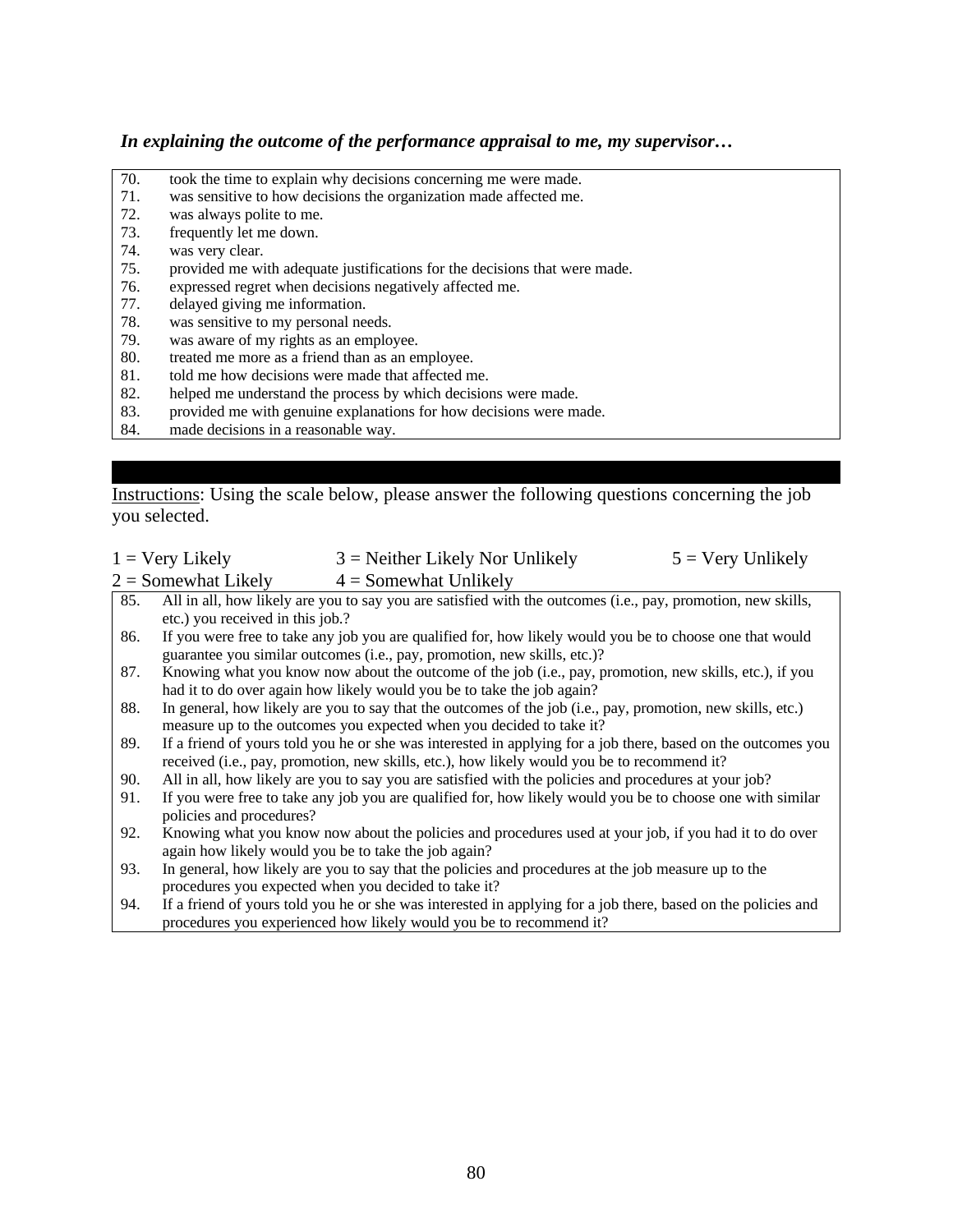***In explaining the outcome of the performance appraisal to me, my supervisor…***

70. took the time to explain why decisions concerning me were made.
71. was sensitive to how decisions the organization made affected me.
72. was always polite to me.
73. frequently let me down.
74. was very clear.
75. provided me with adequate justifications for the decisions that were made.
76. expressed regret when decisions negatively affected me.
77. delayed giving me information.
78. was sensitive to my personal needs.
79. was aware of my rights as an employee.
80. treated me more as a friend than as an employee.
81. told me how decisions were made that affected me.
82. helped me understand the process by which decisions were made.
83. provided me with genuine explanations for how decisions were made.
84. made decisions in a reasonable way.

<u>Instructions</u>: Using the scale below, please answer the following questions concerning the job you selected.

1 = Very Likely
2 = Somewhat Likely
3 = Neither Likely Nor Unlikely
4 = Somewhat Unlikely
5 = Very Unlikely

85. All in all, how likely are you to say you are satisfied with the outcomes (i.e., pay, promotion, new skills, etc.) you received in this job.?
86. If you were free to take any job you are qualified for, how likely would you be to choose one that would guarantee you similar outcomes (i.e., pay, promotion, new skills, etc.)?
87. Knowing what you know now about the outcome of the job (i.e., pay, promotion, new skills, etc.), if you had it to do over again how likely would you be to take the job again?
88. In general, how likely are you to say that the outcomes of the job (i.e., pay, promotion, new skills, etc.) measure up to the outcomes you expected when you decided to take it?
89. If a friend of yours told you he or she was interested in applying for a job there, based on the outcomes you received (i.e., pay, promotion, new skills, etc.), how likely would you be to recommend it?
90. All in all, how likely are you to say you are satisfied with the policies and procedures at your job?
91. If you were free to take any job you are qualified for, how likely would you be to choose one with similar policies and procedures?
92. Knowing what you know now about the policies and procedures used at your job, if you had it to do over again how likely would you be to take the job again?
93. In general, how likely are you to say that the policies and procedures at the job measure up to the procedures you expected when you decided to take it?
94. If a friend of yours told you he or she was interested in applying for a job there, based on the policies and procedures you experienced how likely would you be to recommend it?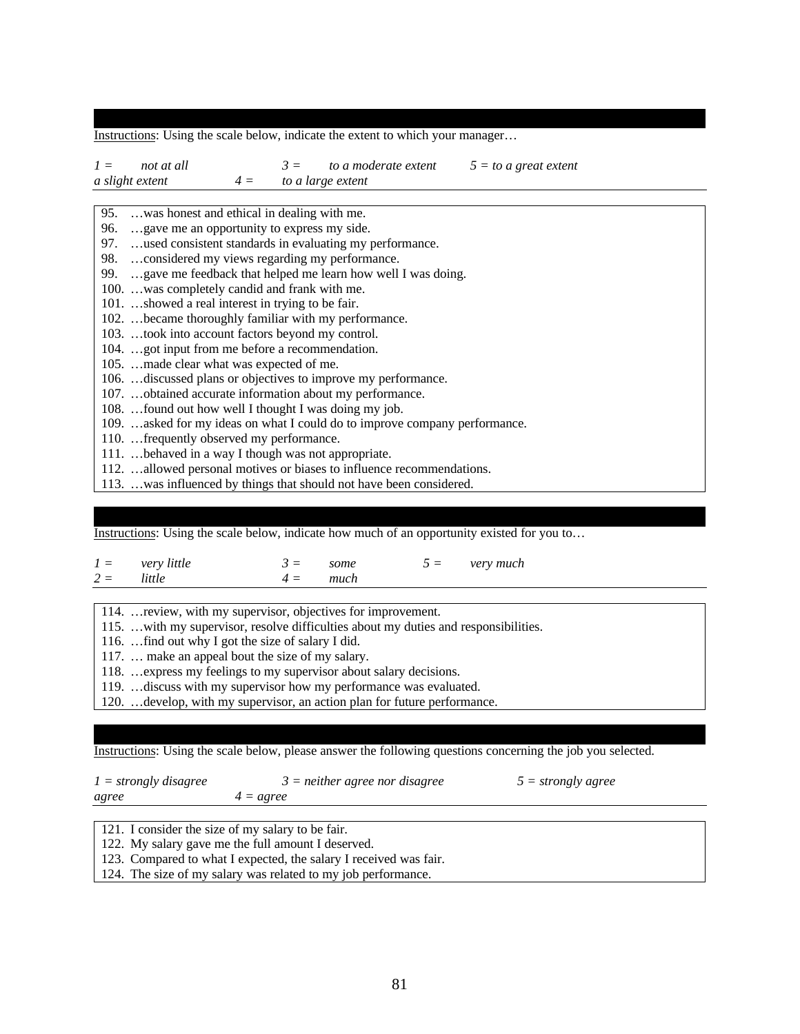Instructions: Using the scale below, indicate the extent to which your manager…

*1 = not at all* *3 = to a moderate extent* *5 = to a great extent*
*a slight extent* *4 = to a large extent*

95. …was honest and ethical in dealing with me.
96. …gave me an opportunity to express my side.
97. …used consistent standards in evaluating my performance.
98. …considered my views regarding my performance.
99. …gave me feedback that helped me learn how well I was doing.
100. …was completely candid and frank with me.
101. …showed a real interest in trying to be fair.
102. …became thoroughly familiar with my performance.
103. …took into account factors beyond my control.
104. …got input from me before a recommendation.
105. …made clear what was expected of me.
106. …discussed plans or objectives to improve my performance.
107. …obtained accurate information about my performance.
108. …found out how well I thought I was doing my job.
109. …asked for my ideas on what I could do to improve company performance.
110. …frequently observed my performance.
111. …behaved in a way I though was not appropriate.
112. …allowed personal motives or biases to influence recommendations.
113. …was influenced by things that should not have been considered.

Instructions: Using the scale below, indicate how much of an opportunity existed for you to…

*1 = very little* *3 = some* *5 = very much*
*2 = little* *4 = much*

114. …review, with my supervisor, objectives for improvement.
115. …with my supervisor, resolve difficulties about my duties and responsibilities.
116. …find out why I got the size of salary I did.
117. … make an appeal bout the size of my salary.
118. …express my feelings to my supervisor about salary decisions.
119. …discuss with my supervisor how my performance was evaluated.
120. …develop, with my supervisor, an action plan for future performance.

Instructions: Using the scale below, please answer the following questions concerning the job you selected.

*1 = strongly disagree* *3 = neither agree nor disagree* *5 = strongly agree*
*agree* *4 = agree*

121. I consider the size of my salary to be fair.
122. My salary gave me the full amount I deserved.
123. Compared to what I expected, the salary I received was fair.
124. The size of my salary was related to my job performance.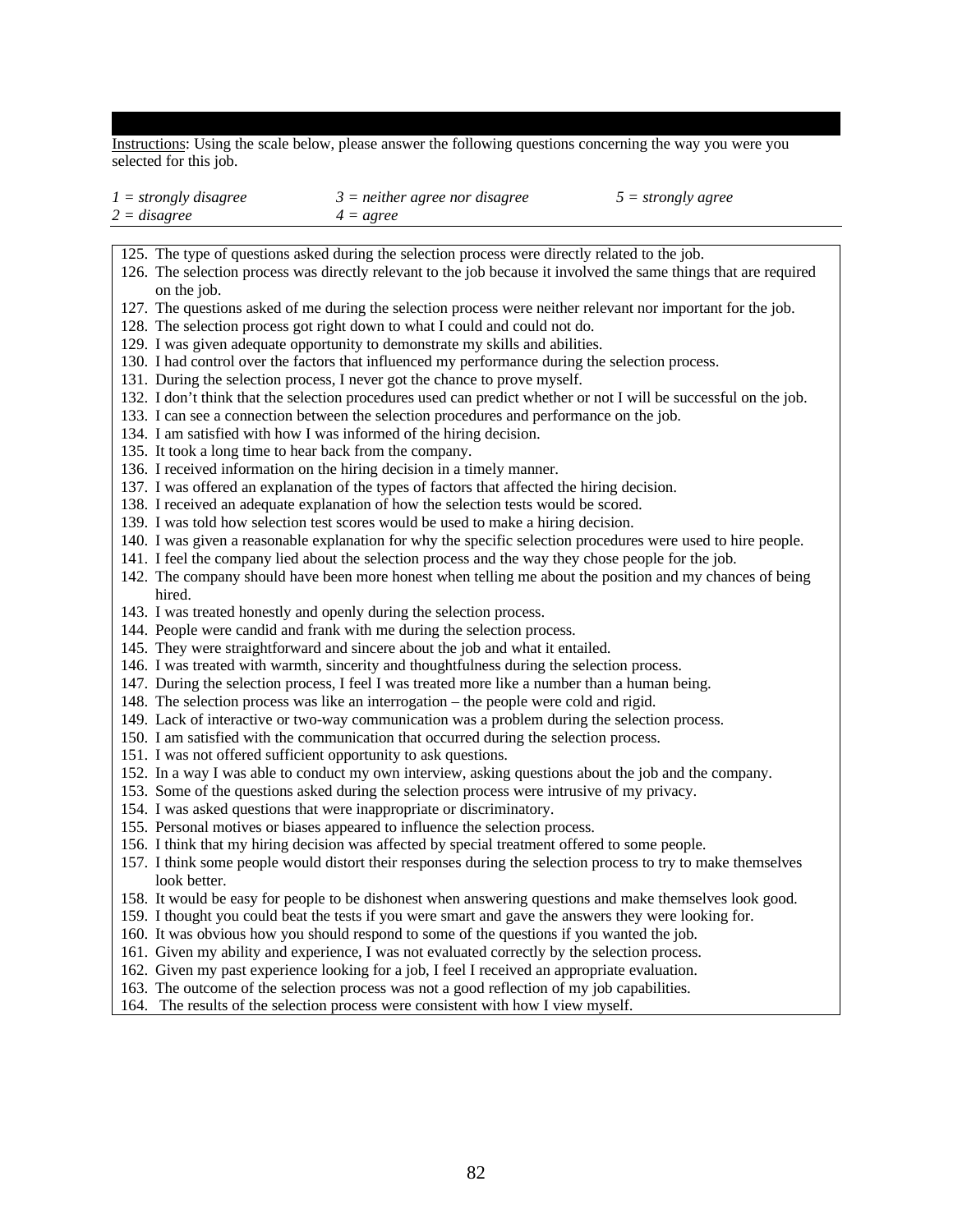<u>Instructions</u>: Using the scale below, please answer the following questions concerning the way you were you selected for this job.

| *1 = strongly disagree* | *3 = neither agree nor disagree* | *5 = strongly agree* |
|---|---|---|
| *2 = disagree* | *4 = agree* | |

125. The type of questions asked during the selection process were directly related to the job.
126. The selection process was directly relevant to the job because it involved the same things that are required on the job.
127. The questions asked of me during the selection process were neither relevant nor important for the job.
128. The selection process got right down to what I could and could not do.
129. I was given adequate opportunity to demonstrate my skills and abilities.
130. I had control over the factors that influenced my performance during the selection process.
131. During the selection process, I never got the chance to prove myself.
132. I don't think that the selection procedures used can predict whether or not I will be successful on the job.
133. I can see a connection between the selection procedures and performance on the job.
134. I am satisfied with how I was informed of the hiring decision.
135. It took a long time to hear back from the company.
136. I received information on the hiring decision in a timely manner.
137. I was offered an explanation of the types of factors that affected the hiring decision.
138. I received an adequate explanation of how the selection tests would be scored.
139. I was told how selection test scores would be used to make a hiring decision.
140. I was given a reasonable explanation for why the specific selection procedures were used to hire people.
141. I feel the company lied about the selection process and the way they chose people for the job.
142. The company should have been more honest when telling me about the position and my chances of being hired.
143. I was treated honestly and openly during the selection process.
144. People were candid and frank with me during the selection process.
145. They were straightforward and sincere about the job and what it entailed.
146. I was treated with warmth, sincerity and thoughtfulness during the selection process.
147. During the selection process, I feel I was treated more like a number than a human being.
148. The selection process was like an interrogation – the people were cold and rigid.
149. Lack of interactive or two-way communication was a problem during the selection process.
150. I am satisfied with the communication that occurred during the selection process.
151. I was not offered sufficient opportunity to ask questions.
152. In a way I was able to conduct my own interview, asking questions about the job and the company.
153. Some of the questions asked during the selection process were intrusive of my privacy.
154. I was asked questions that were inappropriate or discriminatory.
155. Personal motives or biases appeared to influence the selection process.
156. I think that my hiring decision was affected by special treatment offered to some people.
157. I think some people would distort their responses during the selection process to try to make themselves look better.
158. It would be easy for people to be dishonest when answering questions and make themselves look good.
159. I thought you could beat the tests if you were smart and gave the answers they were looking for.
160. It was obvious how you should respond to some of the questions if you wanted the job.
161. Given my ability and experience, I was not evaluated correctly by the selection process.
162. Given my past experience looking for a job, I feel I received an appropriate evaluation.
163. The outcome of the selection process was not a good reflection of my job capabilities.
164. The results of the selection process were consistent with how I view myself.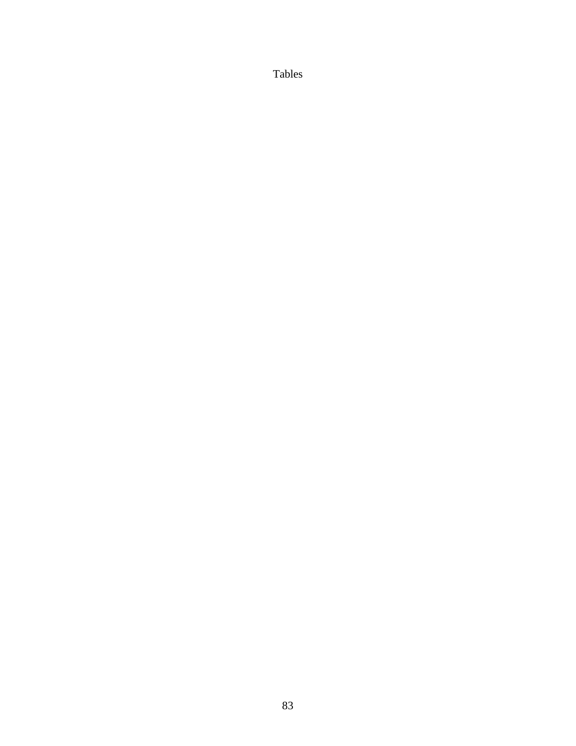# Tables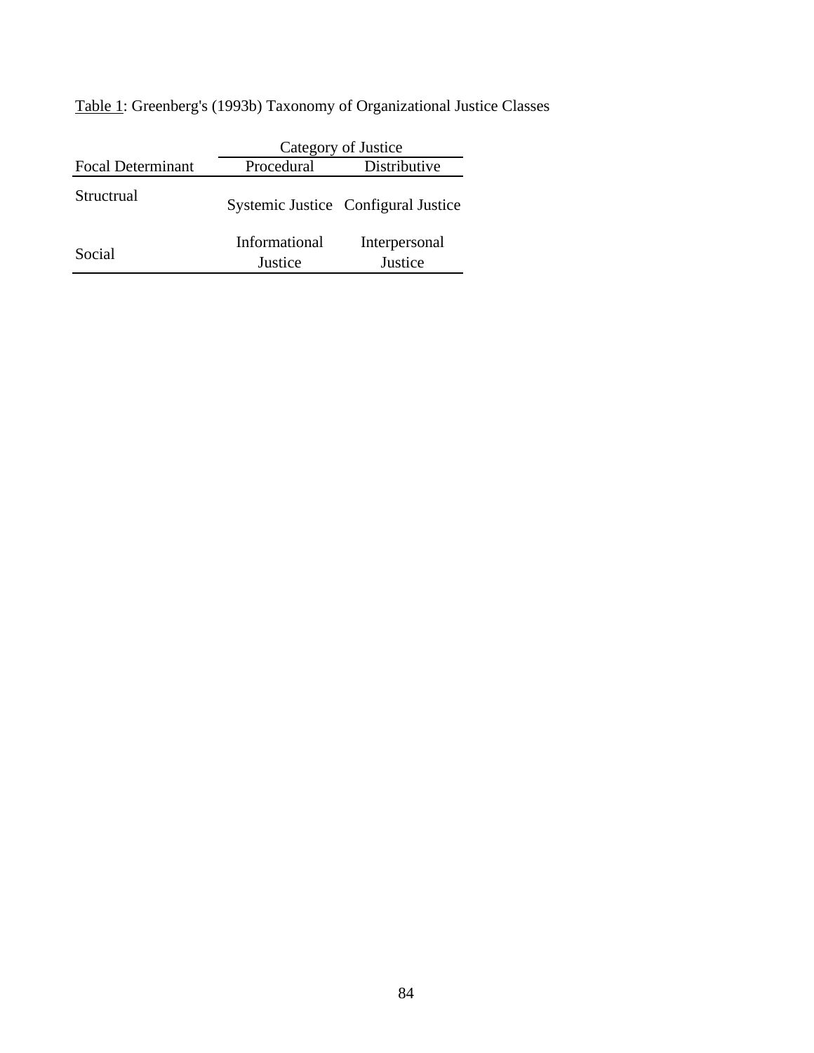Table 1: Greenberg's (1993b) Taxonomy of Organizational Justice Classes

| | Category of Justice | |
|---|---|---|
| Focal Determinant | Procedural | Distributive |
| Structrual | Systemic Justice | Configural Justice |
| Social | Informational Justice | Interpersonal Justice |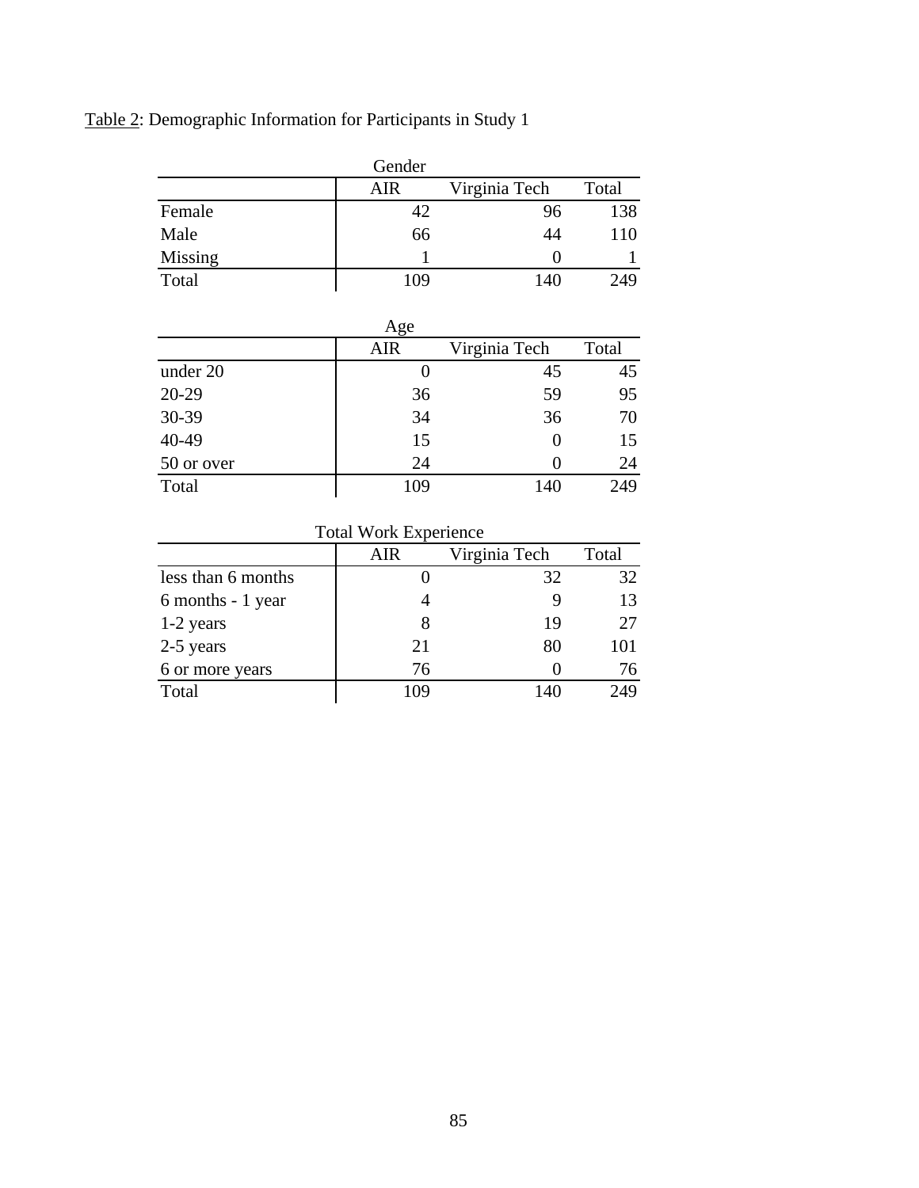Table 2: Demographic Information for Participants in Study 1

Gender

| | AIR | Virginia Tech | Total |
|---|---|---|---|
| Female | 42 | 96 | 138 |
| Male | 66 | 44 | 110 |
| Missing | 1 | 0 | 1 |
| Total | 109 | 140 | 249 |

Age

| | AIR | Virginia Tech | Total |
|---|---|---|---|
| under 20 | 0 | 45 | 45 |
| 20-29 | 36 | 59 | 95 |
| 30-39 | 34 | 36 | 70 |
| 40-49 | 15 | 0 | 15 |
| 50 or over | 24 | 0 | 24 |
| Total | 109 | 140 | 249 |

Total Work Experience

| | AIR | Virginia Tech | Total |
|---|---|---|---|
| less than 6 months | 0 | 32 | 32 |
| 6 months - 1 year | 4 | 9 | 13 |
| 1-2 years | 8 | 19 | 27 |
| 2-5 years | 21 | 80 | 101 |
| 6 or more years | 76 | 0 | 76 |
| Total | 109 | 140 | 249 |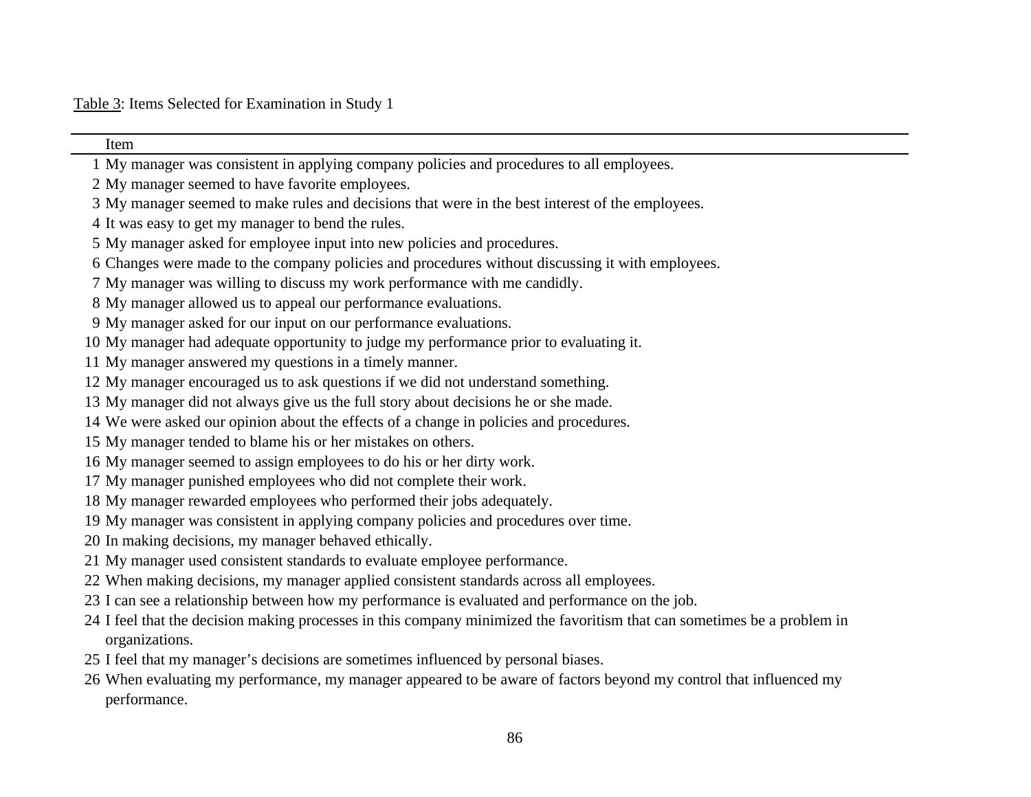Table 3: Items Selected for Examination in Study 1

| | Item |
|---|---|
| 1 | My manager was consistent in applying company policies and procedures to all employees. |
| 2 | My manager seemed to have favorite employees. |
| 3 | My manager seemed to make rules and decisions that were in the best interest of the employees. |
| 4 | It was easy to get my manager to bend the rules. |
| 5 | My manager asked for employee input into new policies and procedures. |
| 6 | Changes were made to the company policies and procedures without discussing it with employees. |
| 7 | My manager was willing to discuss my work performance with me candidly. |
| 8 | My manager allowed us to appeal our performance evaluations. |
| 9 | My manager asked for our input on our performance evaluations. |
| 10 | My manager had adequate opportunity to judge my performance prior to evaluating it. |
| 11 | My manager answered my questions in a timely manner. |
| 12 | My manager encouraged us to ask questions if we did not understand something. |
| 13 | My manager did not always give us the full story about decisions he or she made. |
| 14 | We were asked our opinion about the effects of a change in policies and procedures. |
| 15 | My manager tended to blame his or her mistakes on others. |
| 16 | My manager seemed to assign employees to do his or her dirty work. |
| 17 | My manager punished employees who did not complete their work. |
| 18 | My manager rewarded employees who performed their jobs adequately. |
| 19 | My manager was consistent in applying company policies and procedures over time. |
| 20 | In making decisions, my manager behaved ethically. |
| 21 | My manager used consistent standards to evaluate employee performance. |
| 22 | When making decisions, my manager applied consistent standards across all employees. |
| 23 | I can see a relationship between how my performance is evaluated and performance on the job. |
| 24 | I feel that the decision making processes in this company minimized the favoritism that can sometimes be a problem in organizations. |
| 25 | I feel that my manager's decisions are sometimes influenced by personal biases. |
| 26 | When evaluating my performance, my manager appeared to be aware of factors beyond my control that influenced my performance. |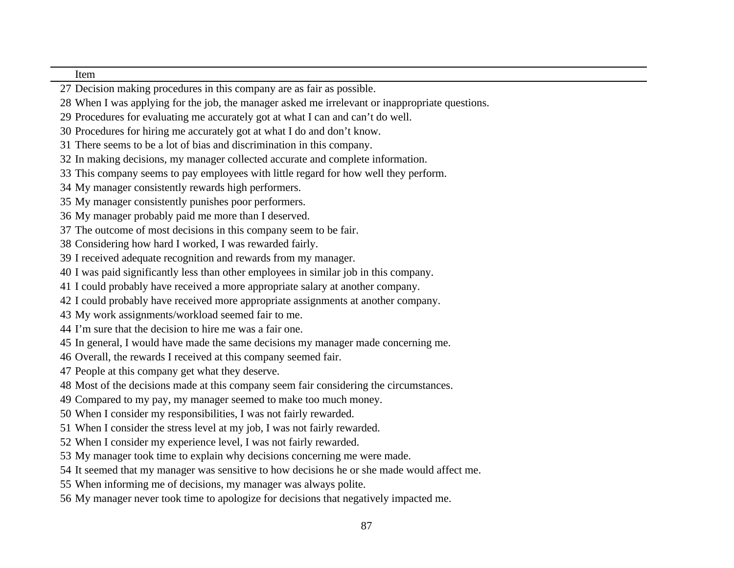| | Item |
|---|---|
| 27 | Decision making procedures in this company are as fair as possible. |
| 28 | When I was applying for the job, the manager asked me irrelevant or inappropriate questions. |
| 29 | Procedures for evaluating me accurately got at what I can and can't do well. |
| 30 | Procedures for hiring me accurately got at what I do and don't know. |
| 31 | There seems to be a lot of bias and discrimination in this company. |
| 32 | In making decisions, my manager collected accurate and complete information. |
| 33 | This company seems to pay employees with little regard for how well they perform. |
| 34 | My manager consistently rewards high performers. |
| 35 | My manager consistently punishes poor performers. |
| 36 | My manager probably paid me more than I deserved. |
| 37 | The outcome of most decisions in this company seem to be fair. |
| 38 | Considering how hard I worked, I was rewarded fairly. |
| 39 | I received adequate recognition and rewards from my manager. |
| 40 | I was paid significantly less than other employees in similar job in this company. |
| 41 | I could probably have received a more appropriate salary at another company. |
| 42 | I could probably have received more appropriate assignments at another company. |
| 43 | My work assignments/workload seemed fair to me. |
| 44 | I'm sure that the decision to hire me was a fair one. |
| 45 | In general, I would have made the same decisions my manager made concerning me. |
| 46 | Overall, the rewards I received at this company seemed fair. |
| 47 | People at this company get what they deserve. |
| 48 | Most of the decisions made at this company seem fair considering the circumstances. |
| 49 | Compared to my pay, my manager seemed to make too much money. |
| 50 | When I consider my responsibilities, I was not fairly rewarded. |
| 51 | When I consider the stress level at my job, I was not fairly rewarded. |
| 52 | When I consider my experience level, I was not fairly rewarded. |
| 53 | My manager took time to explain why decisions concerning me were made. |
| 54 | It seemed that my manager was sensitive to how decisions he or she made would affect me. |
| 55 | When informing me of decisions, my manager was always polite. |
| 56 | My manager never took time to apologize for decisions that negatively impacted me. |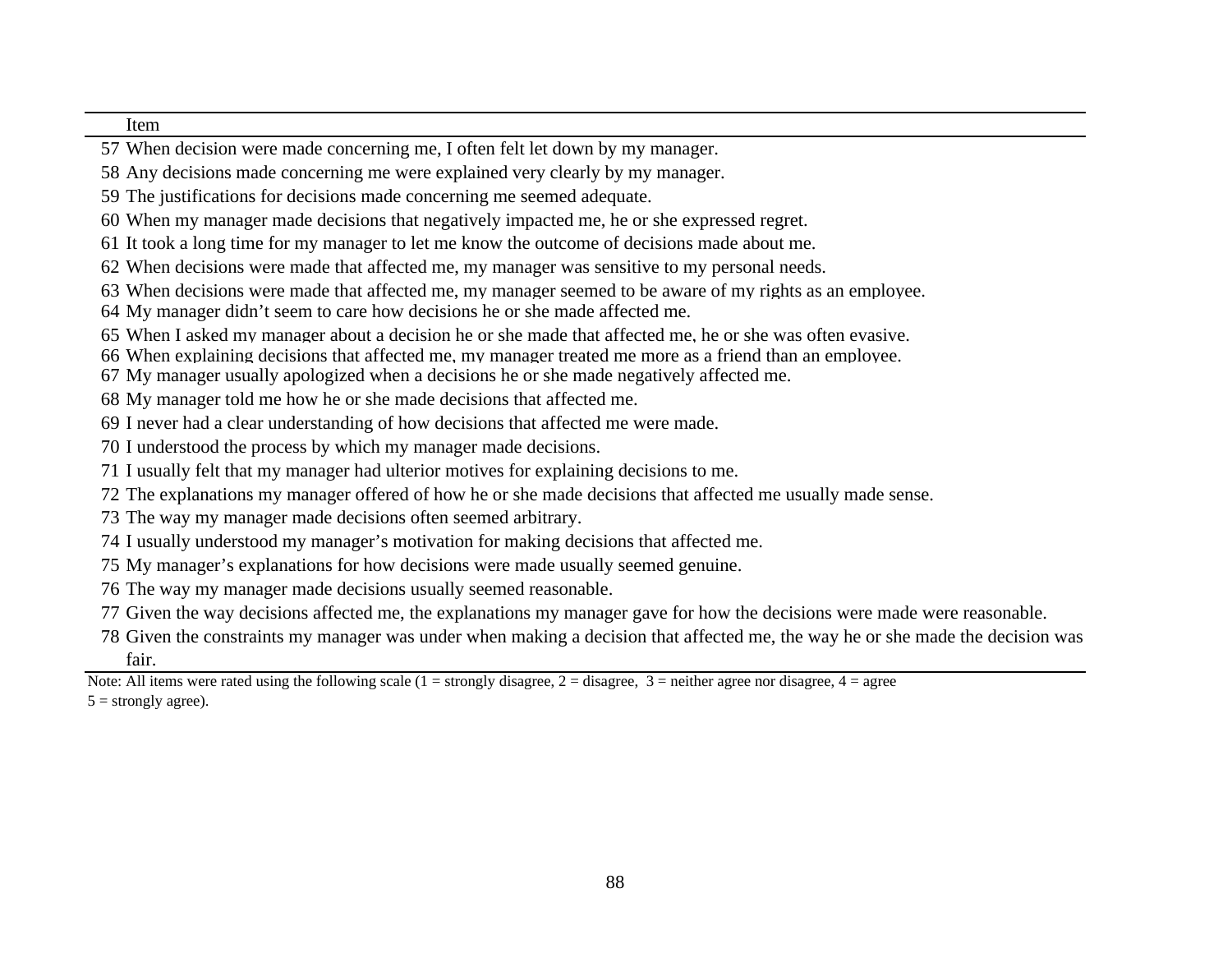| | Item |
|---|---|
| 57 | When decision were made concerning me, I often felt let down by my manager. |
| 58 | Any decisions made concerning me were explained very clearly by my manager. |
| 59 | The justifications for decisions made concerning me seemed adequate. |
| 60 | When my manager made decisions that negatively impacted me, he or she expressed regret. |
| 61 | It took a long time for my manager to let me know the outcome of decisions made about me. |
| 62 | When decisions were made that affected me, my manager was sensitive to my personal needs. |
| 63 | When decisions were made that affected me, my manager seemed to be aware of my rights as an employee. |
| 64 | My manager didn't seem to care how decisions he or she made affected me. |
| 65 | When I asked my manager about a decision he or she made that affected me, he or she was often evasive. |
| 66 | When explaining decisions that affected me, my manager treated me more as a friend than an employee. |
| 67 | My manager usually apologized when a decisions he or she made negatively affected me. |
| 68 | My manager told me how he or she made decisions that affected me. |
| 69 | I never had a clear understanding of how decisions that affected me were made. |
| 70 | I understood the process by which my manager made decisions. |
| 71 | I usually felt that my manager had ulterior motives for explaining decisions to me. |
| 72 | The explanations my manager offered of how he or she made decisions that affected me usually made sense. |
| 73 | The way my manager made decisions often seemed arbitrary. |
| 74 | I usually understood my manager's motivation for making decisions that affected me. |
| 75 | My manager's explanations for how decisions were made usually seemed genuine. |
| 76 | The way my manager made decisions usually seemed reasonable. |
| 77 | Given the way decisions affected me, the explanations my manager gave for how the decisions were made were reasonable. |
| 78 | Given the constraints my manager was under when making a decision that affected me, the way he or she made the decision was fair. |

Note: All items were rated using the following scale (1 = strongly disagree, 2 = disagree, 3 = neither agree nor disagree, 4 = agree 5 = strongly agree).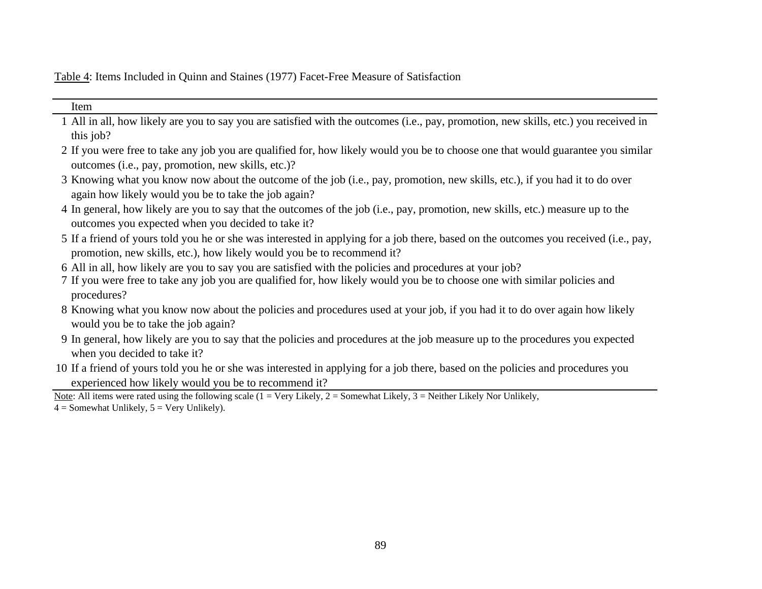Table 4: Items Included in Quinn and Staines (1977) Facet-Free Measure of Satisfaction

| | Item |
|---|---|
| 1 | All in all, how likely are you to say you are satisfied with the outcomes (i.e., pay, promotion, new skills, etc.) you received in this job? |
| 2 | If you were free to take any job you are qualified for, how likely would you be to choose one that would guarantee you similar outcomes (i.e., pay, promotion, new skills, etc.)? |
| 3 | Knowing what you know now about the outcome of the job (i.e., pay, promotion, new skills, etc.), if you had it to do over again how likely would you be to take the job again? |
| 4 | In general, how likely are you to say that the outcomes of the job (i.e., pay, promotion, new skills, etc.) measure up to the outcomes you expected when you decided to take it? |
| 5 | If a friend of yours told you he or she was interested in applying for a job there, based on the outcomes you received (i.e., pay, promotion, new skills, etc.), how likely would you be to recommend it? |
| 6 | All in all, how likely are you to say you are satisfied with the policies and procedures at your job? |
| 7 | If you were free to take any job you are qualified for, how likely would you be to choose one with similar policies and procedures? |
| 8 | Knowing what you know now about the policies and procedures used at your job, if you had it to do over again how likely would you be to take the job again? |
| 9 | In general, how likely are you to say that the policies and procedures at the job measure up to the procedures you expected when you decided to take it? |
| 10 | If a friend of yours told you he or she was interested in applying for a job there, based on the policies and procedures you experienced how likely would you be to recommend it? |

Note: All items were rated using the following scale (1 = Very Likely, 2 = Somewhat Likely, 3 = Neither Likely Nor Unlikely, 4 = Somewhat Unlikely, 5 = Very Unlikely).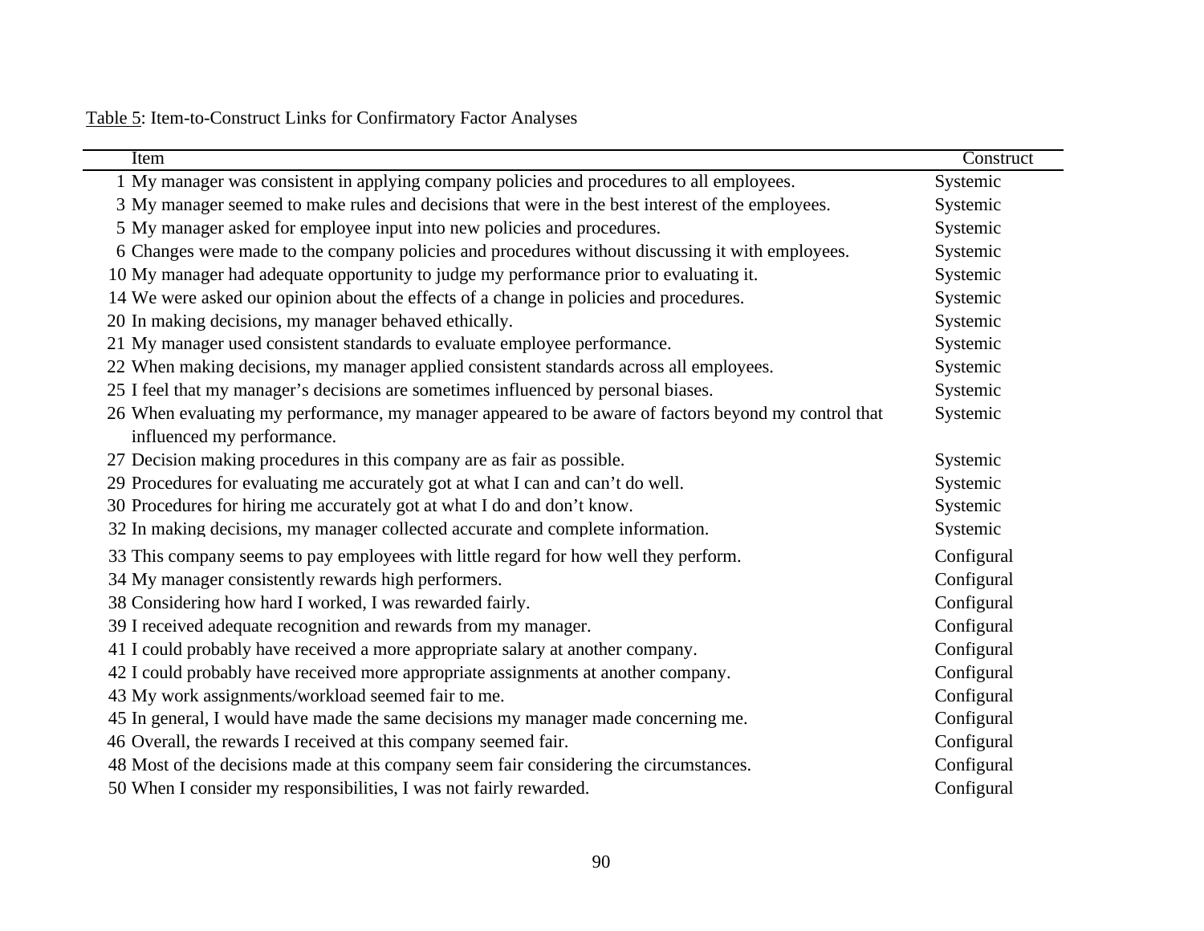Table 5: Item-to-Construct Links for Confirmatory Factor Analyses

| | Item | Construct |
|---|---|---|
| 1 | My manager was consistent in applying company policies and procedures to all employees. | Systemic |
| 3 | My manager seemed to make rules and decisions that were in the best interest of the employees. | Systemic |
| 5 | My manager asked for employee input into new policies and procedures. | Systemic |
| 6 | Changes were made to the company policies and procedures without discussing it with employees. | Systemic |
| 10 | My manager had adequate opportunity to judge my performance prior to evaluating it. | Systemic |
| 14 | We were asked our opinion about the effects of a change in policies and procedures. | Systemic |
| 20 | In making decisions, my manager behaved ethically. | Systemic |
| 21 | My manager used consistent standards to evaluate employee performance. | Systemic |
| 22 | When making decisions, my manager applied consistent standards across all employees. | Systemic |
| 25 | I feel that my manager's decisions are sometimes influenced by personal biases. | Systemic |
| 26 | When evaluating my performance, my manager appeared to be aware of factors beyond my control that influenced my performance. | Systemic |
| 27 | Decision making procedures in this company are as fair as possible. | Systemic |
| 29 | Procedures for evaluating me accurately got at what I can and can't do well. | Systemic |
| 30 | Procedures for hiring me accurately got at what I do and don't know. | Systemic |
| 32 | In making decisions, my manager collected accurate and complete information. | Systemic |
| 33 | This company seems to pay employees with little regard for how well they perform. | Configural |
| 34 | My manager consistently rewards high performers. | Configural |
| 38 | Considering how hard I worked, I was rewarded fairly. | Configural |
| 39 | I received adequate recognition and rewards from my manager. | Configural |
| 41 | I could probably have received a more appropriate salary at another company. | Configural |
| 42 | I could probably have received more appropriate assignments at another company. | Configural |
| 43 | My work assignments/workload seemed fair to me. | Configural |
| 45 | In general, I would have made the same decisions my manager made concerning me. | Configural |
| 46 | Overall, the rewards I received at this company seemed fair. | Configural |
| 48 | Most of the decisions made at this company seem fair considering the circumstances. | Configural |
| 50 | When I consider my responsibilities, I was not fairly rewarded. | Configural |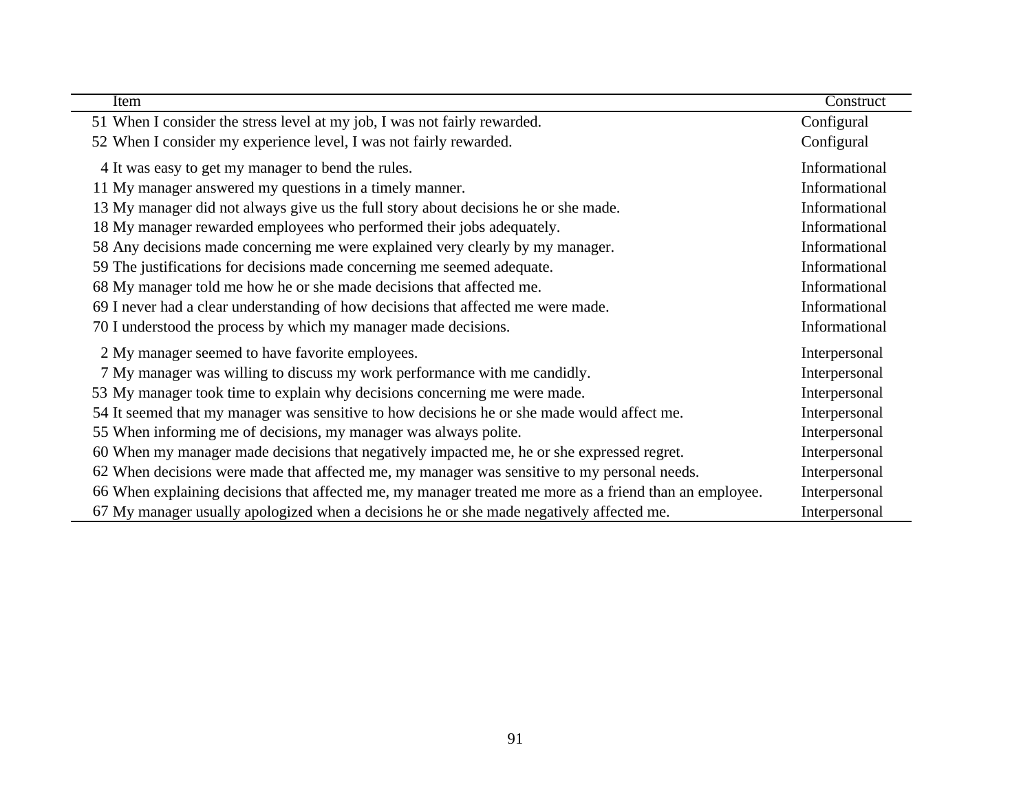| Item | Construct |
|---|---|
| 51 When I consider the stress level at my job, I was not fairly rewarded. | Configural |
| 52 When I consider my experience level, I was not fairly rewarded. | Configural |
| 4 It was easy to get my manager to bend the rules. | Informational |
| 11 My manager answered my questions in a timely manner. | Informational |
| 13 My manager did not always give us the full story about decisions he or she made. | Informational |
| 18 My manager rewarded employees who performed their jobs adequately. | Informational |
| 58 Any decisions made concerning me were explained very clearly by my manager. | Informational |
| 59 The justifications for decisions made concerning me seemed adequate. | Informational |
| 68 My manager told me how he or she made decisions that affected me. | Informational |
| 69 I never had a clear understanding of how decisions that affected me were made. | Informational |
| 70 I understood the process by which my manager made decisions. | Informational |
| 2 My manager seemed to have favorite employees. | Interpersonal |
| 7 My manager was willing to discuss my work performance with me candidly. | Interpersonal |
| 53 My manager took time to explain why decisions concerning me were made. | Interpersonal |
| 54 It seemed that my manager was sensitive to how decisions he or she made would affect me. | Interpersonal |
| 55 When informing me of decisions, my manager was always polite. | Interpersonal |
| 60 When my manager made decisions that negatively impacted me, he or she expressed regret. | Interpersonal |
| 62 When decisions were made that affected me, my manager was sensitive to my personal needs. | Interpersonal |
| 66 When explaining decisions that affected me, my manager treated me more as a friend than an employee. | Interpersonal |
| 67 My manager usually apologized when a decisions he or she made negatively affected me. | Interpersonal |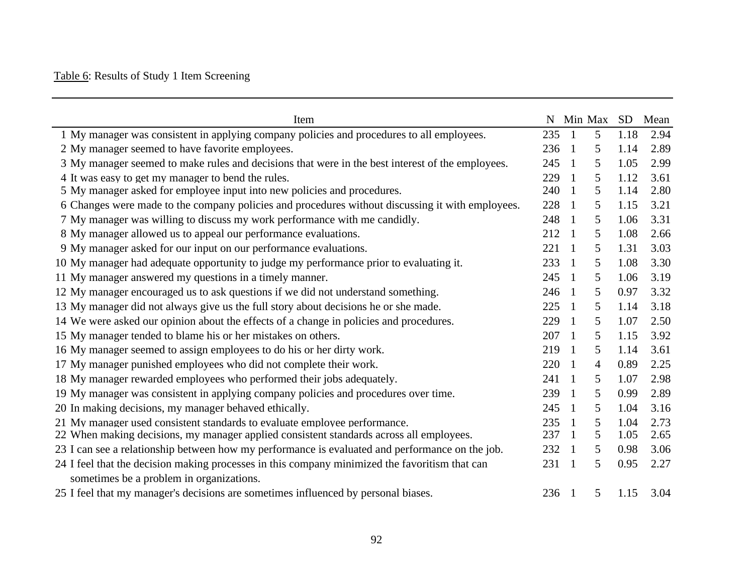Table 6: Results of Study 1 Item Screening

| | Item | N | Min | Max | SD | Mean |
|---|---|---|---|---|---|---|
| 1 | My manager was consistent in applying company policies and procedures to all employees. | 235 | 1 | 5 | 1.18 | 2.94 |
| 2 | My manager seemed to have favorite employees. | 236 | 1 | 5 | 1.14 | 2.89 |
| 3 | My manager seemed to make rules and decisions that were in the best interest of the employees. | 245 | 1 | 5 | 1.05 | 2.99 |
| 4 | It was easy to get my manager to bend the rules. | 229 | 1 | 5 | 1.12 | 3.61 |
| 5 | My manager asked for employee input into new policies and procedures. | 240 | 1 | 5 | 1.14 | 2.80 |
| 6 | Changes were made to the company policies and procedures without discussing it with employees. | 228 | 1 | 5 | 1.15 | 3.21 |
| 7 | My manager was willing to discuss my work performance with me candidly. | 248 | 1 | 5 | 1.06 | 3.31 |
| 8 | My manager allowed us to appeal our performance evaluations. | 212 | 1 | 5 | 1.08 | 2.66 |
| 9 | My manager asked for our input on our performance evaluations. | 221 | 1 | 5 | 1.31 | 3.03 |
| 10 | My manager had adequate opportunity to judge my performance prior to evaluating it. | 233 | 1 | 5 | 1.08 | 3.30 |
| 11 | My manager answered my questions in a timely manner. | 245 | 1 | 5 | 1.06 | 3.19 |
| 12 | My manager encouraged us to ask questions if we did not understand something. | 246 | 1 | 5 | 0.97 | 3.32 |
| 13 | My manager did not always give us the full story about decisions he or she made. | 225 | 1 | 5 | 1.14 | 3.18 |
| 14 | We were asked our opinion about the effects of a change in policies and procedures. | 229 | 1 | 5 | 1.07 | 2.50 |
| 15 | My manager tended to blame his or her mistakes on others. | 207 | 1 | 5 | 1.15 | 3.92 |
| 16 | My manager seemed to assign employees to do his or her dirty work. | 219 | 1 | 5 | 1.14 | 3.61 |
| 17 | My manager punished employees who did not complete their work. | 220 | 1 | 4 | 0.89 | 2.25 |
| 18 | My manager rewarded employees who performed their jobs adequately. | 241 | 1 | 5 | 1.07 | 2.98 |
| 19 | My manager was consistent in applying company policies and procedures over time. | 239 | 1 | 5 | 0.99 | 2.89 |
| 20 | In making decisions, my manager behaved ethically. | 245 | 1 | 5 | 1.04 | 3.16 |
| 21 | My manager used consistent standards to evaluate employee performance. | 235 | 1 | 5 | 1.04 | 2.73 |
| 22 | When making decisions, my manager applied consistent standards across all employees. | 237 | 1 | 5 | 1.05 | 2.65 |
| 23 | I can see a relationship between how my performance is evaluated and performance on the job. | 232 | 1 | 5 | 0.98 | 3.06 |
| 24 | I feel that the decision making processes in this company minimized the favoritism that can sometimes be a problem in organizations. | 231 | 1 | 5 | 0.95 | 2.27 |
| 25 | I feel that my manager's decisions are sometimes influenced by personal biases. | 236 | 1 | 5 | 1.15 | 3.04 |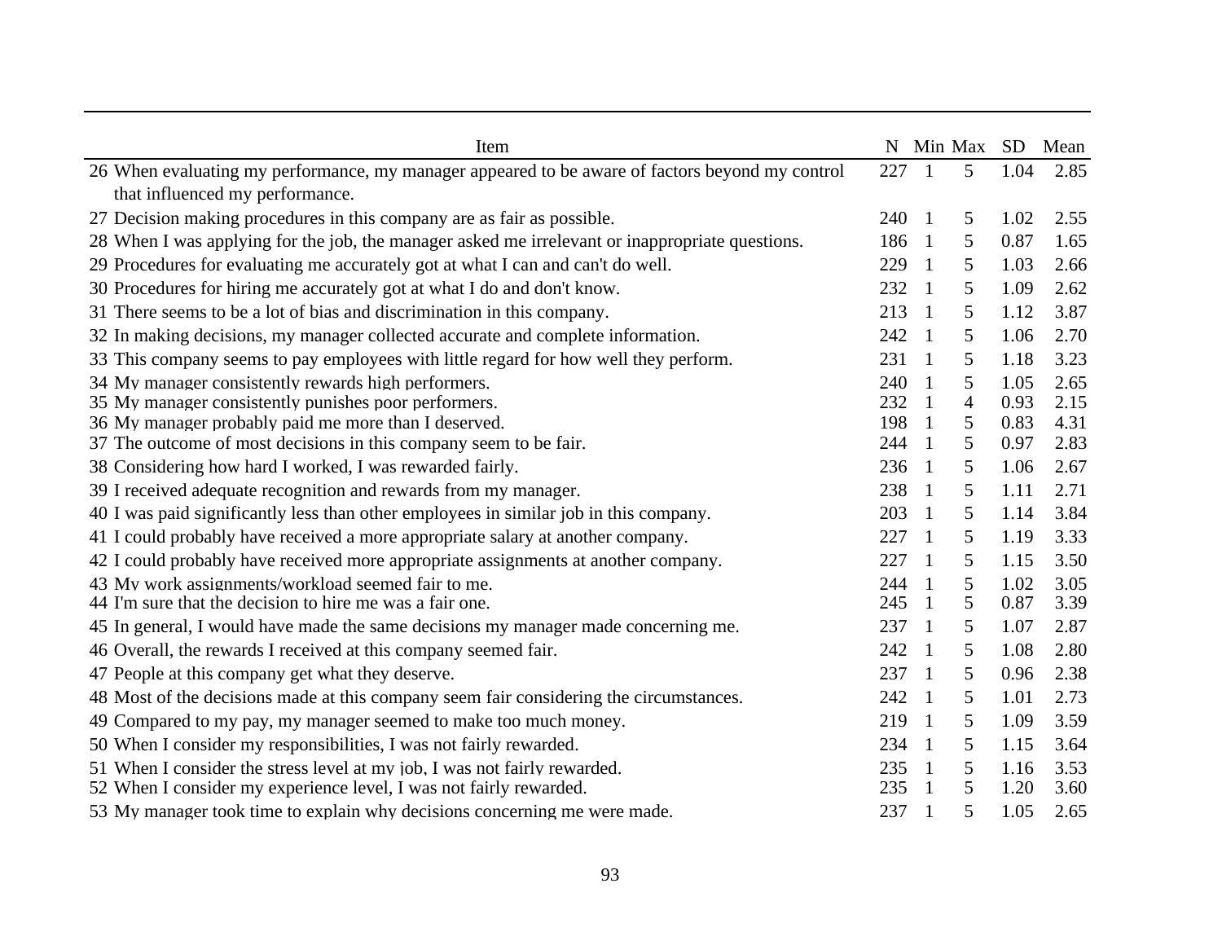| | Item | N | Min | Max | SD | Mean |
|---|---|---|---|---|---|---|
| 26 | When evaluating my performance, my manager appeared to be aware of factors beyond my control that influenced my performance. | 227 | 1 | 5 | 1.04 | 2.85 |
| 27 | Decision making procedures in this company are as fair as possible. | 240 | 1 | 5 | 1.02 | 2.55 |
| 28 | When I was applying for the job, the manager asked me irrelevant or inappropriate questions. | 186 | 1 | 5 | 0.87 | 1.65 |
| 29 | Procedures for evaluating me accurately got at what I can and can't do well. | 229 | 1 | 5 | 1.03 | 2.66 |
| 30 | Procedures for hiring me accurately got at what I do and don't know. | 232 | 1 | 5 | 1.09 | 2.62 |
| 31 | There seems to be a lot of bias and discrimination in this company. | 213 | 1 | 5 | 1.12 | 3.87 |
| 32 | In making decisions, my manager collected accurate and complete information. | 242 | 1 | 5 | 1.06 | 2.70 |
| 33 | This company seems to pay employees with little regard for how well they perform. | 231 | 1 | 5 | 1.18 | 3.23 |
| 34 | My manager consistently rewards high performers. | 240 | 1 | 5 | 1.05 | 2.65 |
| 35 | My manager consistently punishes poor performers. | 232 | 1 | 4 | 0.93 | 2.15 |
| 36 | My manager probably paid me more than I deserved. | 198 | 1 | 5 | 0.83 | 4.31 |
| 37 | The outcome of most decisions in this company seem to be fair. | 244 | 1 | 5 | 0.97 | 2.83 |
| 38 | Considering how hard I worked, I was rewarded fairly. | 236 | 1 | 5 | 1.06 | 2.67 |
| 39 | I received adequate recognition and rewards from my manager. | 238 | 1 | 5 | 1.11 | 2.71 |
| 40 | I was paid significantly less than other employees in similar job in this company. | 203 | 1 | 5 | 1.14 | 3.84 |
| 41 | I could probably have received a more appropriate salary at another company. | 227 | 1 | 5 | 1.19 | 3.33 |
| 42 | I could probably have received more appropriate assignments at another company. | 227 | 1 | 5 | 1.15 | 3.50 |
| 43 | My work assignments/workload seemed fair to me. | 244 | 1 | 5 | 1.02 | 3.05 |
| 44 | I'm sure that the decision to hire me was a fair one. | 245 | 1 | 5 | 0.87 | 3.39 |
| 45 | In general, I would have made the same decisions my manager made concerning me. | 237 | 1 | 5 | 1.07 | 2.87 |
| 46 | Overall, the rewards I received at this company seemed fair. | 242 | 1 | 5 | 1.08 | 2.80 |
| 47 | People at this company get what they deserve. | 237 | 1 | 5 | 0.96 | 2.38 |
| 48 | Most of the decisions made at this company seem fair considering the circumstances. | 242 | 1 | 5 | 1.01 | 2.73 |
| 49 | Compared to my pay, my manager seemed to make too much money. | 219 | 1 | 5 | 1.09 | 3.59 |
| 50 | When I consider my responsibilities, I was not fairly rewarded. | 234 | 1 | 5 | 1.15 | 3.64 |
| 51 | When I consider the stress level at my job, I was not fairly rewarded. | 235 | 1 | 5 | 1.16 | 3.53 |
| 52 | When I consider my experience level, I was not fairly rewarded. | 235 | 1 | 5 | 1.20 | 3.60 |
| 53 | My manager took time to explain why decisions concerning me were made. | 237 | 1 | 5 | 1.05 | 2.65 |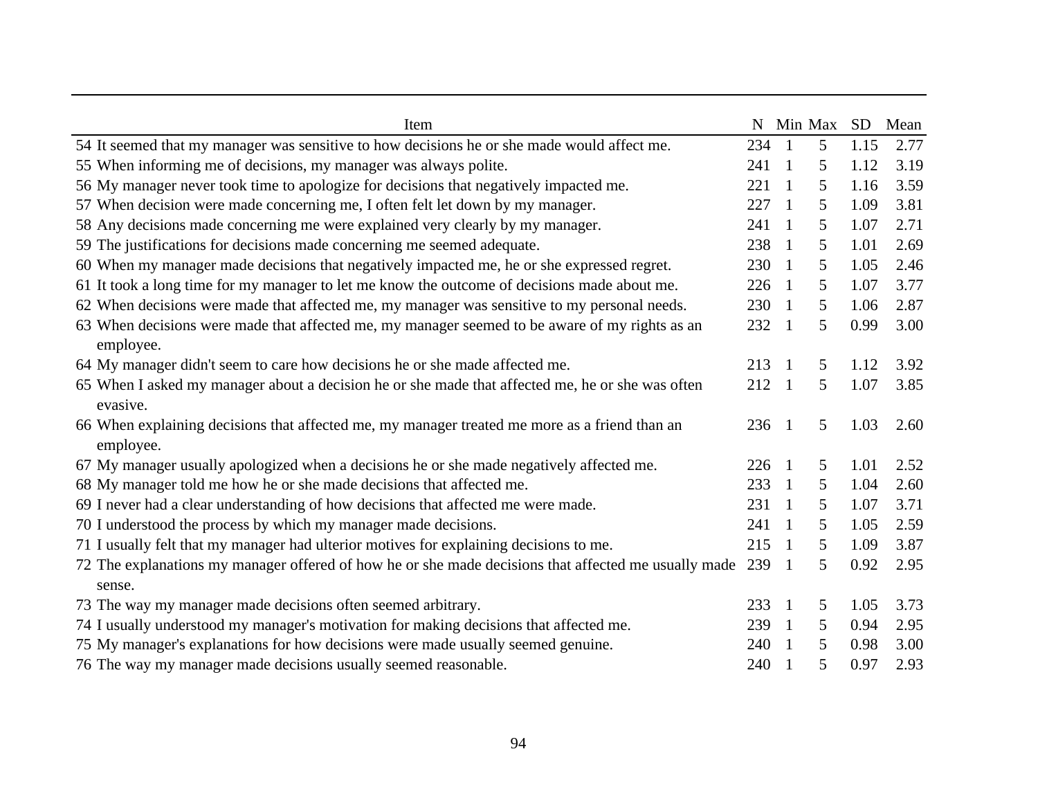| Item | N | Min | Max | SD | Mean |
|---|---|---|---|---|---|
| 54 It seemed that my manager was sensitive to how decisions he or she made would affect me. | 234 | 1 | 5 | 1.15 | 2.77 |
| 55 When informing me of decisions, my manager was always polite. | 241 | 1 | 5 | 1.12 | 3.19 |
| 56 My manager never took time to apologize for decisions that negatively impacted me. | 221 | 1 | 5 | 1.16 | 3.59 |
| 57 When decision were made concerning me, I often felt let down by my manager. | 227 | 1 | 5 | 1.09 | 3.81 |
| 58 Any decisions made concerning me were explained very clearly by my manager. | 241 | 1 | 5 | 1.07 | 2.71 |
| 59 The justifications for decisions made concerning me seemed adequate. | 238 | 1 | 5 | 1.01 | 2.69 |
| 60 When my manager made decisions that negatively impacted me, he or she expressed regret. | 230 | 1 | 5 | 1.05 | 2.46 |
| 61 It took a long time for my manager to let me know the outcome of decisions made about me. | 226 | 1 | 5 | 1.07 | 3.77 |
| 62 When decisions were made that affected me, my manager was sensitive to my personal needs. | 230 | 1 | 5 | 1.06 | 2.87 |
| 63 When decisions were made that affected me, my manager seemed to be aware of my rights as an employee. | 232 | 1 | 5 | 0.99 | 3.00 |
| 64 My manager didn't seem to care how decisions he or she made affected me. | 213 | 1 | 5 | 1.12 | 3.92 |
| 65 When I asked my manager about a decision he or she made that affected me, he or she was often evasive. | 212 | 1 | 5 | 1.07 | 3.85 |
| 66 When explaining decisions that affected me, my manager treated me more as a friend than an employee. | 236 | 1 | 5 | 1.03 | 2.60 |
| 67 My manager usually apologized when a decisions he or she made negatively affected me. | 226 | 1 | 5 | 1.01 | 2.52 |
| 68 My manager told me how he or she made decisions that affected me. | 233 | 1 | 5 | 1.04 | 2.60 |
| 69 I never had a clear understanding of how decisions that affected me were made. | 231 | 1 | 5 | 1.07 | 3.71 |
| 70 I understood the process by which my manager made decisions. | 241 | 1 | 5 | 1.05 | 2.59 |
| 71 I usually felt that my manager had ulterior motives for explaining decisions to me. | 215 | 1 | 5 | 1.09 | 3.87 |
| 72 The explanations my manager offered of how he or she made decisions that affected me usually made sense. | 239 | 1 | 5 | 0.92 | 2.95 |
| 73 The way my manager made decisions often seemed arbitrary. | 233 | 1 | 5 | 1.05 | 3.73 |
| 74 I usually understood my manager's motivation for making decisions that affected me. | 239 | 1 | 5 | 0.94 | 2.95 |
| 75 My manager's explanations for how decisions were made usually seemed genuine. | 240 | 1 | 5 | 0.98 | 3.00 |
| 76 The way my manager made decisions usually seemed reasonable. | 240 | 1 | 5 | 0.97 | 2.93 |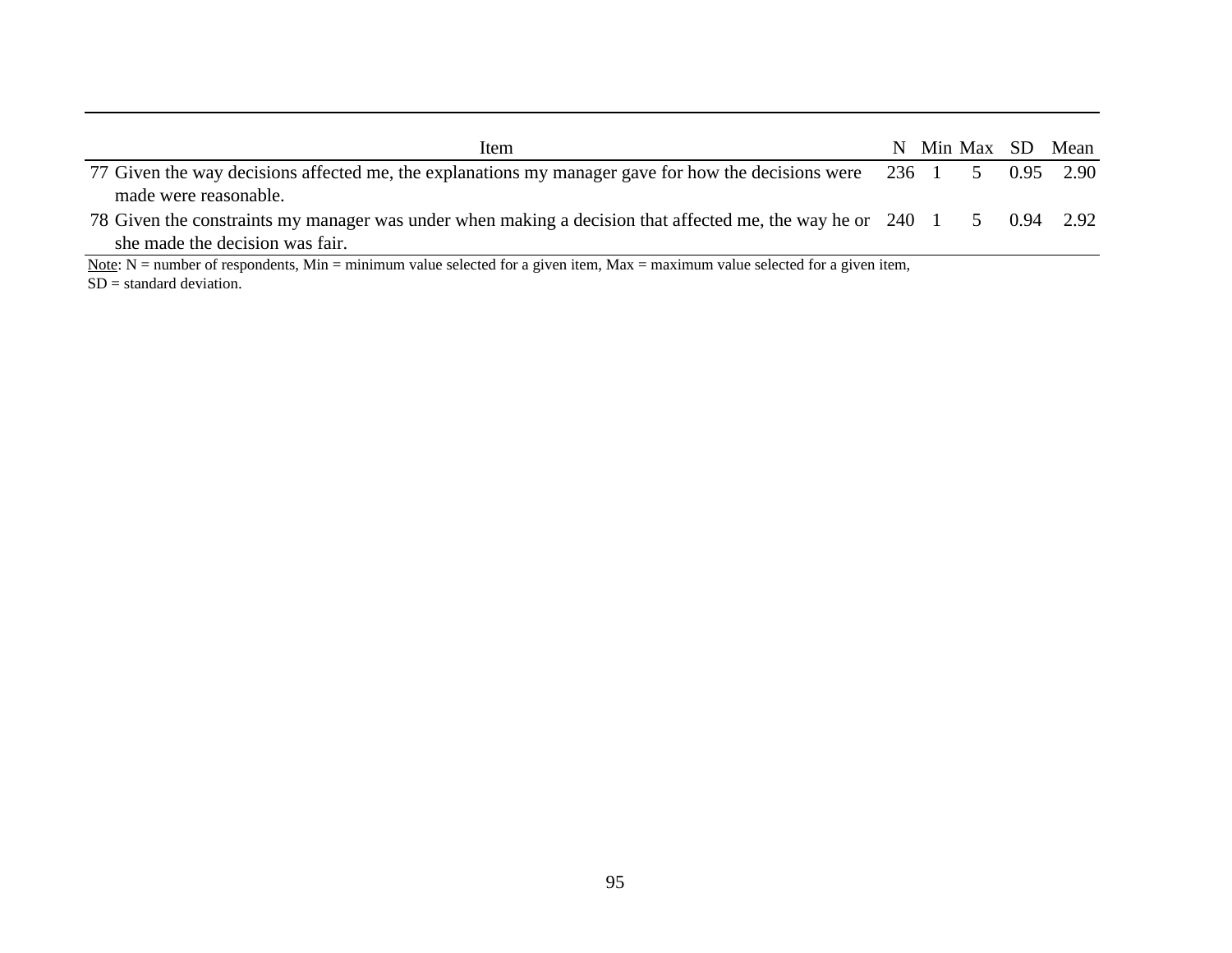| | Item | N | Min | Max | SD | Mean |
|---|---|---|---|---|---|---|
| 77 | Given the way decisions affected me, the explanations my manager gave for how the decisions were made were reasonable. | 236 | 1 | 5 | 0.95 | 2.90 |
| 78 | Given the constraints my manager was under when making a decision that affected me, the way he or she made the decision was fair. | 240 | 1 | 5 | 0.94 | 2.92 |

Note: N = number of respondents, Min = minimum value selected for a given item, Max = maximum value selected for a given item, SD = standard deviation.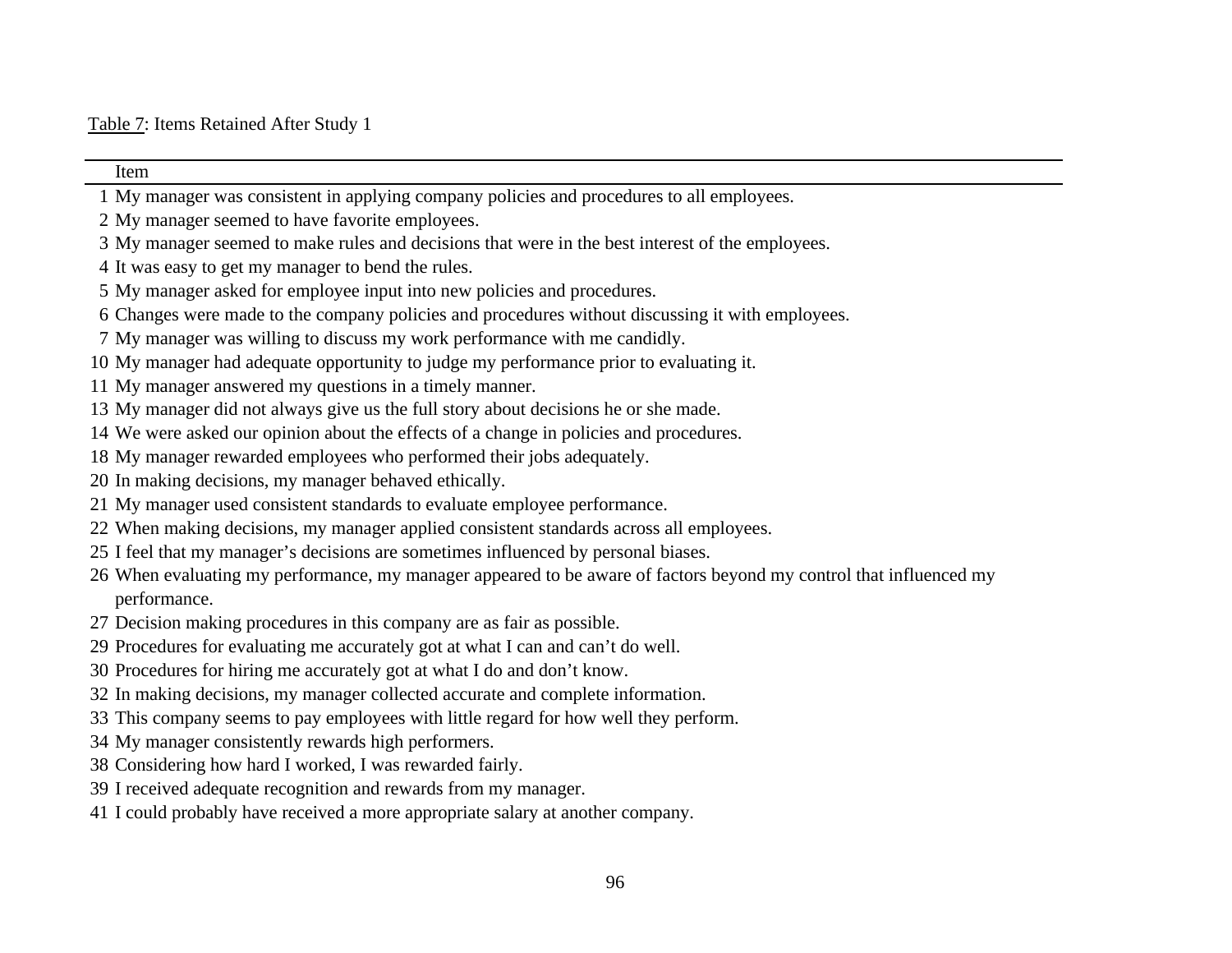Table 7: Items Retained After Study 1

| | Item |
|---|---|
| 1 | My manager was consistent in applying company policies and procedures to all employees. |
| 2 | My manager seemed to have favorite employees. |
| 3 | My manager seemed to make rules and decisions that were in the best interest of the employees. |
| 4 | It was easy to get my manager to bend the rules. |
| 5 | My manager asked for employee input into new policies and procedures. |
| 6 | Changes were made to the company policies and procedures without discussing it with employees. |
| 7 | My manager was willing to discuss my work performance with me candidly. |
| 10 | My manager had adequate opportunity to judge my performance prior to evaluating it. |
| 11 | My manager answered my questions in a timely manner. |
| 13 | My manager did not always give us the full story about decisions he or she made. |
| 14 | We were asked our opinion about the effects of a change in policies and procedures. |
| 18 | My manager rewarded employees who performed their jobs adequately. |
| 20 | In making decisions, my manager behaved ethically. |
| 21 | My manager used consistent standards to evaluate employee performance. |
| 22 | When making decisions, my manager applied consistent standards across all employees. |
| 25 | I feel that my manager's decisions are sometimes influenced by personal biases. |
| 26 | When evaluating my performance, my manager appeared to be aware of factors beyond my control that influenced my performance. |
| 27 | Decision making procedures in this company are as fair as possible. |
| 29 | Procedures for evaluating me accurately got at what I can and can't do well. |
| 30 | Procedures for hiring me accurately got at what I do and don't know. |
| 32 | In making decisions, my manager collected accurate and complete information. |
| 33 | This company seems to pay employees with little regard for how well they perform. |
| 34 | My manager consistently rewards high performers. |
| 38 | Considering how hard I worked, I was rewarded fairly. |
| 39 | I received adequate recognition and rewards from my manager. |
| 41 | I could probably have received a more appropriate salary at another company. |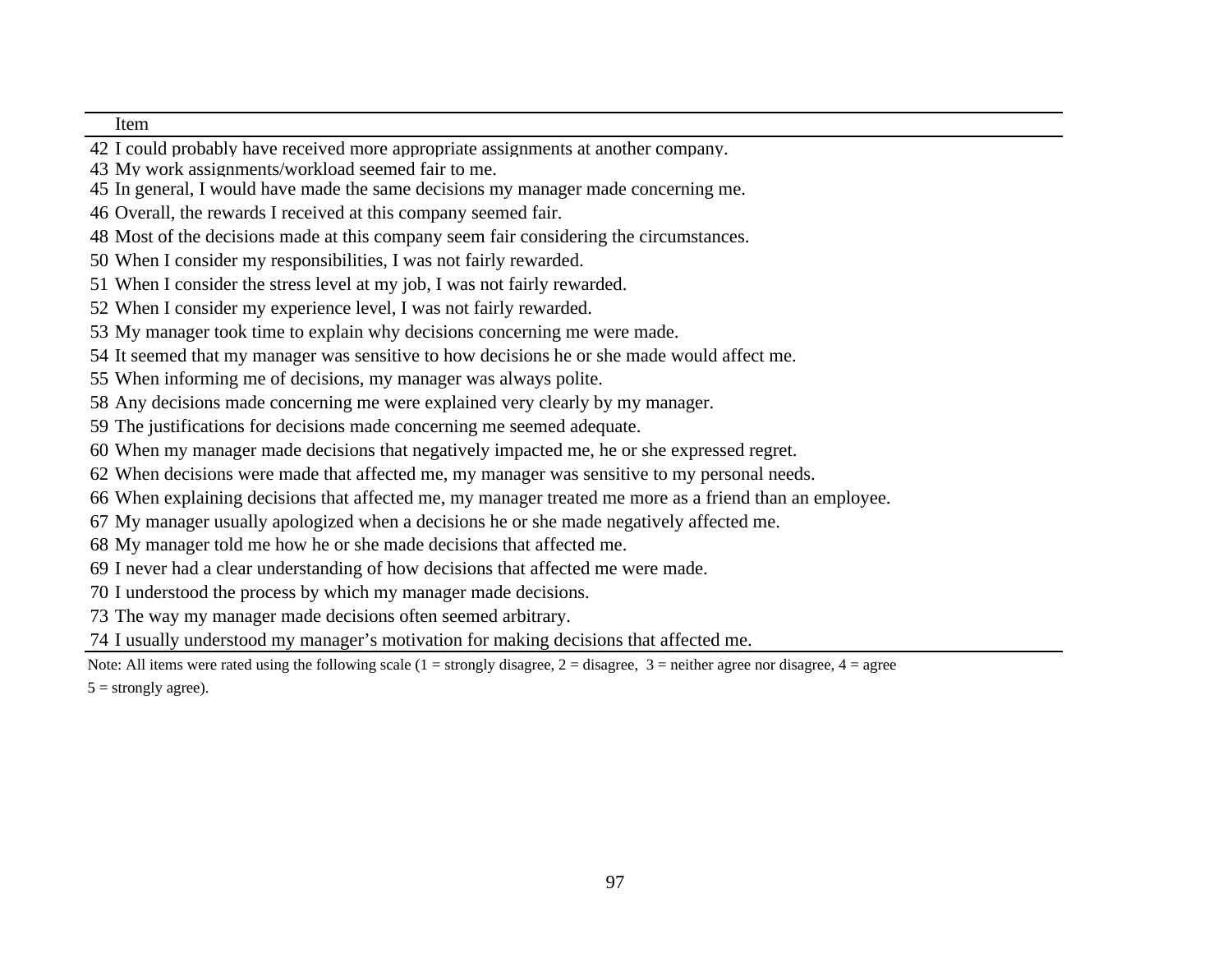| | Item |
|---|---|
| 42 | I could probably have received more appropriate assignments at another company. |
| 43 | My work assignments/workload seemed fair to me. |
| 45 | In general, I would have made the same decisions my manager made concerning me. |
| 46 | Overall, the rewards I received at this company seemed fair. |
| 48 | Most of the decisions made at this company seem fair considering the circumstances. |
| 50 | When I consider my responsibilities, I was not fairly rewarded. |
| 51 | When I consider the stress level at my job, I was not fairly rewarded. |
| 52 | When I consider my experience level, I was not fairly rewarded. |
| 53 | My manager took time to explain why decisions concerning me were made. |
| 54 | It seemed that my manager was sensitive to how decisions he or she made would affect me. |
| 55 | When informing me of decisions, my manager was always polite. |
| 58 | Any decisions made concerning me were explained very clearly by my manager. |
| 59 | The justifications for decisions made concerning me seemed adequate. |
| 60 | When my manager made decisions that negatively impacted me, he or she expressed regret. |
| 62 | When decisions were made that affected me, my manager was sensitive to my personal needs. |
| 66 | When explaining decisions that affected me, my manager treated me more as a friend than an employee. |
| 67 | My manager usually apologized when a decisions he or she made negatively affected me. |
| 68 | My manager told me how he or she made decisions that affected me. |
| 69 | I never had a clear understanding of how decisions that affected me were made. |
| 70 | I understood the process by which my manager made decisions. |
| 73 | The way my manager made decisions often seemed arbitrary. |
| 74 | I usually understood my manager's motivation for making decisions that affected me. |

Note: All items were rated using the following scale (1 = strongly disagree, 2 = disagree, 3 = neither agree nor disagree, 4 = agree 5 = strongly agree).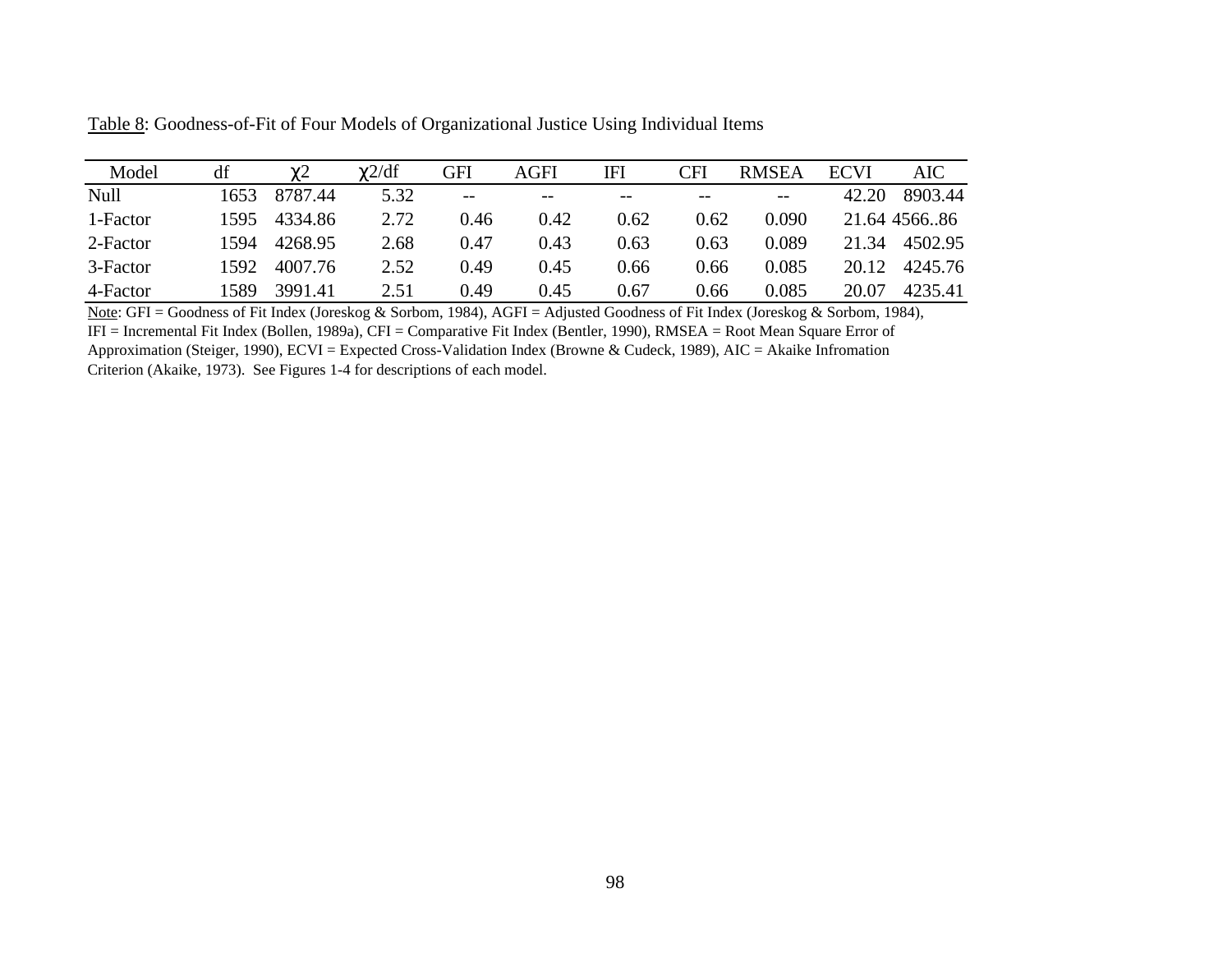Table 8: Goodness-of-Fit of Four Models of Organizational Justice Using Individual Items

| Model | df | $\chi 2$ | $\chi 2$/df | GFI | AGFI | IFI | CFI | RMSEA | ECVI | AIC |
|---|---|---|---|---|---|---|---|---|---|---|
| Null | 1653 | 8787.44 | 5.32 | -- | -- | -- | -- | -- | 42.20 | 8903.44 |
| 1-Factor | 1595 | 4334.86 | 2.72 | 0.46 | 0.42 | 0.62 | 0.62 | 0.090 | 21.64 | 4566..86 |
| 2-Factor | 1594 | 4268.95 | 2.68 | 0.47 | 0.43 | 0.63 | 0.63 | 0.089 | 21.34 | 4502.95 |
| 3-Factor | 1592 | 4007.76 | 2.52 | 0.49 | 0.45 | 0.66 | 0.66 | 0.085 | 20.12 | 4245.76 |
| 4-Factor | 1589 | 3991.41 | 2.51 | 0.49 | 0.45 | 0.67 | 0.66 | 0.085 | 20.07 | 4235.41 |

Note: GFI = Goodness of Fit Index (Joreskog & Sorbom, 1984), AGFI = Adjusted Goodness of Fit Index (Joreskog & Sorbom, 1984), IFI = Incremental Fit Index (Bollen, 1989a), CFI = Comparative Fit Index (Bentler, 1990), RMSEA = Root Mean Square Error of Approximation (Steiger, 1990), ECVI = Expected Cross-Validation Index (Browne & Cudeck, 1989), AIC = Akaike Infromation Criterion (Akaike, 1973). See Figures 1-4 for descriptions of each model.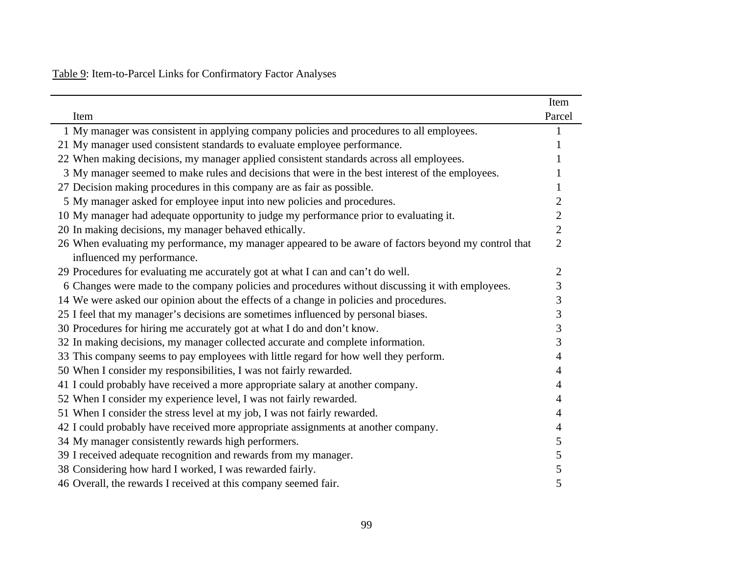Table 9: Item-to-Parcel Links for Confirmatory Factor Analyses

| | Item | Item Parcel |
|---|---|---|
| 1 | My manager was consistent in applying company policies and procedures to all employees. | 1 |
| 21 | My manager used consistent standards to evaluate employee performance. | 1 |
| 22 | When making decisions, my manager applied consistent standards across all employees. | 1 |
| 3 | My manager seemed to make rules and decisions that were in the best interest of the employees. | 1 |
| 27 | Decision making procedures in this company are as fair as possible. | 1 |
| 5 | My manager asked for employee input into new policies and procedures. | 2 |
| 10 | My manager had adequate opportunity to judge my performance prior to evaluating it. | 2 |
| 20 | In making decisions, my manager behaved ethically. | 2 |
| 26 | When evaluating my performance, my manager appeared to be aware of factors beyond my control that influenced my performance. | 2 |
| 29 | Procedures for evaluating me accurately got at what I can and can't do well. | 2 |
| 6 | Changes were made to the company policies and procedures without discussing it with employees. | 3 |
| 14 | We were asked our opinion about the effects of a change in policies and procedures. | 3 |
| 25 | I feel that my manager's decisions are sometimes influenced by personal biases. | 3 |
| 30 | Procedures for hiring me accurately got at what I do and don't know. | 3 |
| 32 | In making decisions, my manager collected accurate and complete information. | 3 |
| 33 | This company seems to pay employees with little regard for how well they perform. | 4 |
| 50 | When I consider my responsibilities, I was not fairly rewarded. | 4 |
| 41 | I could probably have received a more appropriate salary at another company. | 4 |
| 52 | When I consider my experience level, I was not fairly rewarded. | 4 |
| 51 | When I consider the stress level at my job, I was not fairly rewarded. | 4 |
| 42 | I could probably have received more appropriate assignments at another company. | 4 |
| 34 | My manager consistently rewards high performers. | 5 |
| 39 | I received adequate recognition and rewards from my manager. | 5 |
| 38 | Considering how hard I worked, I was rewarded fairly. | 5 |
| 46 | Overall, the rewards I received at this company seemed fair. | 5 |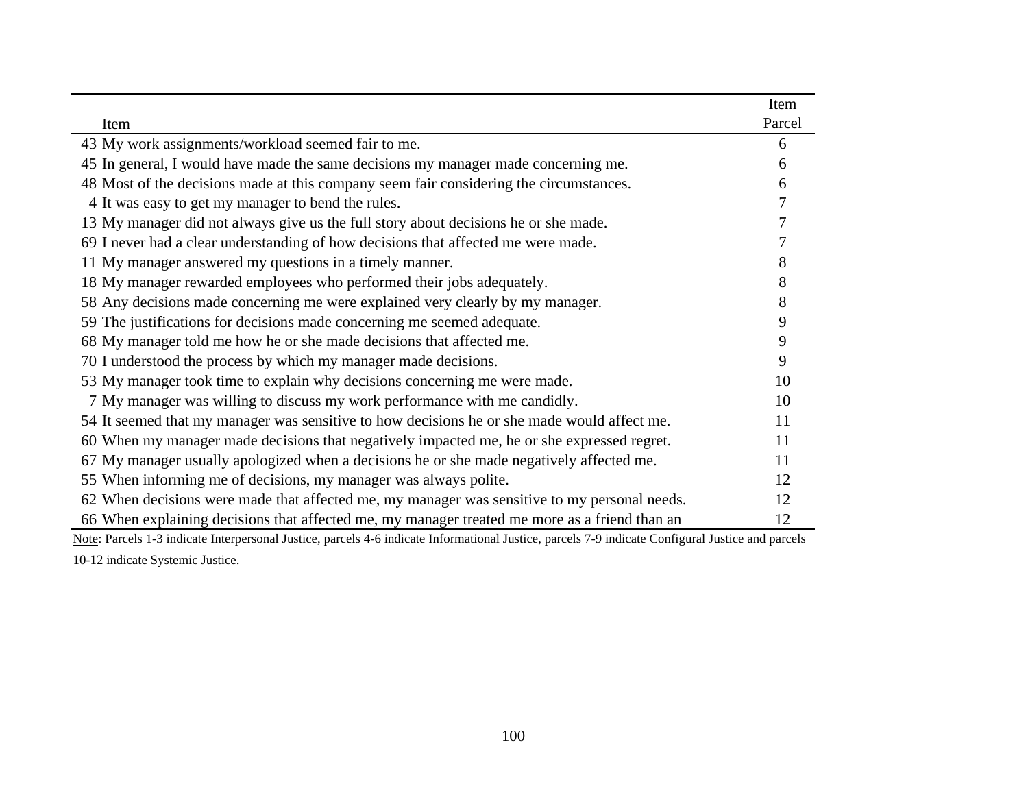| Item | Item Parcel |
|---|---|
| 43 My work assignments/workload seemed fair to me. | 6 |
| 45 In general, I would have made the same decisions my manager made concerning me. | 6 |
| 48 Most of the decisions made at this company seem fair considering the circumstances. | 6 |
| 4 It was easy to get my manager to bend the rules. | 7 |
| 13 My manager did not always give us the full story about decisions he or she made. | 7 |
| 69 I never had a clear understanding of how decisions that affected me were made. | 7 |
| 11 My manager answered my questions in a timely manner. | 8 |
| 18 My manager rewarded employees who performed their jobs adequately. | 8 |
| 58 Any decisions made concerning me were explained very clearly by my manager. | 8 |
| 59 The justifications for decisions made concerning me seemed adequate. | 9 |
| 68 My manager told me how he or she made decisions that affected me. | 9 |
| 70 I understood the process by which my manager made decisions. | 9 |
| 53 My manager took time to explain why decisions concerning me were made. | 10 |
| 7 My manager was willing to discuss my work performance with me candidly. | 10 |
| 54 It seemed that my manager was sensitive to how decisions he or she made would affect me. | 11 |
| 60 When my manager made decisions that negatively impacted me, he or she expressed regret. | 11 |
| 67 My manager usually apologized when a decisions he or she made negatively affected me. | 11 |
| 55 When informing me of decisions, my manager was always polite. | 12 |
| 62 When decisions were made that affected me, my manager was sensitive to my personal needs. | 12 |
| 66 When explaining decisions that affected me, my manager treated me more as a friend than an | 12 |

Note: Parcels 1-3 indicate Interpersonal Justice, parcels 4-6 indicate Informational Justice, parcels 7-9 indicate Configural Justice and parcels 10-12 indicate Systemic Justice.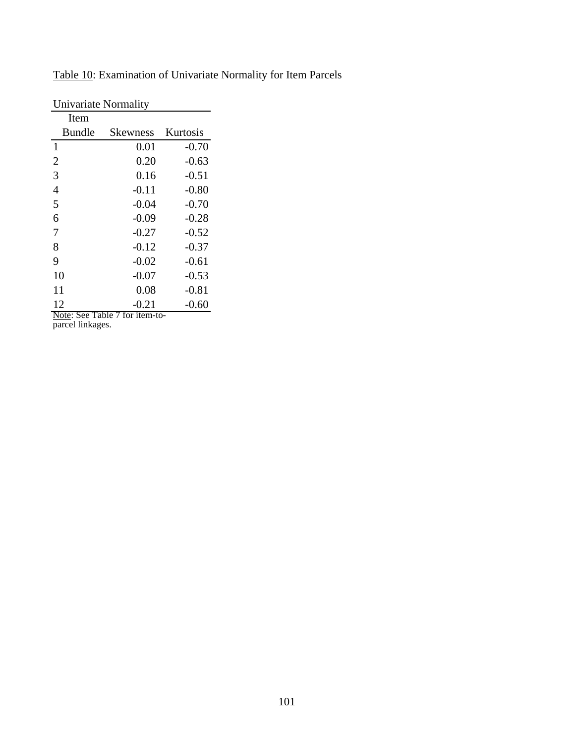Table 10: Examination of Univariate Normality for Item Parcels

| Univariate Normality | | |
|---|---|---|
| Item Bundle | Skewness | Kurtosis |
| 1 | 0.01 | -0.70 |
| 2 | 0.20 | -0.63 |
| 3 | 0.16 | -0.51 |
| 4 | -0.11 | -0.80 |
| 5 | -0.04 | -0.70 |
| 6 | -0.09 | -0.28 |
| 7 | -0.27 | -0.52 |
| 8 | -0.12 | -0.37 |
| 9 | -0.02 | -0.61 |
| 10 | -0.07 | -0.53 |
| 11 | 0.08 | -0.81 |
| 12 | -0.21 | -0.60 |

Note: See Table 7 for item-to-parcel linkages.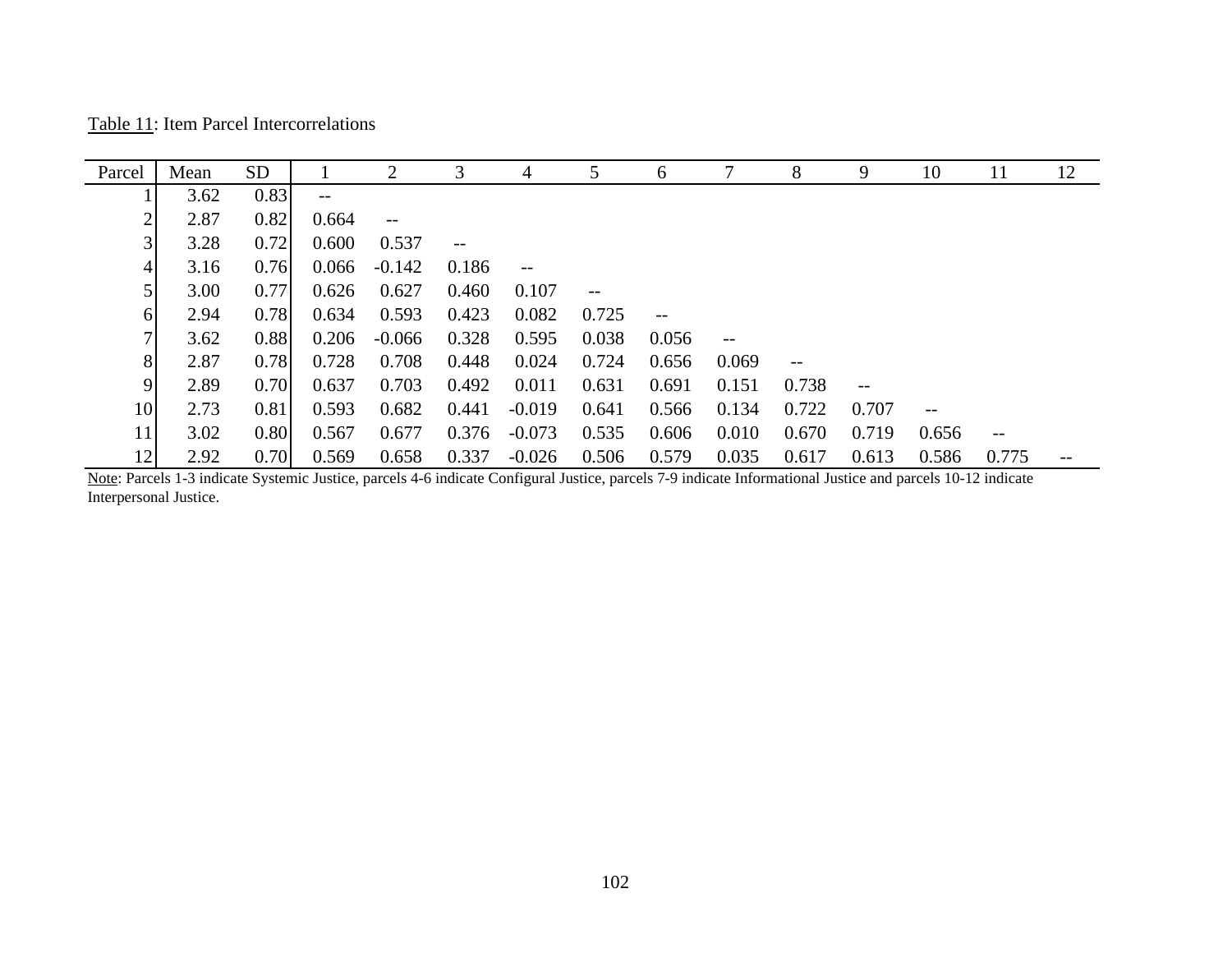Table 11: Item Parcel Intercorrelations

| Parcel | Mean | SD | 1 | 2 | 3 | 4 | 5 | 6 | 7 | 8 | 9 | 10 | 11 | 12 |
|---|---|---|---|---|---|---|---|---|---|---|---|---|---|---|
| 1 | 3.62 | 0.83 | -- | | | | | | | | | | | |
| 2 | 2.87 | 0.82 | 0.664 | -- | | | | | | | | | | |
| 3 | 3.28 | 0.72 | 0.600 | 0.537 | -- | | | | | | | | | |
| 4 | 3.16 | 0.76 | 0.066 | -0.142 | 0.186 | -- | | | | | | | | |
| 5 | 3.00 | 0.77 | 0.626 | 0.627 | 0.460 | 0.107 | -- | | | | | | | |
| 6 | 2.94 | 0.78 | 0.634 | 0.593 | 0.423 | 0.082 | 0.725 | -- | | | | | | |
| 7 | 3.62 | 0.88 | 0.206 | -0.066 | 0.328 | 0.595 | 0.038 | 0.056 | -- | | | | | |
| 8 | 2.87 | 0.78 | 0.728 | 0.708 | 0.448 | 0.024 | 0.724 | 0.656 | 0.069 | -- | | | | |
| 9 | 2.89 | 0.70 | 0.637 | 0.703 | 0.492 | 0.011 | 0.631 | 0.691 | 0.151 | 0.738 | -- | | | |
| 10 | 2.73 | 0.81 | 0.593 | 0.682 | 0.441 | -0.019 | 0.641 | 0.566 | 0.134 | 0.722 | 0.707 | -- | | |
| 11 | 3.02 | 0.80 | 0.567 | 0.677 | 0.376 | -0.073 | 0.535 | 0.606 | 0.010 | 0.670 | 0.719 | 0.656 | -- | |
| 12 | 2.92 | 0.70 | 0.569 | 0.658 | 0.337 | -0.026 | 0.506 | 0.579 | 0.035 | 0.617 | 0.613 | 0.586 | 0.775 | -- |

Note: Parcels 1-3 indicate Systemic Justice, parcels 4-6 indicate Configural Justice, parcels 7-9 indicate Informational Justice and parcels 10-12 indicate Interpersonal Justice.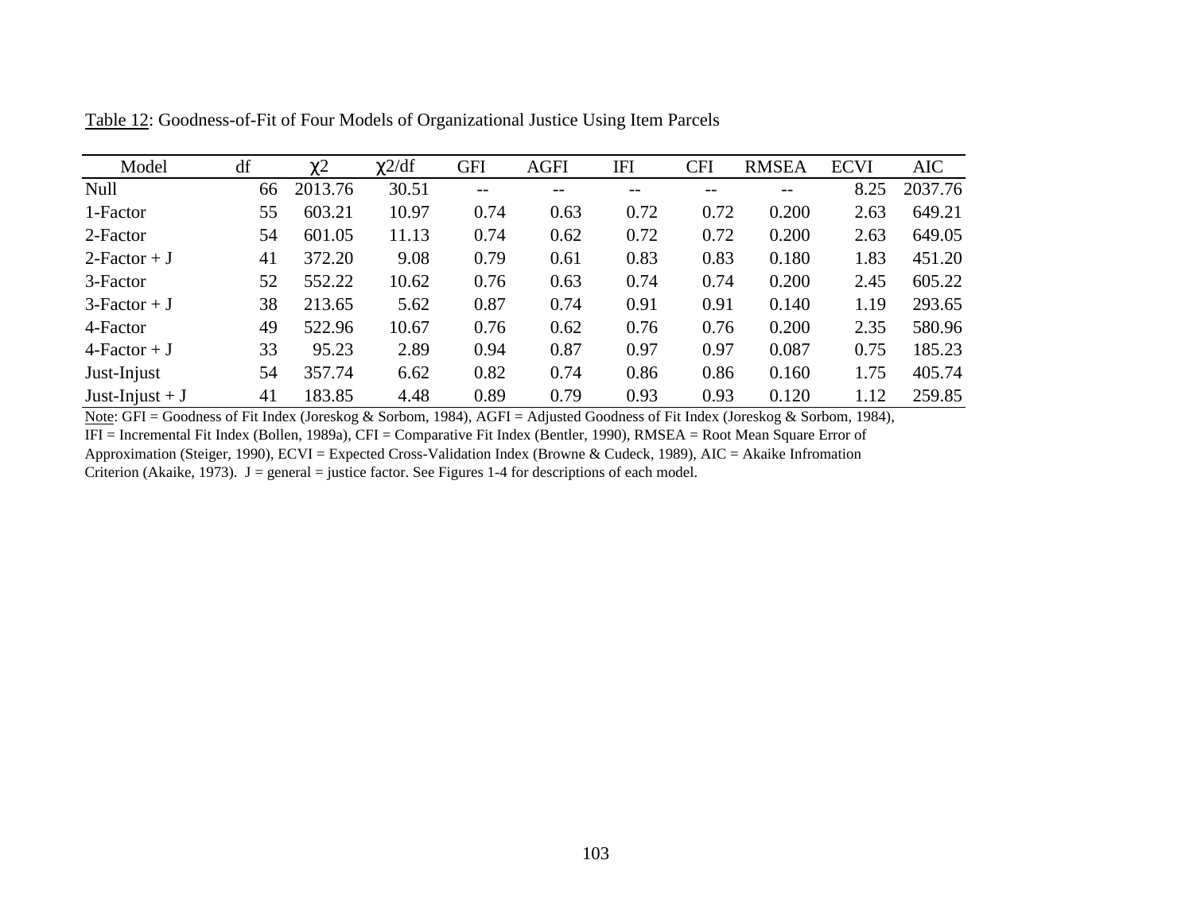Table 12: Goodness-of-Fit of Four Models of Organizational Justice Using Item Parcels

| Model | df | $\chi^2$ | $\chi^2$/df | GFI | AGFI | IFI | CFI | RMSEA | ECVI | AIC |
|---|---|---|---|---|---|---|---|---|---|---|
| Null | 66 | 2013.76 | 30.51 | -- | -- | -- | -- | -- | 8.25 | 2037.76 |
| 1-Factor | 55 | 603.21 | 10.97 | 0.74 | 0.63 | 0.72 | 0.72 | 0.200 | 2.63 | 649.21 |
| 2-Factor | 54 | 601.05 | 11.13 | 0.74 | 0.62 | 0.72 | 0.72 | 0.200 | 2.63 | 649.05 |
| 2-Factor + J | 41 | 372.20 | 9.08 | 0.79 | 0.61 | 0.83 | 0.83 | 0.180 | 1.83 | 451.20 |
| 3-Factor | 52 | 552.22 | 10.62 | 0.76 | 0.63 | 0.74 | 0.74 | 0.200 | 2.45 | 605.22 |
| 3-Factor + J | 38 | 213.65 | 5.62 | 0.87 | 0.74 | 0.91 | 0.91 | 0.140 | 1.19 | 293.65 |
| 4-Factor | 49 | 522.96 | 10.67 | 0.76 | 0.62 | 0.76 | 0.76 | 0.200 | 2.35 | 580.96 |
| 4-Factor + J | 33 | 95.23 | 2.89 | 0.94 | 0.87 | 0.97 | 0.97 | 0.087 | 0.75 | 185.23 |
| Just-Injust | 54 | 357.74 | 6.62 | 0.82 | 0.74 | 0.86 | 0.86 | 0.160 | 1.75 | 405.74 |
| Just-Injust + J | 41 | 183.85 | 4.48 | 0.89 | 0.79 | 0.93 | 0.93 | 0.120 | 1.12 | 259.85 |

Note: GFI = Goodness of Fit Index (Joreskog & Sorbom, 1984), AGFI = Adjusted Goodness of Fit Index (Joreskog & Sorbom, 1984), IFI = Incremental Fit Index (Bollen, 1989a), CFI = Comparative Fit Index (Bentler, 1990), RMSEA = Root Mean Square Error of Approximation (Steiger, 1990), ECVI = Expected Cross-Validation Index (Browne & Cudeck, 1989), AIC = Akaike Infromation Criterion (Akaike, 1973). J = general = justice factor. See Figures 1-4 for descriptions of each model.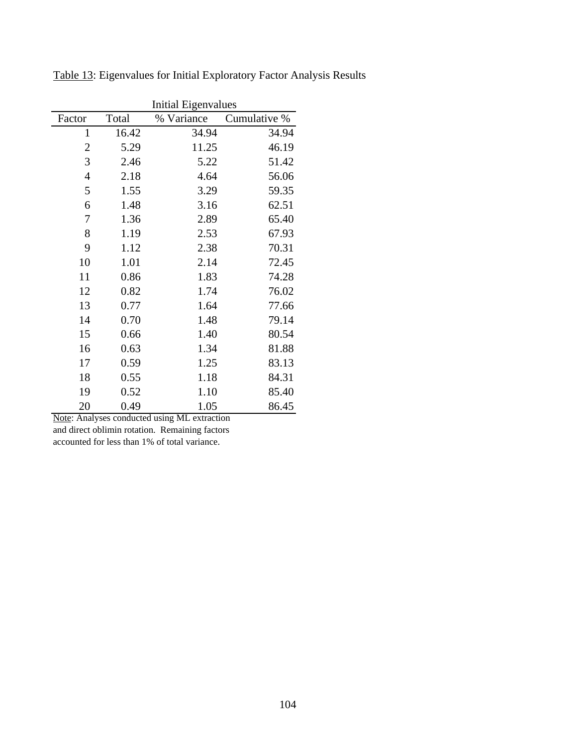Table 13: Eigenvalues for Initial Exploratory Factor Analysis Results

| | Initial Eigenvalues | | |
|---|---|---|---|
| Factor | Total | % Variance | Cumulative % |
| 1 | 16.42 | 34.94 | 34.94 |
| 2 | 5.29 | 11.25 | 46.19 |
| 3 | 2.46 | 5.22 | 51.42 |
| 4 | 2.18 | 4.64 | 56.06 |
| 5 | 1.55 | 3.29 | 59.35 |
| 6 | 1.48 | 3.16 | 62.51 |
| 7 | 1.36 | 2.89 | 65.40 |
| 8 | 1.19 | 2.53 | 67.93 |
| 9 | 1.12 | 2.38 | 70.31 |
| 10 | 1.01 | 2.14 | 72.45 |
| 11 | 0.86 | 1.83 | 74.28 |
| 12 | 0.82 | 1.74 | 76.02 |
| 13 | 0.77 | 1.64 | 77.66 |
| 14 | 0.70 | 1.48 | 79.14 |
| 15 | 0.66 | 1.40 | 80.54 |
| 16 | 0.63 | 1.34 | 81.88 |
| 17 | 0.59 | 1.25 | 83.13 |
| 18 | 0.55 | 1.18 | 84.31 |
| 19 | 0.52 | 1.10 | 85.40 |
| 20 | 0.49 | 1.05 | 86.45 |

Note: Analyses conducted using ML extraction and direct oblimin rotation. Remaining factors accounted for less than 1% of total variance.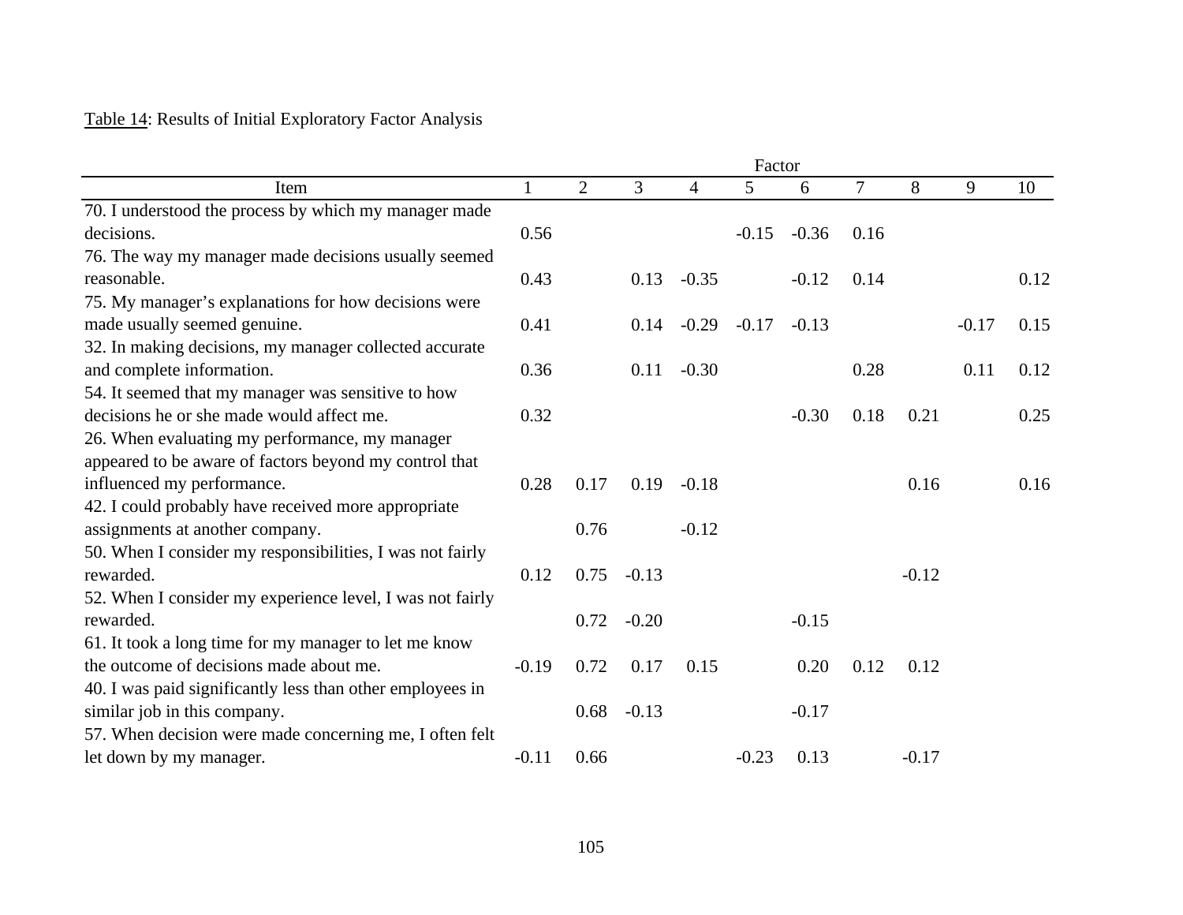Table 14: Results of Initial Exploratory Factor Analysis

| Item | Factor 1 | 2 | 3 | 4 | 5 | 6 | 7 | 8 | 9 | 10 |
|---|---|---|---|---|---|---|---|---|---|---|
| 70. I understood the process by which my manager made decisions. | 0.56 | | | | -0.15 | -0.36 | 0.16 | | | |
| 76. The way my manager made decisions usually seemed reasonable. | 0.43 | | 0.13 | -0.35 | | -0.12 | 0.14 | | | 0.12 |
| 75. My manager's explanations for how decisions were made usually seemed genuine. | 0.41 | | 0.14 | -0.29 | -0.17 | -0.13 | | | -0.17 | 0.15 |
| 32. In making decisions, my manager collected accurate and complete information. | 0.36 | | 0.11 | -0.30 | | | 0.28 | | 0.11 | 0.12 |
| 54. It seemed that my manager was sensitive to how decisions he or she made would affect me. | 0.32 | | | | | -0.30 | 0.18 | 0.21 | | 0.25 |
| 26. When evaluating my performance, my manager appeared to be aware of factors beyond my control that influenced my performance. | 0.28 | 0.17 | 0.19 | -0.18 | | | | 0.16 | | 0.16 |
| 42. I could probably have received more appropriate assignments at another company. | | 0.76 | | -0.12 | | | | | | |
| 50. When I consider my responsibilities, I was not fairly rewarded. | 0.12 | 0.75 | -0.13 | | | | | -0.12 | | |
| 52. When I consider my experience level, I was not fairly rewarded. | | 0.72 | -0.20 | | | -0.15 | | | | |
| 61. It took a long time for my manager to let me know the outcome of decisions made about me. | -0.19 | 0.72 | 0.17 | 0.15 | | 0.20 | 0.12 | 0.12 | | |
| 40. I was paid significantly less than other employees in similar job in this company. | | 0.68 | -0.13 | | | -0.17 | | | | |
| 57. When decision were made concerning me, I often felt let down by my manager. | -0.11 | 0.66 | | | -0.23 | 0.13 | | -0.17 | | |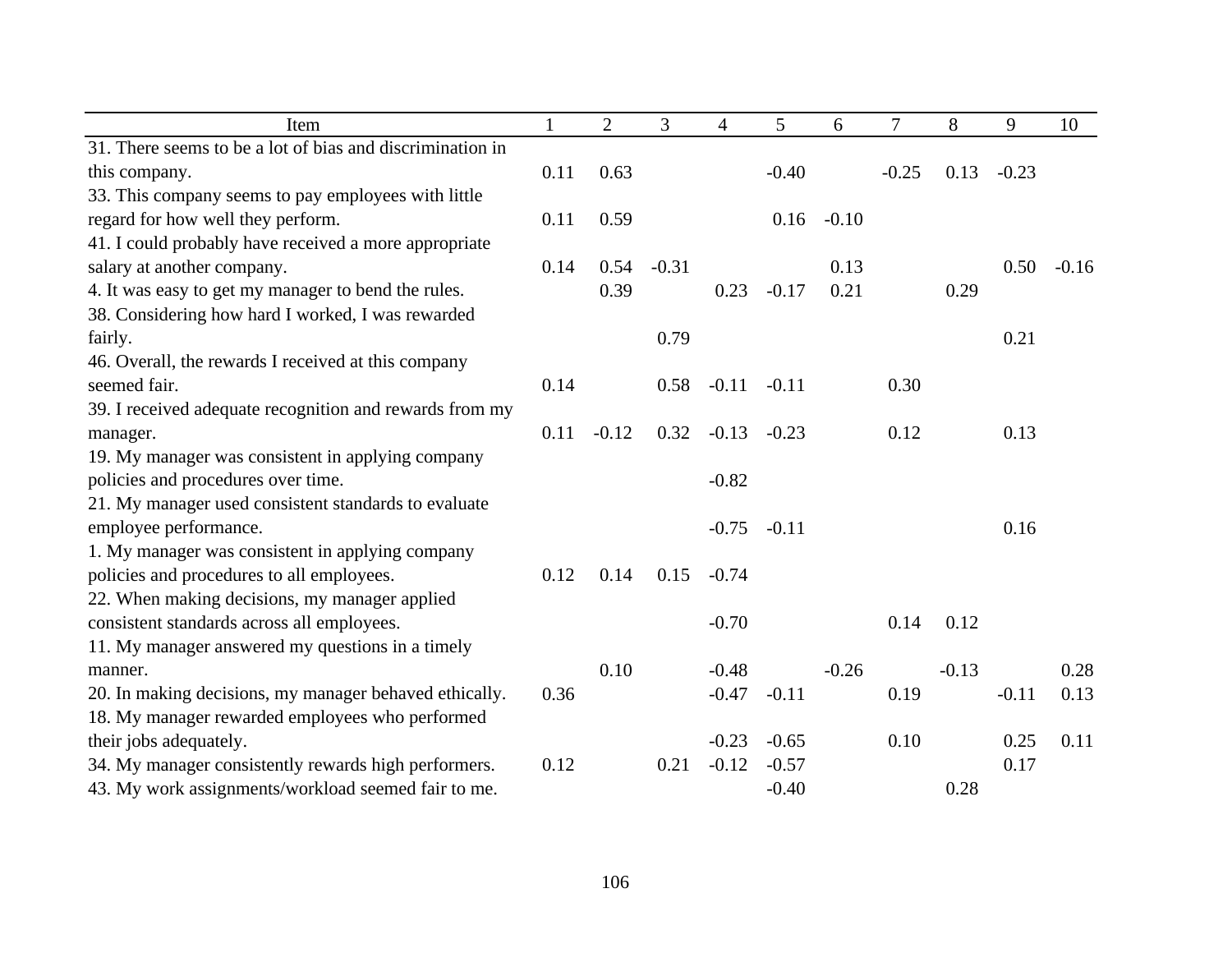| Item | 1 | 2 | 3 | 4 | 5 | 6 | 7 | 8 | 9 | 10 |
|---|---|---|---|---|---|---|---|---|---|---|
| 31. There seems to be a lot of bias and discrimination in this company. | 0.11 | 0.63 | | | -0.40 | | -0.25 | 0.13 | -0.23 | |
| 33. This company seems to pay employees with little regard for how well they perform. | 0.11 | 0.59 | | | 0.16 | -0.10 | | | | |
| 41. I could probably have received a more appropriate salary at another company. | 0.14 | 0.54 | -0.31 | | | 0.13 | | | 0.50 | -0.16 |
| 4. It was easy to get my manager to bend the rules. | | 0.39 | | 0.23 | -0.17 | 0.21 | | 0.29 | | |
| 38. Considering how hard I worked, I was rewarded fairly. | | | 0.79 | | | | | | 0.21 | |
| 46. Overall, the rewards I received at this company seemed fair. | 0.14 | | 0.58 | -0.11 | -0.11 | | 0.30 | | | |
| 39. I received adequate recognition and rewards from my manager. | 0.11 | -0.12 | 0.32 | -0.13 | -0.23 | | 0.12 | | 0.13 | |
| 19. My manager was consistent in applying company policies and procedures over time. | | | | -0.82 | | | | | | |
| 21. My manager used consistent standards to evaluate employee performance. | | | | -0.75 | -0.11 | | | | 0.16 | |
| 1. My manager was consistent in applying company policies and procedures to all employees. | 0.12 | 0.14 | 0.15 | -0.74 | | | | | | |
| 22. When making decisions, my manager applied consistent standards across all employees. | | | | -0.70 | | | 0.14 | 0.12 | | |
| 11. My manager answered my questions in a timely manner. | | 0.10 | | -0.48 | | -0.26 | | -0.13 | | 0.28 |
| 20. In making decisions, my manager behaved ethically. | 0.36 | | | -0.47 | -0.11 | | 0.19 | | -0.11 | 0.13 |
| 18. My manager rewarded employees who performed their jobs adequately. | | | | -0.23 | -0.65 | | 0.10 | | 0.25 | 0.11 |
| 34. My manager consistently rewards high performers. | 0.12 | | 0.21 | -0.12 | -0.57 | | | | 0.17 | |
| 43. My work assignments/workload seemed fair to me. | | | | | -0.40 | | | 0.28 | | |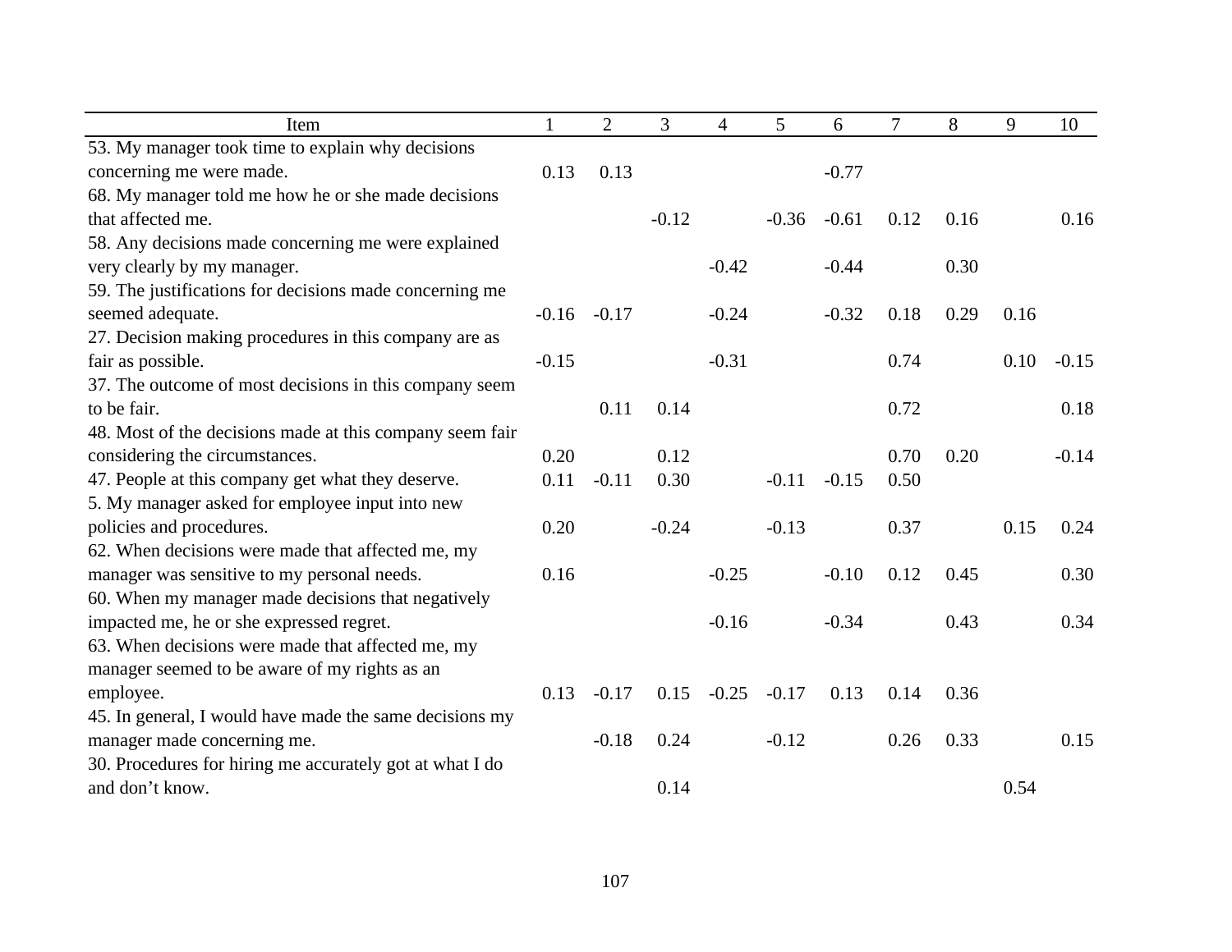| Item | 1 | 2 | 3 | 4 | 5 | 6 | 7 | 8 | 9 | 10 |
|---|---|---|---|---|---|---|---|---|---|---|
| 53. My manager took time to explain why decisions concerning me were made. | 0.13 | 0.13 | | | | -0.77 | | | | |
| 68. My manager told me how he or she made decisions that affected me. | | | -0.12 | | -0.36 | -0.61 | 0.12 | 0.16 | | 0.16 |
| 58. Any decisions made concerning me were explained very clearly by my manager. | | | | -0.42 | | -0.44 | | 0.30 | | |
| 59. The justifications for decisions made concerning me seemed adequate. | -0.16 | -0.17 | | -0.24 | | -0.32 | 0.18 | 0.29 | 0.16 | |
| 27. Decision making procedures in this company are as fair as possible. | -0.15 | | | -0.31 | | | 0.74 | | 0.10 | -0.15 |
| 37. The outcome of most decisions in this company seem to be fair. | | 0.11 | 0.14 | | | | 0.72 | | | 0.18 |
| 48. Most of the decisions made at this company seem fair considering the circumstances. | 0.20 | | 0.12 | | | | 0.70 | 0.20 | | -0.14 |
| 47. People at this company get what they deserve. | 0.11 | -0.11 | 0.30 | | -0.11 | -0.15 | 0.50 | | | |
| 5. My manager asked for employee input into new policies and procedures. | 0.20 | | -0.24 | | -0.13 | | 0.37 | | 0.15 | 0.24 |
| 62. When decisions were made that affected me, my manager was sensitive to my personal needs. | 0.16 | | | -0.25 | | -0.10 | 0.12 | 0.45 | | 0.30 |
| 60. When my manager made decisions that negatively impacted me, he or she expressed regret. | | | | -0.16 | | -0.34 | | 0.43 | | 0.34 |
| 63. When decisions were made that affected me, my manager seemed to be aware of my rights as an employee. | 0.13 | -0.17 | 0.15 | -0.25 | -0.17 | 0.13 | 0.14 | 0.36 | | |
| 45. In general, I would have made the same decisions my manager made concerning me. | | -0.18 | 0.24 | | -0.12 | | 0.26 | 0.33 | | 0.15 |
| 30. Procedures for hiring me accurately got at what I do and don't know. | | | 0.14 | | | | | | 0.54 | |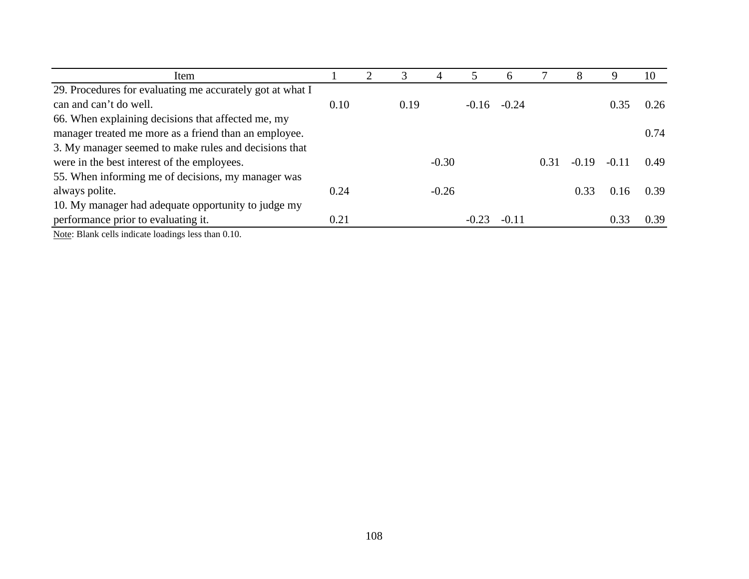| Item | 1 | 2 | 3 | 4 | 5 | 6 | 7 | 8 | 9 | 10 |
|---|---|---|---|---|---|---|---|---|---|---|
| 29. Procedures for evaluating me accurately got at what I can and can't do well. | 0.10 | | 0.19 | | -0.16 | -0.24 | | | 0.35 | 0.26 |
| 66. When explaining decisions that affected me, my manager treated me more as a friend than an employee. | | | | | | | | | | 0.74 |
| 3. My manager seemed to make rules and decisions that were in the best interest of the employees. | | | | -0.30 | | | 0.31 | -0.19 | -0.11 | 0.49 |
| 55. When informing me of decisions, my manager was always polite. | 0.24 | | | -0.26 | | | | 0.33 | 0.16 | 0.39 |
| 10. My manager had adequate opportunity to judge my performance prior to evaluating it. | 0.21 | | | | -0.23 | -0.11 | | | 0.33 | 0.39 |

Note: Blank cells indicate loadings less than 0.10.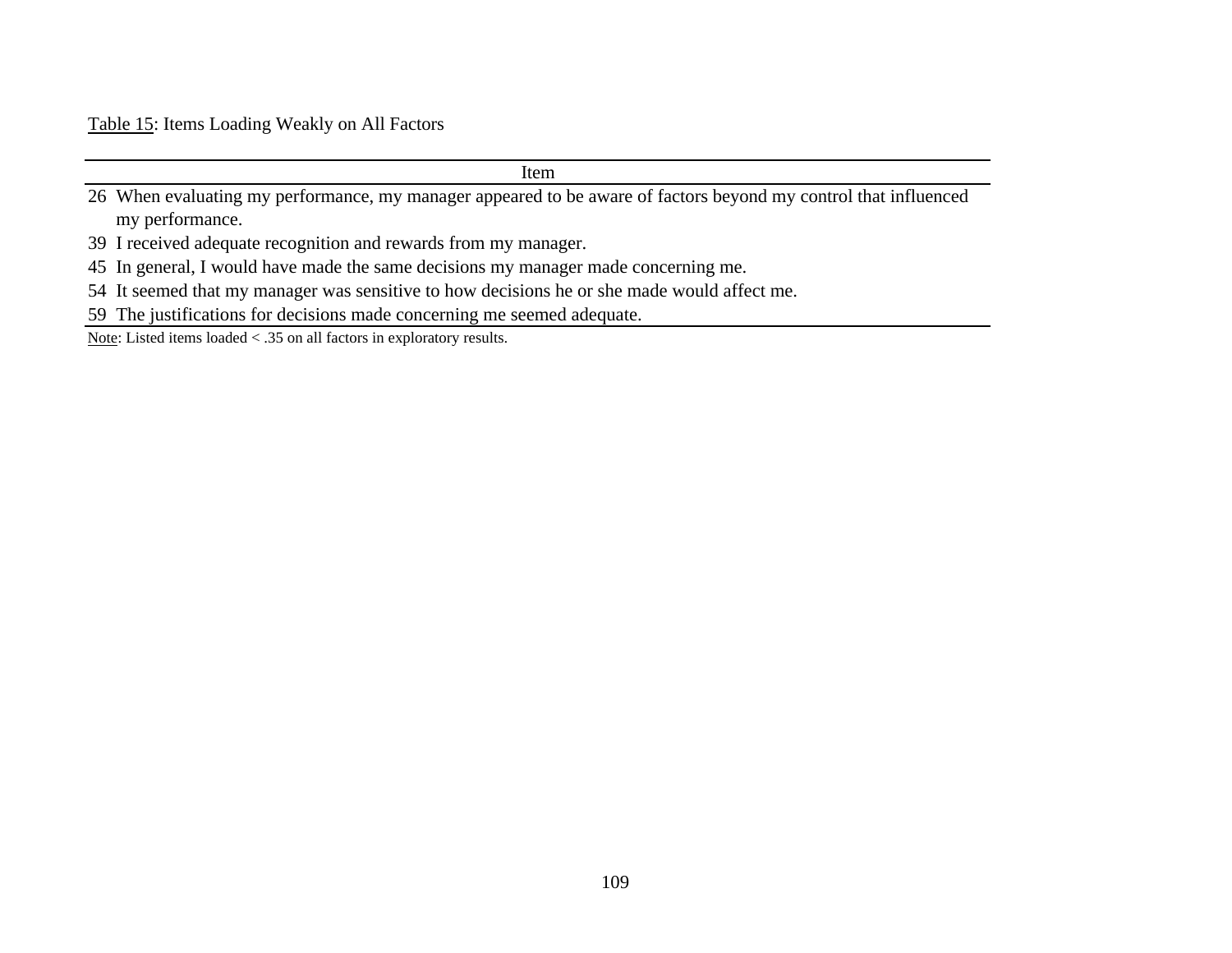Table 15: Items Loading Weakly on All Factors

| | Item |
|---|---|
| 26 | When evaluating my performance, my manager appeared to be aware of factors beyond my control that influenced my performance. |
| 39 | I received adequate recognition and rewards from my manager. |
| 45 | In general, I would have made the same decisions my manager made concerning me. |
| 54 | It seemed that my manager was sensitive to how decisions he or she made would affect me. |
| 59 | The justifications for decisions made concerning me seemed adequate. |

Note: Listed items loaded < .35 on all factors in exploratory results.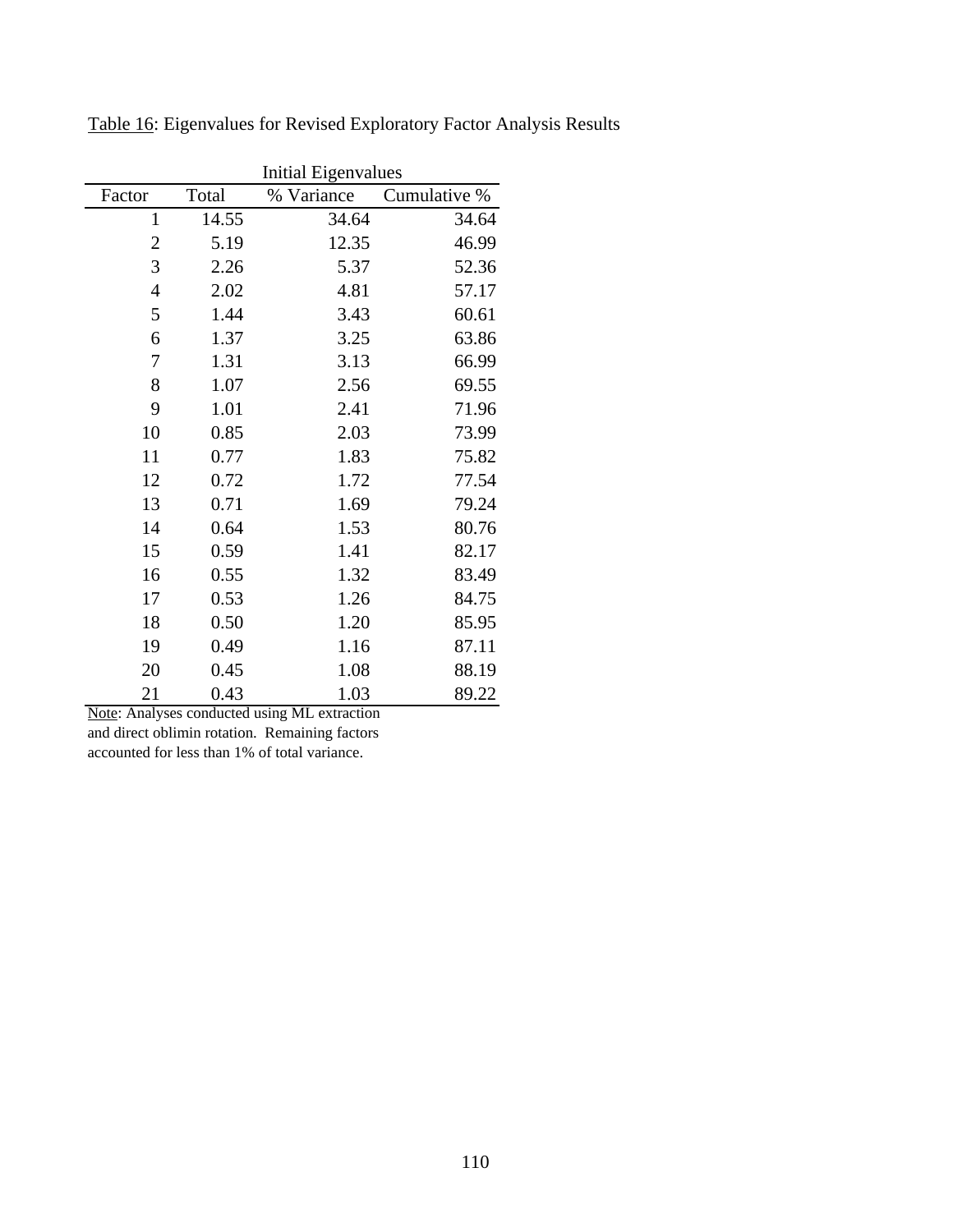Table 16: Eigenvalues for Revised Exploratory Factor Analysis Results

| | Initial Eigenvalues | | |
|---|---|---|---|
| Factor | Total | % Variance | Cumulative % |
| 1 | 14.55 | 34.64 | 34.64 |
| 2 | 5.19 | 12.35 | 46.99 |
| 3 | 2.26 | 5.37 | 52.36 |
| 4 | 2.02 | 4.81 | 57.17 |
| 5 | 1.44 | 3.43 | 60.61 |
| 6 | 1.37 | 3.25 | 63.86 |
| 7 | 1.31 | 3.13 | 66.99 |
| 8 | 1.07 | 2.56 | 69.55 |
| 9 | 1.01 | 2.41 | 71.96 |
| 10 | 0.85 | 2.03 | 73.99 |
| 11 | 0.77 | 1.83 | 75.82 |
| 12 | 0.72 | 1.72 | 77.54 |
| 13 | 0.71 | 1.69 | 79.24 |
| 14 | 0.64 | 1.53 | 80.76 |
| 15 | 0.59 | 1.41 | 82.17 |
| 16 | 0.55 | 1.32 | 83.49 |
| 17 | 0.53 | 1.26 | 84.75 |
| 18 | 0.50 | 1.20 | 85.95 |
| 19 | 0.49 | 1.16 | 87.11 |
| 20 | 0.45 | 1.08 | 88.19 |
| 21 | 0.43 | 1.03 | 89.22 |

Note: Analyses conducted using ML extraction and direct oblimin rotation. Remaining factors accounted for less than 1% of total variance.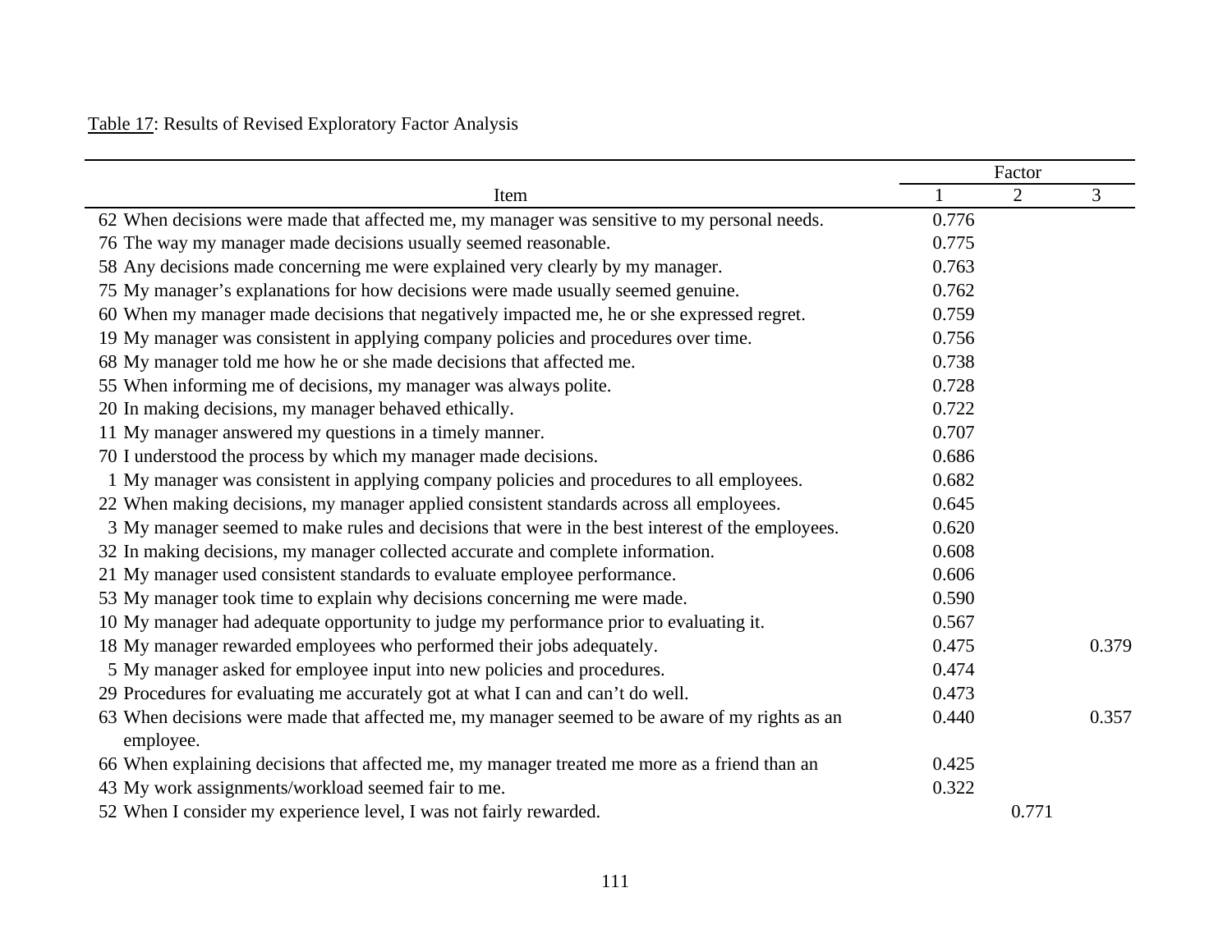Table 17: Results of Revised Exploratory Factor Analysis

| Item | Factor | | |
|---|---|---|---|
| | 1 | 2 | 3 |
| 62 When decisions were made that affected me, my manager was sensitive to my personal needs. | 0.776 | | |
| 76 The way my manager made decisions usually seemed reasonable. | 0.775 | | |
| 58 Any decisions made concerning me were explained very clearly by my manager. | 0.763 | | |
| 75 My manager's explanations for how decisions were made usually seemed genuine. | 0.762 | | |
| 60 When my manager made decisions that negatively impacted me, he or she expressed regret. | 0.759 | | |
| 19 My manager was consistent in applying company policies and procedures over time. | 0.756 | | |
| 68 My manager told me how he or she made decisions that affected me. | 0.738 | | |
| 55 When informing me of decisions, my manager was always polite. | 0.728 | | |
| 20 In making decisions, my manager behaved ethically. | 0.722 | | |
| 11 My manager answered my questions in a timely manner. | 0.707 | | |
| 70 I understood the process by which my manager made decisions. | 0.686 | | |
| 1 My manager was consistent in applying company policies and procedures to all employees. | 0.682 | | |
| 22 When making decisions, my manager applied consistent standards across all employees. | 0.645 | | |
| 3 My manager seemed to make rules and decisions that were in the best interest of the employees. | 0.620 | | |
| 32 In making decisions, my manager collected accurate and complete information. | 0.608 | | |
| 21 My manager used consistent standards to evaluate employee performance. | 0.606 | | |
| 53 My manager took time to explain why decisions concerning me were made. | 0.590 | | |
| 10 My manager had adequate opportunity to judge my performance prior to evaluating it. | 0.567 | | |
| 18 My manager rewarded employees who performed their jobs adequately. | 0.475 | | 0.379 |
| 5 My manager asked for employee input into new policies and procedures. | 0.474 | | |
| 29 Procedures for evaluating me accurately got at what I can and can't do well. | 0.473 | | |
| 63 When decisions were made that affected me, my manager seemed to be aware of my rights as an employee. | 0.440 | | 0.357 |
| 66 When explaining decisions that affected me, my manager treated me more as a friend than an | 0.425 | | |
| 43 My work assignments/workload seemed fair to me. | 0.322 | | |
| 52 When I consider my experience level, I was not fairly rewarded. | | 0.771 | |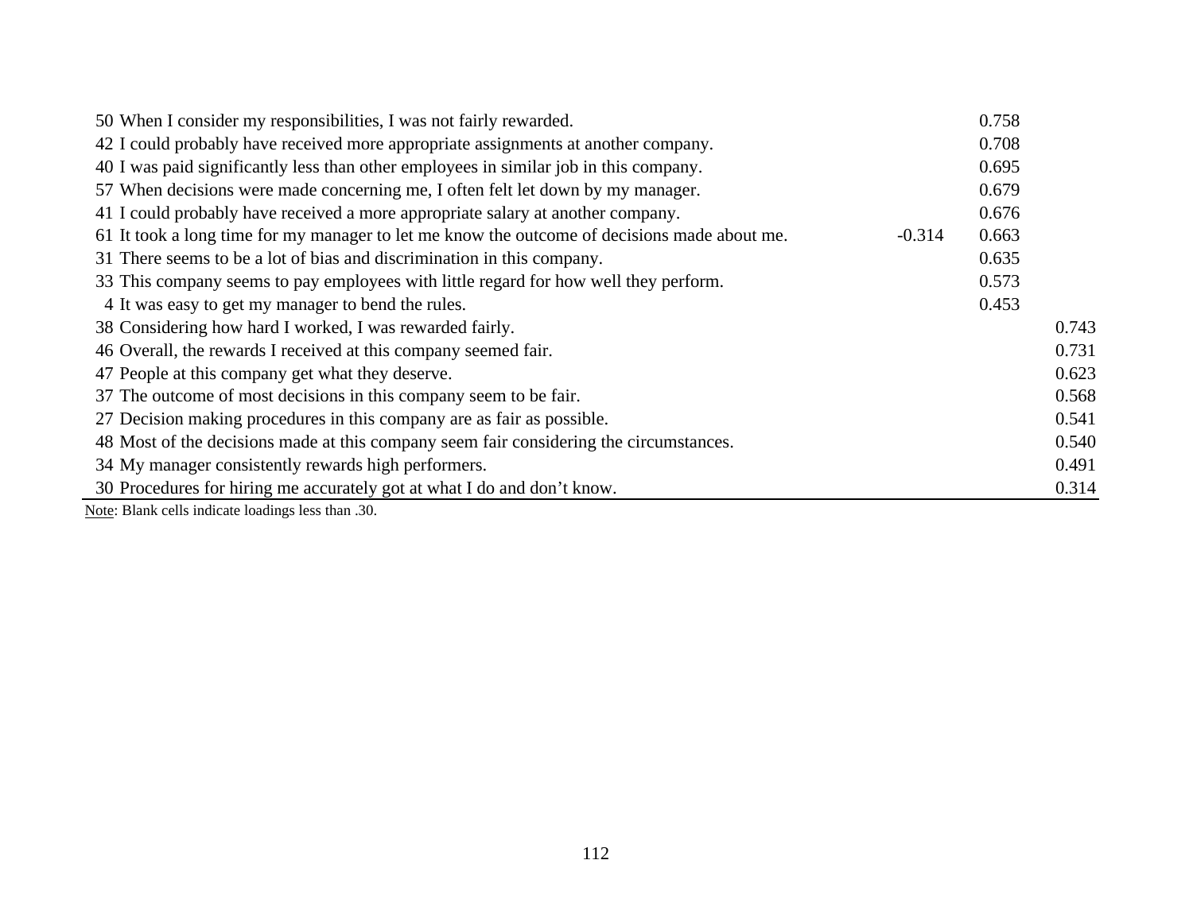| | | | | |
|---|---|---|---|---|
| 50 | When I consider my responsibilities, I was not fairly rewarded. | | 0.758 | |
| 42 | I could probably have received more appropriate assignments at another company. | | 0.708 | |
| 40 | I was paid significantly less than other employees in similar job in this company. | | 0.695 | |
| 57 | When decisions were made concerning me, I often felt let down by my manager. | | 0.679 | |
| 41 | I could probably have received a more appropriate salary at another company. | | 0.676 | |
| 61 | It took a long time for my manager to let me know the outcome of decisions made about me. | -0.314 | 0.663 | |
| 31 | There seems to be a lot of bias and discrimination in this company. | | 0.635 | |
| 33 | This company seems to pay employees with little regard for how well they perform. | | 0.573 | |
| 4 | It was easy to get my manager to bend the rules. | | 0.453 | |
| 38 | Considering how hard I worked, I was rewarded fairly. | | | 0.743 |
| 46 | Overall, the rewards I received at this company seemed fair. | | | 0.731 |
| 47 | People at this company get what they deserve. | | | 0.623 |
| 37 | The outcome of most decisions in this company seem to be fair. | | | 0.568 |
| 27 | Decision making procedures in this company are as fair as possible. | | | 0.541 |
| 48 | Most of the decisions made at this company seem fair considering the circumstances. | | | 0.540 |
| 34 | My manager consistently rewards high performers. | | | 0.491 |
| 30 | Procedures for hiring me accurately got at what I do and don't know. | | | 0.314 |

Note: Blank cells indicate loadings less than .30.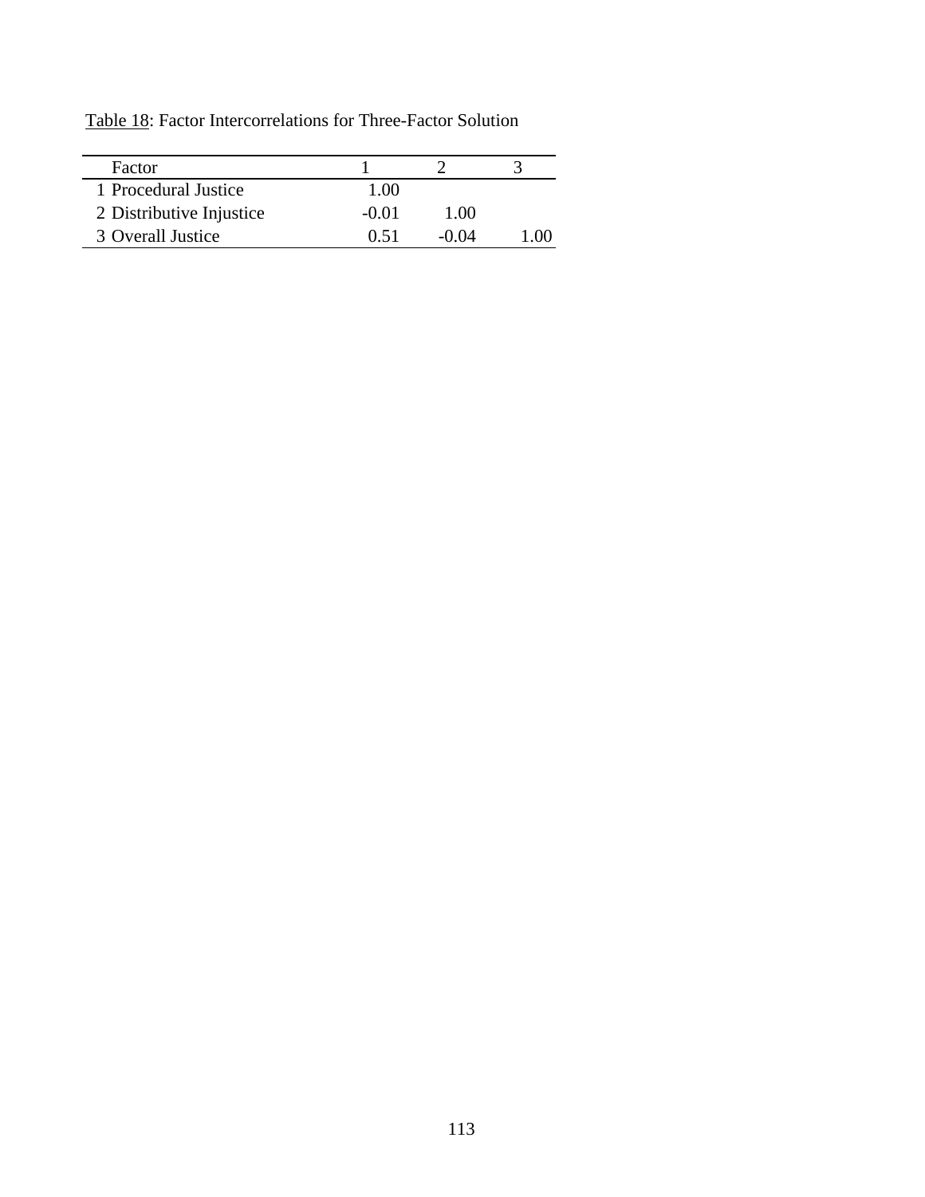Table 18: Factor Intercorrelations for Three-Factor Solution

| Factor | 1 | 2 | 3 |
|---|---|---|---|
| 1 Procedural Justice | 1.00 | | |
| 2 Distributive Injustice | -0.01 | 1.00 | |
| 3 Overall Justice | 0.51 | -0.04 | 1.00 |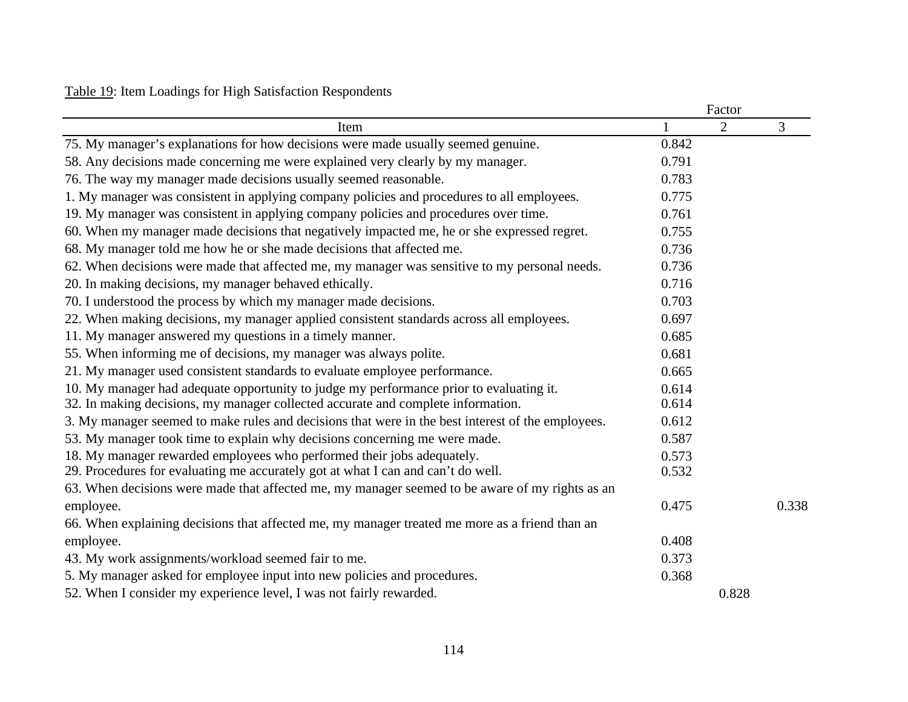Table 19: Item Loadings for High Satisfaction Respondents

| Item | Factor 1 | Factor 2 | Factor 3 |
|---|---|---|---|
| 75. My manager's explanations for how decisions were made usually seemed genuine. | 0.842 | | |
| 58. Any decisions made concerning me were explained very clearly by my manager. | 0.791 | | |
| 76. The way my manager made decisions usually seemed reasonable. | 0.783 | | |
| 1. My manager was consistent in applying company policies and procedures to all employees. | 0.775 | | |
| 19. My manager was consistent in applying company policies and procedures over time. | 0.761 | | |
| 60. When my manager made decisions that negatively impacted me, he or she expressed regret. | 0.755 | | |
| 68. My manager told me how he or she made decisions that affected me. | 0.736 | | |
| 62. When decisions were made that affected me, my manager was sensitive to my personal needs. | 0.736 | | |
| 20. In making decisions, my manager behaved ethically. | 0.716 | | |
| 70. I understood the process by which my manager made decisions. | 0.703 | | |
| 22. When making decisions, my manager applied consistent standards across all employees. | 0.697 | | |
| 11. My manager answered my questions in a timely manner. | 0.685 | | |
| 55. When informing me of decisions, my manager was always polite. | 0.681 | | |
| 21. My manager used consistent standards to evaluate employee performance. | 0.665 | | |
| 10. My manager had adequate opportunity to judge my performance prior to evaluating it. | 0.614 | | |
| 32. In making decisions, my manager collected accurate and complete information. | 0.614 | | |
| 3. My manager seemed to make rules and decisions that were in the best interest of the employees. | 0.612 | | |
| 53. My manager took time to explain why decisions concerning me were made. | 0.587 | | |
| 18. My manager rewarded employees who performed their jobs adequately. | 0.573 | | |
| 29. Procedures for evaluating me accurately got at what I can and can't do well. | 0.532 | | |
| 63. When decisions were made that affected me, my manager seemed to be aware of my rights as an employee. | 0.475 | | 0.338 |
| 66. When explaining decisions that affected me, my manager treated me more as a friend than an employee. | 0.408 | | |
| 43. My work assignments/workload seemed fair to me. | 0.373 | | |
| 5. My manager asked for employee input into new policies and procedures. | 0.368 | | |
| 52. When I consider my experience level, I was not fairly rewarded. | | 0.828 | |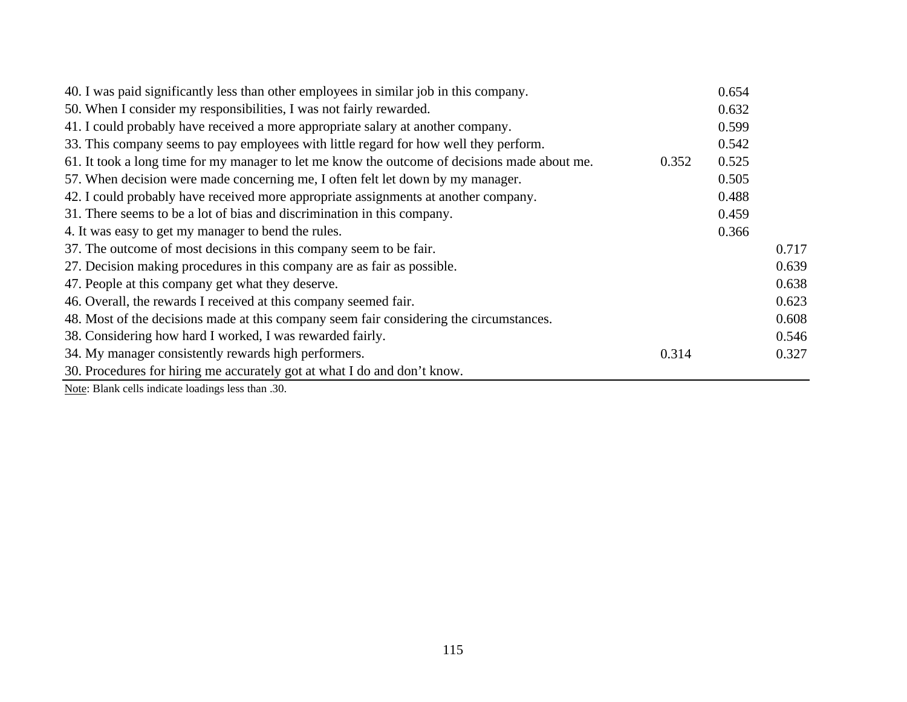| | | | |
|---|---|---|---|
| 40. I was paid significantly less than other employees in similar job in this company. | | 0.654 | |
| 50. When I consider my responsibilities, I was not fairly rewarded. | | 0.632 | |
| 41. I could probably have received a more appropriate salary at another company. | | 0.599 | |
| 33. This company seems to pay employees with little regard for how well they perform. | | 0.542 | |
| 61. It took a long time for my manager to let me know the outcome of decisions made about me. | 0.352 | 0.525 | |
| 57. When decision were made concerning me, I often felt let down by my manager. | | 0.505 | |
| 42. I could probably have received more appropriate assignments at another company. | | 0.488 | |
| 31. There seems to be a lot of bias and discrimination in this company. | | 0.459 | |
| 4. It was easy to get my manager to bend the rules. | | 0.366 | |
| 37. The outcome of most decisions in this company seem to be fair. | | | 0.717 |
| 27. Decision making procedures in this company are as fair as possible. | | | 0.639 |
| 47. People at this company get what they deserve. | | | 0.638 |
| 46. Overall, the rewards I received at this company seemed fair. | | | 0.623 |
| 48. Most of the decisions made at this company seem fair considering the circumstances. | | | 0.608 |
| 38. Considering how hard I worked, I was rewarded fairly. | | | 0.546 |
| 34. My manager consistently rewards high performers. | 0.314 | | 0.327 |
| 30. Procedures for hiring me accurately got at what I do and don't know. | | | |

Note: Blank cells indicate loadings less than .30.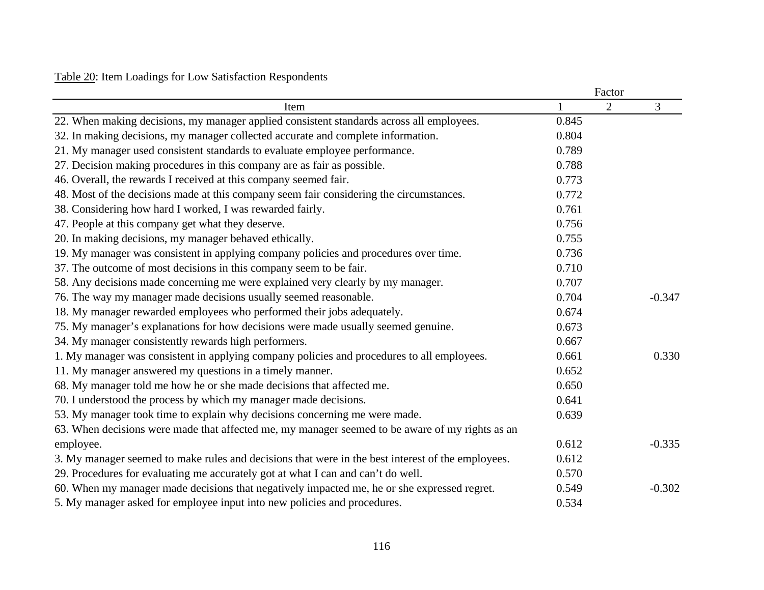Table 20: Item Loadings for Low Satisfaction Respondents

| Item | Factor 1 | 2 | 3 |
|---|---|---|---|
| 22. When making decisions, my manager applied consistent standards across all employees. | 0.845 | | |
| 32. In making decisions, my manager collected accurate and complete information. | 0.804 | | |
| 21. My manager used consistent standards to evaluate employee performance. | 0.789 | | |
| 27. Decision making procedures in this company are as fair as possible. | 0.788 | | |
| 46. Overall, the rewards I received at this company seemed fair. | 0.773 | | |
| 48. Most of the decisions made at this company seem fair considering the circumstances. | 0.772 | | |
| 38. Considering how hard I worked, I was rewarded fairly. | 0.761 | | |
| 47. People at this company get what they deserve. | 0.756 | | |
| 20. In making decisions, my manager behaved ethically. | 0.755 | | |
| 19. My manager was consistent in applying company policies and procedures over time. | 0.736 | | |
| 37. The outcome of most decisions in this company seem to be fair. | 0.710 | | |
| 58. Any decisions made concerning me were explained very clearly by my manager. | 0.707 | | |
| 76. The way my manager made decisions usually seemed reasonable. | 0.704 | | -0.347 |
| 18. My manager rewarded employees who performed their jobs adequately. | 0.674 | | |
| 75. My manager's explanations for how decisions were made usually seemed genuine. | 0.673 | | |
| 34. My manager consistently rewards high performers. | 0.667 | | |
| 1. My manager was consistent in applying company policies and procedures to all employees. | 0.661 | | 0.330 |
| 11. My manager answered my questions in a timely manner. | 0.652 | | |
| 68. My manager told me how he or she made decisions that affected me. | 0.650 | | |
| 70. I understood the process by which my manager made decisions. | 0.641 | | |
| 53. My manager took time to explain why decisions concerning me were made. | 0.639 | | |
| 63. When decisions were made that affected me, my manager seemed to be aware of my rights as an employee. | 0.612 | | -0.335 |
| 3. My manager seemed to make rules and decisions that were in the best interest of the employees. | 0.612 | | |
| 29. Procedures for evaluating me accurately got at what I can and can't do well. | 0.570 | | |
| 60. When my manager made decisions that negatively impacted me, he or she expressed regret. | 0.549 | | -0.302 |
| 5. My manager asked for employee input into new policies and procedures. | 0.534 | | |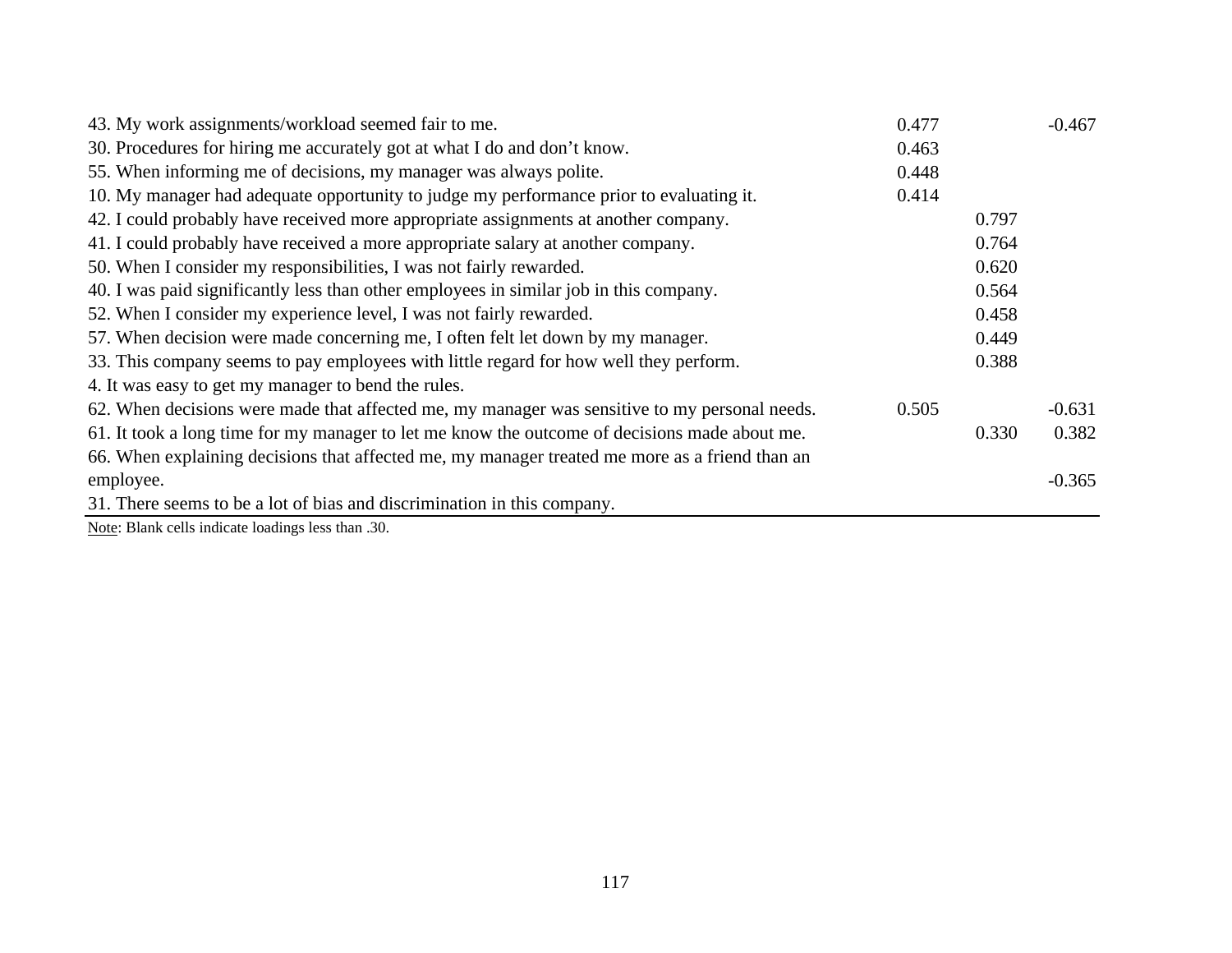| Item | | | |
|---|---|---|---|
| 43. My work assignments/workload seemed fair to me. | 0.477 | | -0.467 |
| 30. Procedures for hiring me accurately got at what I do and don't know. | 0.463 | | |
| 55. When informing me of decisions, my manager was always polite. | 0.448 | | |
| 10. My manager had adequate opportunity to judge my performance prior to evaluating it. | 0.414 | | |
| 42. I could probably have received more appropriate assignments at another company. | | 0.797 | |
| 41. I could probably have received a more appropriate salary at another company. | | 0.764 | |
| 50. When I consider my responsibilities, I was not fairly rewarded. | | 0.620 | |
| 40. I was paid significantly less than other employees in similar job in this company. | | 0.564 | |
| 52. When I consider my experience level, I was not fairly rewarded. | | 0.458 | |
| 57. When decision were made concerning me, I often felt let down by my manager. | | 0.449 | |
| 33. This company seems to pay employees with little regard for how well they perform. | | 0.388 | |
| 4. It was easy to get my manager to bend the rules. | | | |
| 62. When decisions were made that affected me, my manager was sensitive to my personal needs. | 0.505 | | -0.631 |
| 61. It took a long time for my manager to let me know the outcome of decisions made about me. | | 0.330 | 0.382 |
| 66. When explaining decisions that affected me, my manager treated me more as a friend than an employee. | | | -0.365 |
| 31. There seems to be a lot of bias and discrimination in this company. | | | |

Note: Blank cells indicate loadings less than .30.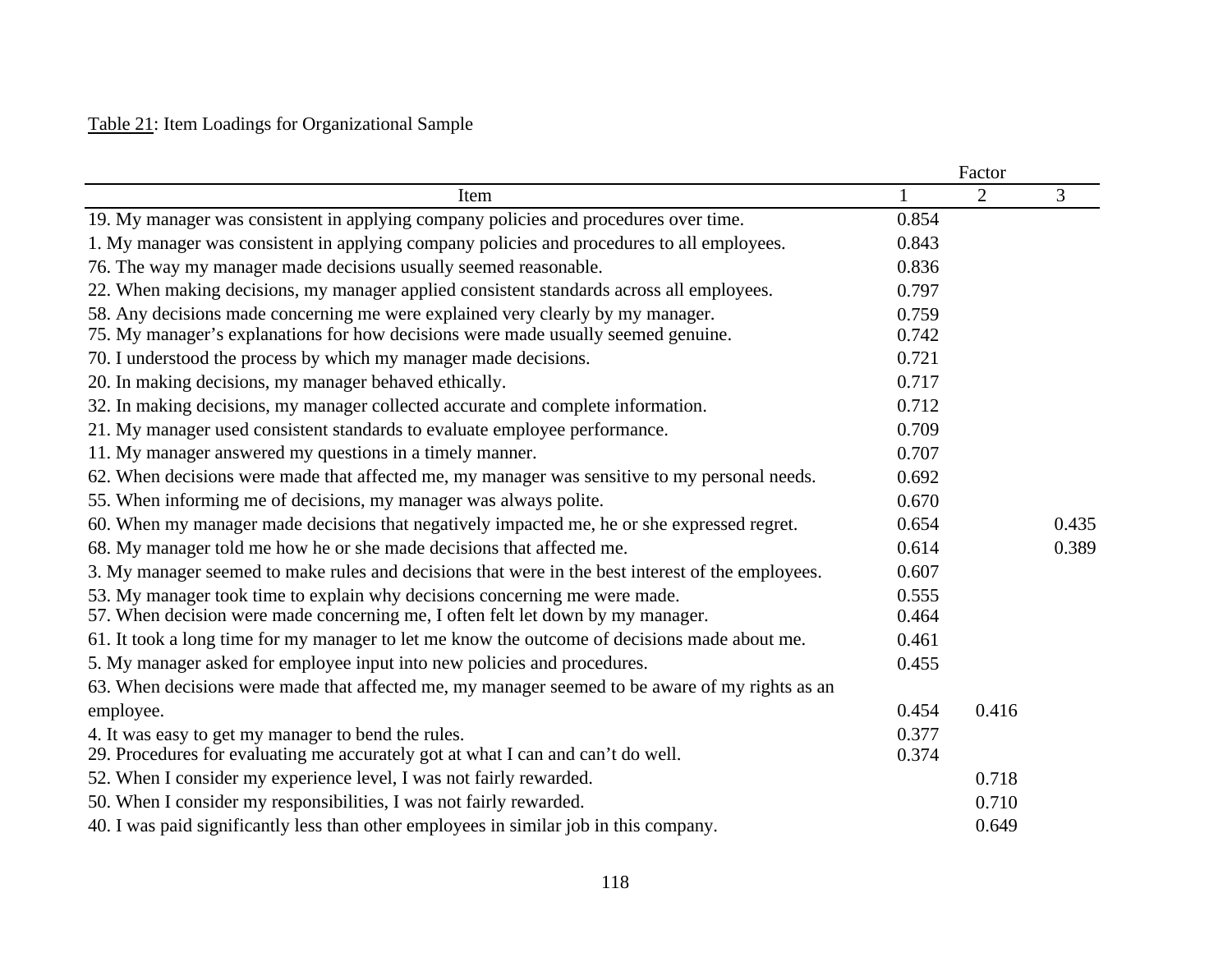Table 21: Item Loadings for Organizational Sample

| Item | Factor 1 | Factor 2 | Factor 3 |
|---|---|---|---|
| 19. My manager was consistent in applying company policies and procedures over time. | 0.854 | | |
| 1. My manager was consistent in applying company policies and procedures to all employees. | 0.843 | | |
| 76. The way my manager made decisions usually seemed reasonable. | 0.836 | | |
| 22. When making decisions, my manager applied consistent standards across all employees. | 0.797 | | |
| 58. Any decisions made concerning me were explained very clearly by my manager. | 0.759 | | |
| 75. My manager's explanations for how decisions were made usually seemed genuine. | 0.742 | | |
| 70. I understood the process by which my manager made decisions. | 0.721 | | |
| 20. In making decisions, my manager behaved ethically. | 0.717 | | |
| 32. In making decisions, my manager collected accurate and complete information. | 0.712 | | |
| 21. My manager used consistent standards to evaluate employee performance. | 0.709 | | |
| 11. My manager answered my questions in a timely manner. | 0.707 | | |
| 62. When decisions were made that affected me, my manager was sensitive to my personal needs. | 0.692 | | |
| 55. When informing me of decisions, my manager was always polite. | 0.670 | | |
| 60. When my manager made decisions that negatively impacted me, he or she expressed regret. | 0.654 | | 0.435 |
| 68. My manager told me how he or she made decisions that affected me. | 0.614 | | 0.389 |
| 3. My manager seemed to make rules and decisions that were in the best interest of the employees. | 0.607 | | |
| 53. My manager took time to explain why decisions concerning me were made. | 0.555 | | |
| 57. When decision were made concerning me, I often felt let down by my manager. | 0.464 | | |
| 61. It took a long time for my manager to let me know the outcome of decisions made about me. | 0.461 | | |
| 5. My manager asked for employee input into new policies and procedures. | 0.455 | | |
| 63. When decisions were made that affected me, my manager seemed to be aware of my rights as an employee. | 0.454 | 0.416 | |
| 4. It was easy to get my manager to bend the rules. | 0.377 | | |
| 29. Procedures for evaluating me accurately got at what I can and can't do well. | 0.374 | | |
| 52. When I consider my experience level, I was not fairly rewarded. | | 0.718 | |
| 50. When I consider my responsibilities, I was not fairly rewarded. | | 0.710 | |
| 40. I was paid significantly less than other employees in similar job in this company. | | 0.649 | |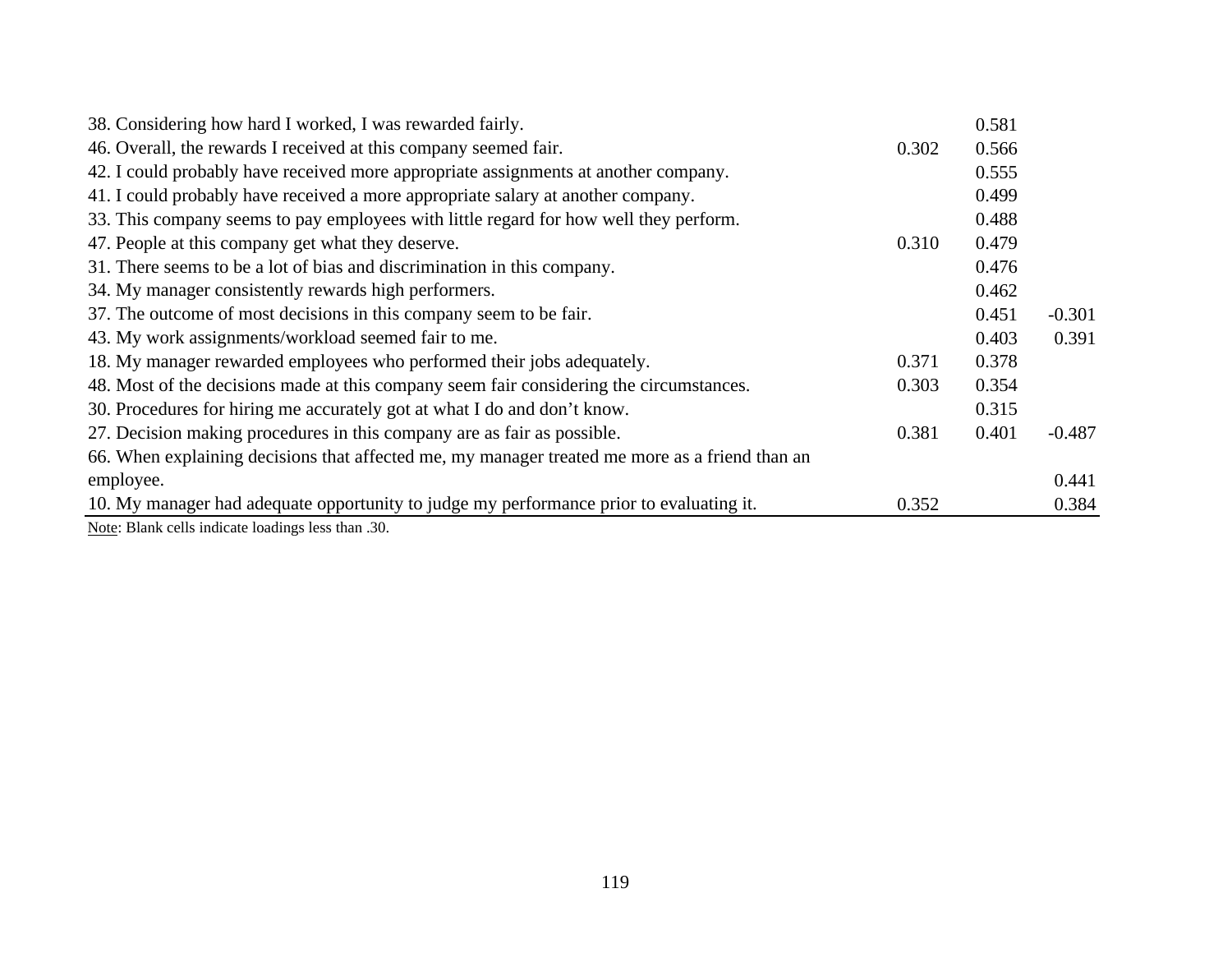| Item | | | |
|---|---|---|---|
| 38. Considering how hard I worked, I was rewarded fairly. | | 0.581 | |
| 46. Overall, the rewards I received at this company seemed fair. | 0.302 | 0.566 | |
| 42. I could probably have received more appropriate assignments at another company. | | 0.555 | |
| 41. I could probably have received a more appropriate salary at another company. | | 0.499 | |
| 33. This company seems to pay employees with little regard for how well they perform. | | 0.488 | |
| 47. People at this company get what they deserve. | 0.310 | 0.479 | |
| 31. There seems to be a lot of bias and discrimination in this company. | | 0.476 | |
| 34. My manager consistently rewards high performers. | | 0.462 | |
| 37. The outcome of most decisions in this company seem to be fair. | | 0.451 | -0.301 |
| 43. My work assignments/workload seemed fair to me. | | 0.403 | 0.391 |
| 18. My manager rewarded employees who performed their jobs adequately. | 0.371 | 0.378 | |
| 48. Most of the decisions made at this company seem fair considering the circumstances. | 0.303 | 0.354 | |
| 30. Procedures for hiring me accurately got at what I do and don't know. | | 0.315 | |
| 27. Decision making procedures in this company are as fair as possible. | 0.381 | 0.401 | -0.487 |
| 66. When explaining decisions that affected me, my manager treated me more as a friend than an employee. | | | 0.441 |
| 10. My manager had adequate opportunity to judge my performance prior to evaluating it. | 0.352 | | 0.384 |

Note: Blank cells indicate loadings less than .30.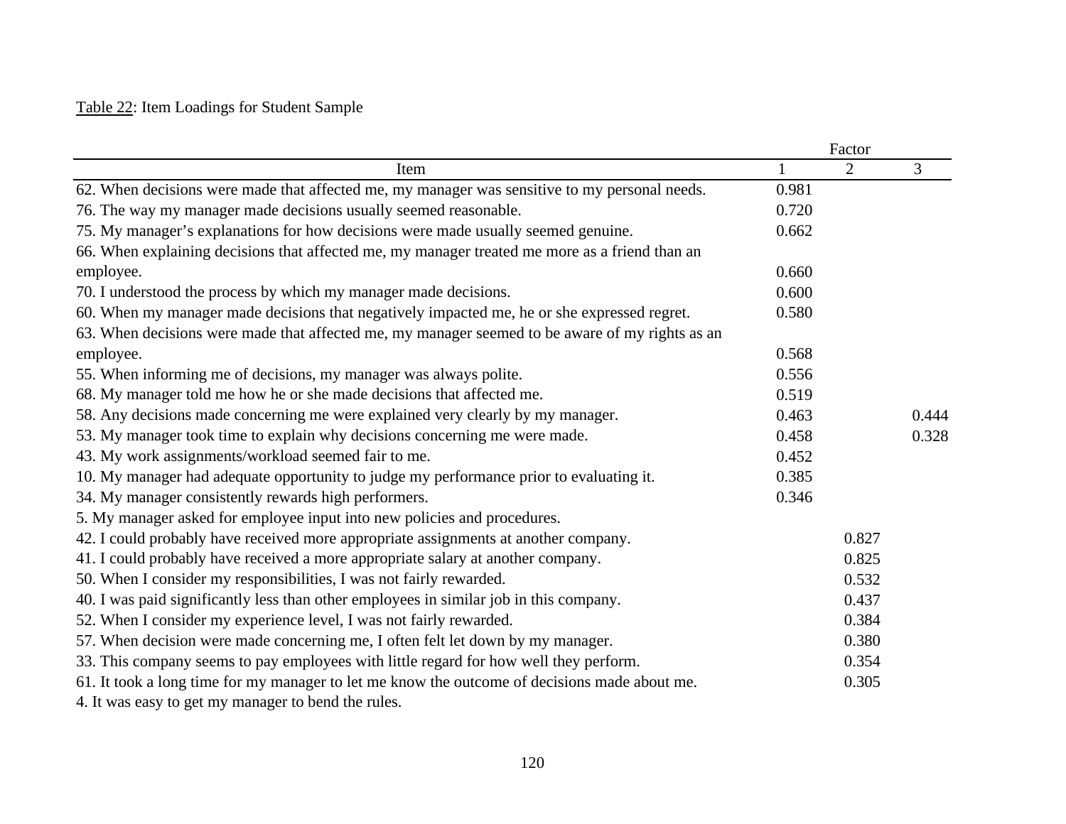Table 22: Item Loadings for Student Sample

| Item | Factor 1 | Factor 2 | Factor 3 |
|---|---|---|---|
| 62. When decisions were made that affected me, my manager was sensitive to my personal needs. | 0.981 | | |
| 76. The way my manager made decisions usually seemed reasonable. | 0.720 | | |
| 75. My manager's explanations for how decisions were made usually seemed genuine. | 0.662 | | |
| 66. When explaining decisions that affected me, my manager treated me more as a friend than an employee. | 0.660 | | |
| 70. I understood the process by which my manager made decisions. | 0.600 | | |
| 60. When my manager made decisions that negatively impacted me, he or she expressed regret. | 0.580 | | |
| 63. When decisions were made that affected me, my manager seemed to be aware of my rights as an employee. | 0.568 | | |
| 55. When informing me of decisions, my manager was always polite. | 0.556 | | |
| 68. My manager told me how he or she made decisions that affected me. | 0.519 | | |
| 58. Any decisions made concerning me were explained very clearly by my manager. | 0.463 | | 0.444 |
| 53. My manager took time to explain why decisions concerning me were made. | 0.458 | | 0.328 |
| 43. My work assignments/workload seemed fair to me. | 0.452 | | |
| 10. My manager had adequate opportunity to judge my performance prior to evaluating it. | 0.385 | | |
| 34. My manager consistently rewards high performers. | 0.346 | | |
| 5. My manager asked for employee input into new policies and procedures. | | | |
| 42. I could probably have received more appropriate assignments at another company. | | 0.827 | |
| 41. I could probably have received a more appropriate salary at another company. | | 0.825 | |
| 50. When I consider my responsibilities, I was not fairly rewarded. | | 0.532 | |
| 40. I was paid significantly less than other employees in similar job in this company. | | 0.437 | |
| 52. When I consider my experience level, I was not fairly rewarded. | | 0.384 | |
| 57. When decision were made concerning me, I often felt let down by my manager. | | 0.380 | |
| 33. This company seems to pay employees with little regard for how well they perform. | | 0.354 | |
| 61. It took a long time for my manager to let me know the outcome of decisions made about me. | | 0.305 | |
| 4. It was easy to get my manager to bend the rules. | | | |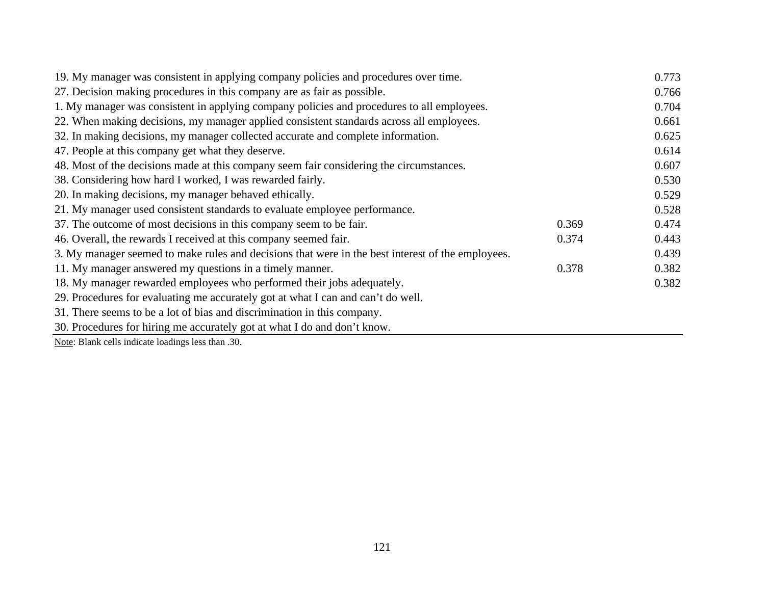| | | |
|---|---|---|
| 19. My manager was consistent in applying company policies and procedures over time. | | 0.773 |
| 27. Decision making procedures in this company are as fair as possible. | | 0.766 |
| 1. My manager was consistent in applying company policies and procedures to all employees. | | 0.704 |
| 22. When making decisions, my manager applied consistent standards across all employees. | | 0.661 |
| 32. In making decisions, my manager collected accurate and complete information. | | 0.625 |
| 47. People at this company get what they deserve. | | 0.614 |
| 48. Most of the decisions made at this company seem fair considering the circumstances. | | 0.607 |
| 38. Considering how hard I worked, I was rewarded fairly. | | 0.530 |
| 20. In making decisions, my manager behaved ethically. | | 0.529 |
| 21. My manager used consistent standards to evaluate employee performance. | | 0.528 |
| 37. The outcome of most decisions in this company seem to be fair. | 0.369 | 0.474 |
| 46. Overall, the rewards I received at this company seemed fair. | 0.374 | 0.443 |
| 3. My manager seemed to make rules and decisions that were in the best interest of the employees. | | 0.439 |
| 11. My manager answered my questions in a timely manner. | 0.378 | 0.382 |
| 18. My manager rewarded employees who performed their jobs adequately. | | 0.382 |
| 29. Procedures for evaluating me accurately got at what I can and can't do well. | | |
| 31. There seems to be a lot of bias and discrimination in this company. | | |
| 30. Procedures for hiring me accurately got at what I do and don't know. | | |

Note: Blank cells indicate loadings less than .30.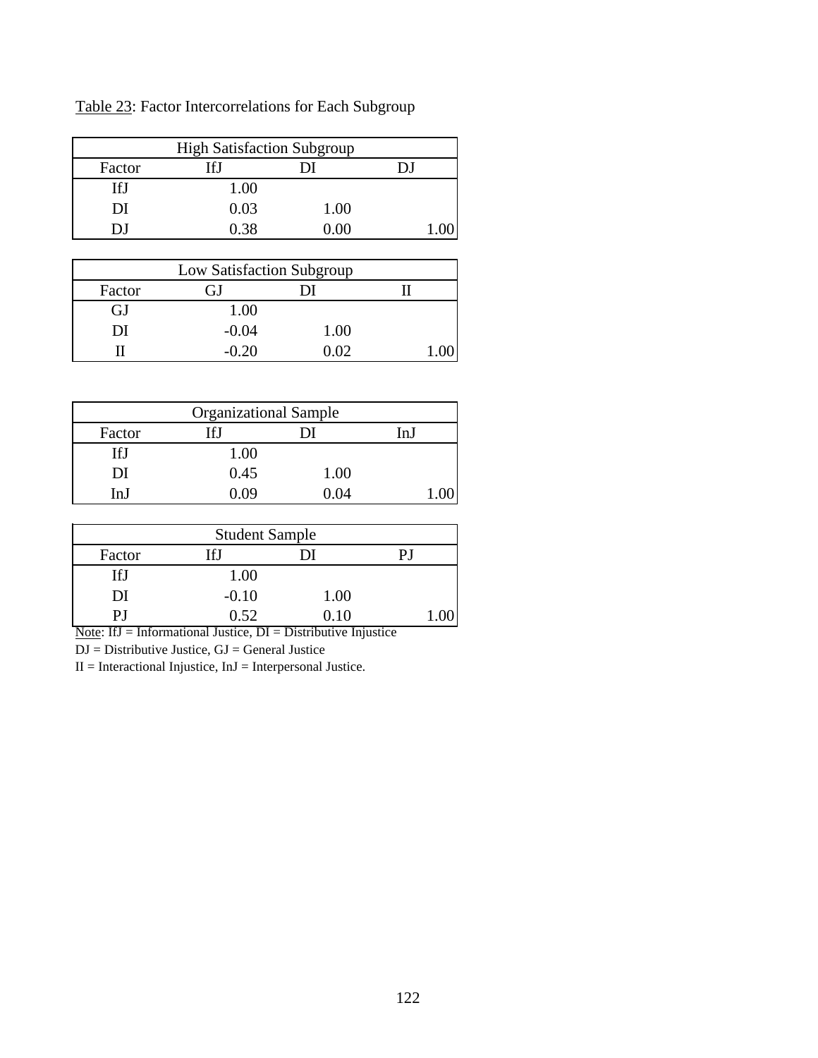Table 23: Factor Intercorrelations for Each Subgroup

| High Satisfaction Subgroup | | | |
|---|---|---|---|
| Factor | IfJ | DI | DJ |
| IfJ | 1.00 | | |
| DI | 0.03 | 1.00 | |
| DJ | 0.38 | 0.00 | 1.00 |

| Low Satisfaction Subgroup | | | |
|---|---|---|---|
| Factor | GJ | DI | II |
| GJ | 1.00 | | |
| DI | -0.04 | 1.00 | |
| II | -0.20 | 0.02 | 1.00 |

| Organizational Sample | | | |
|---|---|---|---|
| Factor | IfJ | DI | InJ |
| IfJ | 1.00 | | |
| DI | 0.45 | 1.00 | |
| InJ | 0.09 | 0.04 | 1.00 |

| Student Sample | | | |
|---|---|---|---|
| Factor | IfJ | DI | PJ |
| IfJ | 1.00 | | |
| DI | -0.10 | 1.00 | |
| PJ | 0.52 | 0.10 | 1.00 |

Note: IfJ = Informational Justice, DI = Distributive Injustice
DJ = Distributive Justice, GJ = General Justice
II = Interactional Injustice, InJ = Interpersonal Justice.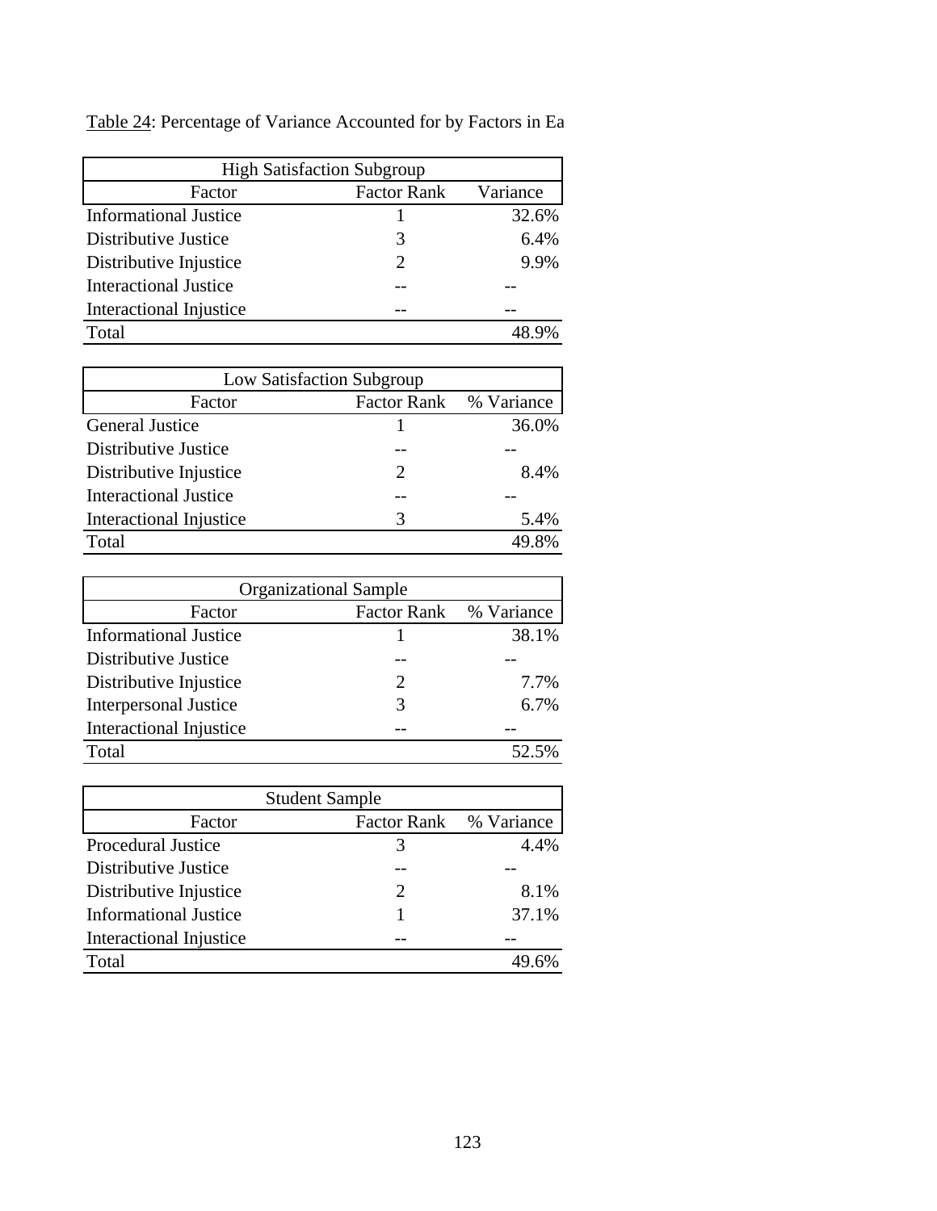Table 24: Percentage of Variance Accounted for by Factors in Ea

| High Satisfaction Subgroup | | |
|---|---|---|
| Factor | Factor Rank | Variance |
| Informational Justice | 1 | 32.6% |
| Distributive Justice | 3 | 6.4% |
| Distributive Injustice | 2 | 9.9% |
| Interactional Justice | -- | -- |
| Interactional Injustice | -- | -- |
| Total | | 48.9% |

| Low Satisfaction Subgroup | | |
|---|---|---|
| Factor | Factor Rank | % Variance |
| General Justice | 1 | 36.0% |
| Distributive Justice | -- | -- |
| Distributive Injustice | 2 | 8.4% |
| Interactional Justice | -- | -- |
| Interactional Injustice | 3 | 5.4% |
| Total | | 49.8% |

| Organizational Sample | | |
|---|---|---|
| Factor | Factor Rank | % Variance |
| Informational Justice | 1 | 38.1% |
| Distributive Justice | -- | -- |
| Distributive Injustice | 2 | 7.7% |
| Interpersonal Justice | 3 | 6.7% |
| Interactional Injustice | -- | -- |
| Total | | 52.5% |

| Student Sample | | |
|---|---|---|
| Factor | Factor Rank | % Variance |
| Procedural Justice | 3 | 4.4% |
| Distributive Justice | -- | -- |
| Distributive Injustice | 2 | 8.1% |
| Informational Justice | 1 | 37.1% |
| Interactional Injustice | -- | -- |
| Total | | 49.6% |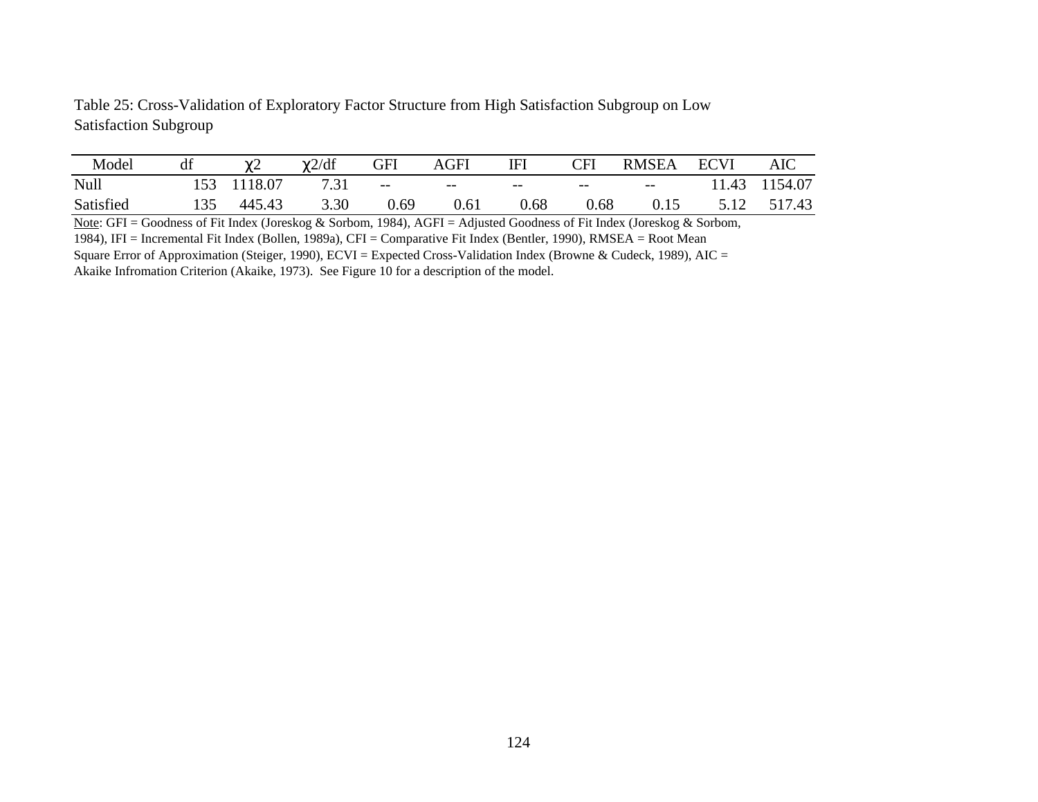Table 25: Cross-Validation of Exploratory Factor Structure from High Satisfaction Subgroup on Low Satisfaction Subgroup

| Model | df | $\chi 2$ | $\chi 2$/df | GFI | AGFI | IFI | CFI | RMSEA | ECVI | AIC |
|---|---|---|---|---|---|---|---|---|---|---|
| Null | 153 | 1118.07 | 7.31 | -- | -- | -- | -- | -- | 11.43 | 1154.07 |
| Satisfied | 135 | 445.43 | 3.30 | 0.69 | 0.61 | 0.68 | 0.68 | 0.15 | 5.12 | 517.43 |

Note: GFI = Goodness of Fit Index (Joreskog & Sorbom, 1984), AGFI = Adjusted Goodness of Fit Index (Joreskog & Sorbom, 1984), IFI = Incremental Fit Index (Bollen, 1989a), CFI = Comparative Fit Index (Bentler, 1990), RMSEA = Root Mean Square Error of Approximation (Steiger, 1990), ECVI = Expected Cross-Validation Index (Browne & Cudeck, 1989), AIC = Akaike Infromation Criterion (Akaike, 1973). See Figure 10 for a description of the model.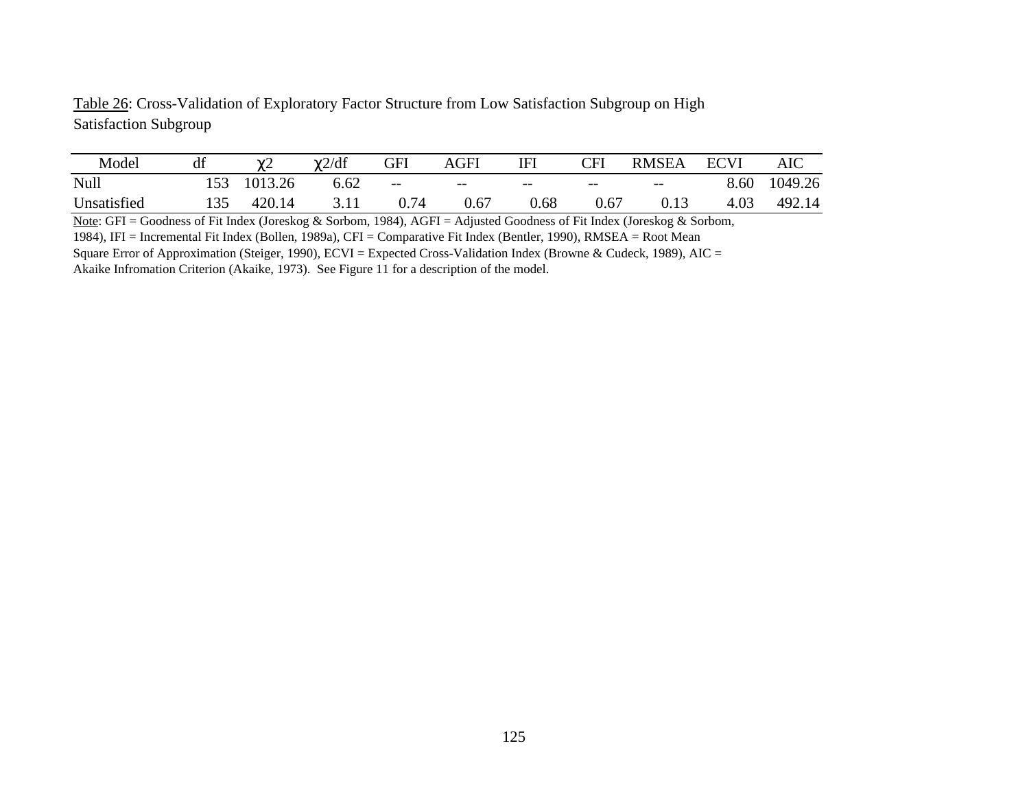Table 26: Cross-Validation of Exploratory Factor Structure from Low Satisfaction Subgroup on High Satisfaction Subgroup

| Model | df | $\chi 2$ | $\chi 2$/df | GFI | AGFI | IFI | CFI | RMSEA | ECVI | AIC |
|---|---|---|---|---|---|---|---|---|---|---|
| Null | 153 | 1013.26 | 6.62 | -- | -- | -- | -- | -- | 8.60 | 1049.26 |
| Unsatisfied | 135 | 420.14 | 3.11 | 0.74 | 0.67 | 0.68 | 0.67 | 0.13 | 4.03 | 492.14 |

Note: GFI = Goodness of Fit Index (Joreskog & Sorbom, 1984), AGFI = Adjusted Goodness of Fit Index (Joreskog & Sorbom, 1984), IFI = Incremental Fit Index (Bollen, 1989a), CFI = Comparative Fit Index (Bentler, 1990), RMSEA = Root Mean Square Error of Approximation (Steiger, 1990), ECVI = Expected Cross-Validation Index (Browne & Cudeck, 1989), AIC = Akaike Infromation Criterion (Akaike, 1973). See Figure 11 for a description of the model.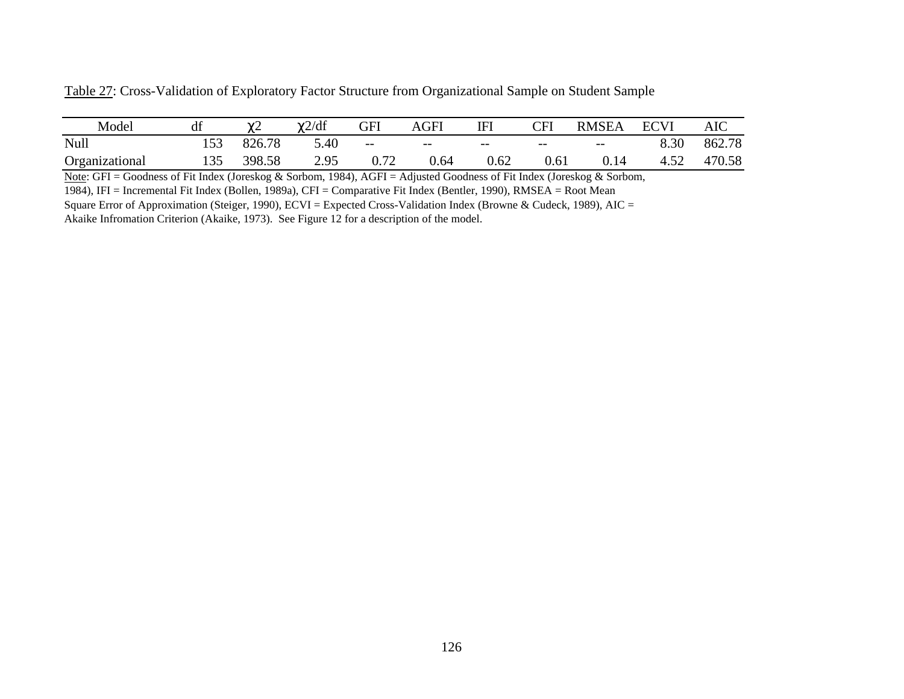Table 27: Cross-Validation of Exploratory Factor Structure from Organizational Sample on Student Sample

| Model | df | $\chi 2$ | $\chi 2$/df | GFI | AGFI | IFI | CFI | RMSEA | ECVI | AIC |
|---|---|---|---|---|---|---|---|---|---|---|
| Null | 153 | 826.78 | 5.40 | -- | -- | -- | -- | -- | 8.30 | 862.78 |
| Organizational | 135 | 398.58 | 2.95 | 0.72 | 0.64 | 0.62 | 0.61 | 0.14 | 4.52 | 470.58 |

Note: GFI = Goodness of Fit Index (Joreskog & Sorbom, 1984), AGFI = Adjusted Goodness of Fit Index (Joreskog & Sorbom, 1984), IFI = Incremental Fit Index (Bollen, 1989a), CFI = Comparative Fit Index (Bentler, 1990), RMSEA = Root Mean Square Error of Approximation (Steiger, 1990), ECVI = Expected Cross-Validation Index (Browne & Cudeck, 1989), AIC = Akaike Infromation Criterion (Akaike, 1973). See Figure 12 for a description of the model.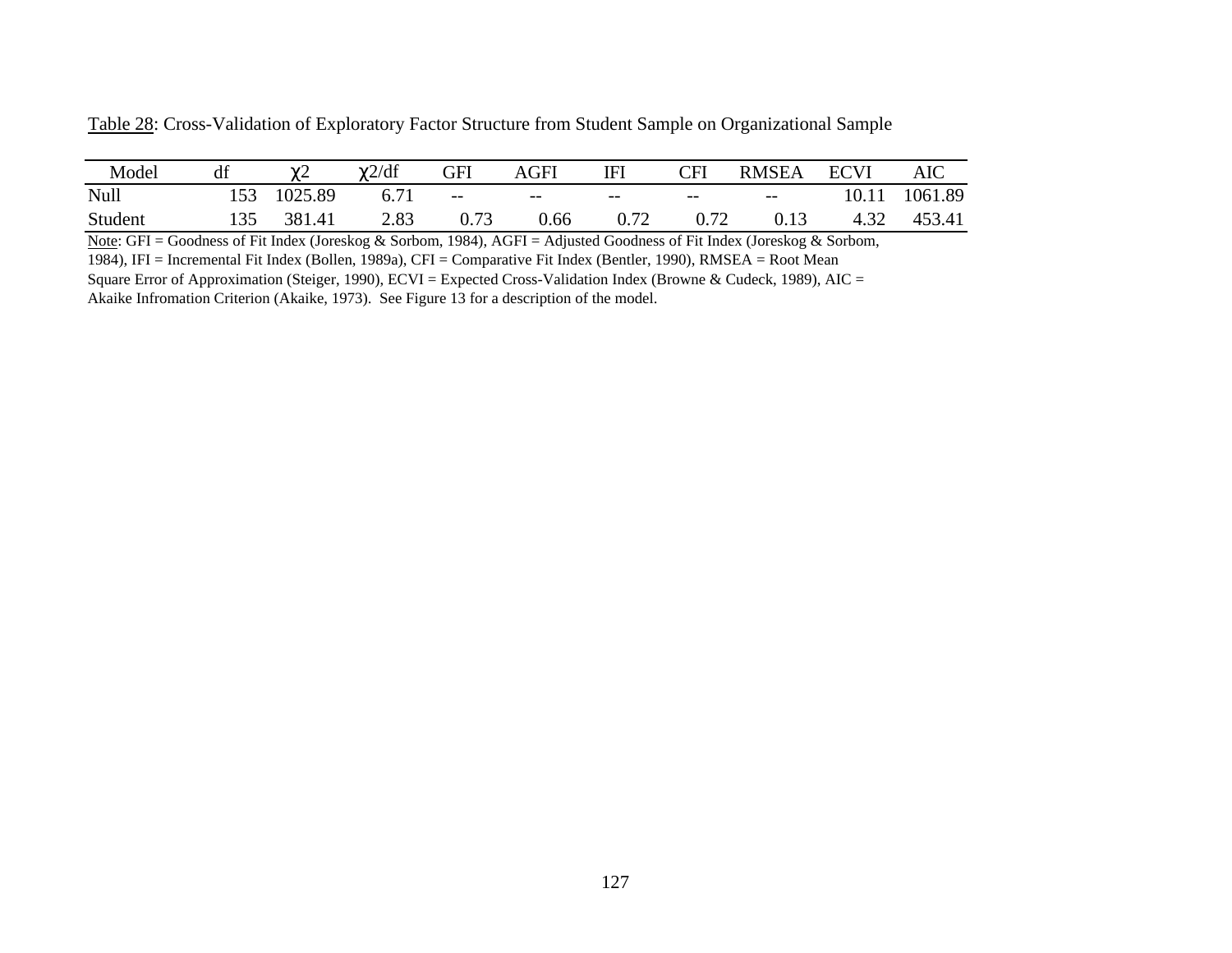Table 28: Cross-Validation of Exploratory Factor Structure from Student Sample on Organizational Sample

| Model | df | $\chi 2$ | $\chi 2/df$ | GFI | AGFI | IFI | CFI | RMSEA | ECVI | AIC |
|---|---|---|---|---|---|---|---|---|---|---|
| Null | 153 | 1025.89 | 6.71 | -- | -- | -- | -- | -- | 10.11 | 1061.89 |
| Student | 135 | 381.41 | 2.83 | 0.73 | 0.66 | 0.72 | 0.72 | 0.13 | 4.32 | 453.41 |

Note: GFI = Goodness of Fit Index (Joreskog & Sorbom, 1984), AGFI = Adjusted Goodness of Fit Index (Joreskog & Sorbom, 1984), IFI = Incremental Fit Index (Bollen, 1989a), CFI = Comparative Fit Index (Bentler, 1990), RMSEA = Root Mean Square Error of Approximation (Steiger, 1990), ECVI = Expected Cross-Validation Index (Browne & Cudeck, 1989), AIC = Akaike Infromation Criterion (Akaike, 1973). See Figure 13 for a description of the model.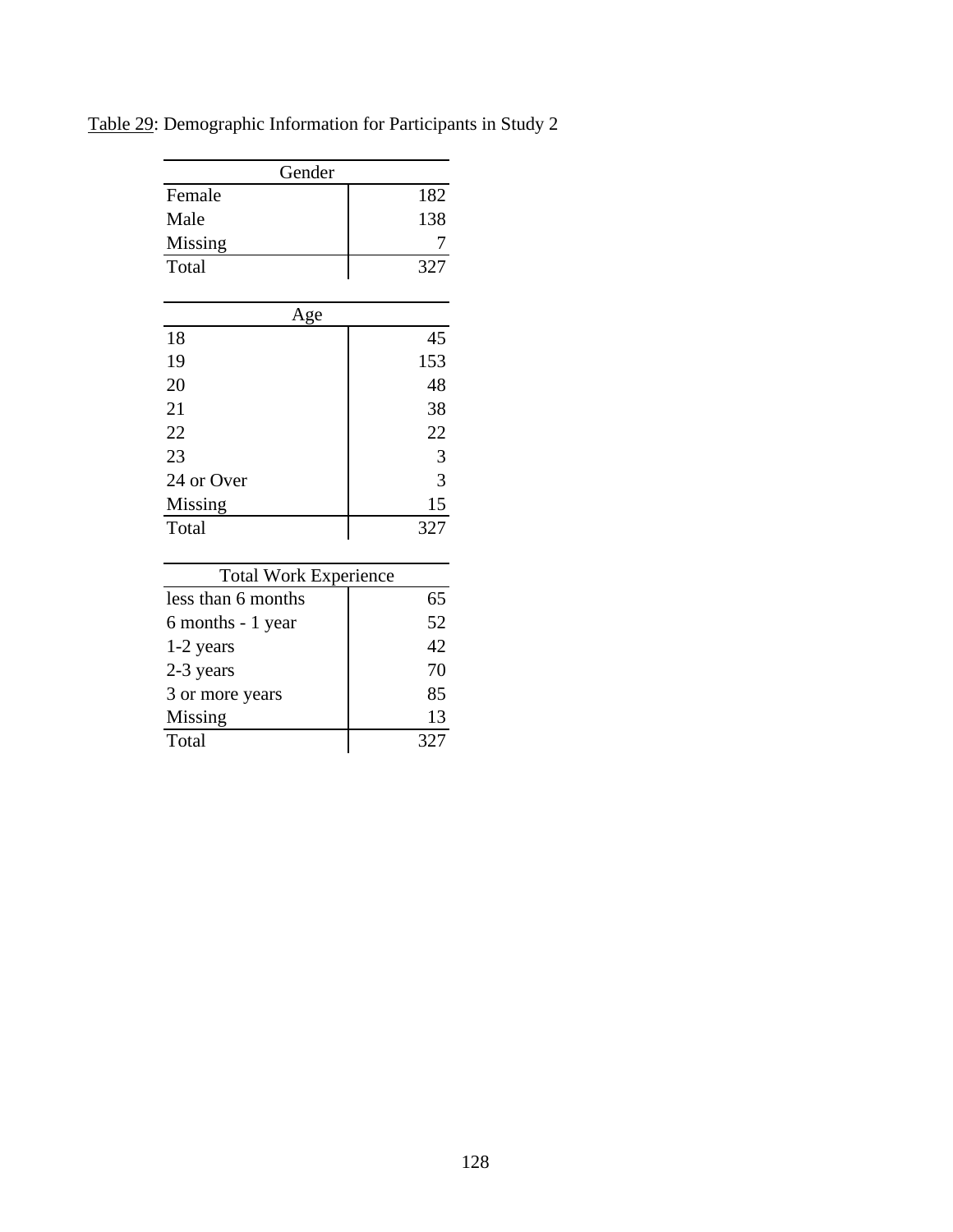Table 29: Demographic Information for Participants in Study 2

| Gender | |
|---|---|
| Female | 182 |
| Male | 138 |
| Missing | 7 |
| Total | 327 |

| Age | |
|---|---|
| 18 | 45 |
| 19 | 153 |
| 20 | 48 |
| 21 | 38 |
| 22 | 22 |
| 23 | 3 |
| 24 or Over | 3 |
| Missing | 15 |
| Total | 327 |

| Total Work Experience | |
|---|---|
| less than 6 months | 65 |
| 6 months - 1 year | 52 |
| 1-2 years | 42 |
| 2-3 years | 70 |
| 3 or more years | 85 |
| Missing | 13 |
| Total | 327 |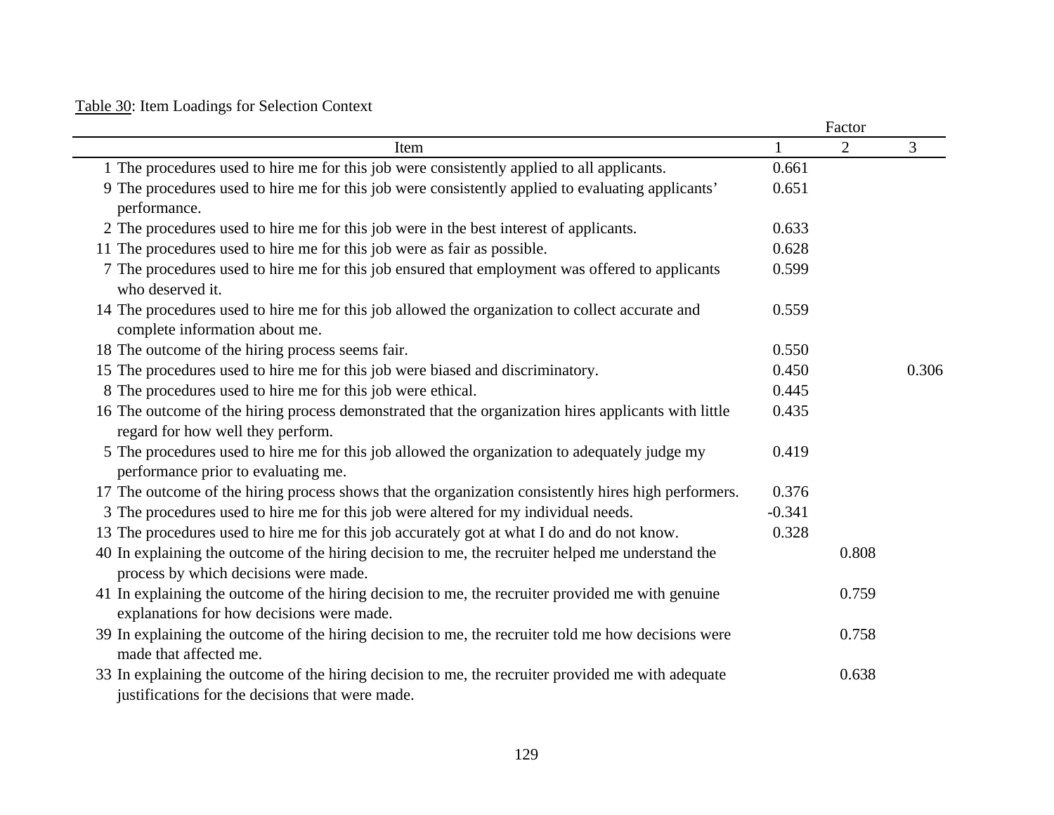Table 30: Item Loadings for Selection Context

| Item | Factor 1 | Factor 2 | Factor 3 |
|---|---|---|---|
| 1 The procedures used to hire me for this job were consistently applied to all applicants. | 0.661 | | |
| 9 The procedures used to hire me for this job were consistently applied to evaluating applicants' performance. | 0.651 | | |
| 2 The procedures used to hire me for this job were in the best interest of applicants. | 0.633 | | |
| 11 The procedures used to hire me for this job were as fair as possible. | 0.628 | | |
| 7 The procedures used to hire me for this job ensured that employment was offered to applicants who deserved it. | 0.599 | | |
| 14 The procedures used to hire me for this job allowed the organization to collect accurate and complete information about me. | 0.559 | | |
| 18 The outcome of the hiring process seems fair. | 0.550 | | |
| 15 The procedures used to hire me for this job were biased and discriminatory. | 0.450 | | 0.306 |
| 8 The procedures used to hire me for this job were ethical. | 0.445 | | |
| 16 The outcome of the hiring process demonstrated that the organization hires applicants with little regard for how well they perform. | 0.435 | | |
| 5 The procedures used to hire me for this job allowed the organization to adequately judge my performance prior to evaluating me. | 0.419 | | |
| 17 The outcome of the hiring process shows that the organization consistently hires high performers. | 0.376 | | |
| 3 The procedures used to hire me for this job were altered for my individual needs. | -0.341 | | |
| 13 The procedures used to hire me for this job accurately got at what I do and do not know. | 0.328 | | |
| 40 In explaining the outcome of the hiring decision to me, the recruiter helped me understand the process by which decisions were made. | | 0.808 | |
| 41 In explaining the outcome of the hiring decision to me, the recruiter provided me with genuine explanations for how decisions were made. | | 0.759 | |
| 39 In explaining the outcome of the hiring decision to me, the recruiter told me how decisions were made that affected me. | | 0.758 | |
| 33 In explaining the outcome of the hiring decision to me, the recruiter provided me with adequate justifications for the decisions that were made. | | 0.638 | |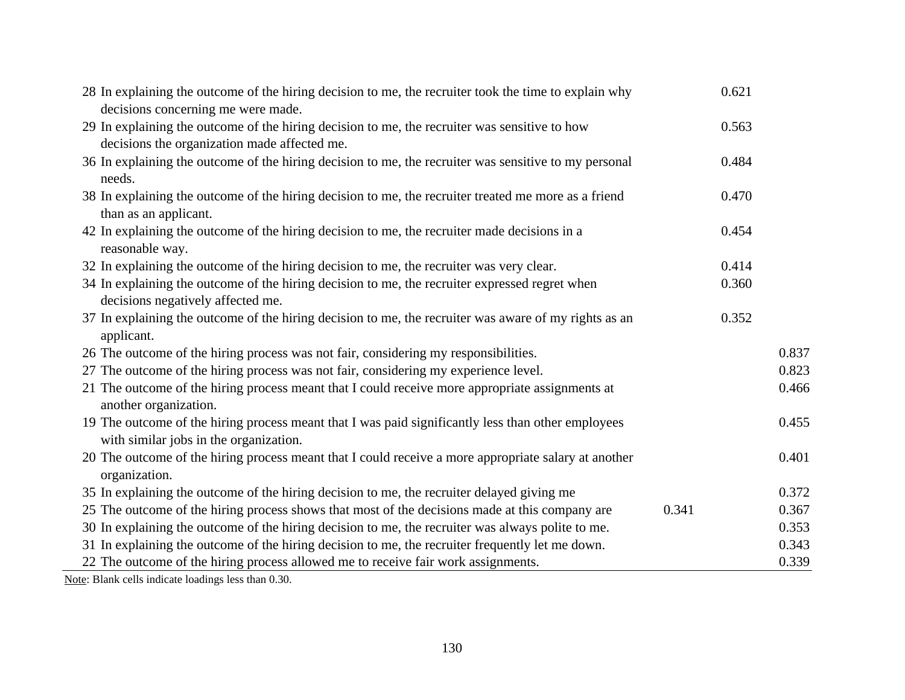| | | | |
|---|---|---|---|
| 28 In explaining the outcome of the hiring decision to me, the recruiter took the time to explain why decisions concerning me were made. | | 0.621 | |
| 29 In explaining the outcome of the hiring decision to me, the recruiter was sensitive to how decisions the organization made affected me. | | 0.563 | |
| 36 In explaining the outcome of the hiring decision to me, the recruiter was sensitive to my personal needs. | | 0.484 | |
| 38 In explaining the outcome of the hiring decision to me, the recruiter treated me more as a friend than as an applicant. | | 0.470 | |
| 42 In explaining the outcome of the hiring decision to me, the recruiter made decisions in a reasonable way. | | 0.454 | |
| 32 In explaining the outcome of the hiring decision to me, the recruiter was very clear. | | 0.414 | |
| 34 In explaining the outcome of the hiring decision to me, the recruiter expressed regret when decisions negatively affected me. | | 0.360 | |
| 37 In explaining the outcome of the hiring decision to me, the recruiter was aware of my rights as an applicant. | | 0.352 | |
| 26 The outcome of the hiring process was not fair, considering my responsibilities. | | | 0.837 |
| 27 The outcome of the hiring process was not fair, considering my experience level. | | | 0.823 |
| 21 The outcome of the hiring process meant that I could receive more appropriate assignments at another organization. | | | 0.466 |
| 19 The outcome of the hiring process meant that I was paid significantly less than other employees with similar jobs in the organization. | | | 0.455 |
| 20 The outcome of the hiring process meant that I could receive a more appropriate salary at another organization. | | | 0.401 |
| 35 In explaining the outcome of the hiring decision to me, the recruiter delayed giving me | | | 0.372 |
| 25 The outcome of the hiring process shows that most of the decisions made at this company are | 0.341 | | 0.367 |
| 30 In explaining the outcome of the hiring decision to me, the recruiter was always polite to me. | | | 0.353 |
| 31 In explaining the outcome of the hiring decision to me, the recruiter frequently let me down. | | | 0.343 |
| 22 The outcome of the hiring process allowed me to receive fair work assignments. | | | 0.339 |

Note: Blank cells indicate loadings less than 0.30.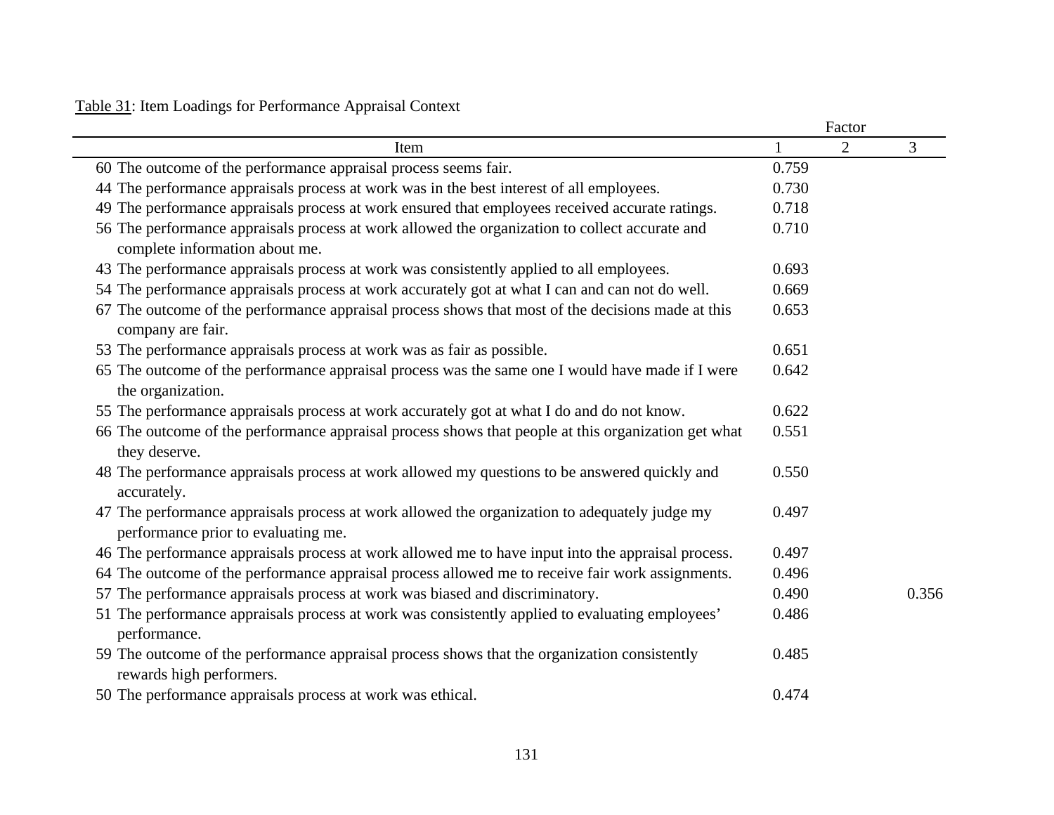Table 31: Item Loadings for Performance Appraisal Context

| Item | Factor 1 | Factor 2 | Factor 3 |
|---|---|---|---|
| 60 The outcome of the performance appraisal process seems fair. | 0.759 | | |
| 44 The performance appraisals process at work was in the best interest of all employees. | 0.730 | | |
| 49 The performance appraisals process at work ensured that employees received accurate ratings. | 0.718 | | |
| 56 The performance appraisals process at work allowed the organization to collect accurate and complete information about me. | 0.710 | | |
| 43 The performance appraisals process at work was consistently applied to all employees. | 0.693 | | |
| 54 The performance appraisals process at work accurately got at what I can and can not do well. | 0.669 | | |
| 67 The outcome of the performance appraisal process shows that most of the decisions made at this company are fair. | 0.653 | | |
| 53 The performance appraisals process at work was as fair as possible. | 0.651 | | |
| 65 The outcome of the performance appraisal process was the same one I would have made if I were the organization. | 0.642 | | |
| 55 The performance appraisals process at work accurately got at what I do and do not know. | 0.622 | | |
| 66 The outcome of the performance appraisal process shows that people at this organization get what they deserve. | 0.551 | | |
| 48 The performance appraisals process at work allowed my questions to be answered quickly and accurately. | 0.550 | | |
| 47 The performance appraisals process at work allowed the organization to adequately judge my performance prior to evaluating me. | 0.497 | | |
| 46 The performance appraisals process at work allowed me to have input into the appraisal process. | 0.497 | | |
| 64 The outcome of the performance appraisal process allowed me to receive fair work assignments. | 0.496 | | |
| 57 The performance appraisals process at work was biased and discriminatory. | 0.490 | | 0.356 |
| 51 The performance appraisals process at work was consistently applied to evaluating employees' performance. | 0.486 | | |
| 59 The outcome of the performance appraisal process shows that the organization consistently rewards high performers. | 0.485 | | |
| 50 The performance appraisals process at work was ethical. | 0.474 | | |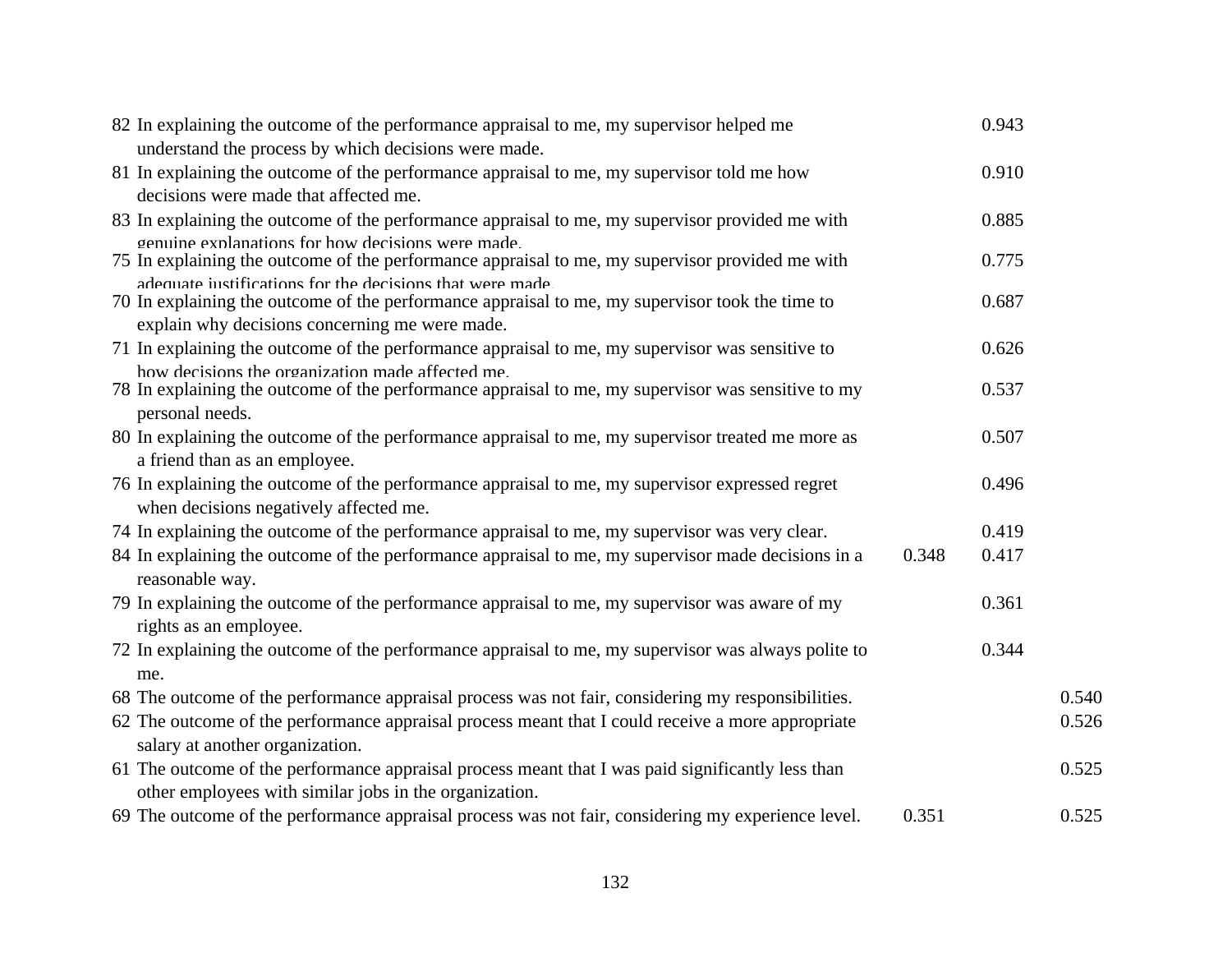| | | | | |
|---|---|---|---|---|
| 82 | In explaining the outcome of the performance appraisal to me, my supervisor helped me understand the process by which decisions were made. | | 0.943 | |
| 81 | In explaining the outcome of the performance appraisal to me, my supervisor told me how decisions were made that affected me. | | 0.910 | |
| 83 | In explaining the outcome of the performance appraisal to me, my supervisor provided me with genuine explanations for how decisions were made. | | 0.885 | |
| 75 | In explaining the outcome of the performance appraisal to me, my supervisor provided me with adequate justifications for the decisions that were made. | | 0.775 | |
| 70 | In explaining the outcome of the performance appraisal to me, my supervisor took the time to explain why decisions concerning me were made. | | 0.687 | |
| 71 | In explaining the outcome of the performance appraisal to me, my supervisor was sensitive to how decisions the organization made affected me. | | 0.626 | |
| 78 | In explaining the outcome of the performance appraisal to me, my supervisor was sensitive to my personal needs. | | 0.537 | |
| 80 | In explaining the outcome of the performance appraisal to me, my supervisor treated me more as a friend than as an employee. | | 0.507 | |
| 76 | In explaining the outcome of the performance appraisal to me, my supervisor expressed regret when decisions negatively affected me. | | 0.496 | |
| 74 | In explaining the outcome of the performance appraisal to me, my supervisor was very clear. | | 0.419 | |
| 84 | In explaining the outcome of the performance appraisal to me, my supervisor made decisions in a reasonable way. | 0.348 | 0.417 | |
| 79 | In explaining the outcome of the performance appraisal to me, my supervisor was aware of my rights as an employee. | | 0.361 | |
| 72 | In explaining the outcome of the performance appraisal to me, my supervisor was always polite to me. | | 0.344 | |
| 68 | The outcome of the performance appraisal process was not fair, considering my responsibilities. | | | 0.540 |
| 62 | The outcome of the performance appraisal process meant that I could receive a more appropriate salary at another organization. | | | 0.526 |
| 61 | The outcome of the performance appraisal process meant that I was paid significantly less than other employees with similar jobs in the organization. | | | 0.525 |
| 69 | The outcome of the performance appraisal process was not fair, considering my experience level. | 0.351 | | 0.525 |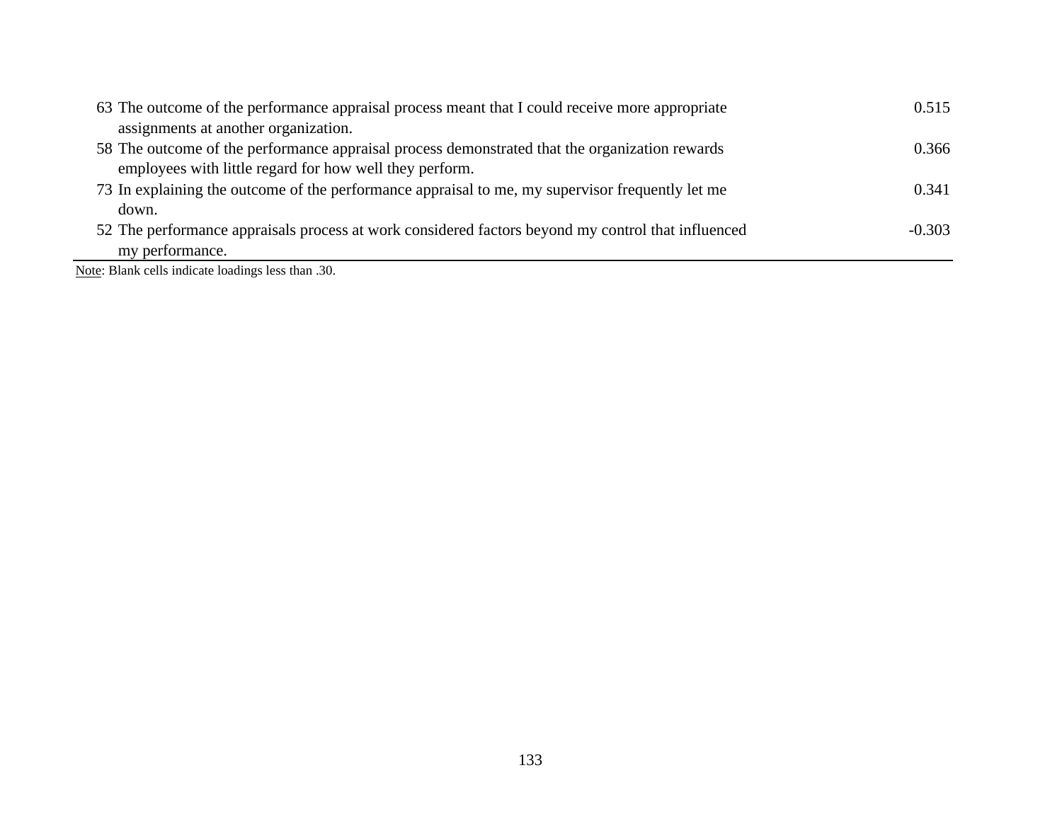| | | |
|---|---|---|
| 63 | The outcome of the performance appraisal process meant that I could receive more appropriate assignments at another organization. | 0.515 |
| 58 | The outcome of the performance appraisal process demonstrated that the organization rewards employees with little regard for how well they perform. | 0.366 |
| 73 | In explaining the outcome of the performance appraisal to me, my supervisor frequently let me down. | 0.341 |
| 52 | The performance appraisals process at work considered factors beyond my control that influenced my performance. | -0.303 |

Note: Blank cells indicate loadings less than .30.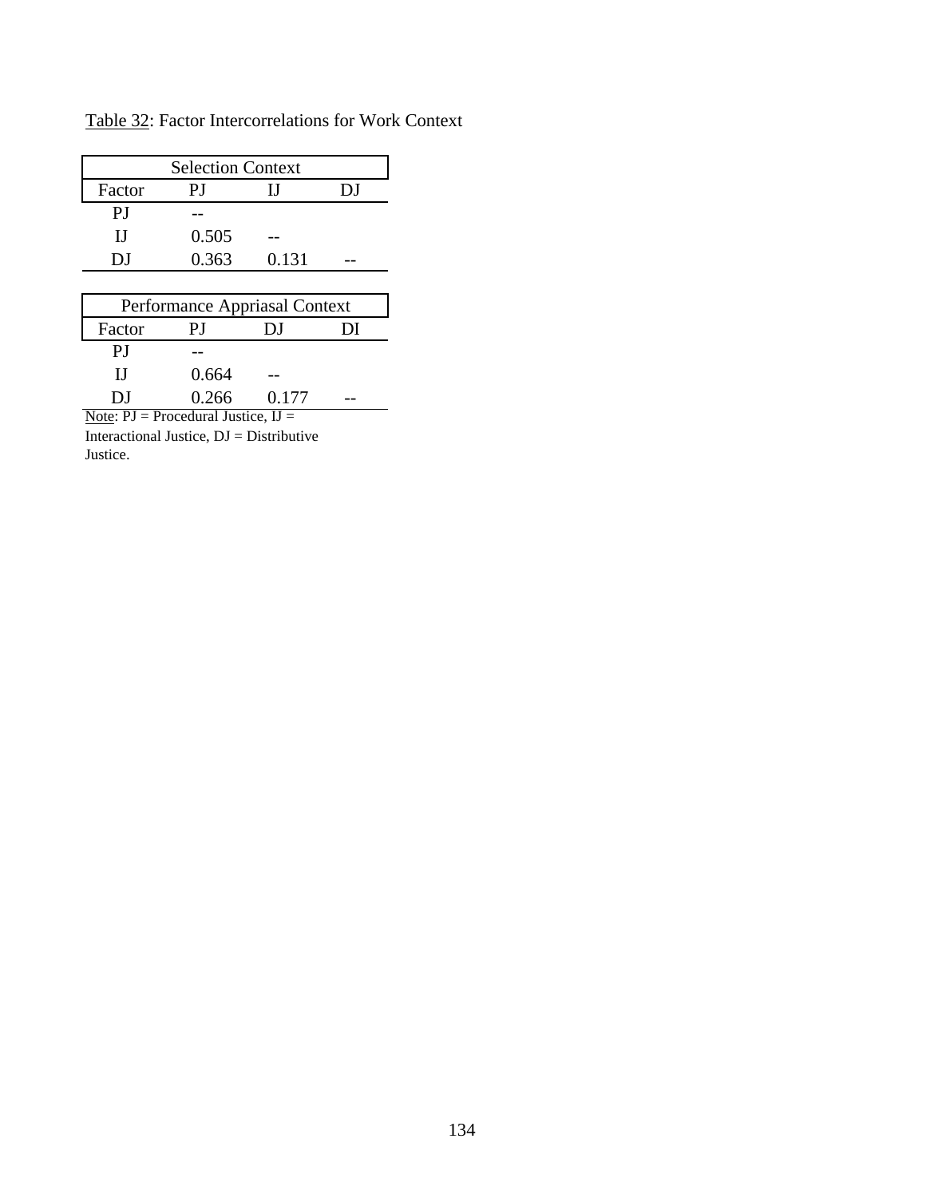Table 32: Factor Intercorrelations for Work Context

| Selection Context | | | |
|---|---|---|---|
| Factor | PJ | IJ | DJ |
| PJ | -- | | |
| IJ | 0.505 | -- | |
| DJ | 0.363 | 0.131 | -- |

| Performance Appriasal Context | | | |
|---|---|---|---|
| Factor | PJ | DJ | DI |
| PJ | -- | | |
| IJ | 0.664 | -- | |
| DJ | 0.266 | 0.177 | -- |

Note: PJ = Procedural Justice, IJ = Interactional Justice, DJ = Distributive Justice.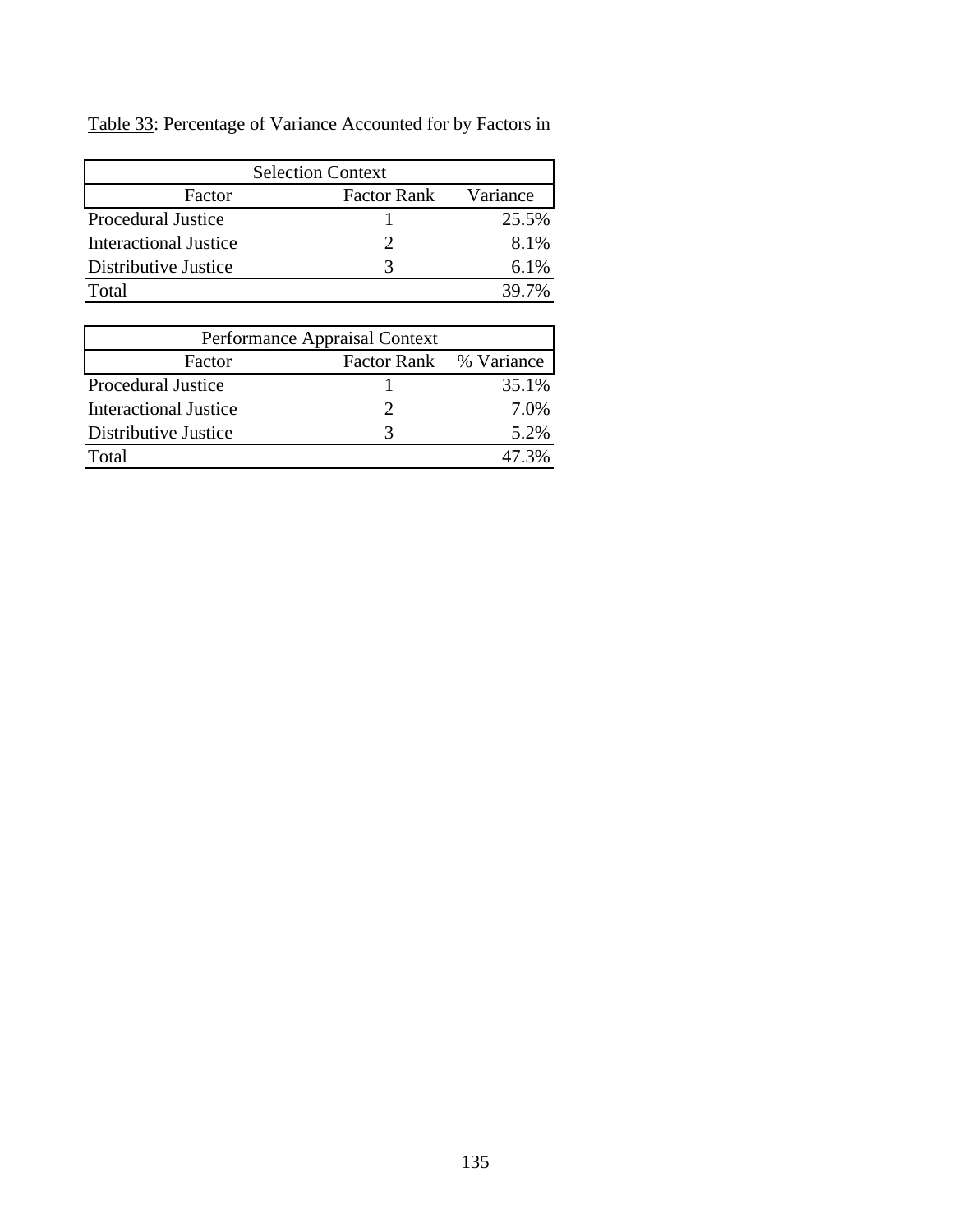Table 33: Percentage of Variance Accounted for by Factors in

| Selection Context | | |
|---|---|---|
| Factor | Factor Rank | Variance |
| Procedural Justice | 1 | 25.5% |
| Interactional Justice | 2 | 8.1% |
| Distributive Justice | 3 | 6.1% |
| Total | | 39.7% |

| Performance Appraisal Context | | |
|---|---|---|
| Factor | Factor Rank | % Variance |
| Procedural Justice | 1 | 35.1% |
| Interactional Justice | 2 | 7.0% |
| Distributive Justice | 3 | 5.2% |
| Total | | 47.3% |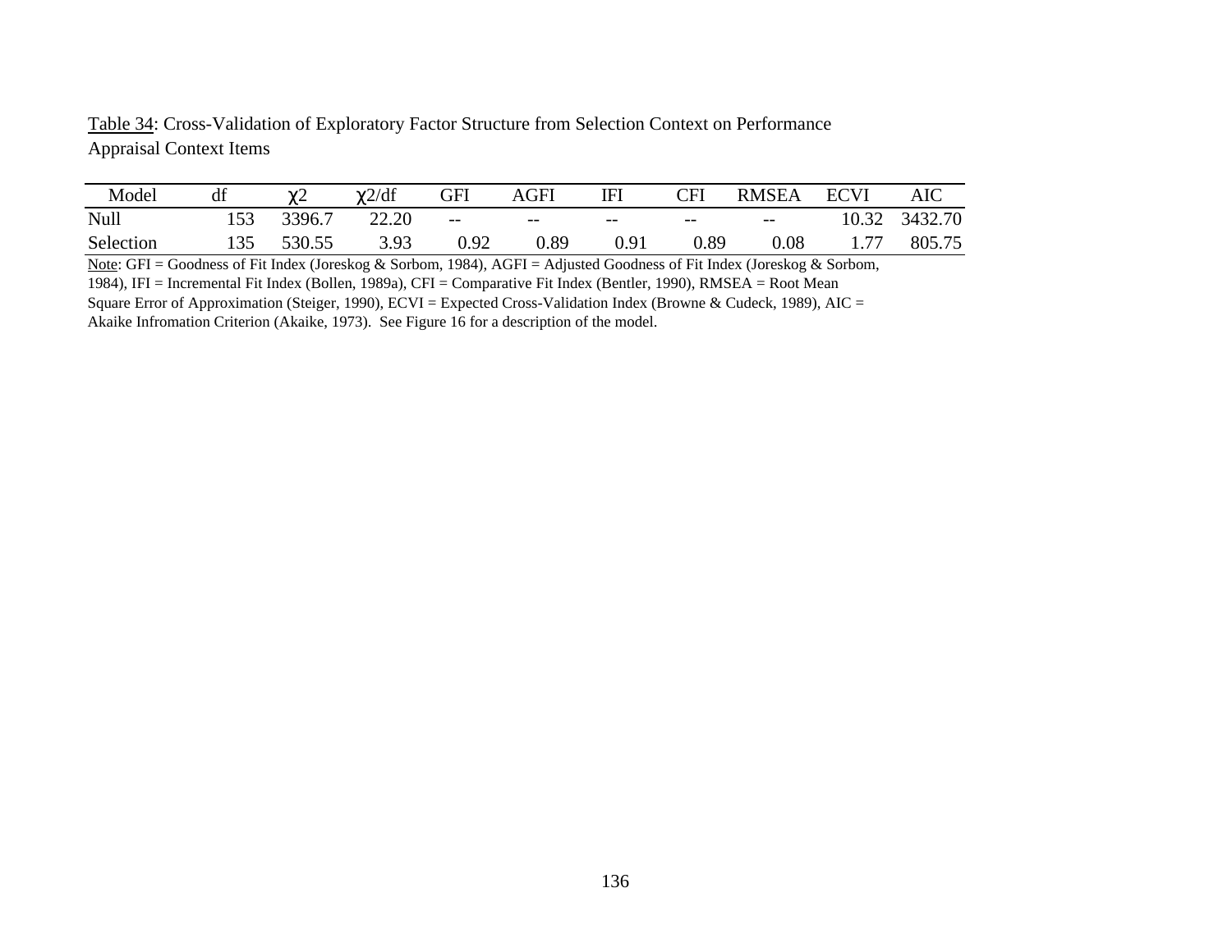Table 34: Cross-Validation of Exploratory Factor Structure from Selection Context on Performance Appraisal Context Items

| Model | df | $\chi2$ | $\chi2$/df | GFI | AGFI | IFI | CFI | RMSEA | ECVI | AIC |
|---|---|---|---|---|---|---|---|---|---|---|
| Null | 153 | 3396.7 | 22.20 | -- | -- | -- | -- | -- | 10.32 | 3432.70 |
| Selection | 135 | 530.55 | 3.93 | 0.92 | 0.89 | 0.91 | 0.89 | 0.08 | 1.77 | 805.75 |

Note: GFI = Goodness of Fit Index (Joreskog & Sorbom, 1984), AGFI = Adjusted Goodness of Fit Index (Joreskog & Sorbom, 1984), IFI = Incremental Fit Index (Bollen, 1989a), CFI = Comparative Fit Index (Bentler, 1990), RMSEA = Root Mean Square Error of Approximation (Steiger, 1990), ECVI = Expected Cross-Validation Index (Browne & Cudeck, 1989), AIC = Akaike Infromation Criterion (Akaike, 1973). See Figure 16 for a description of the model.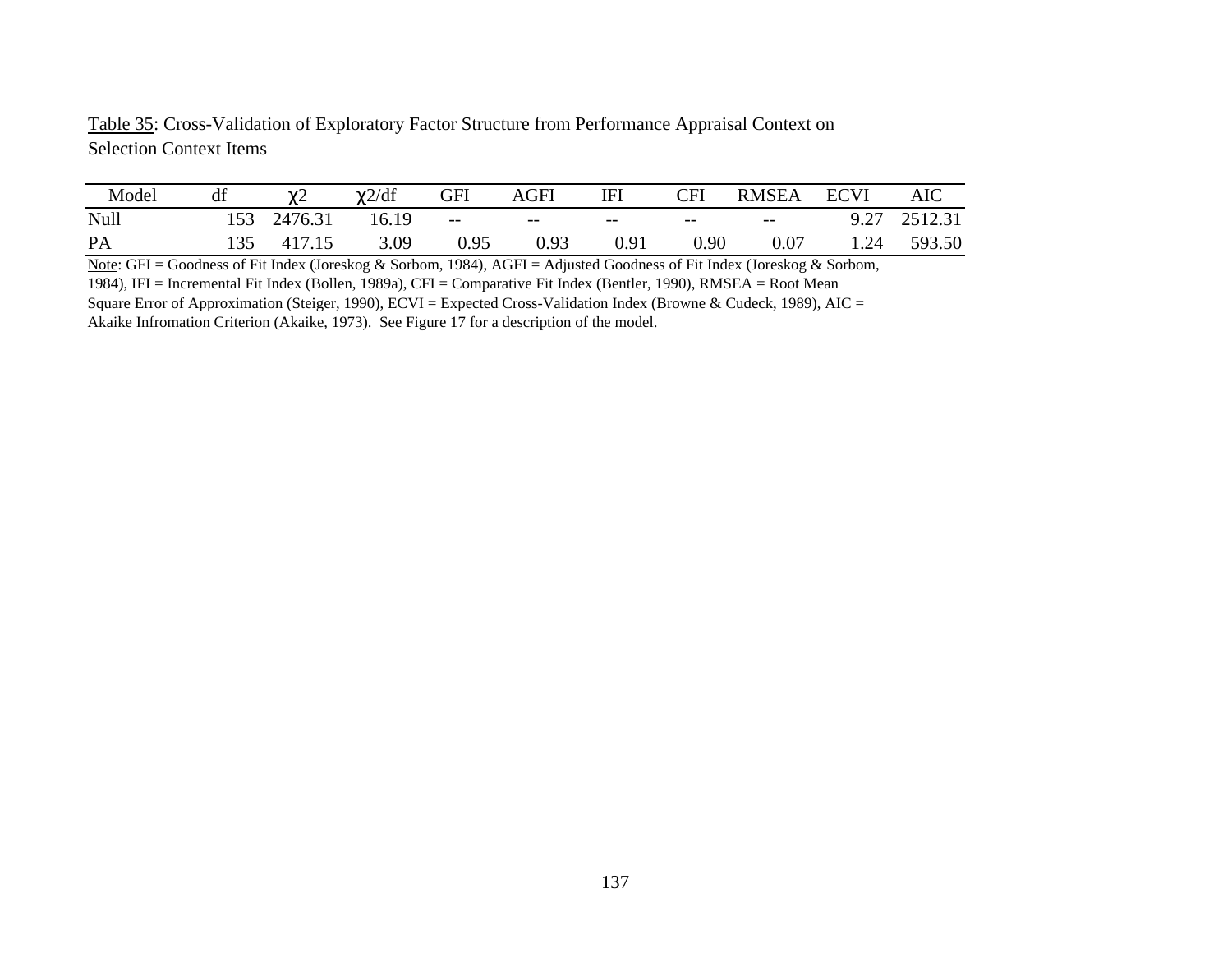Table 35: Cross-Validation of Exploratory Factor Structure from Performance Appraisal Context on Selection Context Items

| Model | df | $\chi 2$ | $\chi 2$/df | GFI | AGFI | IFI | CFI | RMSEA | ECVI | AIC |
|---|---|---|---|---|---|---|---|---|---|---|
| Null | 153 | 2476.31 | 16.19 | -- | -- | -- | -- | -- | 9.27 | 2512.31 |
| PA | 135 | 417.15 | 3.09 | 0.95 | 0.93 | 0.91 | 0.90 | 0.07 | 1.24 | 593.50 |

Note: GFI = Goodness of Fit Index (Joreskog & Sorbom, 1984), AGFI = Adjusted Goodness of Fit Index (Joreskog & Sorbom, 1984), IFI = Incremental Fit Index (Bollen, 1989a), CFI = Comparative Fit Index (Bentler, 1990), RMSEA = Root Mean Square Error of Approximation (Steiger, 1990), ECVI = Expected Cross-Validation Index (Browne & Cudeck, 1989), AIC = Akaike Infromation Criterion (Akaike, 1973). See Figure 17 for a description of the model.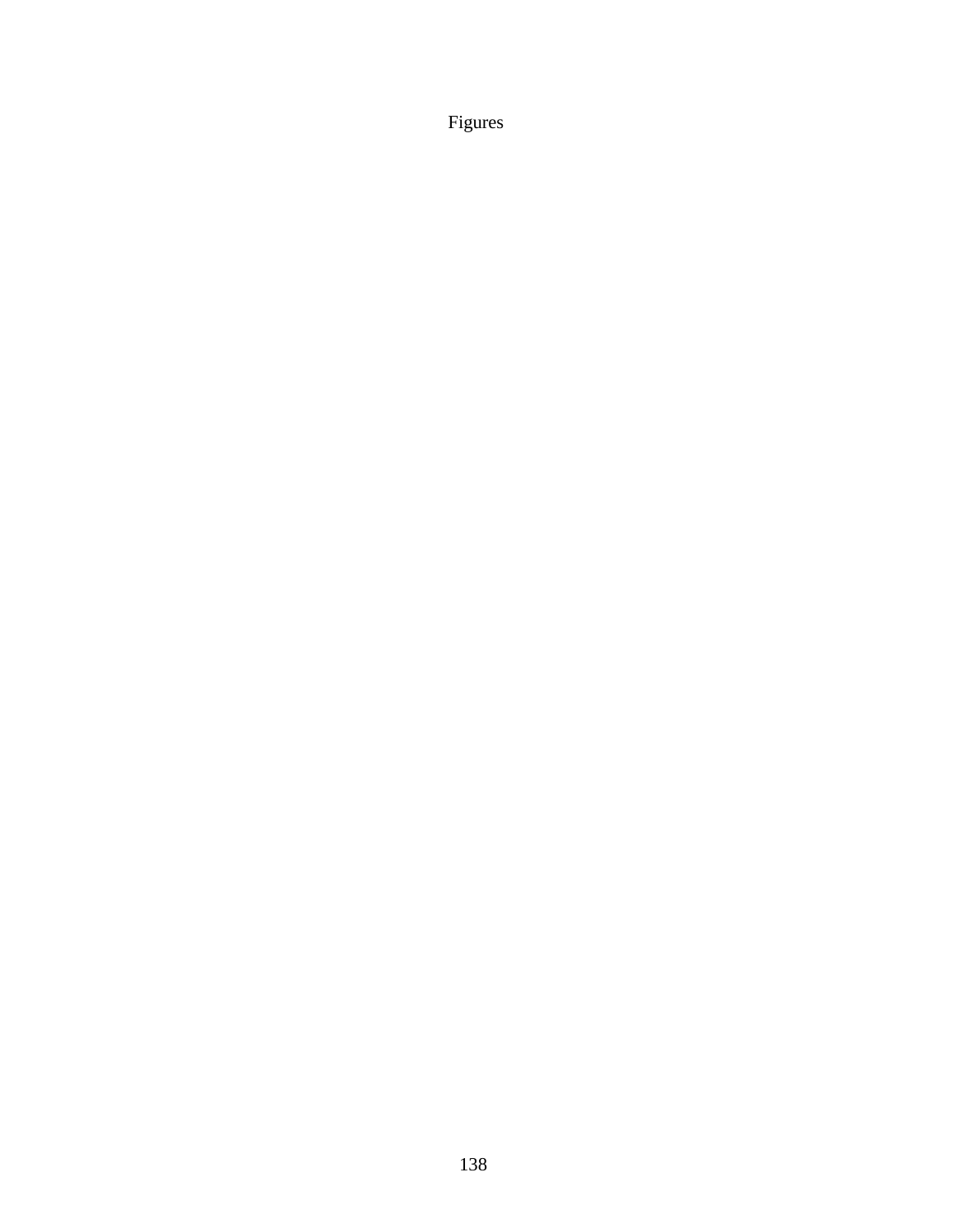# Figures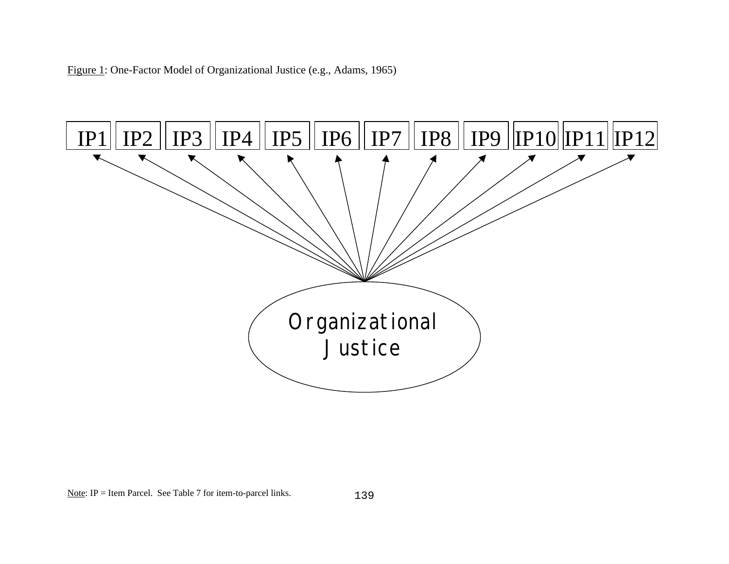Figure 1: One-Factor Model of Organizational Justice (e.g., Adams, 1965)

IP1 IP2 IP3 IP4 IP5 IP6 IP7 IP8 IP9 IP10 IP11 IP12

Organizational Justice

Note: IP = Item Parcel. See Table 7 for item-to-parcel links.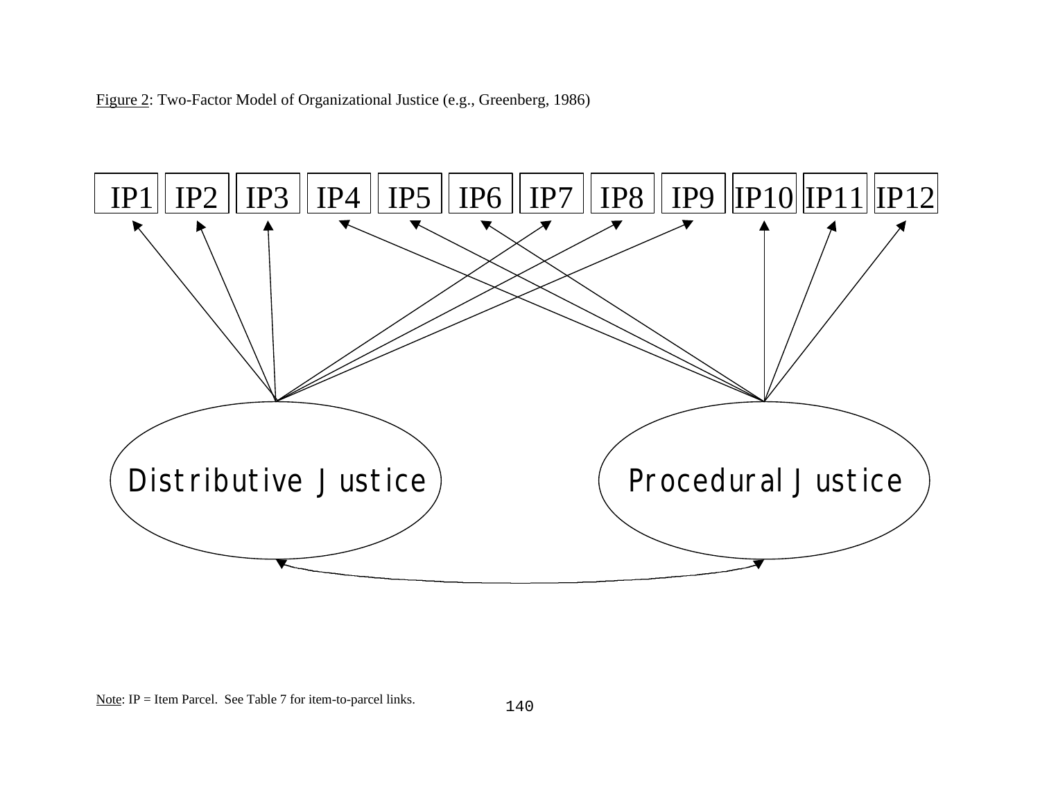Figure 2: Two-Factor Model of Organizational Justice (e.g., Greenberg, 1986)

IP1 IP2 IP3 IP4 IP5 IP6 IP7 IP8 IP9 IP10 IP11 IP12

Distributive Justice

Procedural Justice

Note: IP = Item Parcel. See Table 7 for item-to-parcel links.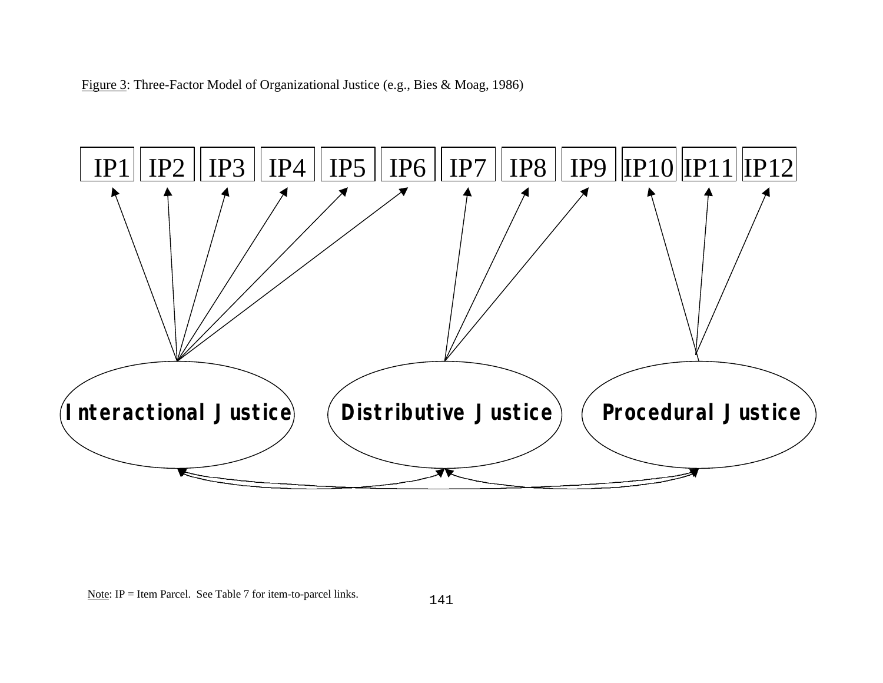Figure 3: Three-Factor Model of Organizational Justice (e.g., Bies & Moag, 1986)

IP1 IP2 IP3 IP4 IP5 IP6 IP7 IP8 IP9 IP10 IP11 IP12

Interactional Justice    Distributive Justice    Procedural Justice

Note: IP = Item Parcel. See Table 7 for item-to-parcel links.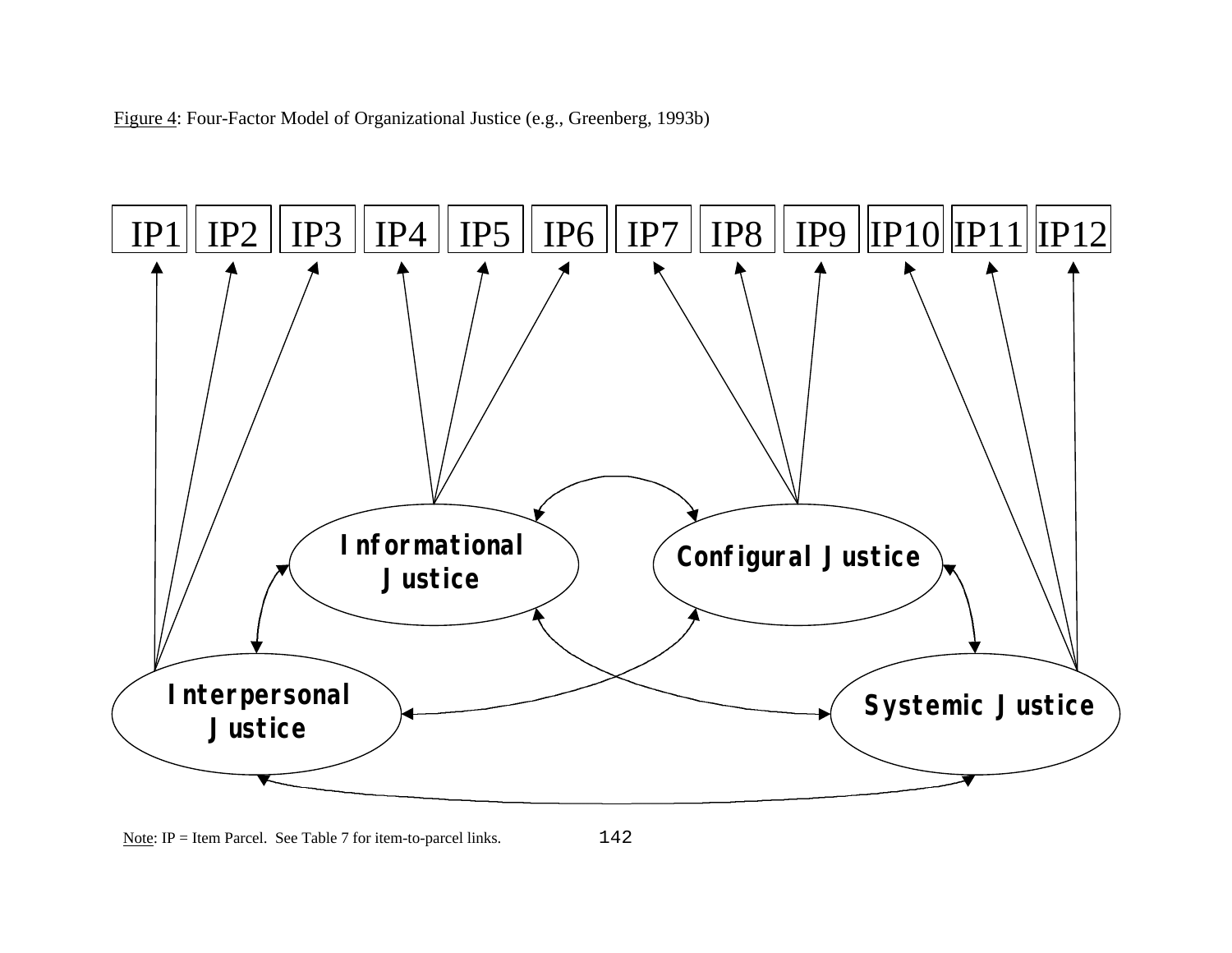Figure 4: Four-Factor Model of Organizational Justice (e.g., Greenberg, 1993b)

IP1 IP2 IP3 IP4 IP5 IP6 IP7 IP8 IP9 IP10 IP11 IP12

Informational Justice

Configural Justice

Interpersonal Justice

Systemic Justice

Note: IP = Item Parcel. See Table 7 for item-to-parcel links.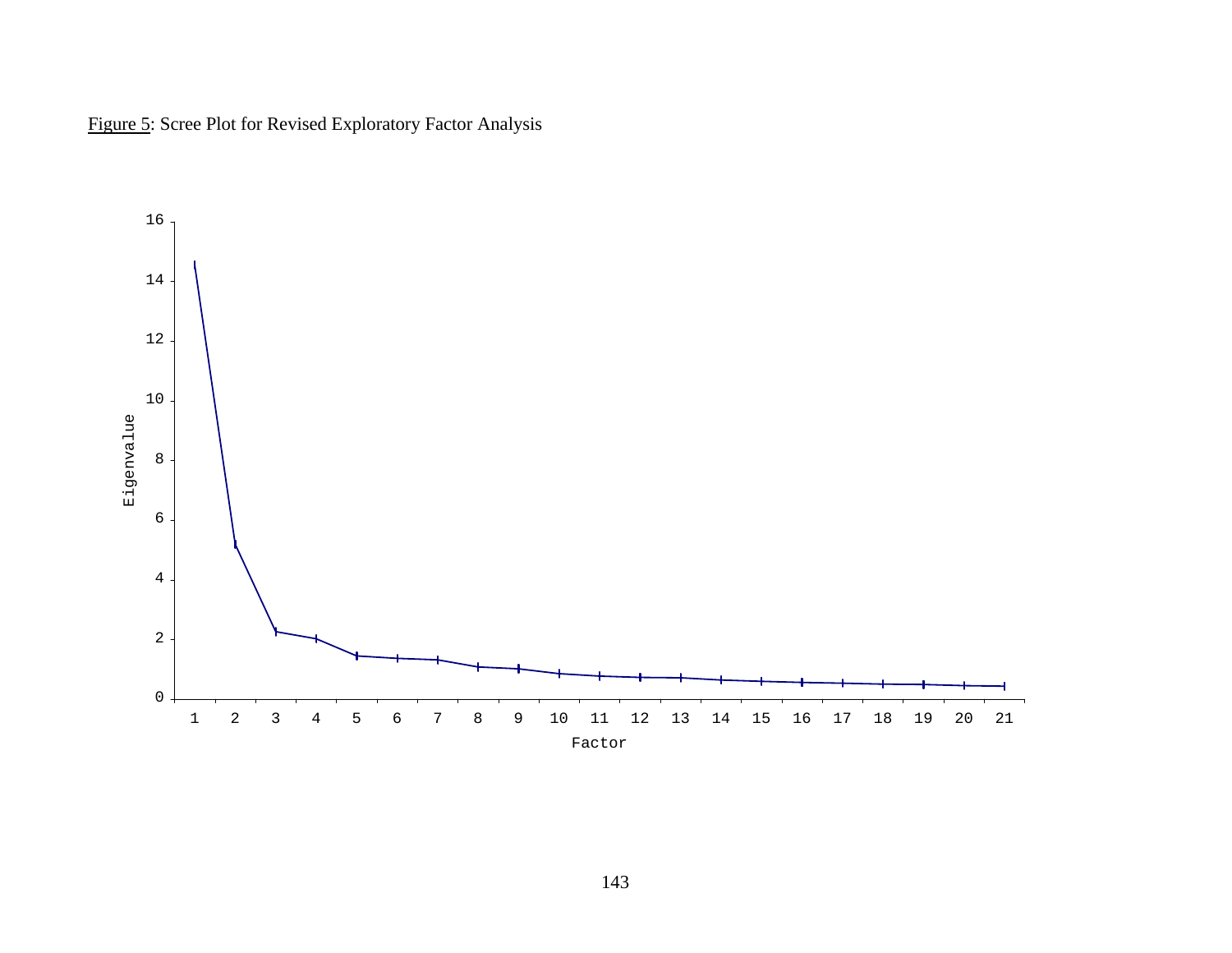Figure 5: Scree Plot for Revised Exploratory Factor Analysis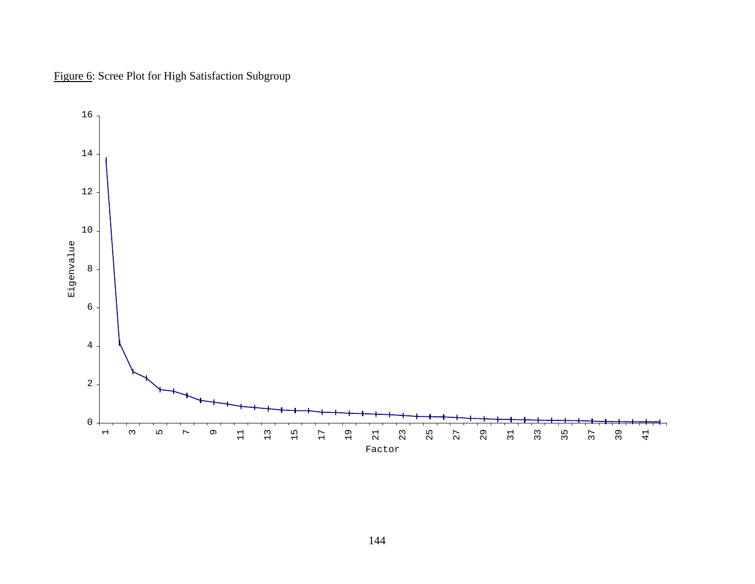Figure 6: Scree Plot for High Satisfaction Subgroup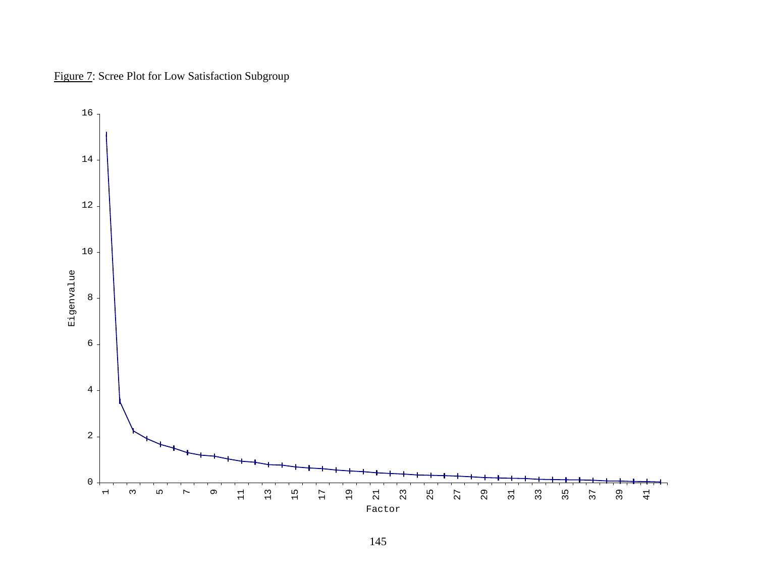Figure 7: Scree Plot for Low Satisfaction Subgroup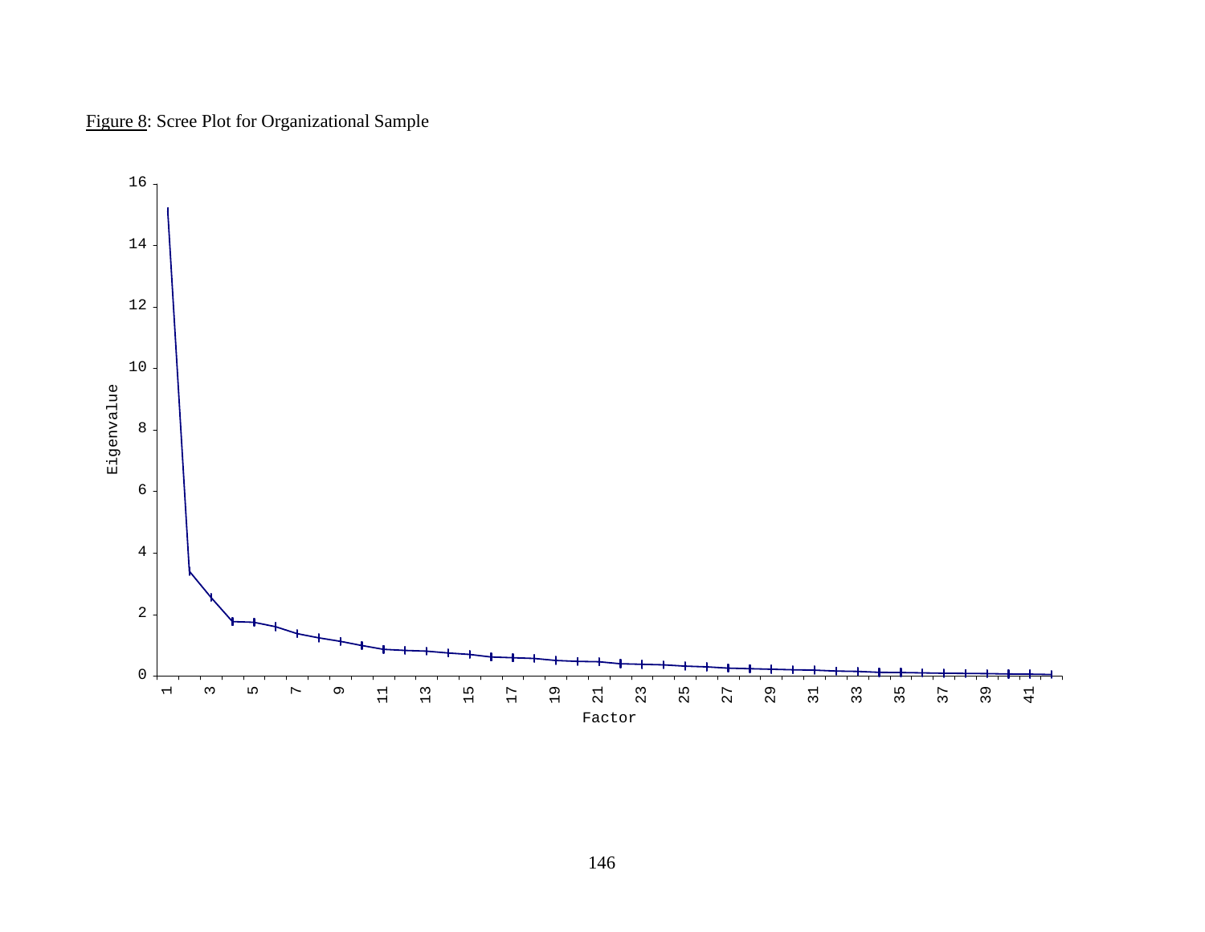Figure 8: Scree Plot for Organizational Sample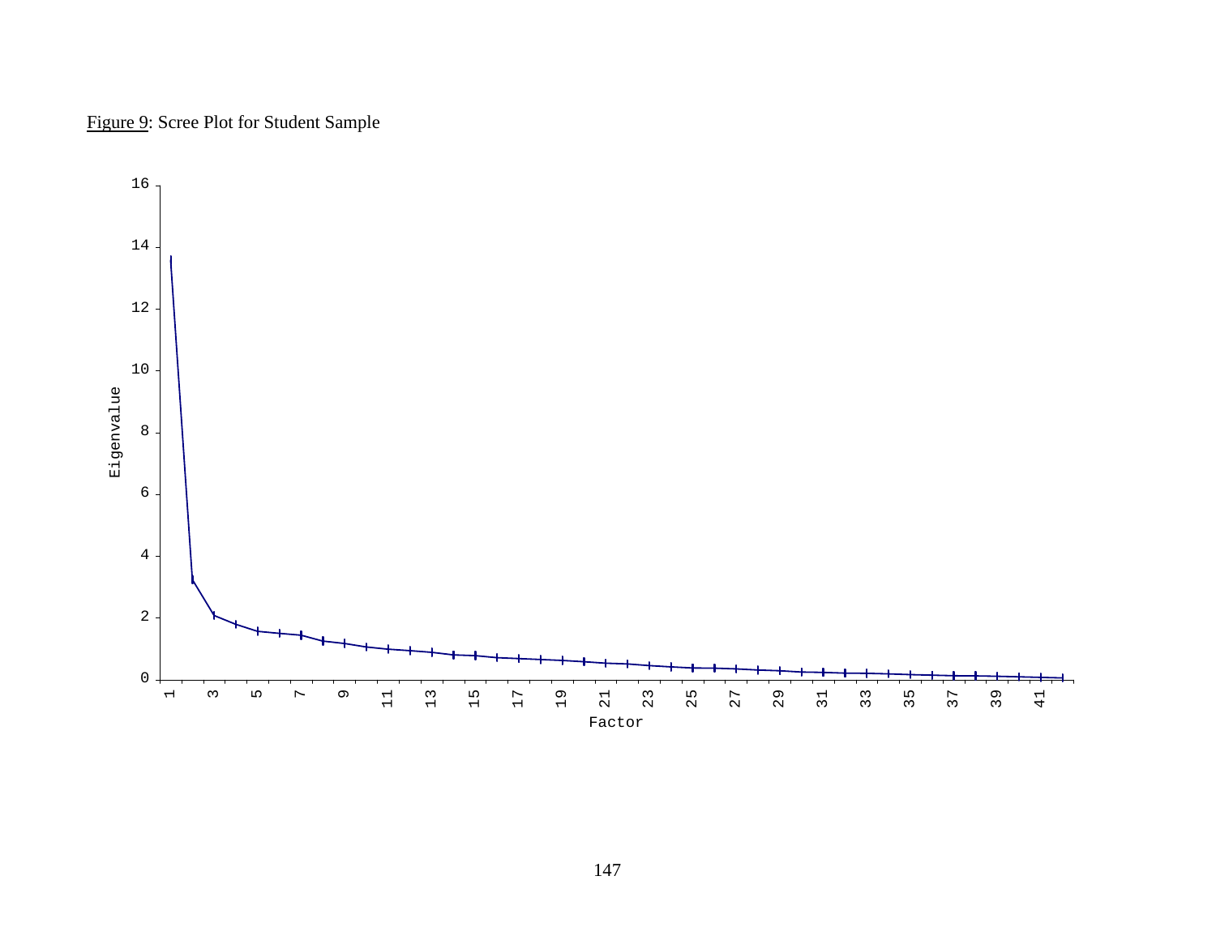Figure 9: Scree Plot for Student Sample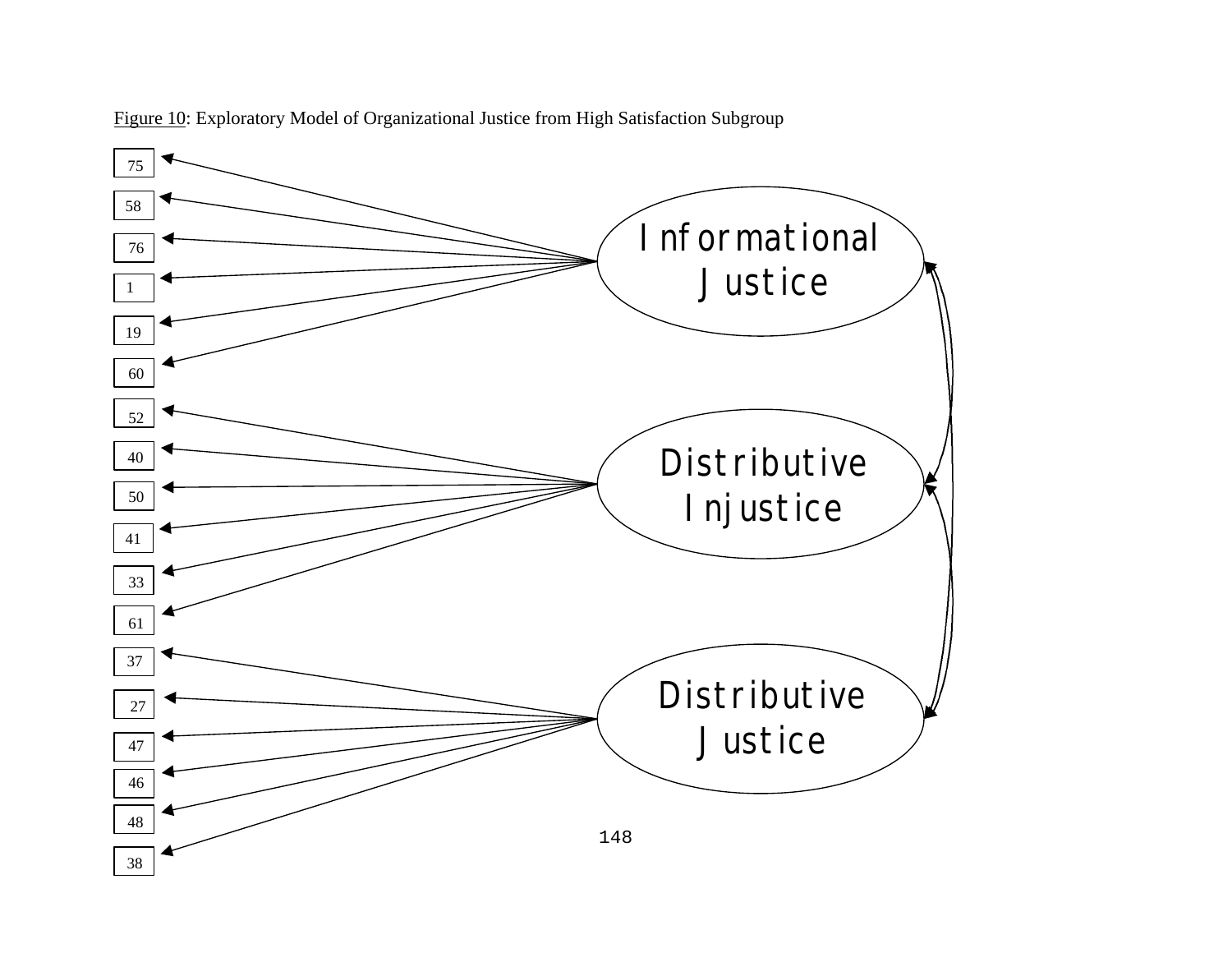Figure 10: Exploratory Model of Organizational Justice from High Satisfaction Subgroup

Informational Justice: 75, 58, 76, 1, 19, 60

Distributive Injustice: 52, 40, 50, 41, 33, 61

Distributive Justice: 37, 27, 47, 46, 48, 38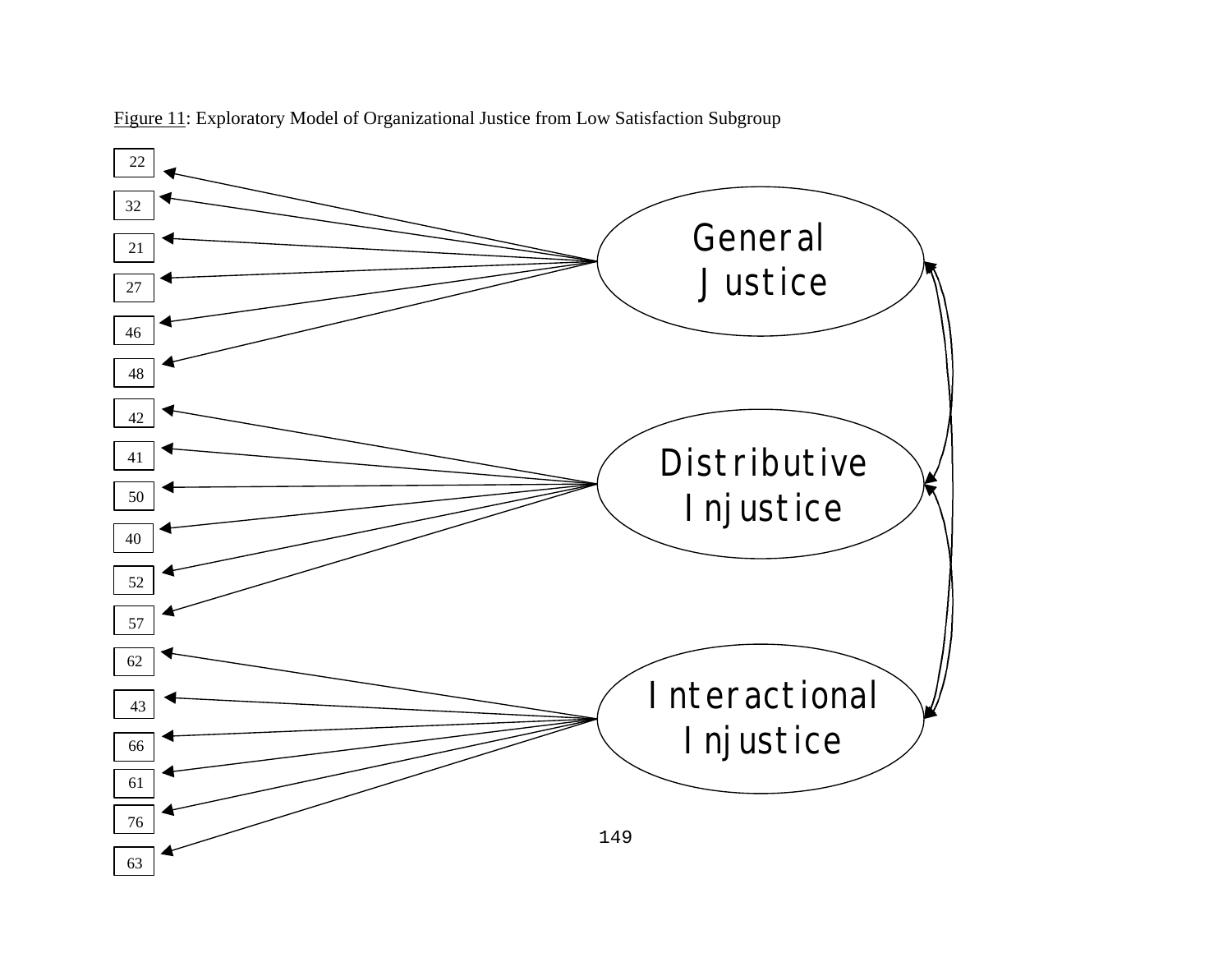Figure 11: Exploratory Model of Organizational Justice from Low Satisfaction Subgroup

General Justice: 22, 32, 21, 27, 46, 48

Distributive Injustice: 42, 41, 50, 40, 52, 57

Interactional Injustice: 62, 43, 66, 61, 76, 63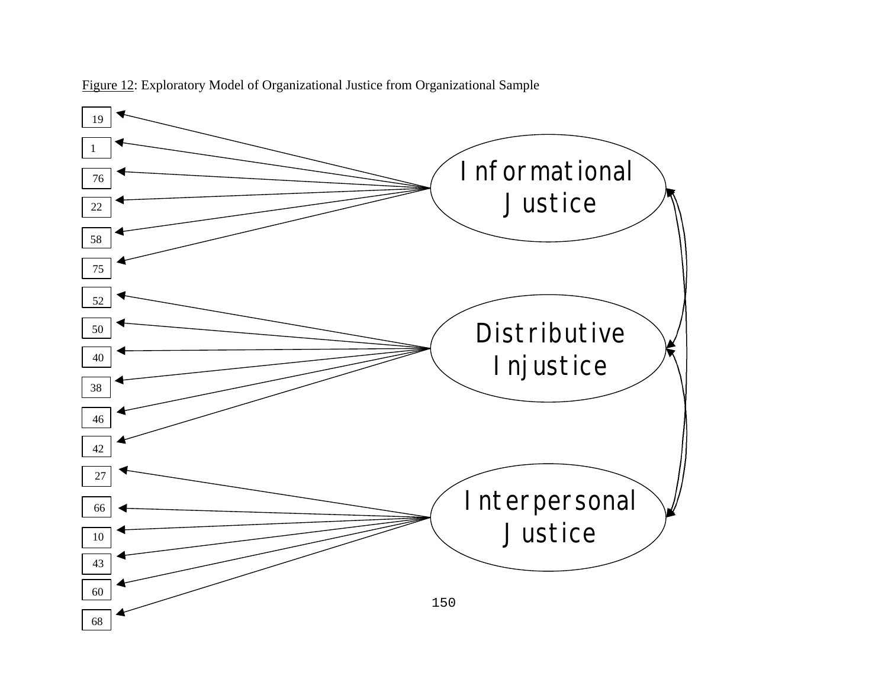Figure 12: Exploratory Model of Organizational Justice from Organizational Sample

Informational Justice

Distributive Injustice

Interpersonal Justice

19

1

76

22

58

75

52

50

40

38

46

42

27

66

10

43

60

68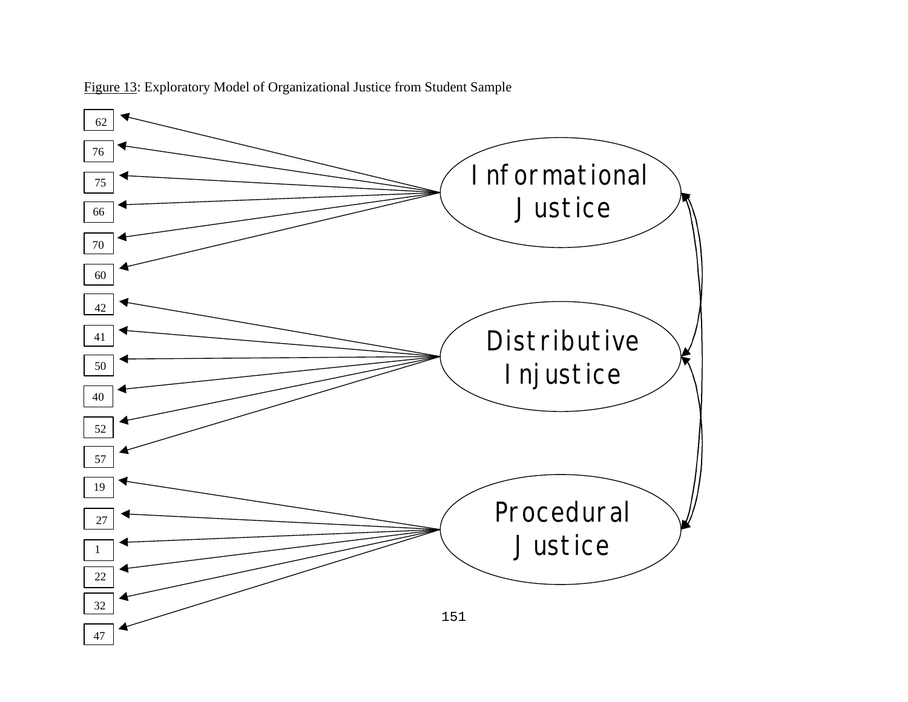Figure 13: Exploratory Model of Organizational Justice from Student Sample

62
76
75
66
70
60
42
41
50
40
52
57
19
27
1
22
32
47

Informational Justice

Distributive Injustice

Procedural Justice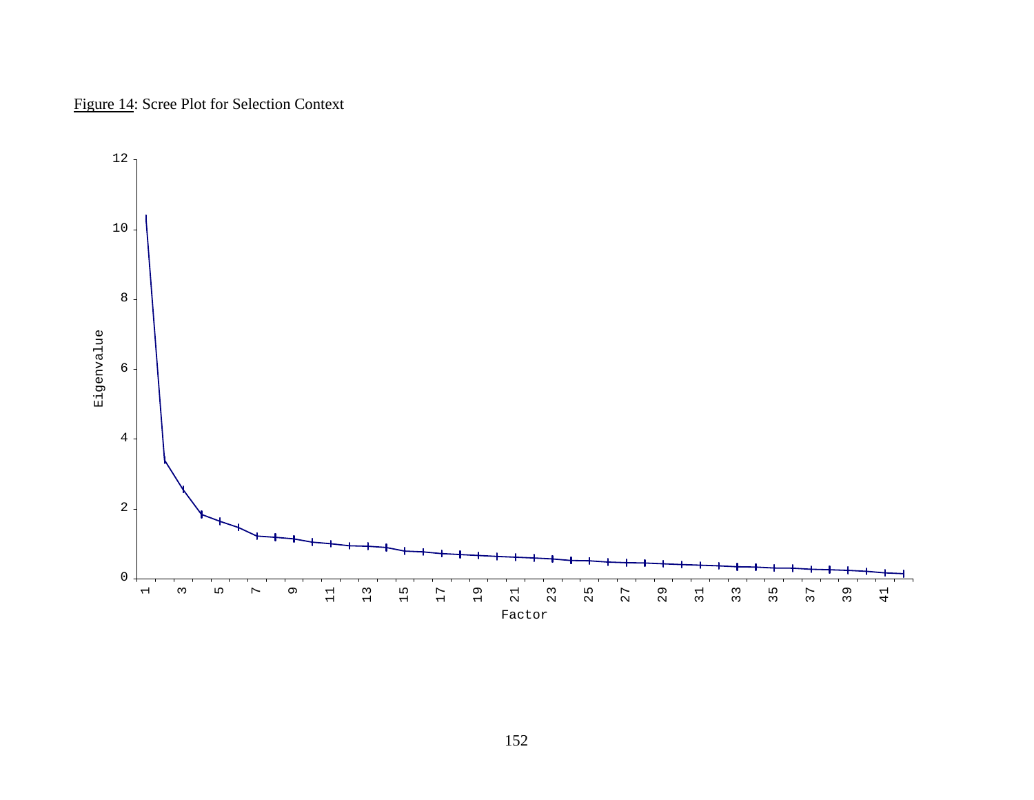Figure 14: Scree Plot for Selection Context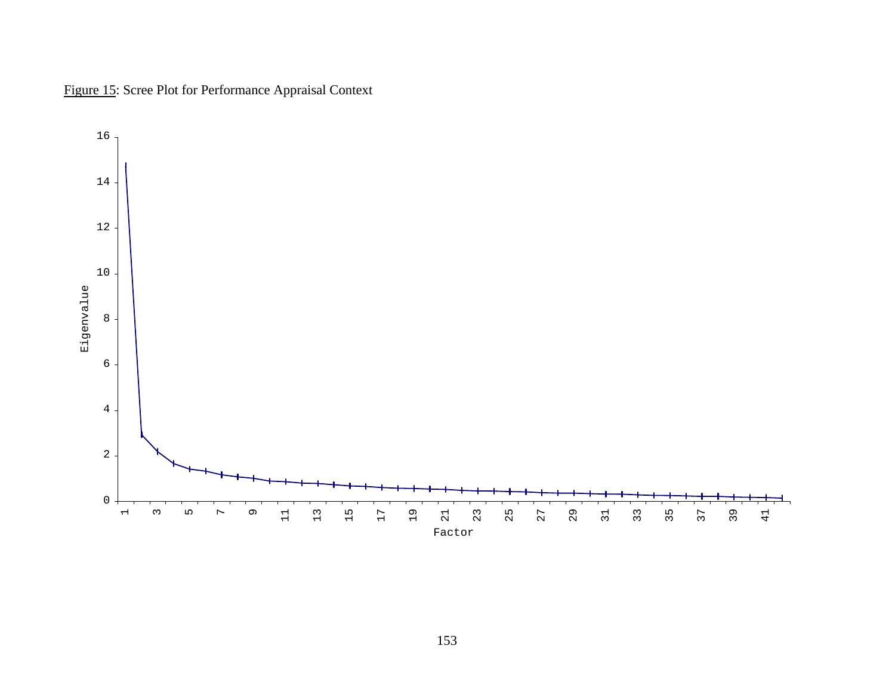Figure 15: Scree Plot for Performance Appraisal Context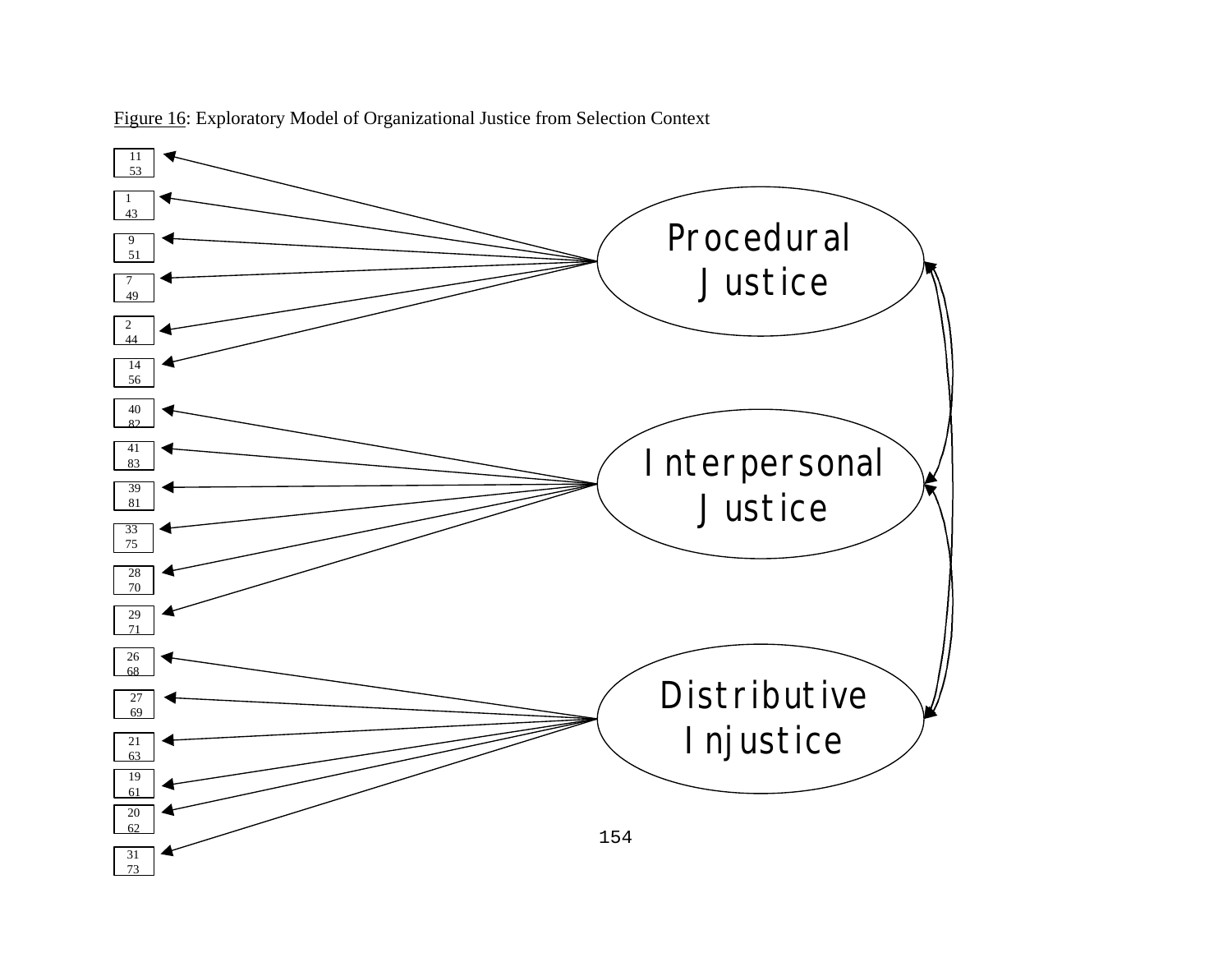Figure 16: Exploratory Model of Organizational Justice from Selection Context

| Item | Factor |
|---|---|
| 11 53 | Procedural Justice |
| 1 43 | Procedural Justice |
| 9 51 | Procedural Justice |
| 7 49 | Procedural Justice |
| 2 44 | Procedural Justice |
| 14 56 | Procedural Justice |
| 40 82 | Interpersonal Justice |
| 41 83 | Interpersonal Justice |
| 39 81 | Interpersonal Justice |
| 33 75 | Interpersonal Justice |
| 28 70 | Interpersonal Justice |
| 29 71 | Interpersonal Justice |
| 26 68 | Distributive Injustice |
| 27 69 | Distributive Injustice |
| 21 63 | Distributive Injustice |
| 19 61 | Distributive Injustice |
| 20 62 | Distributive Injustice |
| 31 73 | Distributive Injustice |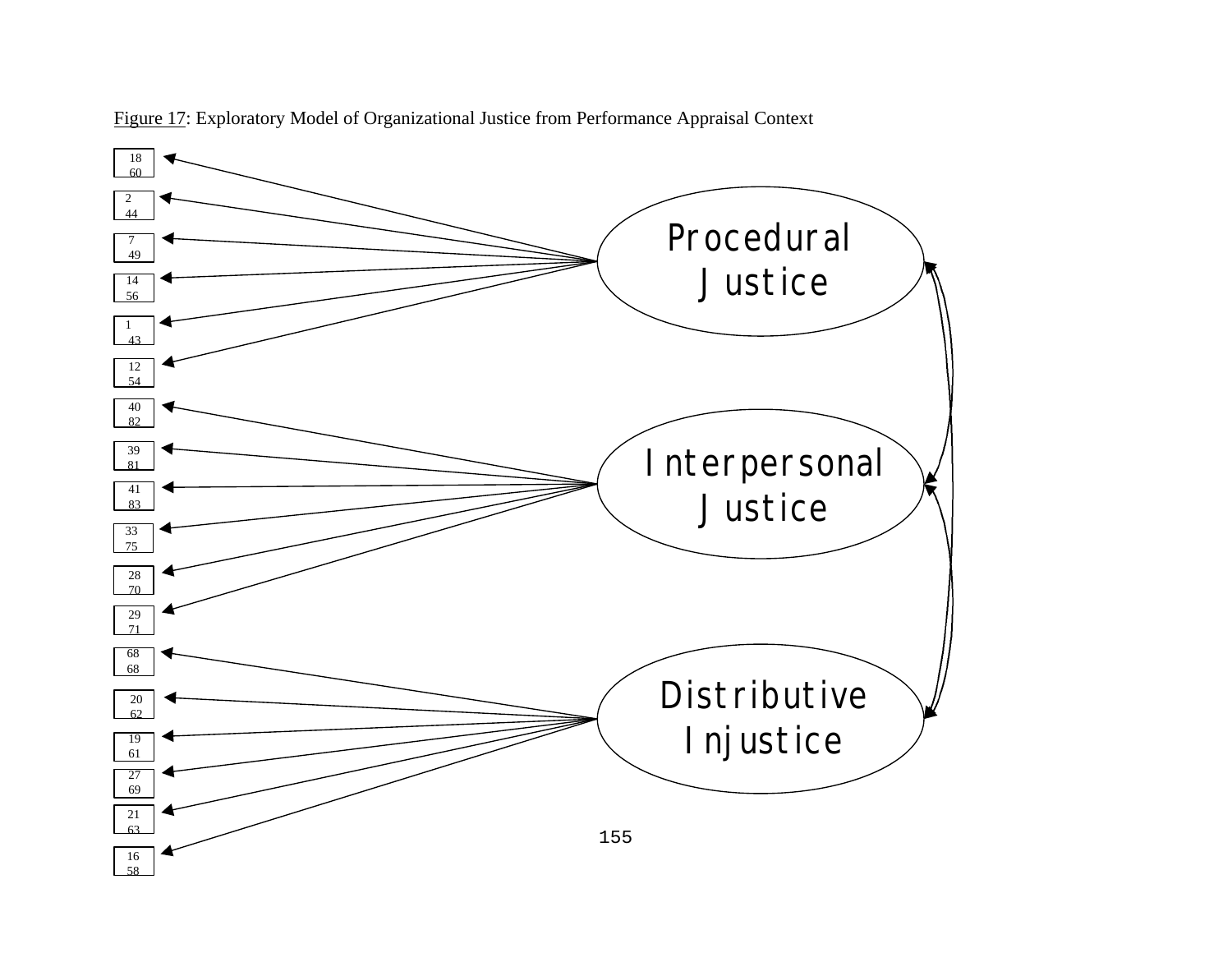Figure 17: Exploratory Model of Organizational Justice from Performance Appraisal Context

Procedural Justice

Interpersonal Justice

Distributive Injustice

18 60

2 44

7 49

14 56

1 43

12 54

40 82

39 81

41 83

33 75

28 70

29 71

68 68

20 62

19 61

27 69

21 63

16 58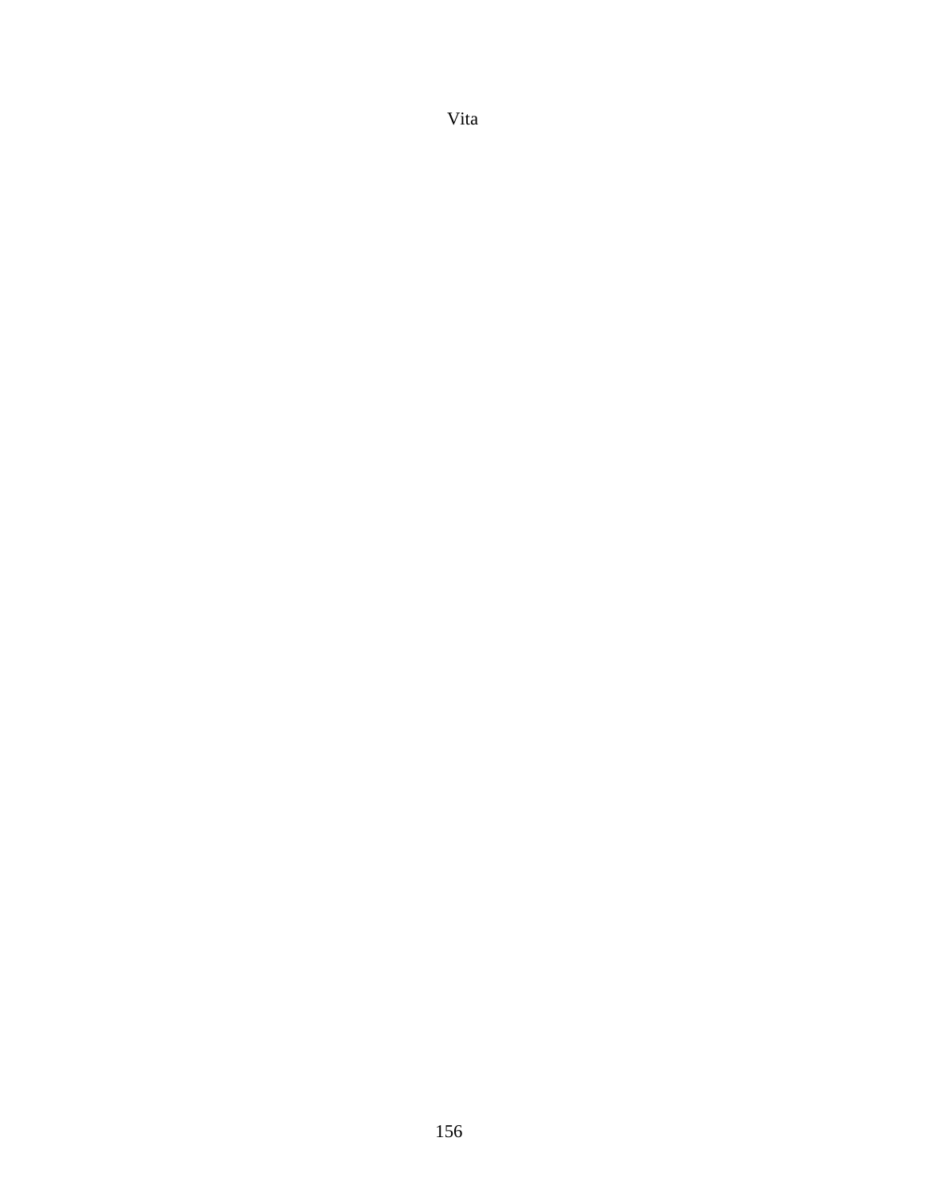# Vita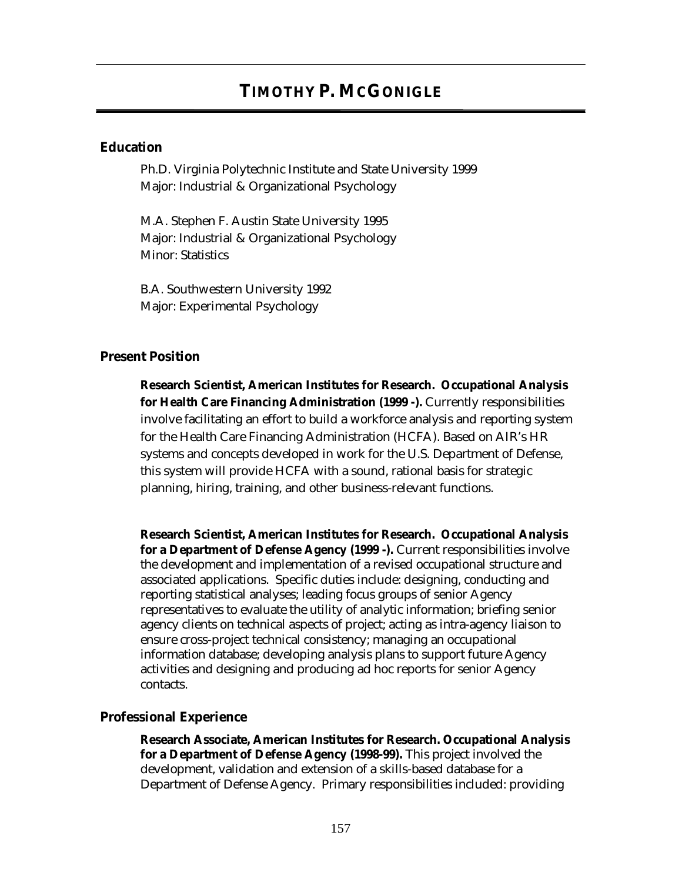# TIMOTHY P. MCGONIGLE

## Education

Ph.D. Virginia Polytechnic Institute and State University 1999
Major: Industrial & Organizational Psychology

M.A. Stephen F. Austin State University 1995
Major: Industrial & Organizational Psychology
Minor: Statistics

B.A. Southwestern University 1992
Major: Experimental Psychology

## Present Position

**Research Scientist, American Institutes for Research. Occupational Analysis for Health Care Financing Administration (1999 -).** Currently responsibilities involve facilitating an effort to build a workforce analysis and reporting system for the Health Care Financing Administration (HCFA). Based on AIR's HR systems and concepts developed in work for the U.S. Department of Defense, this system will provide HCFA with a sound, rational basis for strategic planning, hiring, training, and other business-relevant functions.

**Research Scientist, American Institutes for Research. Occupational Analysis for a Department of Defense Agency (1999 -).** Current responsibilities involve the development and implementation of a revised occupational structure and associated applications. Specific duties include: designing, conducting and reporting statistical analyses; leading focus groups of senior Agency representatives to evaluate the utility of analytic information; briefing senior agency clients on technical aspects of project; acting as intra-agency liaison to ensure cross-project technical consistency; managing an occupational information database; developing analysis plans to support future Agency activities and designing and producing ad hoc reports for senior Agency contacts.

## Professional Experience

**Research Associate, American Institutes for Research. Occupational Analysis for a Department of Defense Agency (1998-99).** This project involved the development, validation and extension of a skills-based database for a Department of Defense Agency. Primary responsibilities included: providing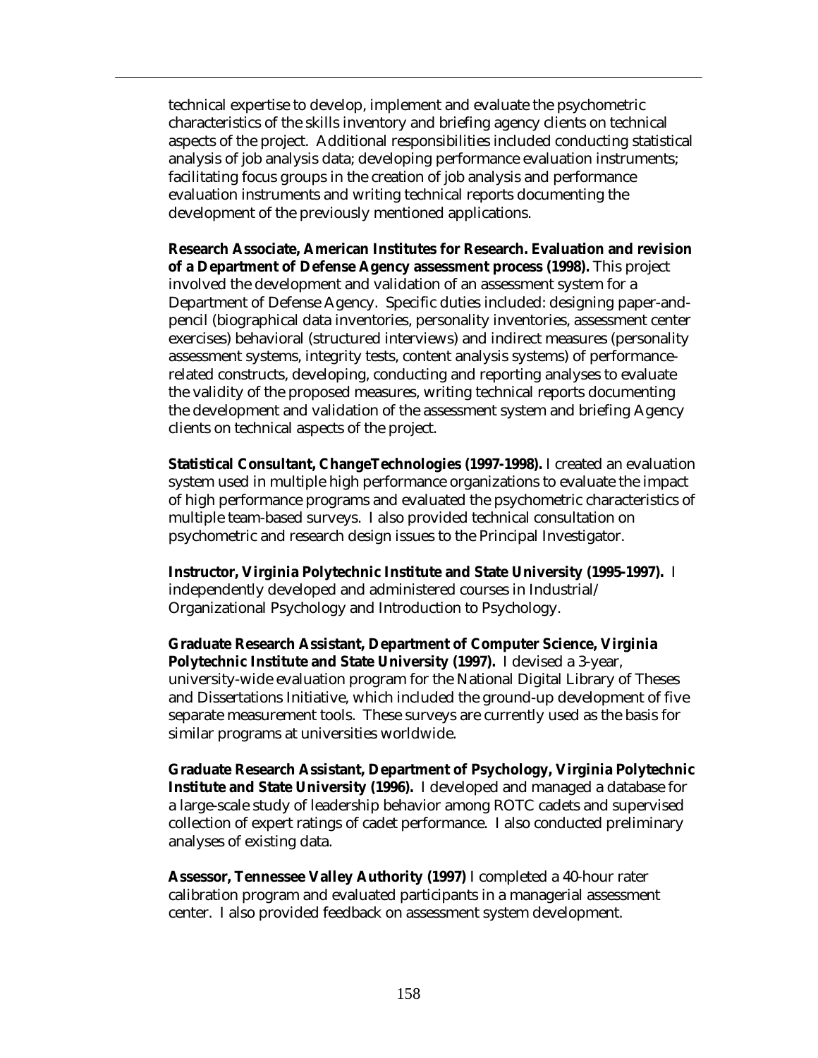technical expertise to develop, implement and evaluate the psychometric characteristics of the skills inventory and briefing agency clients on technical aspects of the project. Additional responsibilities included conducting statistical analysis of job analysis data; developing performance evaluation instruments; facilitating focus groups in the creation of job analysis and performance evaluation instruments and writing technical reports documenting the development of the previously mentioned applications.

**Research Associate, American Institutes for Research. Evaluation and revision of a Department of Defense Agency assessment process (1998).** This project involved the development and validation of an assessment system for a Department of Defense Agency. Specific duties included: designing paper-and-pencil (biographical data inventories, personality inventories, assessment center exercises) behavioral (structured interviews) and indirect measures (personality assessment systems, integrity tests, content analysis systems) of performance-related constructs, developing, conducting and reporting analyses to evaluate the validity of the proposed measures, writing technical reports documenting the development and validation of the assessment system and briefing Agency clients on technical aspects of the project.

**Statistical Consultant, ChangeTechnologies (1997-1998).** I created an evaluation system used in multiple high performance organizations to evaluate the impact of high performance programs and evaluated the psychometric characteristics of multiple team-based surveys. I also provided technical consultation on psychometric and research design issues to the Principal Investigator.

**Instructor, Virginia Polytechnic Institute and State University (1995-1997).** I independently developed and administered courses in Industrial/ Organizational Psychology and Introduction to Psychology.

**Graduate Research Assistant, Department of Computer Science, Virginia Polytechnic Institute and State University (1997).** I devised a 3-year, university-wide evaluation program for the National Digital Library of Theses and Dissertations Initiative, which included the ground-up development of five separate measurement tools. These surveys are currently used as the basis for similar programs at universities worldwide.

**Graduate Research Assistant, Department of Psychology, Virginia Polytechnic Institute and State University (1996).** I developed and managed a database for a large-scale study of leadership behavior among ROTC cadets and supervised collection of expert ratings of cadet performance. I also conducted preliminary analyses of existing data.

**Assessor, Tennessee Valley Authority (1997)** I completed a 40-hour rater calibration program and evaluated participants in a managerial assessment center. I also provided feedback on assessment system development.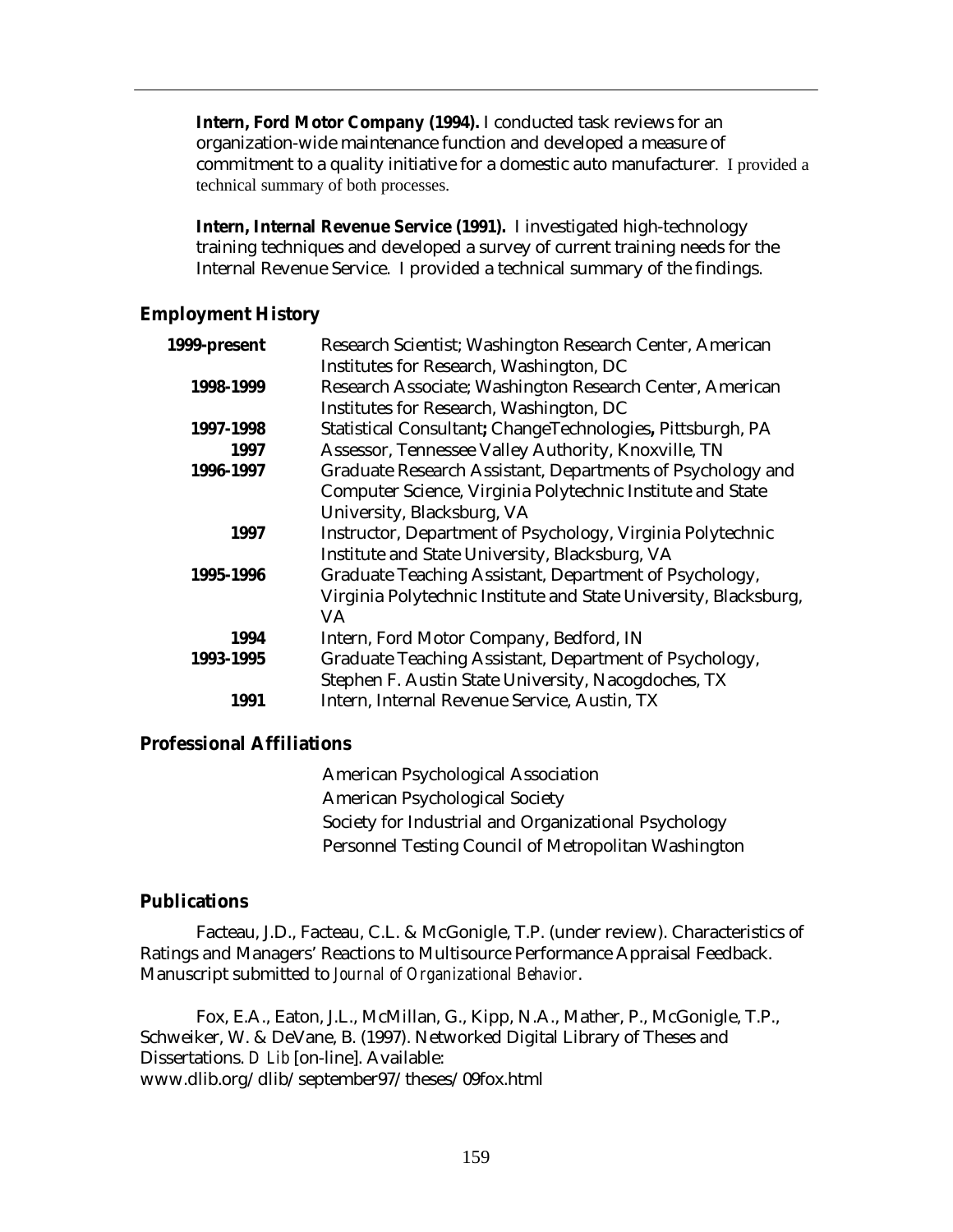**Intern, Ford Motor Company (1994).** I conducted task reviews for an organization-wide maintenance function and developed a measure of commitment to a quality initiative for a domestic auto manufacturer. I provided a technical summary of both processes.

**Intern, Internal Revenue Service (1991).** I investigated high-technology training techniques and developed a survey of current training needs for the Internal Revenue Service. I provided a technical summary of the findings.

## Employment History

| | |
|---|---|
| **1999-present** | Research Scientist; Washington Research Center, American Institutes for Research, Washington, DC |
| **1998-1999** | Research Associate; Washington Research Center, American Institutes for Research, Washington, DC |
| **1997-1998** | Statistical Consultant**;** ChangeTechnologies**,** Pittsburgh, PA |
| **1997** | Assessor, Tennessee Valley Authority, Knoxville, TN |
| **1996-1997** | Graduate Research Assistant, Departments of Psychology and Computer Science, Virginia Polytechnic Institute and State University, Blacksburg, VA |
| **1997** | Instructor, Department of Psychology, Virginia Polytechnic Institute and State University, Blacksburg, VA |
| **1995-1996** | Graduate Teaching Assistant, Department of Psychology, Virginia Polytechnic Institute and State University, Blacksburg, VA |
| **1994** | Intern, Ford Motor Company, Bedford, IN |
| **1993-1995** | Graduate Teaching Assistant, Department of Psychology, Stephen F. Austin State University, Nacogdoches, TX |
| **1991** | Intern, Internal Revenue Service, Austin, TX |

## Professional Affiliations

American Psychological Association
American Psychological Society
Society for Industrial and Organizational Psychology
Personnel Testing Council of Metropolitan Washington

## Publications

Facteau, J.D., Facteau, C.L. & McGonigle, T.P. (under review). Characteristics of Ratings and Managers' Reactions to Multisource Performance Appraisal Feedback. Manuscript submitted to *Journal of Organizational Behavior*.

Fox, E.A., Eaton, J.L., McMillan, G., Kipp, N.A., Mather, P., McGonigle, T.P., Schweiker, W. & DeVane, B. (1997). Networked Digital Library of Theses and Dissertations. *D Lib* [on-line]. Available: www.dlib.org/dlib/september97/theses/09fox.html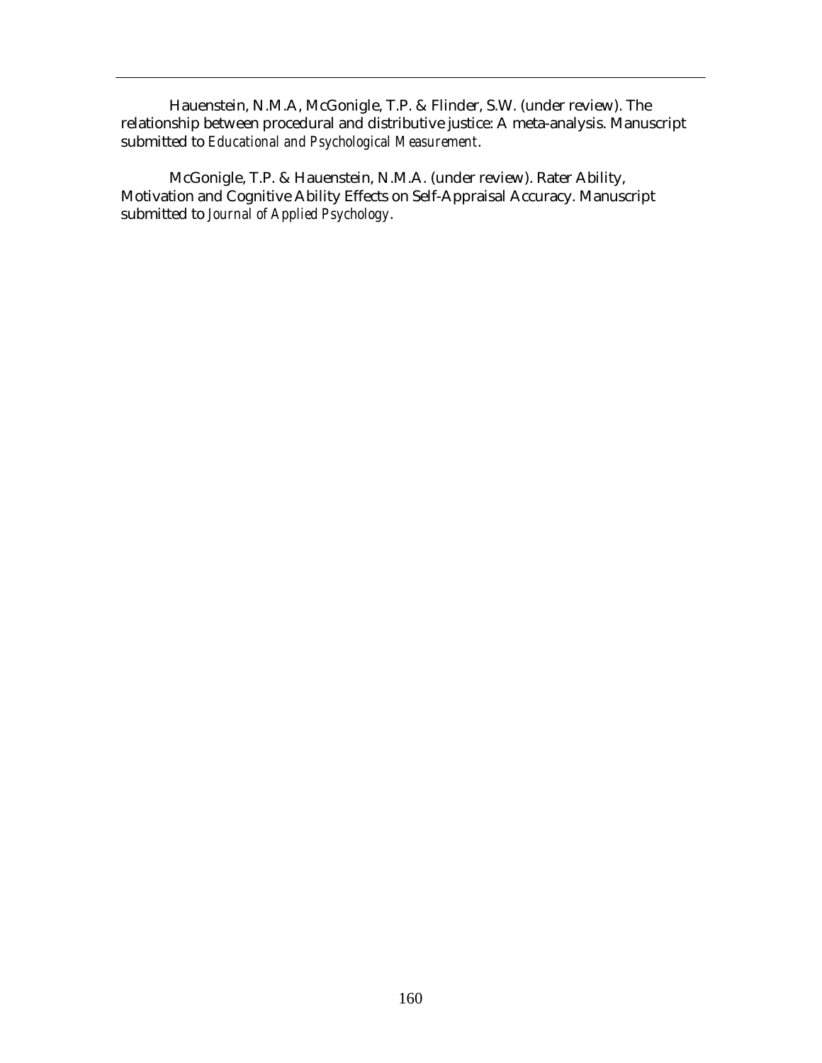Hauenstein, N.M.A, McGonigle, T.P. & Flinder, S.W. (under review). The relationship between procedural and distributive justice: A meta-analysis. Manuscript submitted to *Educational and Psychological Measurement*.

McGonigle, T.P. & Hauenstein, N.M.A. (under review). Rater Ability, Motivation and Cognitive Ability Effects on Self-Appraisal Accuracy. Manuscript submitted to *Journal of Applied Psychology*.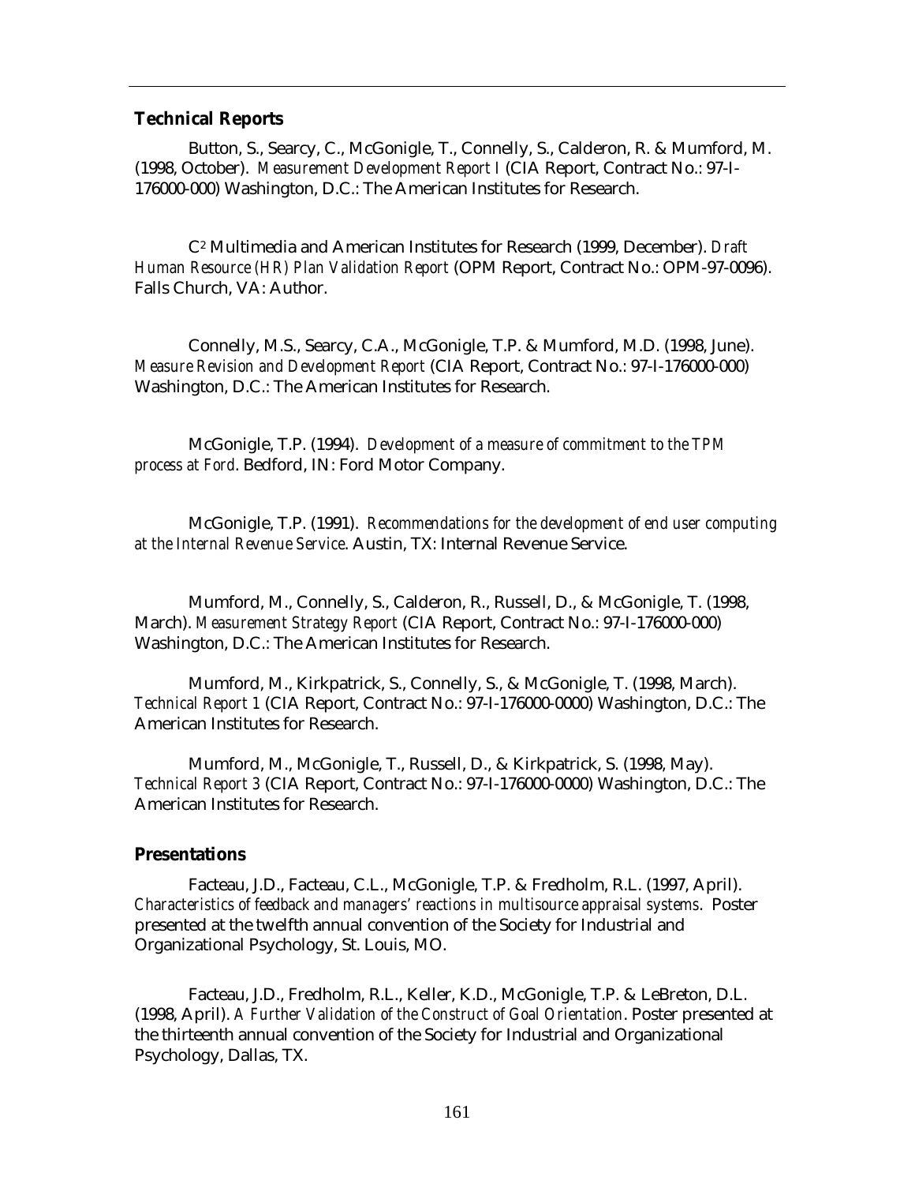## Technical Reports

Button, S., Searcy, C., McGonigle, T., Connelly, S., Calderon, R. & Mumford, M. (1998, October). *Measurement Development Report I* (CIA Report, Contract No.: 97-I-176000-000) Washington, D.C.: The American Institutes for Research.

C[2] Multimedia and American Institutes for Research (1999, December). *Draft Human Resource (HR) Plan Validation Report* (OPM Report, Contract No.: OPM-97-0096). Falls Church, VA: Author.

Connelly, M.S., Searcy, C.A., McGonigle, T.P. & Mumford, M.D. (1998, June). *Measure Revision and Development Report* (CIA Report, Contract No.: 97-I-176000-000) Washington, D.C.: The American Institutes for Research.

McGonigle, T.P. (1994). *Development of a measure of commitment to the TPM process at Ford*. Bedford, IN: Ford Motor Company.

McGonigle, T.P. (1991). *Recommendations for the development of end user computing at the Internal Revenue Service*. Austin, TX: Internal Revenue Service.

Mumford, M., Connelly, S., Calderon, R., Russell, D., & McGonigle, T. (1998, March). *Measurement Strategy Report* (CIA Report, Contract No.: 97-I-176000-000) Washington, D.C.: The American Institutes for Research.

Mumford, M., Kirkpatrick, S., Connelly, S., & McGonigle, T. (1998, March). *Technical Report 1* (CIA Report, Contract No.: 97-I-176000-0000) Washington, D.C.: The American Institutes for Research.

Mumford, M., McGonigle, T., Russell, D., & Kirkpatrick, S. (1998, May). *Technical Report 3* (CIA Report, Contract No.: 97-I-176000-0000) Washington, D.C.: The American Institutes for Research.

## Presentations

Facteau, J.D., Facteau, C.L., McGonigle, T.P. & Fredholm, R.L. (1997, April). *Characteristics of feedback and managers' reactions in multisource appraisal systems*. Poster presented at the twelfth annual convention of the Society for Industrial and Organizational Psychology, St. Louis, MO.

Facteau, J.D., Fredholm, R.L., Keller, K.D., McGonigle, T.P. & LeBreton, D.L. (1998, April). *A Further Validation of the Construct of Goal Orientation*. Poster presented at the thirteenth annual convention of the Society for Industrial and Organizational Psychology, Dallas, TX.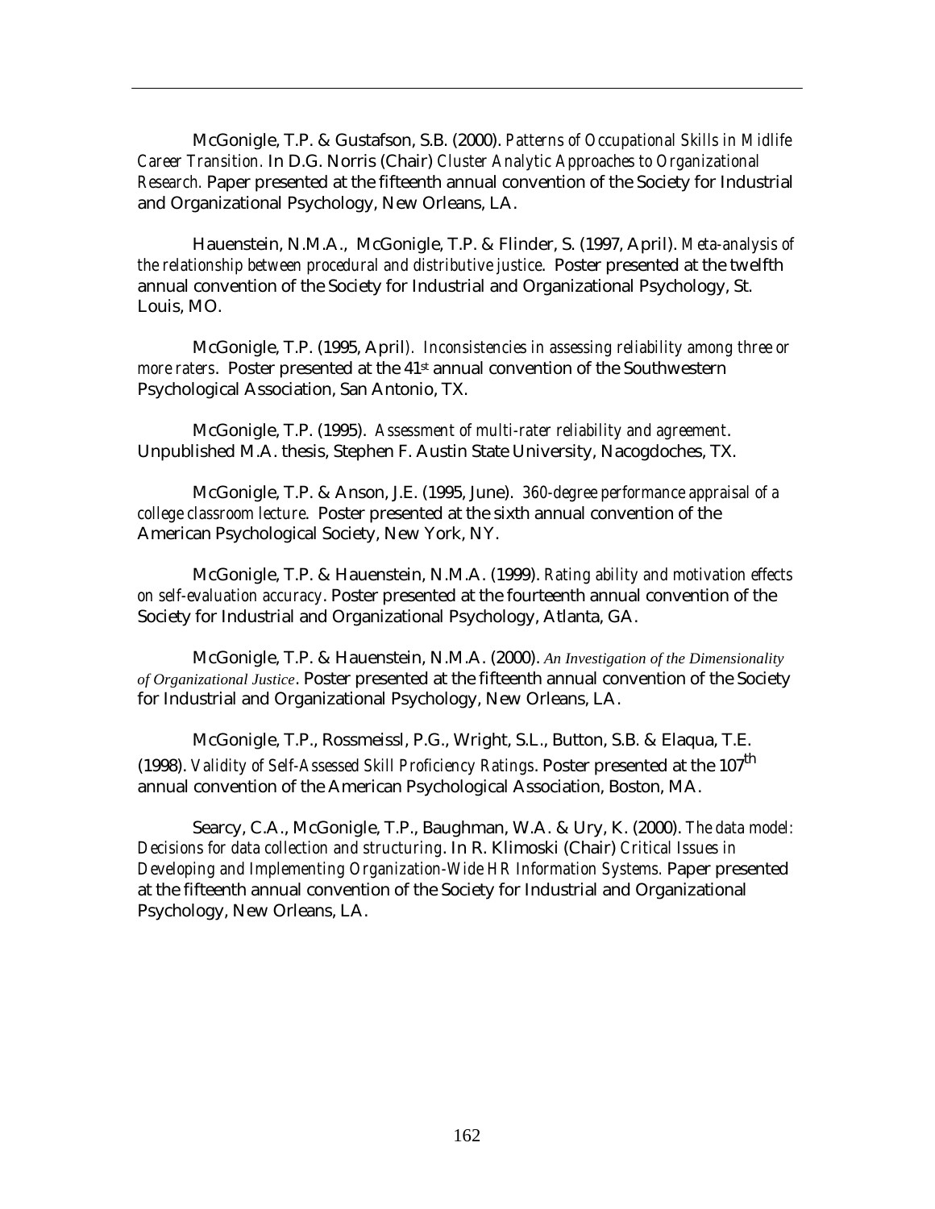McGonigle, T.P. & Gustafson, S.B. (2000). *Patterns of Occupational Skills in Midlife Career Transition.* In D.G. Norris (Chair) *Cluster Analytic Approaches to Organizational Research.* Paper presented at the fifteenth annual convention of the Society for Industrial and Organizational Psychology, New Orleans, LA.

Hauenstein, N.M.A., McGonigle, T.P. & Flinder, S. (1997, April). *Meta-analysis of the relationship between procedural and distributive justice*. Poster presented at the twelfth annual convention of the Society for Industrial and Organizational Psychology, St. Louis, MO.

McGonigle, T.P. (1995, April). *Inconsistencies in assessing reliability among three or more raters*. Poster presented at the 41st annual convention of the Southwestern Psychological Association, San Antonio, TX.

McGonigle, T.P. (1995). *Assessment of multi-rater reliability and agreement*. Unpublished M.A. thesis, Stephen F. Austin State University, Nacogdoches, TX.

McGonigle, T.P. & Anson, J.E. (1995, June). *360-degree performance appraisal of a college classroom lecture*. Poster presented at the sixth annual convention of the American Psychological Society, New York, NY.

McGonigle, T.P. & Hauenstein, N.M.A. (1999). *Rating ability and motivation effects on self-evaluation accuracy*. Poster presented at the fourteenth annual convention of the Society for Industrial and Organizational Psychology, Atlanta, GA.

McGonigle, T.P. & Hauenstein, N.M.A. (2000). *An Investigation of the Dimensionality of Organizational Justice*. Poster presented at the fifteenth annual convention of the Society for Industrial and Organizational Psychology, New Orleans, LA.

McGonigle, T.P., Rossmeissl, P.G., Wright, S.L., Button, S.B. & Elaqua, T.E. (1998). *Validity of Self-Assessed Skill Proficiency Ratings*. Poster presented at the 107th annual convention of the American Psychological Association, Boston, MA.

Searcy, C.A., McGonigle, T.P., Baughman, W.A. & Ury, K. (2000). *The data model: Decisions for data collection and structuring*. In R. Klimoski (Chair) *Critical Issues in Developing and Implementing Organization-Wide HR Information Systems.* Paper presented at the fifteenth annual convention of the Society for Industrial and Organizational Psychology, New Orleans, LA.